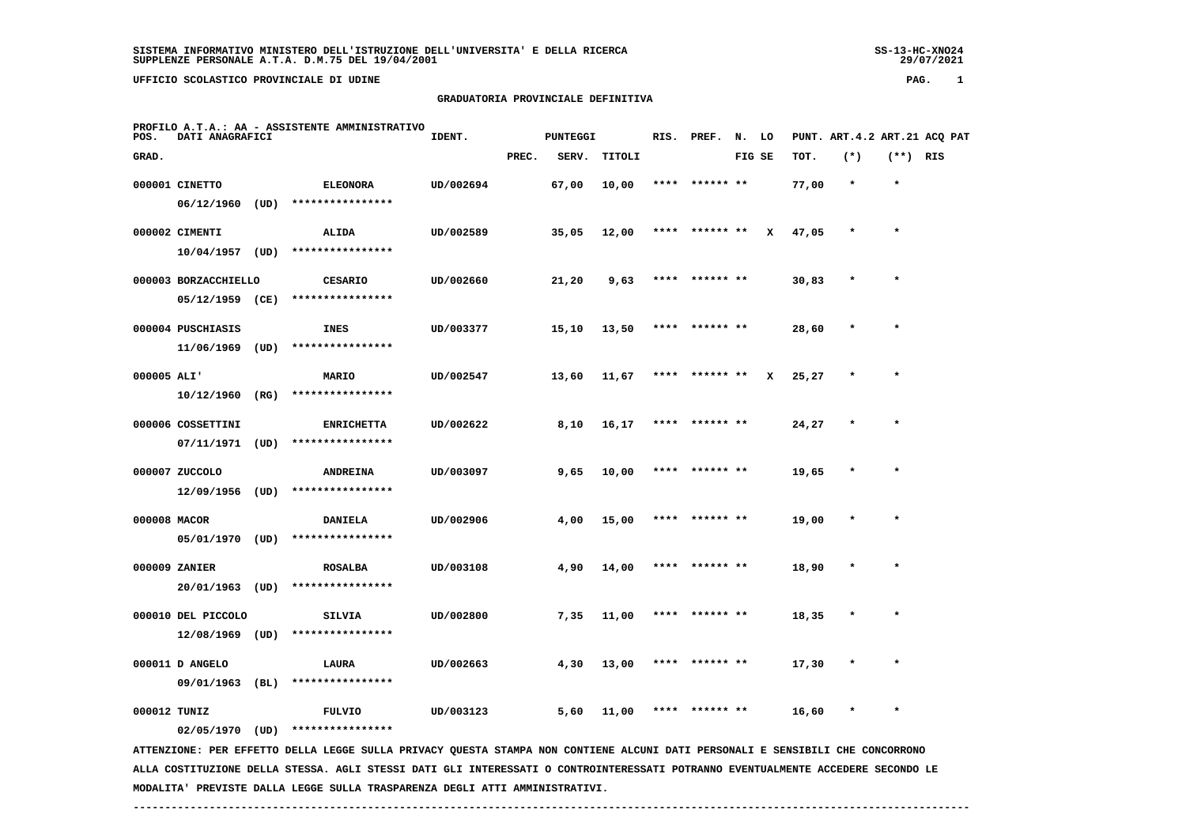SISTEMA INFORMATIVO MINISTERO DELL'ISTRUZIONE DELL'UNIVERSITA' E DELLA RICERCA
SUPPLENZE PERSONALE A.T.A. D.M.75 DEL 19/04/2001

UFFICIO SCOLASTICO PROVINCIALE DI UDINE

## GRADUATORIA PROVINCIALE DEFINITIVA

PROFILO A.T.A.: AA - ASSISTENTE AMMINISTRATIVO

| POS. GRAD. | DATI ANAGRAFICI | | IDENT. | PREC. | SERV. | TITOLI | RIS. | PREF. | N. FIG | LO SE | PUNT. TOT. | ART.4.2 (*) | ART.21 (**) | ACQ RIS | PAT |
|---|---|---|---|---|---|---|---|---|---|---|---|---|---|---|---|
| 000001 | CINETTO 06/12/1960 (UD) | ELEONORA **************** | UD/002694 | | 67,00 | 10,00 | **** | ****** | ** | | 77,00 | * | * | | |
| 000002 | CIMENTI 10/04/1957 (UD) | ALIDA **************** | UD/002589 | | 35,05 | 12,00 | **** | ****** | ** | X | 47,05 | * | * | | |
| 000003 | BORZACCHIELLO 05/12/1959 (CE) | CESARIO **************** | UD/002660 | | 21,20 | 9,63 | **** | ****** | ** | | 30,83 | * | * | | |
| 000004 | PUSCHIASIS 11/06/1969 (UD) | INES **************** | UD/003377 | | 15,10 | 13,50 | **** | ****** | ** | | 28,60 | * | * | | |
| 000005 | ALI' 10/12/1960 (RG) | MARIO **************** | UD/002547 | | 13,60 | 11,67 | **** | ****** | ** | X | 25,27 | * | * | | |
| 000006 | COSSETTINI 07/11/1971 (UD) | ENRICHETTA **************** | UD/002622 | | 8,10 | 16,17 | **** | ****** | ** | | 24,27 | * | * | | |
| 000007 | ZUCCOLO 12/09/1956 (UD) | ANDREINA **************** | UD/003097 | | 9,65 | 10,00 | **** | ****** | ** | | 19,65 | * | * | | |
| 000008 | MACOR 05/01/1970 (UD) | DANIELA **************** | UD/002906 | | 4,00 | 15,00 | **** | ****** | ** | | 19,00 | * | * | | |
| 000009 | ZANIER 20/01/1963 (UD) | ROSALBA **************** | UD/003108 | | 4,90 | 14,00 | **** | ****** | ** | | 18,90 | * | * | | |
| 000010 | DEL PICCOLO 12/08/1969 (UD) | SILVIA **************** | UD/002800 | | 7,35 | 11,00 | **** | ****** | ** | | 18,35 | * | * | | |
| 000011 | D ANGELO 09/01/1963 (BL) | LAURA **************** | UD/002663 | | 4,30 | 13,00 | **** | ****** | ** | | 17,30 | * | * | | |
| 000012 | TUNIZ 02/05/1970 (UD) | FULVIO **************** | UD/003123 | | 5,60 | 11,00 | **** | ****** | ** | | 16,60 | * | * | | |

ATTENZIONE: PER EFFETTO DELLA LEGGE SULLA PRIVACY QUESTA STAMPA NON CONTIENE ALCUNI DATI PERSONALI E SENSIBILI CHE CONCORRONO ALLA COSTITUZIONE DELLA STESSA. AGLI STESSI DATI GLI INTERESSATI O CONTROINTERESSATI POTRANNO EVENTUALMENTE ACCEDERE SECONDO LE MODALITA' PREVISTE DALLA LEGGE SULLA TRASPARENZA DEGLI ATTI AMMINISTRATIVI.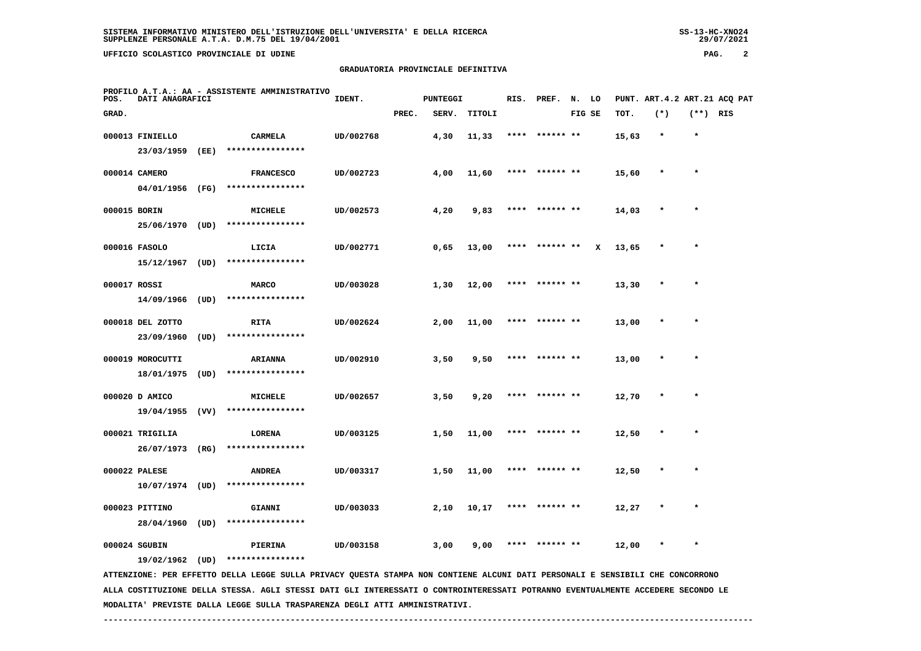## GRADUATORIA PROVINCIALE DEFINITIVA

PROFILO A.T.A.: AA - ASSISTENTE AMMINISTRATIVO

| POS. GRAD. | DATI ANAGRAFICI | | IDENT. | PUNTEGGI PREC. | SERV. | TITOLI | RIS. | PREF. | N. FIG | LO SE | PUNT. TOT. | ART.4.2 (*) | ART.21 (**) | ACQ PAT RIS |
|---|---|---|---|---|---|---|---|---|---|---|---|---|---|---|
| 000013 | FINIELLO 23/03/1959 (EE) | CARMELA **************** | UD/002768 | | 4,30 | 11,33 | **** | ****** | ** | | 15,63 | * | * | |
| 000014 | CAMERO 04/01/1956 (FG) | FRANCESCO **************** | UD/002723 | | 4,00 | 11,60 | **** | ****** | ** | | 15,60 | * | * | |
| 000015 | BORIN 25/06/1970 (UD) | MICHELE **************** | UD/002573 | | 4,20 | 9,83 | **** | ****** | ** | | 14,03 | * | * | |
| 000016 | FASOLO 15/12/1967 (UD) | LICIA **************** | UD/002771 | | 0,65 | 13,00 | **** | ****** | ** | X | 13,65 | * | * | |
| 000017 | ROSSI 14/09/1966 (UD) | MARCO **************** | UD/003028 | | 1,30 | 12,00 | **** | ****** | ** | | 13,30 | * | * | |
| 000018 | DEL ZOTTO 23/09/1960 (UD) | RITA **************** | UD/002624 | | 2,00 | 11,00 | **** | ****** | ** | | 13,00 | * | * | |
| 000019 | MOROCUTTI 18/01/1975 (UD) | ARIANNA **************** | UD/002910 | | 3,50 | 9,50 | **** | ****** | ** | | 13,00 | * | * | |
| 000020 | D AMICO 19/04/1955 (VV) | MICHELE **************** | UD/002657 | | 3,50 | 9,20 | **** | ****** | ** | | 12,70 | * | * | |
| 000021 | TRIGILIA 26/07/1973 (RG) | LORENA **************** | UD/003125 | | 1,50 | 11,00 | **** | ****** | ** | | 12,50 | * | * | |
| 000022 | PALESE 10/07/1974 (UD) | ANDREA **************** | UD/003317 | | 1,50 | 11,00 | **** | ****** | ** | | 12,50 | * | * | |
| 000023 | PITTINO 28/04/1960 (UD) | GIANNI **************** | UD/003033 | | 2,10 | 10,17 | **** | ****** | ** | | 12,27 | * | * | |
| 000024 | SGUBIN 19/02/1962 (UD) | PIERINA **************** | UD/003158 | | 3,00 | 9,00 | **** | ****** | ** | | 12,00 | * | * | |

ATTENZIONE: PER EFFETTO DELLA LEGGE SULLA PRIVACY QUESTA STAMPA NON CONTIENE ALCUNI DATI PERSONALI E SENSIBILI CHE CONCORRONO ALLA COSTITUZIONE DELLA STESSA. AGLI STESSI DATI GLI INTERESSATI O CONTROINTERESSATI POTRANNO EVENTUALMENTE ACCEDERE SECONDO LE MODALITA' PREVISTE DALLA LEGGE SULLA TRASPARENZA DEGLI ATTI AMMINISTRATIVI.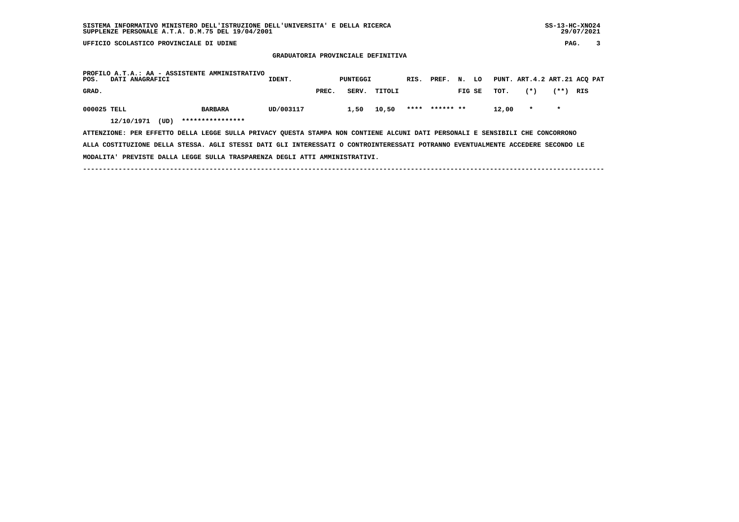SISTEMA INFORMATIVO MINISTERO DELL'ISTRUZIONE DELL'UNIVERSITA' E DELLA RICERCA
SUPPLENZE PERSONALE A.T.A. D.M.75 DEL 19/04/2001

SS-13-HC-XNO24
29/07/2021

UFFICIO SCOLASTICO PROVINCIALE DI UDINE

## GRADUATORIA PROVINCIALE DEFINITIVA

PROFILO A.T.A.: AA - ASSISTENTE AMMINISTRATIVO

| POS. GRAD. | DATI ANAGRAFICI | | IDENT. | PUNTEGGI PREC. | SERV. | TITOLI | RIS. | PREF. | N. FIG | LO SE | PUNT. TOT. | ART.4.2 (*) | ART.21 (**) | ACQ RIS | PAT |
|---|---|---|---|---|---|---|---|---|---|---|---|---|---|---|---|
| 000025 | TELL | BARBARA | UD/003117 | | 1,50 | 10,50 | **** | ****** | ** | | 12,00 | * | * | | |
| | 12/10/1971 (UD) | **************** | | | | | | | | | | | | | |

ATTENZIONE: PER EFFETTO DELLA LEGGE SULLA PRIVACY QUESTA STAMPA NON CONTIENE ALCUNI DATI PERSONALI E SENSIBILI CHE CONCORRONO ALLA COSTITUZIONE DELLA STESSA. AGLI STESSI DATI GLI INTERESSATI O CONTROINTERESSATI POTRANNO EVENTUALMENTE ACCEDERE SECONDO LE MODALITA' PREVISTE DALLA LEGGE SULLA TRASPARENZA DEGLI ATTI AMMINISTRATIVI.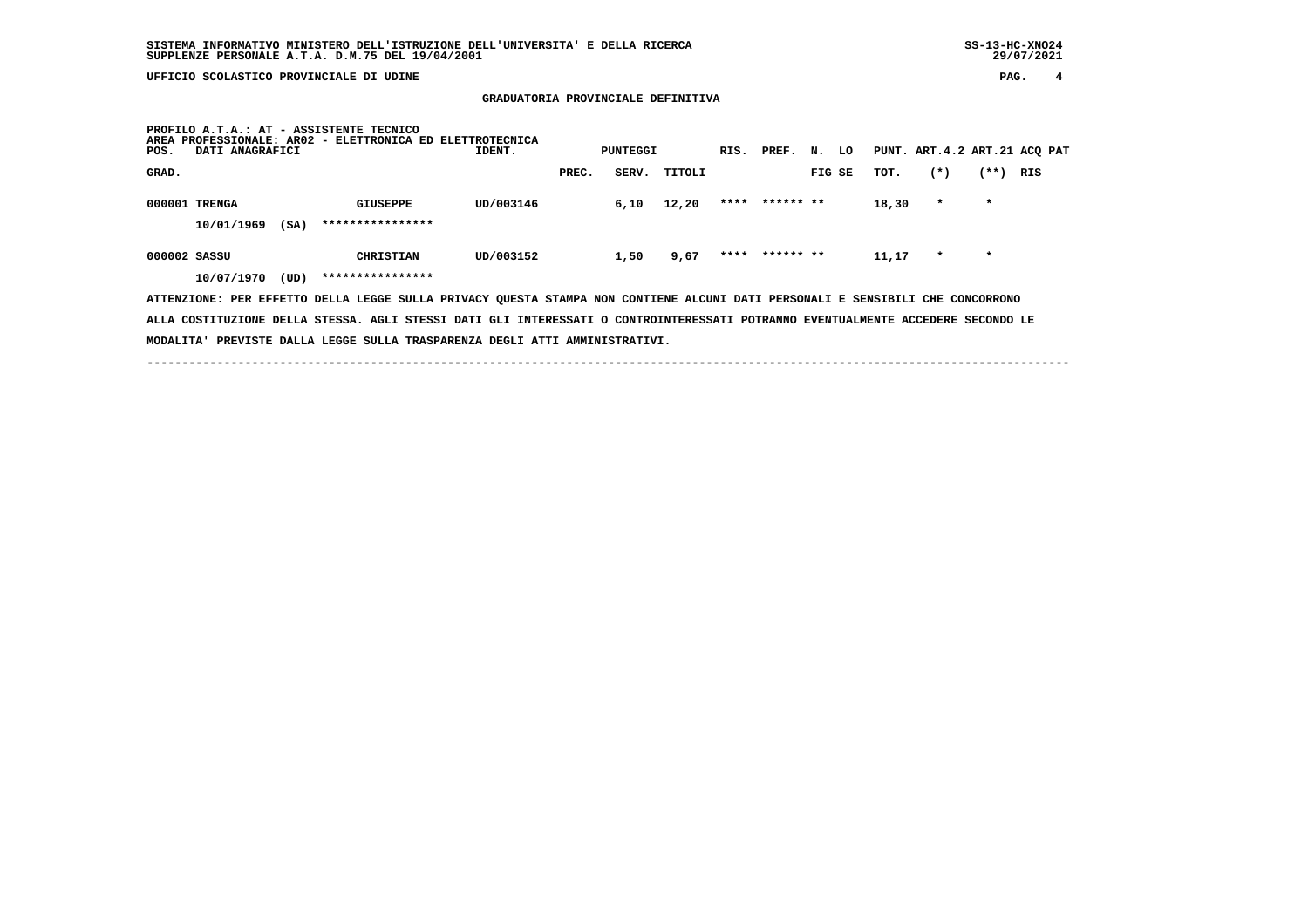SISTEMA INFORMATIVO MINISTERO DELL'ISTRUZIONE DELL'UNIVERSITA' E DELLA RICERCA
SUPPLENZE PERSONALE A.T.A. D.M.75 DEL 19/04/2001

UFFICIO SCOLASTICO PROVINCIALE DI UDINE

## GRADUATORIA PROVINCIALE DEFINITIVA

PROFILO A.T.A.: AT - ASSISTENTE TECNICO
AREA PROFESSIONALE: AR02 - ELETTRONICA ED ELETTROTECNICA

| POS. GRAD. | DATI ANAGRAFICI | | IDENT. | PUNTEGGI PREC. | SERV. | TITOLI | RIS. | PREF. | N. FIG | LO SE | PUNT. TOT. | ART.4.2 (*) | ART.21 (**) | ACQ PAT RIS |
|---|---|---|---|---|---|---|---|---|---|---|---|---|---|---|
| 000001 | TRENGA | GIUSEPPE | UD/003146 | | 6,10 | 12,20 | **** | ****** | ** | | 18,30 | * | * | |
| | 10/01/1969 (SA) | **************** | | | | | | | | | | | | |
| 000002 | SASSU | CHRISTIAN | UD/003152 | | 1,50 | 9,67 | **** | ****** | ** | | 11,17 | * | * | |
| | 10/07/1970 (UD) | **************** | | | | | | | | | | | | |

ATTENZIONE: PER EFFETTO DELLA LEGGE SULLA PRIVACY QUESTA STAMPA NON CONTIENE ALCUNI DATI PERSONALI E SENSIBILI CHE CONCORRONO ALLA COSTITUZIONE DELLA STESSA. AGLI STESSI DATI GLI INTERESSATI O CONTROINTERESSATI POTRANNO EVENTUALMENTE ACCEDERE SECONDO LE MODALITA' PREVISTE DALLA LEGGE SULLA TRASPARENZA DEGLI ATTI AMMINISTRATIVI.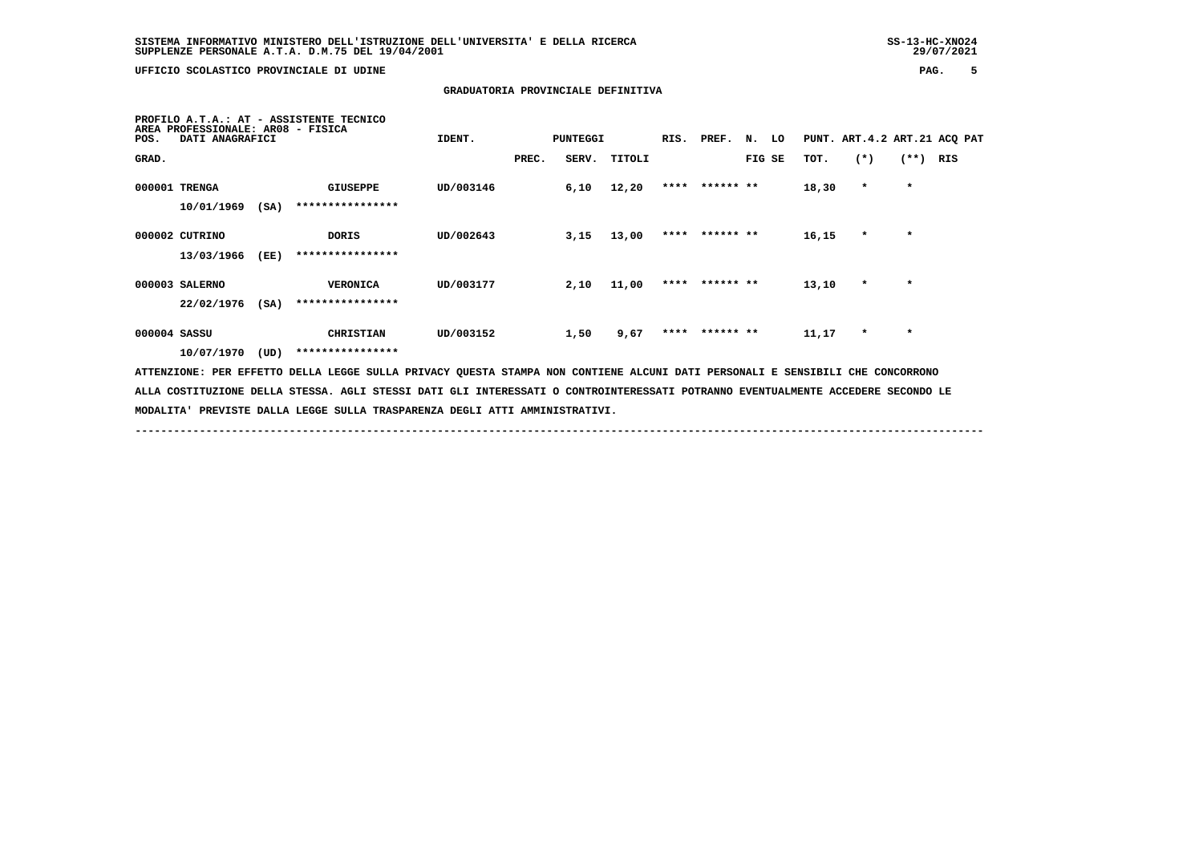SISTEMA INFORMATIVO MINISTERO DELL'ISTRUZIONE DELL'UNIVERSITA' E DELLA RICERCA
SUPPLENZE PERSONALE A.T.A. D.M.75 DEL 19/04/2001

UFFICIO SCOLASTICO PROVINCIALE DI UDINE

## GRADUATORIA PROVINCIALE DEFINITIVA

PROFILO A.T.A.: AT - ASSISTENTE TECNICO
AREA PROFESSIONALE: AR08 - FISICA

| POS. GRAD. | DATI ANAGRAFICI | | IDENT. | PUNTEGGI PREC. | SERV. | TITOLI | RIS. | PREF. | N. FIG | LO SE | PUNT. TOT. | ART.4.2 (*) | ART.21 (**) | ACQ PAT RIS |
|---|---|---|---|---|---|---|---|---|---|---|---|---|---|---|
| 000001 | TRENGA 10/01/1969 (SA) | GIUSEPPE **************** | UD/003146 | | 6,10 | 12,20 | **** | ****** ** | | | 18,30 | * | * | |
| 000002 | CUTRINO 13/03/1966 (EE) | DORIS **************** | UD/002643 | | 3,15 | 13,00 | **** | ****** ** | | | 16,15 | * | * | |
| 000003 | SALERNO 22/02/1976 (SA) | VERONICA **************** | UD/003177 | | 2,10 | 11,00 | **** | ****** ** | | | 13,10 | * | * | |
| 000004 | SASSU 10/07/1970 (UD) | CHRISTIAN **************** | UD/003152 | | 1,50 | 9,67 | **** | ****** ** | | | 11,17 | * | * | |

ATTENZIONE: PER EFFETTO DELLA LEGGE SULLA PRIVACY QUESTA STAMPA NON CONTIENE ALCUNI DATI PERSONALI E SENSIBILI CHE CONCORRONO ALLA COSTITUZIONE DELLA STESSA. AGLI STESSI DATI GLI INTERESSATI O CONTROINTERESSATI POTRANNO EVENTUALMENTE ACCEDERE SECONDO LE MODALITA' PREVISTE DALLA LEGGE SULLA TRASPARENZA DEGLI ATTI AMMINISTRATIVI.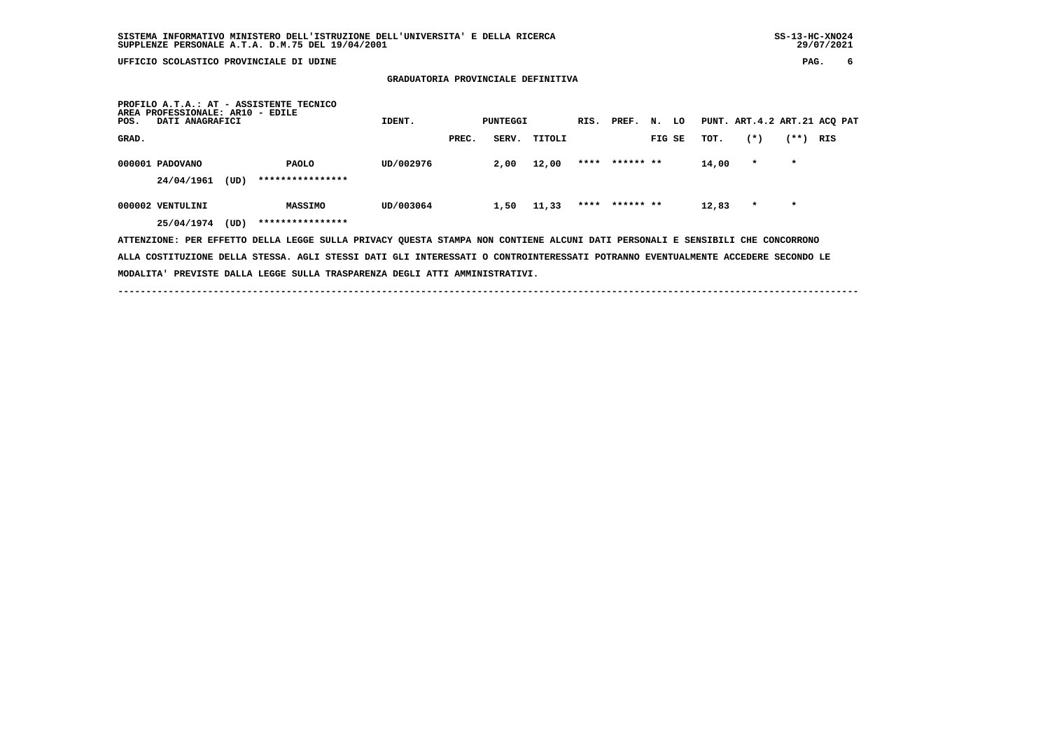SISTEMA INFORMATIVO MINISTERO DELL'ISTRUZIONE DELL'UNIVERSITA' E DELLA RICERCA
SUPPLENZE PERSONALE A.T.A. D.M.75 DEL 19/04/2001

UFFICIO SCOLASTICO PROVINCIALE DI UDINE

## GRADUATORIA PROVINCIALE DEFINITIVA

PROFILO A.T.A.: AT - ASSISTENTE TECNICO
AREA PROFESSIONALE: AR10 - EDILE

| POS. GRAD. | DATI ANAGRAFICI | | IDENT. | PUNTEGGI PREC. | SERV. | TITOLI | RIS. | PREF. | N. FIG | LO SE | PUNT. TOT. | ART.4.2 (*) | ART.21 (**) | ACQ RIS | PAT |
|---|---|---|---|---|---|---|---|---|---|---|---|---|---|---|---|
| 000001 | PADOVANO | PAOLO | UD/002976 | | 2,00 | 12,00 | **** | ****** | ** | | 14,00 | * | * | | |
| | 24/04/1961 (UD) | **************** | | | | | | | | | | | | | |
| 000002 | VENTULINI | MASSIMO | UD/003064 | | 1,50 | 11,33 | **** | ****** | ** | | 12,83 | * | * | | |
| | 25/04/1974 (UD) | **************** | | | | | | | | | | | | | |

ATTENZIONE: PER EFFETTO DELLA LEGGE SULLA PRIVACY QUESTA STAMPA NON CONTIENE ALCUNI DATI PERSONALI E SENSIBILI CHE CONCORRONO ALLA COSTITUZIONE DELLA STESSA. AGLI STESSI DATI GLI INTERESSATI O CONTROINTERESSATI POTRANNO EVENTUALMENTE ACCEDERE SECONDO LE MODALITA' PREVISTE DALLA LEGGE SULLA TRASPARENZA DEGLI ATTI AMMINISTRATIVI.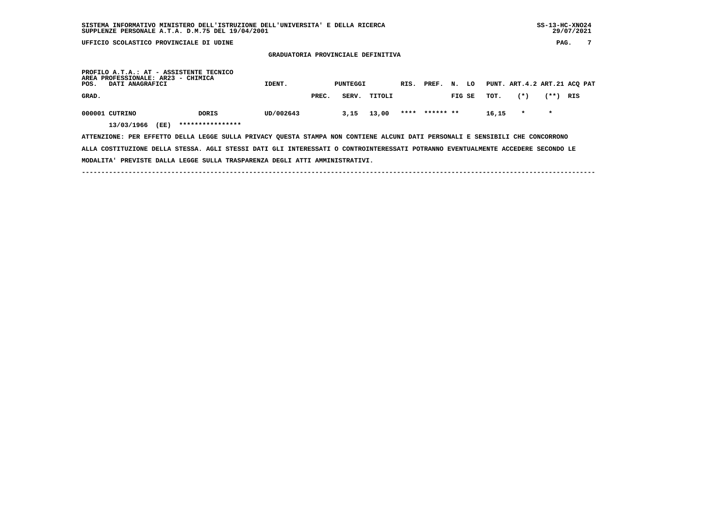SISTEMA INFORMATIVO MINISTERO DELL'ISTRUZIONE DELL'UNIVERSITA' E DELLA RICERCA
SUPPLENZE PERSONALE A.T.A. D.M.75 DEL 19/04/2001

UFFICIO SCOLASTICO PROVINCIALE DI UDINE

## GRADUATORIA PROVINCIALE DEFINITIVA

PROFILO A.T.A.: AT - ASSISTENTE TECNICO
AREA PROFESSIONALE: AR23 - CHIMICA

| POS. | DATI ANAGRAFICI | | IDENT. | PUNTEGGI | | | RIS. | PREF. | N. LO | PUNT. | ART.4.2 | ART.21 | ACQ PAT |
|---|---|---|---|---|---|---|---|---|---|---|---|---|---|
| GRAD. | | | | PREC. | SERV. | TITOLI | | | FIG SE | TOT. | (*) | (**) | RIS |
| 000001 | CUTRINO | DORIS | UD/002643 | | 3,15 | 13,00 | **** | ****** | ** | 16,15 | * | * | |
| | 13/03/1966 (EE) | **************** | | | | | | | | | | | |

ATTENZIONE: PER EFFETTO DELLA LEGGE SULLA PRIVACY QUESTA STAMPA NON CONTIENE ALCUNI DATI PERSONALI E SENSIBILI CHE CONCORRONO ALLA COSTITUZIONE DELLA STESSA. AGLI STESSI DATI GLI INTERESSATI O CONTROINTERESSATI POTRANNO EVENTUALMENTE ACCEDERE SECONDO LE MODALITA' PREVISTE DALLA LEGGE SULLA TRASPARENZA DEGLI ATTI AMMINISTRATIVI.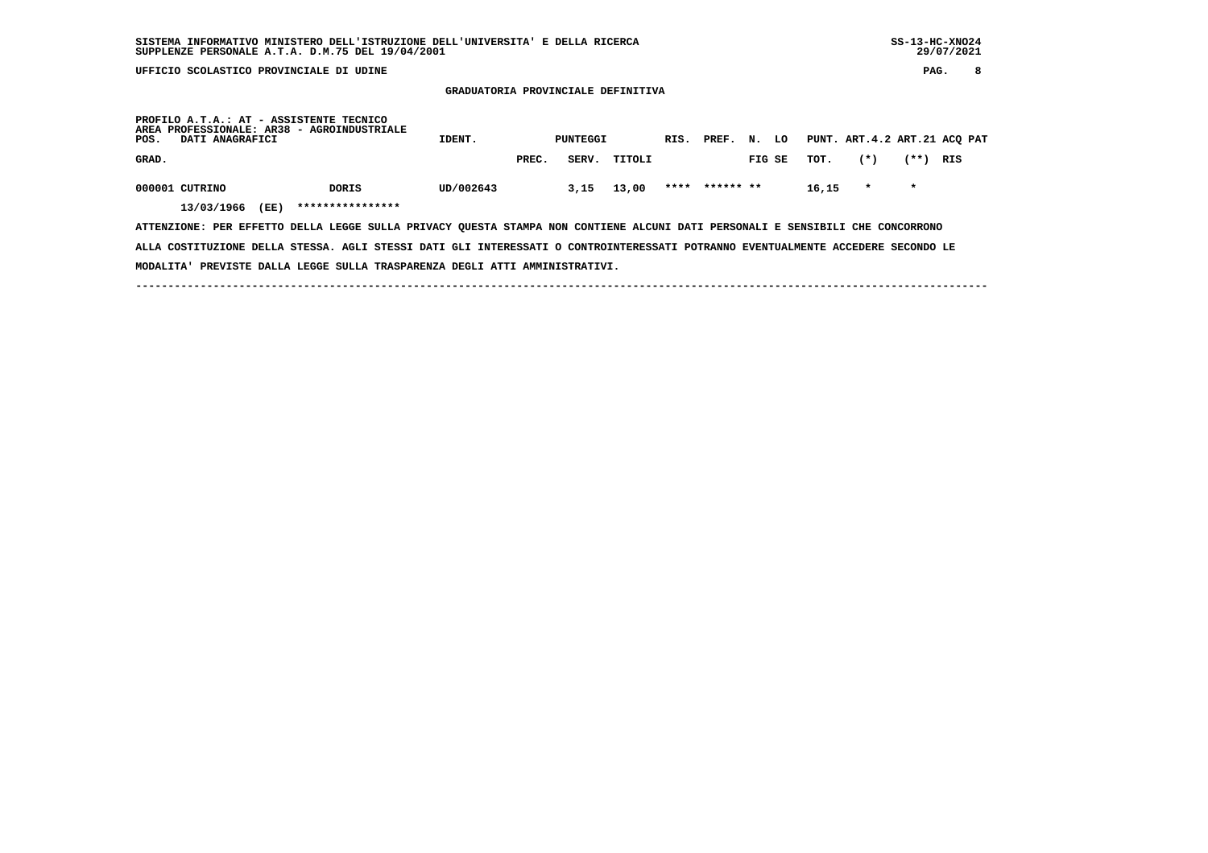SISTEMA INFORMATIVO MINISTERO DELL'ISTRUZIONE DELL'UNIVERSITA' E DELLA RICERCA
SUPPLENZE PERSONALE A.T.A. D.M.75 DEL 19/04/2001

UFFICIO SCOLASTICO PROVINCIALE DI UDINE

## GRADUATORIA PROVINCIALE DEFINITIVA

PROFILO A.T.A.: AT - ASSISTENTE TECNICO
AREA PROFESSIONALE: AR38 - AGROINDUSTRIALE

| POS. GRAD. | DATI ANAGRAFICI | | IDENT. | PUNTEGGI PREC. | SERV. | TITOLI | RIS. | PREF. | N. FIG | LO SE | PUNT. TOT. | ART.4.2 (*) | ART.21 (**) | ACQ PAT RIS |
|---|---|---|---|---|---|---|---|---|---|---|---|---|---|---|
| 000001 | CUTRINO | DORIS | UD/002643 | | 3,15 | 13,00 | **** | ****** | ** | | 16,15 | * | * | |
| | 13/03/1966 (EE) | **************** | | | | | | | | | | | | |

ATTENZIONE: PER EFFETTO DELLA LEGGE SULLA PRIVACY QUESTA STAMPA NON CONTIENE ALCUNI DATI PERSONALI E SENSIBILI CHE CONCORRONO ALLA COSTITUZIONE DELLA STESSA. AGLI STESSI DATI GLI INTERESSATI O CONTROINTERESSATI POTRANNO EVENTUALMENTE ACCEDERE SECONDO LE MODALITA' PREVISTE DALLA LEGGE SULLA TRASPARENZA DEGLI ATTI AMMINISTRATIVI.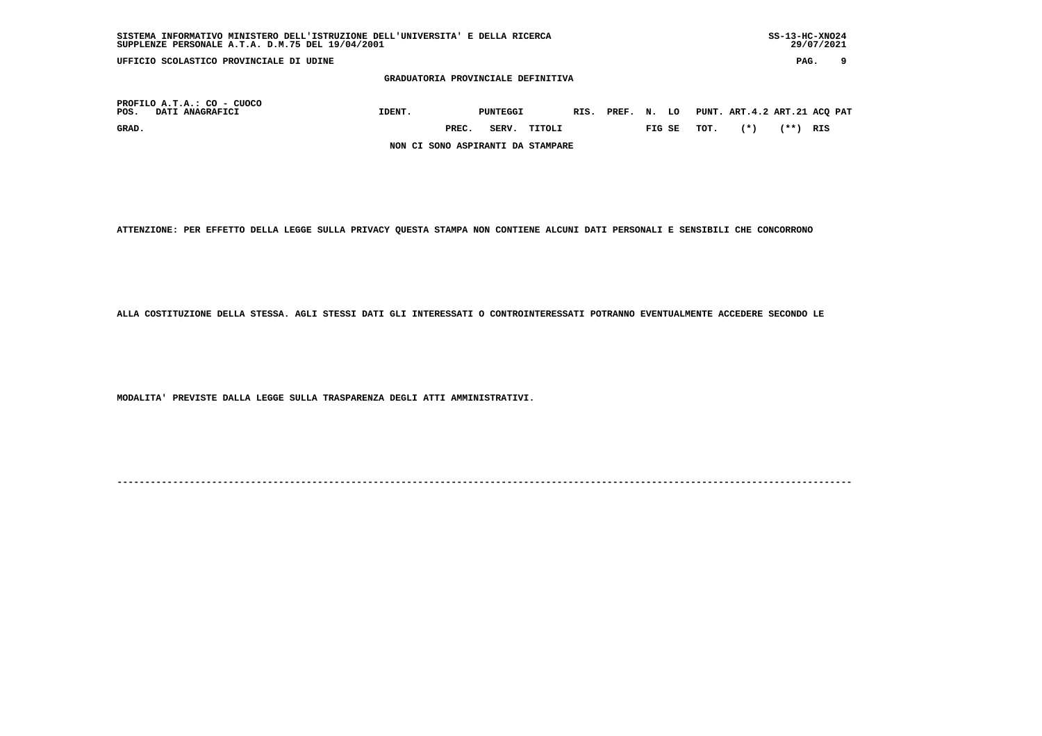GRADUATORIA PROVINCIALE DEFINITIVA

PROFILO A.T.A.: CO - CUOCO

| POS. | DATI ANAGRAFICI | IDENT. | PUNTEGGI | | | RIS. | PREF. | N. | LO | PUNT. | ART.4.2 | ART.21 | ACQ PAT |
|---|---|---|---|---|---|---|---|---|---|---|---|---|---|
| GRAD. | | | PREC. | SERV. | TITOLI | | | FIG | SE | TOT. | (*) | (**) | RIS |

NON CI SONO ASPIRANTI DA STAMPARE

ATTENZIONE: PER EFFETTO DELLA LEGGE SULLA PRIVACY QUESTA STAMPA NON CONTIENE ALCUNI DATI PERSONALI E SENSIBILI CHE CONCORRONO

ALLA COSTITUZIONE DELLA STESSA. AGLI STESSI DATI GLI INTERESSATI O CONTROINTERESSATI POTRANNO EVENTUALMENTE ACCEDERE SECONDO LE

MODALITA' PREVISTE DALLA LEGGE SULLA TRASPARENZA DEGLI ATTI AMMINISTRATIVI.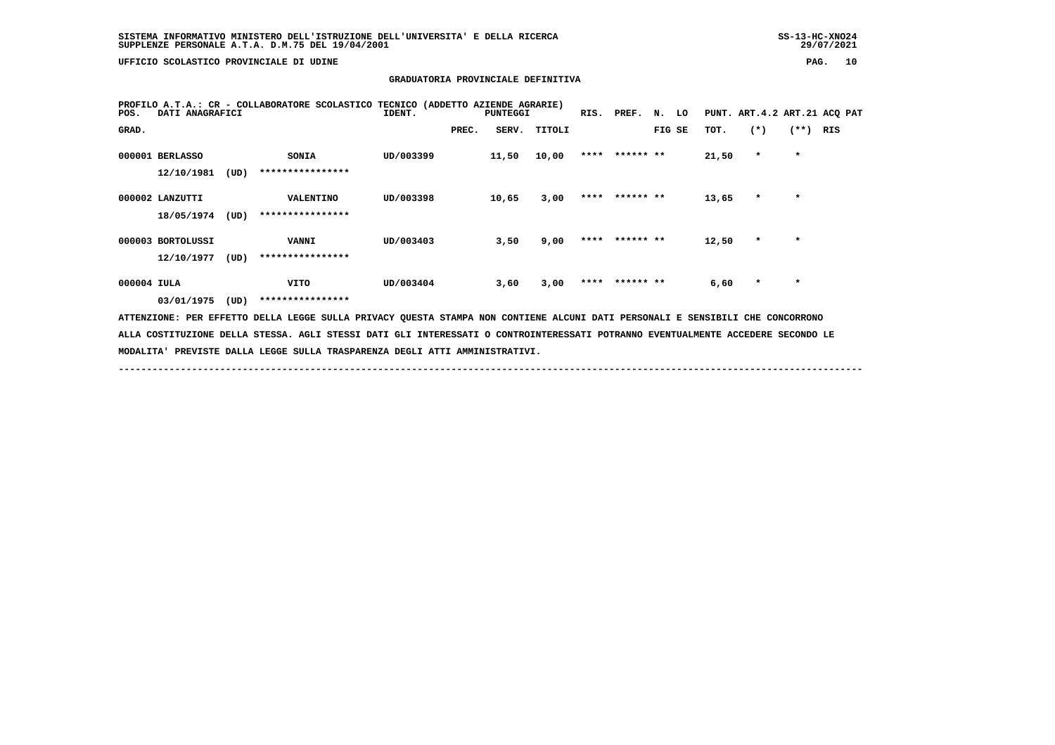SISTEMA INFORMATIVO MINISTERO DELL'ISTRUZIONE DELL'UNIVERSITA' E DELLA RICERCA
SUPPLENZE PERSONALE A.T.A. D.M.75 DEL 19/04/2001

UFFICIO SCOLASTICO PROVINCIALE DI UDINE

## GRADUATORIA PROVINCIALE DEFINITIVA

PROFILO A.T.A.: CR - COLLABORATORE SCOLASTICO TECNICO (ADDETTO AZIENDE AGRARIE)

| POS. GRAD. | DATI ANAGRAFICI | | IDENT. | PUNTEGGI PREC. | SERV. | TITOLI | RIS. | PREF. | N. FIG | LO SE | PUNT. TOT. | ART.4.2 (*) | ART.21 (**) | ACQ RIS | PAT |
|---|---|---|---|---|---|---|---|---|---|---|---|---|---|---|---|
| 000001 | BERLASSO | SONIA | UD/003399 | | 11,50 | 10,00 | **** | ****** | ** | | 21,50 | * | * | | |
| | 12/10/1981 (UD) | **************** | | | | | | | | | | | | | |
| 000002 | LANZUTTI | VALENTINO | UD/003398 | | 10,65 | 3,00 | **** | ****** | ** | | 13,65 | * | * | | |
| | 18/05/1974 (UD) | **************** | | | | | | | | | | | | | |
| 000003 | BORTOLUSSI | VANNI | UD/003403 | | 3,50 | 9,00 | **** | ****** | ** | | 12,50 | * | * | | |
| | 12/10/1977 (UD) | **************** | | | | | | | | | | | | | |
| 000004 | IULA | VITO | UD/003404 | | 3,60 | 3,00 | **** | ****** | ** | | 6,60 | * | * | | |
| | 03/01/1975 (UD) | **************** | | | | | | | | | | | | | |

ATTENZIONE: PER EFFETTO DELLA LEGGE SULLA PRIVACY QUESTA STAMPA NON CONTIENE ALCUNI DATI PERSONALI E SENSIBILI CHE CONCORRONO ALLA COSTITUZIONE DELLA STESSA. AGLI STESSI DATI GLI INTERESSATI O CONTROINTERESSATI POTRANNO EVENTUALMENTE ACCEDERE SECONDO LE MODALITA' PREVISTE DALLA LEGGE SULLA TRASPARENZA DEGLI ATTI AMMINISTRATIVI.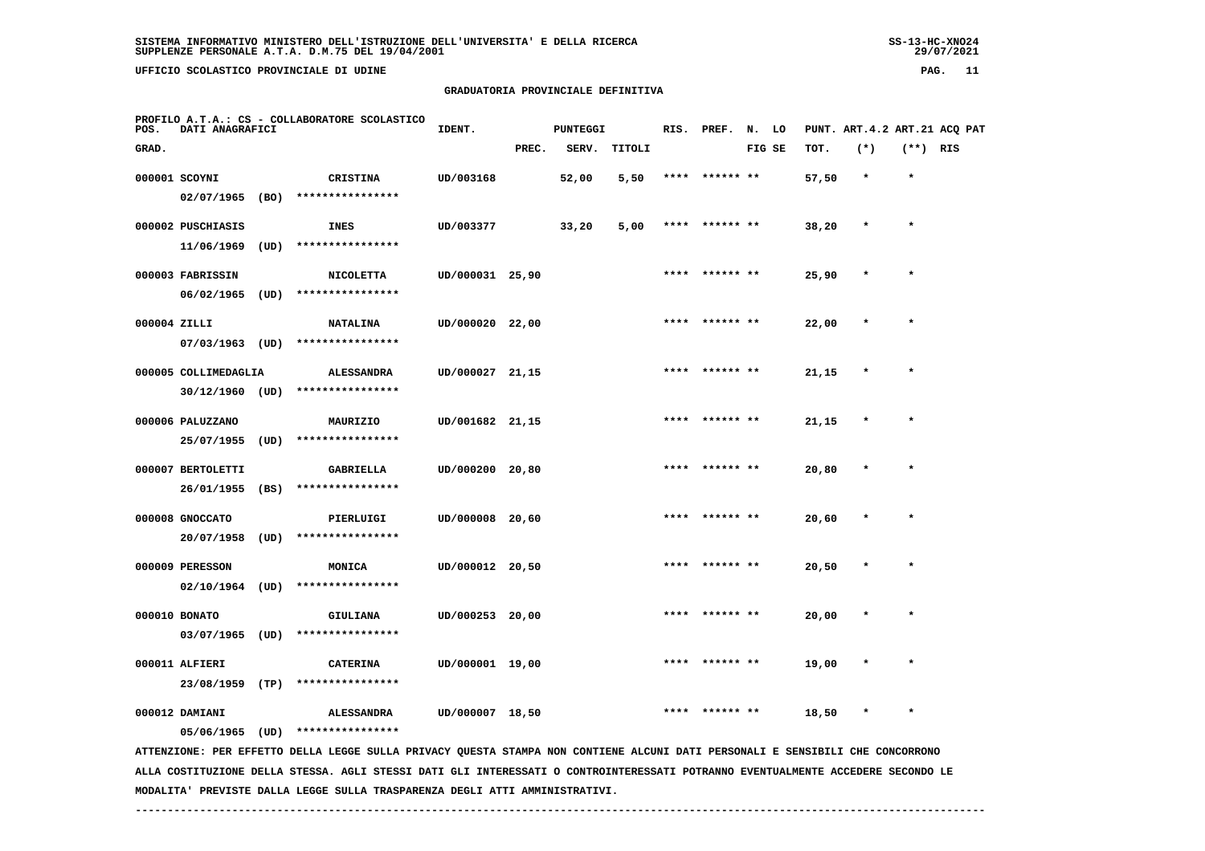**SISTEMA INFORMATIVO MINISTERO DELL'ISTRUZIONE DELL'UNIVERSITA' E DELLA RICERCA**
**SUPPLENZE PERSONALE A.T.A. D.M.75 DEL 19/04/2001**

**UFFICIO SCOLASTICO PROVINCIALE DI UDINE**

## GRADUATORIA PROVINCIALE DEFINITIVA

**PROFILO A.T.A.: CS - COLLABORATORE SCOLASTICO**

| POS. GRAD. | DATI ANAGRAFICI | | IDENT. | PUNTEGGI PREC. | SERV. | TITOLI | RIS. | PREF. | N. LO FIG SE | PUNT. TOT. | ART.4.2 (*) | ART.21 (**) | ACQ PAT RIS |
|---|---|---|---|---|---|---|---|---|---|---|---|---|---|
| 000001 | SCOYNI 02/07/1965 (BO) | CRISTINA **************** | UD/003168 | | 52,00 | 5,50 | **** | ****** | ** | 57,50 | * | * | |
| 000002 | PUSCHIASIS 11/06/1969 (UD) | INES **************** | UD/003377 | | 33,20 | 5,00 | **** | ****** | ** | 38,20 | * | * | |
| 000003 | FABRISSIN 06/02/1965 (UD) | NICOLETTA **************** | UD/000031 | 25,90 | | | **** | ****** | ** | 25,90 | * | * | |
| 000004 | ZILLI 07/03/1963 (UD) | NATALINA **************** | UD/000020 | 22,00 | | | **** | ****** | ** | 22,00 | * | * | |
| 000005 | COLLIMEDAGLIA 30/12/1960 (UD) | ALESSANDRA **************** | UD/000027 | 21,15 | | | **** | ****** | ** | 21,15 | * | * | |
| 000006 | PALUZZANO 25/07/1955 (UD) | MAURIZIO **************** | UD/001682 | 21,15 | | | **** | ****** | ** | 21,15 | * | * | |
| 000007 | BERTOLETTI 26/01/1955 (BS) | GABRIELLA **************** | UD/000200 | 20,80 | | | **** | ****** | ** | 20,80 | * | * | |
| 000008 | GNOCCATO 20/07/1958 (UD) | PIERLUIGI **************** | UD/000008 | 20,60 | | | **** | ****** | ** | 20,60 | * | * | |
| 000009 | PERESSON 02/10/1964 (UD) | MONICA **************** | UD/000012 | 20,50 | | | **** | ****** | ** | 20,50 | * | * | |
| 000010 | BONATO 03/07/1965 (UD) | GIULIANA **************** | UD/000253 | 20,00 | | | **** | ****** | ** | 20,00 | * | * | |
| 000011 | ALFIERI 23/08/1959 (TP) | CATERINA **************** | UD/000001 | 19,00 | | | **** | ****** | ** | 19,00 | * | * | |
| 000012 | DAMIANI 05/06/1965 (UD) | ALESSANDRA **************** | UD/000007 | 18,50 | | | **** | ****** | ** | 18,50 | * | * | |

ATTENZIONE: PER EFFETTO DELLA LEGGE SULLA PRIVACY QUESTA STAMPA NON CONTIENE ALCUNI DATI PERSONALI E SENSIBILI CHE CONCORRONO ALLA COSTITUZIONE DELLA STESSA. AGLI STESSI DATI GLI INTERESSATI O CONTROINTERESSATI POTRANNO EVENTUALMENTE ACCEDERE SECONDO LE MODALITA' PREVISTE DALLA LEGGE SULLA TRASPARENZA DEGLI ATTI AMMINISTRATIVI.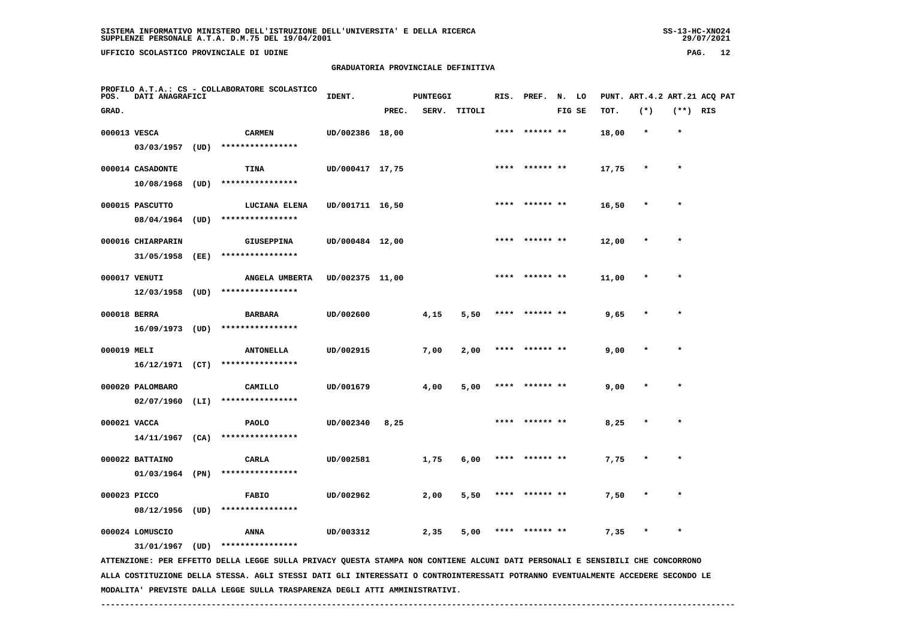**SISTEMA INFORMATIVO MINISTERO DELL'ISTRUZIONE DELL'UNIVERSITA' E DELLA RICERCA**
**SUPPLENZE PERSONALE A.T.A. D.M.75 DEL 19/04/2001**

**UFFICIO SCOLASTICO PROVINCIALE DI UDINE**

## GRADUATORIA PROVINCIALE DEFINITIVA

**PROFILO A.T.A.: CS - COLLABORATORE SCOLASTICO**

| POS. GRAD. | DATI ANAGRAFICI | | IDENT. | PUNTEGGI PREC. | SERV. | TITOLI | RIS. | PREF. | N. FIG | LO SE | PUNT. TOT. | ART.4.2 (*) | ART.21 (**) | ACQ PAT RIS |
|---|---|---|---|---|---|---|---|---|---|---|---|---|---|---|
| 000013 | VESCA<br>03/03/1957 (UD) | CARMEN<br>**************** | UD/002386 | 18,00 | | | **** | ****** | ** | | 18,00 | * | * | |
| 000014 | CASADONTE<br>10/08/1968 (UD) | TINA<br>**************** | UD/000417 | 17,75 | | | **** | ****** | ** | | 17,75 | * | * | |
| 000015 | PASCUTTO<br>08/04/1964 (UD) | LUCIANA ELENA<br>**************** | UD/001711 | 16,50 | | | **** | ****** | ** | | 16,50 | * | * | |
| 000016 | CHIARPARIN<br>31/05/1958 (EE) | GIUSEPPINA<br>**************** | UD/000484 | 12,00 | | | **** | ****** | ** | | 12,00 | * | * | |
| 000017 | VENUTI<br>12/03/1958 (UD) | ANGELA UMBERTA<br>**************** | UD/002375 | 11,00 | | | **** | ****** | ** | | 11,00 | * | * | |
| 000018 | BERRA<br>16/09/1973 (UD) | BARBARA<br>**************** | UD/002600 | | 4,15 | 5,50 | **** | ****** | ** | | 9,65 | * | * | |
| 000019 | MELI<br>16/12/1971 (CT) | ANTONELLA<br>**************** | UD/002915 | | 7,00 | 2,00 | **** | ****** | ** | | 9,00 | * | * | |
| 000020 | PALOMBARO<br>02/07/1960 (LI) | CAMILLO<br>**************** | UD/001679 | | 4,00 | 5,00 | **** | ****** | ** | | 9,00 | * | * | |
| 000021 | VACCA<br>14/11/1967 (CA) | PAOLO<br>**************** | UD/002340 | 8,25 | | | **** | ****** | ** | | 8,25 | * | * | |
| 000022 | BATTAINO<br>01/03/1964 (PN) | CARLA<br>**************** | UD/002581 | | 1,75 | 6,00 | **** | ****** | ** | | 7,75 | * | * | |
| 000023 | PICCO<br>08/12/1956 (UD) | FABIO<br>**************** | UD/002962 | | 2,00 | 5,50 | **** | ****** | ** | | 7,50 | * | * | |
| 000024 | LOMUSCIO<br>31/01/1967 (UD) | ANNA<br>**************** | UD/003312 | | 2,35 | 5,00 | **** | ****** | ** | | 7,35 | * | * | |

ATTENZIONE: PER EFFETTO DELLA LEGGE SULLA PRIVACY QUESTA STAMPA NON CONTIENE ALCUNI DATI PERSONALI E SENSIBILI CHE CONCORRONO ALLA COSTITUZIONE DELLA STESSA. AGLI STESSI DATI GLI INTERESSATI O CONTROINTERESSATI POTRANNO EVENTUALMENTE ACCEDERE SECONDO LE MODALITA' PREVISTE DALLA LEGGE SULLA TRASPARENZA DEGLI ATTI AMMINISTRATIVI.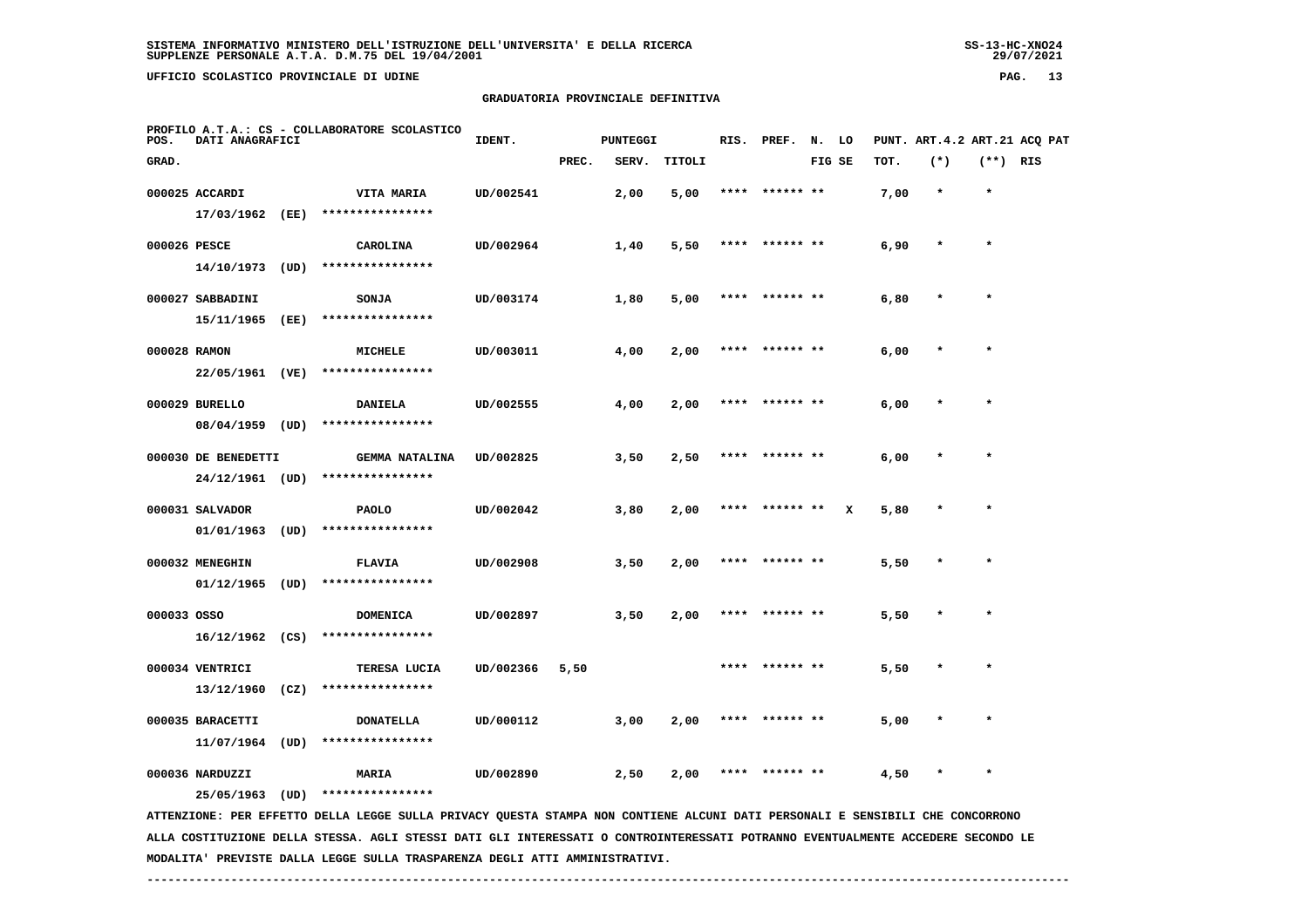SISTEMA INFORMATIVO MINISTERO DELL'ISTRUZIONE DELL'UNIVERSITA' E DELLA RICERCA
SUPPLENZE PERSONALE A.T.A. D.M.75 DEL 19/04/2001

UFFICIO SCOLASTICO PROVINCIALE DI UDINE

## GRADUATORIA PROVINCIALE DEFINITIVA

PROFILO A.T.A.: CS - COLLABORATORE SCOLASTICO

| POS. GRAD. | DATI ANAGRAFICI | | IDENT. | PUNTEGGI PREC. | SERV. | TITOLI | RIS. | PREF. | N. FIG | LO SE | PUNT. TOT. | ART.4.2 (*) | ART.21 (**) | ACQ PAT RIS |
|---|---|---|---|---|---|---|---|---|---|---|---|---|---|---|
| 000025 | ACCARDI 17/03/1962 (EE) | VITA MARIA **************** | UD/002541 | | 2,00 | 5,00 | **** | ****** | ** | | 7,00 | * | * | |
| 000026 | PESCE 14/10/1973 (UD) | CAROLINA **************** | UD/002964 | | 1,40 | 5,50 | **** | ****** | ** | | 6,90 | * | * | |
| 000027 | SABBADINI 15/11/1965 (EE) | SONJA **************** | UD/003174 | | 1,80 | 5,00 | **** | ****** | ** | | 6,80 | * | * | |
| 000028 | RAMON 22/05/1961 (VE) | MICHELE **************** | UD/003011 | | 4,00 | 2,00 | **** | ****** | ** | | 6,00 | * | * | |
| 000029 | BURELLO 08/04/1959 (UD) | DANIELA **************** | UD/002555 | | 4,00 | 2,00 | **** | ****** | ** | | 6,00 | * | * | |
| 000030 | DE BENEDETTI 24/12/1961 (UD) | GEMMA NATALINA **************** | UD/002825 | | 3,50 | 2,50 | **** | ****** | ** | | 6,00 | * | * | |
| 000031 | SALVADOR 01/01/1963 (UD) | PAOLO **************** | UD/002042 | | 3,80 | 2,00 | **** | ****** | ** | X | 5,80 | * | * | |
| 000032 | MENEGHIN 01/12/1965 (UD) | FLAVIA **************** | UD/002908 | | 3,50 | 2,00 | **** | ****** | ** | | 5,50 | * | * | |
| 000033 | OSSO 16/12/1962 (CS) | DOMENICA **************** | UD/002897 | | 3,50 | 2,00 | **** | ****** | ** | | 5,50 | * | * | |
| 000034 | VENTRICI 13/12/1960 (CZ) | TERESA LUCIA **************** | UD/002366 | 5,50 | | | **** | ****** | ** | | 5,50 | * | * | |
| 000035 | BARACETTI 11/07/1964 (UD) | DONATELLA **************** | UD/000112 | | 3,00 | 2,00 | **** | ****** | ** | | 5,00 | * | * | |
| 000036 | NARDUZZI 25/05/1963 (UD) | MARIA **************** | UD/002890 | | 2,50 | 2,00 | **** | ****** | ** | | 4,50 | * | * | |

ATTENZIONE: PER EFFETTO DELLA LEGGE SULLA PRIVACY QUESTA STAMPA NON CONTIENE ALCUNI DATI PERSONALI E SENSIBILI CHE CONCORRONO ALLA COSTITUZIONE DELLA STESSA. AGLI STESSI DATI GLI INTERESSATI O CONTROINTERESSATI POTRANNO EVENTUALMENTE ACCEDERE SECONDO LE MODALITA' PREVISTE DALLA LEGGE SULLA TRASPARENZA DEGLI ATTI AMMINISTRATIVI.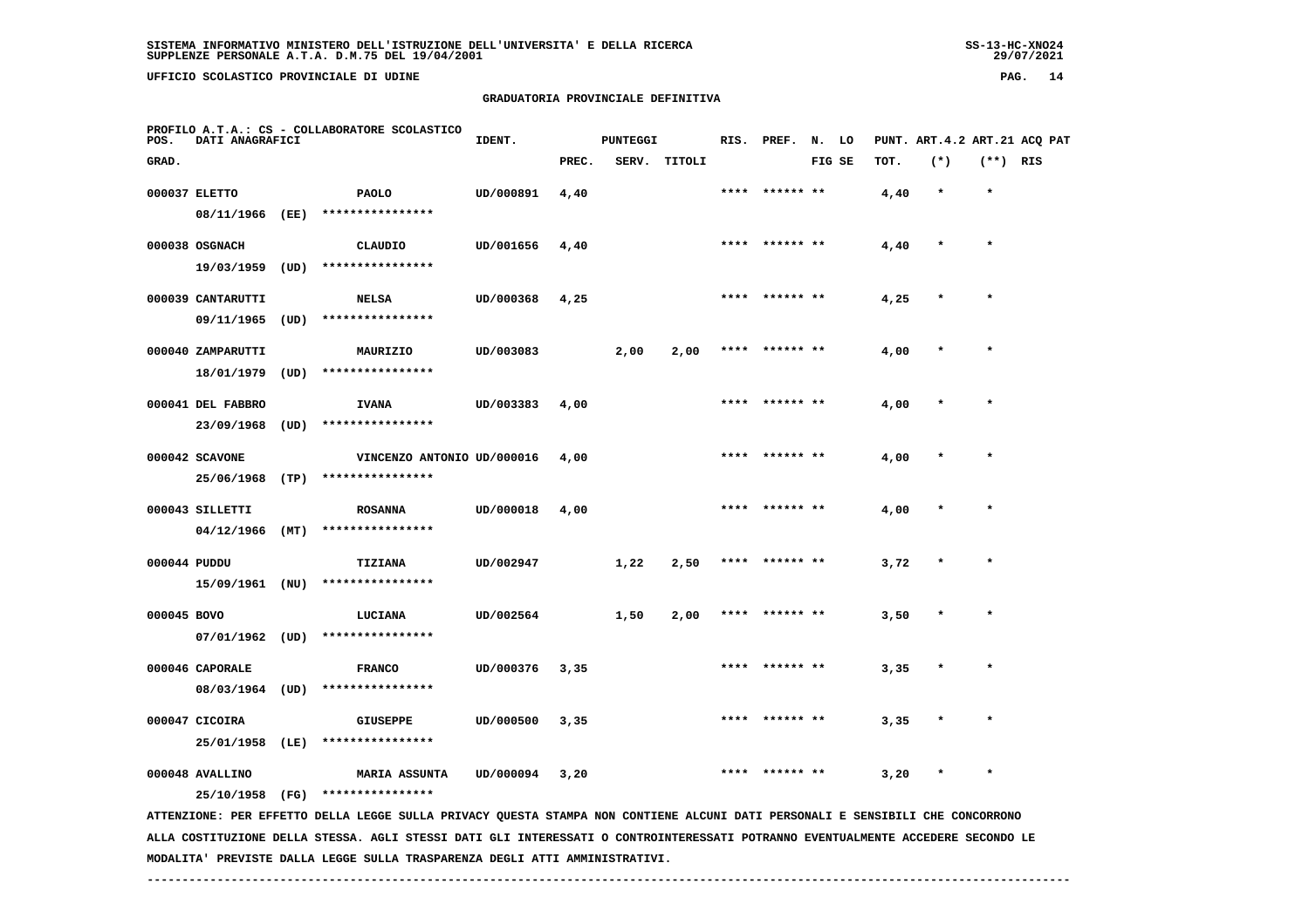SISTEMA INFORMATIVO MINISTERO DELL'ISTRUZIONE DELL'UNIVERSITA' E DELLA RICERCA
SUPPLENZE PERSONALE A.T.A. D.M.75 DEL 19/04/2001

UFFICIO SCOLASTICO PROVINCIALE DI UDINE

## GRADUATORIA PROVINCIALE DEFINITIVA

PROFILO A.T.A.: CS - COLLABORATORE SCOLASTICO

| POS. GRAD. | DATI ANAGRAFICI | | IDENT. | PUNTEGGI PREC. | SERV. | TITOLI | RIS. | PREF. | N. LO FIG SE | PUNT. TOT. | ART.4.2 (*) | ART.21 (**) | ACQ PAT RIS |
|---|---|---|---|---|---|---|---|---|---|---|---|---|---|
| 000037 | ELETTO 08/11/1966 (EE) | PAOLO **************** | UD/000891 | 4,40 | | | **** | ****** ** | | 4,40 | * | * | |
| 000038 | OSGNACH 19/03/1959 (UD) | CLAUDIO **************** | UD/001656 | 4,40 | | | **** | ****** ** | | 4,40 | * | * | |
| 000039 | CANTARUTTI 09/11/1965 (UD) | NELSA **************** | UD/000368 | 4,25 | | | **** | ****** ** | | 4,25 | * | * | |
| 000040 | ZAMPARUTTI 18/01/1979 (UD) | MAURIZIO **************** | UD/003083 | | 2,00 | 2,00 | **** | ****** ** | | 4,00 | * | * | |
| 000041 | DEL FABBRO 23/09/1968 (UD) | IVANA **************** | UD/003383 | 4,00 | | | **** | ****** ** | | 4,00 | * | * | |
| 000042 | SCAVONE 25/06/1968 (TP) | VINCENZO ANTONIO **************** | UD/000016 | 4,00 | | | **** | ****** ** | | 4,00 | * | * | |
| 000043 | SILLETTI 04/12/1966 (MT) | ROSANNA **************** | UD/000018 | 4,00 | | | **** | ****** ** | | 4,00 | * | * | |
| 000044 | PUDDU 15/09/1961 (NU) | TIZIANA **************** | UD/002947 | | 1,22 | 2,50 | **** | ****** ** | | 3,72 | * | * | |
| 000045 | BOVO 07/01/1962 (UD) | LUCIANA **************** | UD/002564 | | 1,50 | 2,00 | **** | ****** ** | | 3,50 | * | * | |
| 000046 | CAPORALE 08/03/1964 (UD) | FRANCO **************** | UD/000376 | 3,35 | | | **** | ****** ** | | 3,35 | * | * | |
| 000047 | CICOIRA 25/01/1958 (LE) | GIUSEPPE **************** | UD/000500 | 3,35 | | | **** | ****** ** | | 3,35 | * | * | |
| 000048 | AVALLINO 25/10/1958 (FG) | MARIA ASSUNTA **************** | UD/000094 | 3,20 | | | **** | ****** ** | | 3,20 | * | * | |

ATTENZIONE: PER EFFETTO DELLA LEGGE SULLA PRIVACY QUESTA STAMPA NON CONTIENE ALCUNI DATI PERSONALI E SENSIBILI CHE CONCORRONO ALLA COSTITUZIONE DELLA STESSA. AGLI STESSI DATI GLI INTERESSATI O CONTROINTERESSATI POTRANNO EVENTUALMENTE ACCEDERE SECONDO LE MODALITA' PREVISTE DALLA LEGGE SULLA TRASPARENZA DEGLI ATTI AMMINISTRATIVI.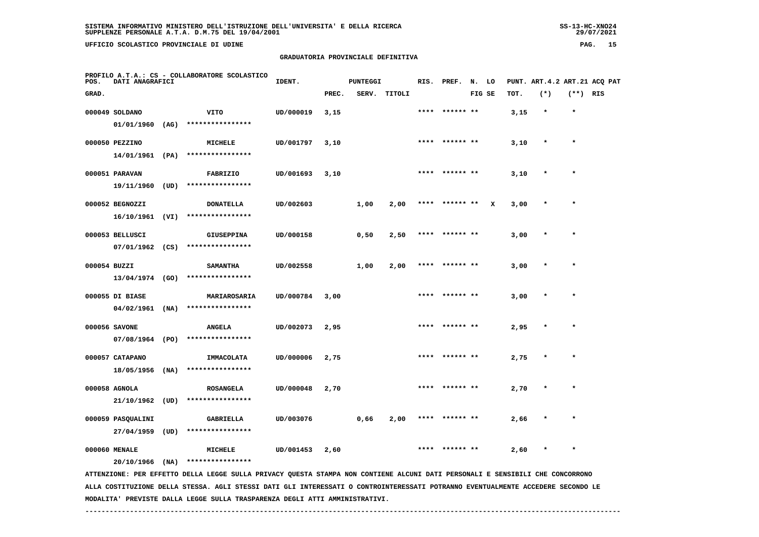SISTEMA INFORMATIVO MINISTERO DELL'ISTRUZIONE DELL'UNIVERSITA' E DELLA RICERCA
SUPPLENZE PERSONALE A.T.A. D.M.75 DEL 19/04/2001

UFFICIO SCOLASTICO PROVINCIALE DI UDINE

GRADUATORIA PROVINCIALE DEFINITIVA

PROFILO A.T.A.: CS - COLLABORATORE SCOLASTICO

| POS. GRAD. | DATI ANAGRAFICI | | IDENT. | PUNTEGGI PREC. | SERV. | TITOLI | RIS. | PREF. | N. FIG | LO SE | PUNT. TOT. | ART.4.2 (*) | ART.21 (**) | ACQ PAT RIS |
|---|---|---|---|---|---|---|---|---|---|---|---|---|---|---|
| 000049 | SOLDANO 01/01/1960 (AG) | VITO **************** | UD/000019 | 3,15 | | | **** | ****** | ** | | 3,15 | * | * | |
| 000050 | PEZZINO 14/01/1961 (PA) | MICHELE **************** | UD/001797 | 3,10 | | | **** | ****** | ** | | 3,10 | * | * | |
| 000051 | PARAVAN 19/11/1960 (UD) | FABRIZIO **************** | UD/001693 | 3,10 | | | **** | ****** | ** | | 3,10 | * | * | |
| 000052 | BEGNOZZI 16/10/1961 (VI) | DONATELLA **************** | UD/002603 | | 1,00 | 2,00 | **** | ****** | ** | X | 3,00 | * | * | |
| 000053 | BELLUSCI 07/01/1962 (CS) | GIUSEPPINA **************** | UD/000158 | | 0,50 | 2,50 | **** | ****** | ** | | 3,00 | * | * | |
| 000054 | BUZZI 13/04/1974 (GO) | SAMANTHA **************** | UD/002558 | | 1,00 | 2,00 | **** | ****** | ** | | 3,00 | * | * | |
| 000055 | DI BIASE 04/02/1961 (NA) | MARIAROSARIA **************** | UD/000784 | 3,00 | | | **** | ****** | ** | | 3,00 | * | * | |
| 000056 | SAVONE 07/08/1964 (PO) | ANGELA **************** | UD/002073 | 2,95 | | | **** | ****** | ** | | 2,95 | * | * | |
| 000057 | CATAPANO 18/05/1956 (NA) | IMMACOLATA **************** | UD/000006 | 2,75 | | | **** | ****** | ** | | 2,75 | * | * | |
| 000058 | AGNOLA 21/10/1962 (UD) | ROSANGELA **************** | UD/000048 | 2,70 | | | **** | ****** | ** | | 2,70 | * | * | |
| 000059 | PASQUALINI 27/04/1959 (UD) | GABRIELLA **************** | UD/003076 | | 0,66 | 2,00 | **** | ****** | ** | | 2,66 | * | * | |
| 000060 | MENALE 20/10/1966 (NA) | MICHELE **************** | UD/001453 | 2,60 | | | **** | ****** | ** | | 2,60 | * | * | |

ATTENZIONE: PER EFFETTO DELLA LEGGE SULLA PRIVACY QUESTA STAMPA NON CONTIENE ALCUNI DATI PERSONALI E SENSIBILI CHE CONCORRONO ALLA COSTITUZIONE DELLA STESSA. AGLI STESSI DATI GLI INTERESSATI O CONTROINTERESSATI POTRANNO EVENTUALMENTE ACCEDERE SECONDO LE MODALITA' PREVISTE DALLA LEGGE SULLA TRASPARENZA DEGLI ATTI AMMINISTRATIVI.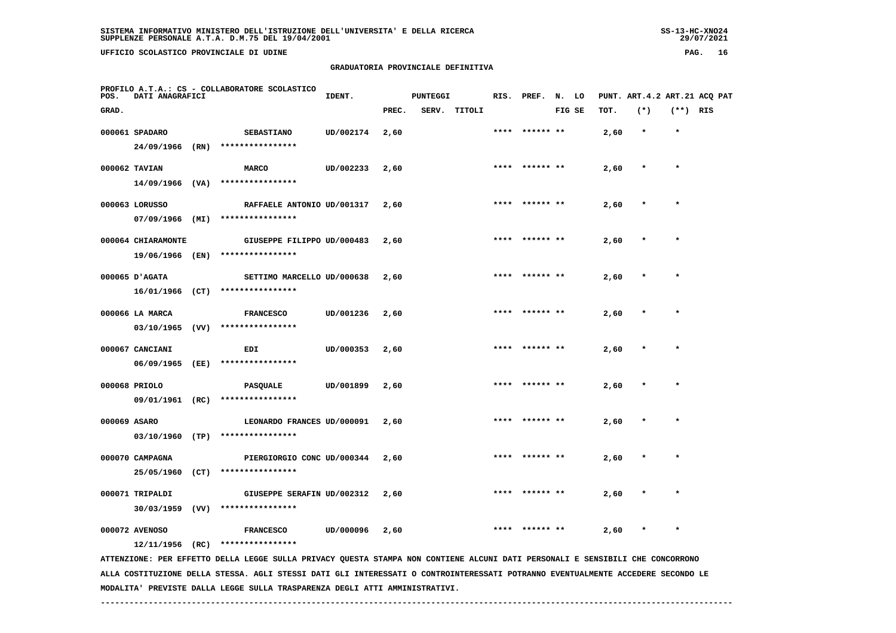SISTEMA INFORMATIVO MINISTERO DELL'ISTRUZIONE DELL'UNIVERSITA' E DELLA RICERCA
SUPPLENZE PERSONALE A.T.A. D.M.75 DEL 19/04/2001

UFFICIO SCOLASTICO PROVINCIALE DI UDINE

## GRADUATORIA PROVINCIALE DEFINITIVA

PROFILO A.T.A.: CS - COLLABORATORE SCOLASTICO

| POS. GRAD. | DATI ANAGRAFICI | | IDENT. | PUNTEGGI PREC. | SERV. | TITOLI | RIS. | PREF. | N. LO FIG SE | PUNT. ART.4.2 TOT. | (*) | ART.21 ACQ PAT (**) | RIS |
|---|---|---|---|---|---|---|---|---|---|---|---|---|---|
| 000061 | SPADARO 24/09/1966 (RN) | SEBASTIANO **************** | UD/002174 | 2,60 | | | **** | ****** ** | | 2,60 | * | * | |
| 000062 | TAVIAN 14/09/1966 (VA) | MARCO **************** | UD/002233 | 2,60 | | | **** | ****** ** | | 2,60 | * | * | |
| 000063 | LORUSSO 07/09/1966 (MI) | RAFFAELE ANTONIO **************** | UD/001317 | 2,60 | | | **** | ****** ** | | 2,60 | * | * | |
| 000064 | CHIARAMONTE 19/06/1966 (EN) | GIUSEPPE FILIPPO **************** | UD/000483 | 2,60 | | | **** | ****** ** | | 2,60 | * | * | |
| 000065 | D'AGATA 16/01/1966 (CT) | SETTIMO MARCELLO **************** | UD/000638 | 2,60 | | | **** | ****** ** | | 2,60 | * | * | |
| 000066 | LA MARCA 03/10/1965 (VV) | FRANCESCO **************** | UD/001236 | 2,60 | | | **** | ****** ** | | 2,60 | * | * | |
| 000067 | CANCIANI 06/09/1965 (EE) | EDI **************** | UD/000353 | 2,60 | | | **** | ****** ** | | 2,60 | * | * | |
| 000068 | PRIOLO 09/01/1961 (RC) | PASQUALE **************** | UD/001899 | 2,60 | | | **** | ****** ** | | 2,60 | * | * | |
| 000069 | ASARO 03/10/1960 (TP) | LEONARDO FRANCES **************** | UD/000091 | 2,60 | | | **** | ****** ** | | 2,60 | * | * | |
| 000070 | CAMPAGNA 25/05/1960 (CT) | PIERGIORGIO CONC **************** | UD/000344 | 2,60 | | | **** | ****** ** | | 2,60 | * | * | |
| 000071 | TRIPALDI 30/03/1959 (VV) | GIUSEPPE SERAFIN **************** | UD/002312 | 2,60 | | | **** | ****** ** | | 2,60 | * | * | |
| 000072 | AVENOSO 12/11/1956 (RC) | FRANCESCO **************** | UD/000096 | 2,60 | | | **** | ****** ** | | 2,60 | * | * | |

ATTENZIONE: PER EFFETTO DELLA LEGGE SULLA PRIVACY QUESTA STAMPA NON CONTIENE ALCUNI DATI PERSONALI E SENSIBILI CHE CONCORRONO ALLA COSTITUZIONE DELLA STESSA. AGLI STESSI DATI GLI INTERESSATI O CONTROINTERESSATI POTRANNO EVENTUALMENTE ACCEDERE SECONDO LE MODALITA' PREVISTE DALLA LEGGE SULLA TRASPARENZA DEGLI ATTI AMMINISTRATIVI.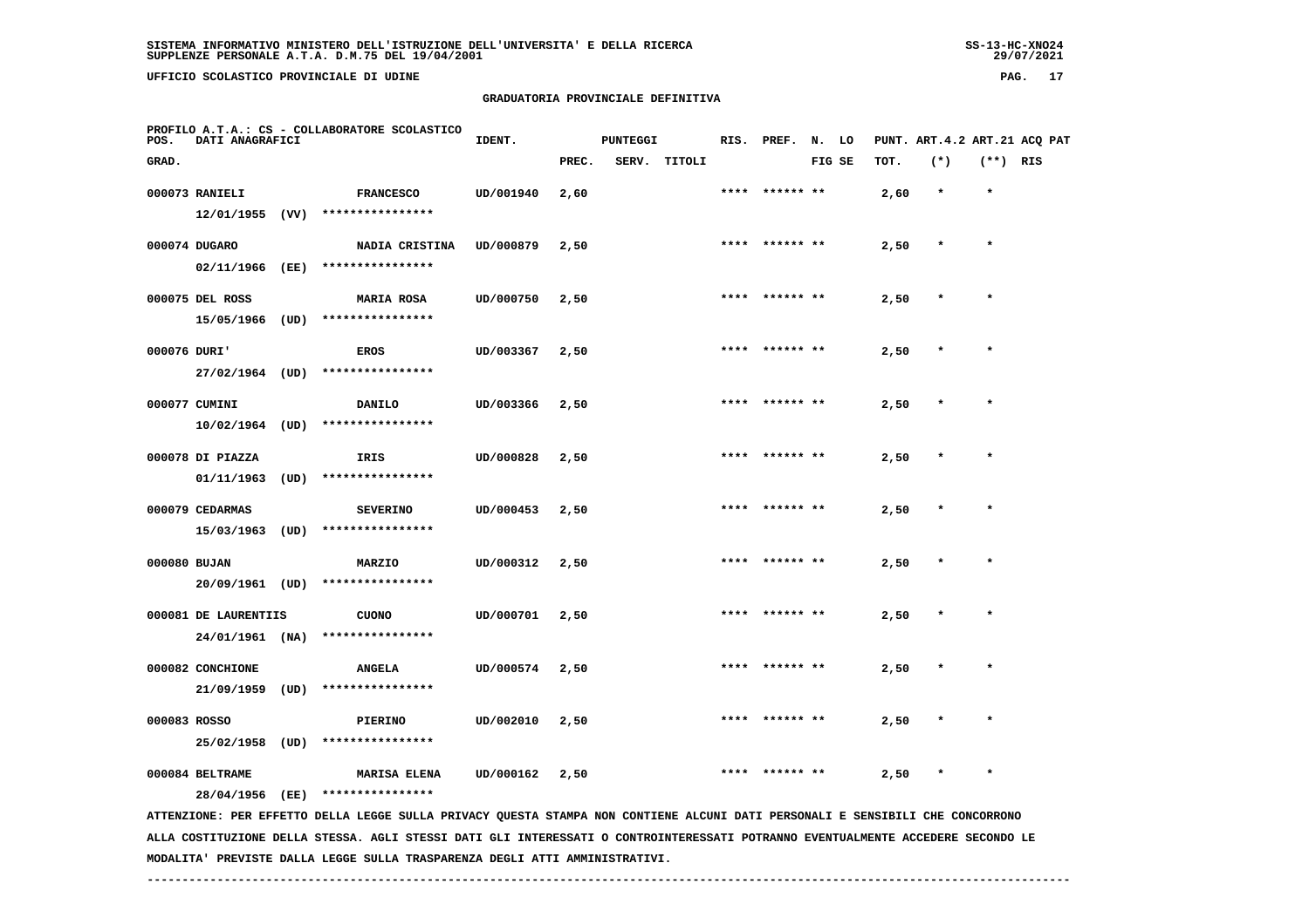SISTEMA INFORMATIVO MINISTERO DELL'ISTRUZIONE DELL'UNIVERSITA' E DELLA RICERCA
SUPPLENZE PERSONALE A.T.A. D.M.75 DEL 19/04/2001

UFFICIO SCOLASTICO PROVINCIALE DI UDINE

## GRADUATORIA PROVINCIALE DEFINITIVA

PROFILO A.T.A.: CS - COLLABORATORE SCOLASTICO

| POS. GRAD. | DATI ANAGRAFICI | | IDENT. | PUNTEGGI PREC. | SERV. | TITOLI | RIS. | PREF. | N. FIG | LO SE | PUNT. TOT. | ART.4.2 (*) | ART.21 (**) | ACQ RIS | PAT |
|---|---|---|---|---|---|---|---|---|---|---|---|---|---|---|---|
| 000073 | RANIELI 12/01/1955 (VV) | FRANCESCO **************** | UD/001940 | 2,60 | | | **** | ****** | ** | | 2,60 | * | * | | |
| 000074 | DUGARO 02/11/1966 (EE) | NADIA CRISTINA **************** | UD/000879 | 2,50 | | | **** | ****** | ** | | 2,50 | * | * | | |
| 000075 | DEL ROSS 15/05/1966 (UD) | MARIA ROSA **************** | UD/000750 | 2,50 | | | **** | ****** | ** | | 2,50 | * | * | | |
| 000076 | DURI' 27/02/1964 (UD) | EROS **************** | UD/003367 | 2,50 | | | **** | ****** | ** | | 2,50 | * | * | | |
| 000077 | CUMINI 10/02/1964 (UD) | DANILO **************** | UD/003366 | 2,50 | | | **** | ****** | ** | | 2,50 | * | * | | |
| 000078 | DI PIAZZA 01/11/1963 (UD) | IRIS **************** | UD/000828 | 2,50 | | | **** | ****** | ** | | 2,50 | * | * | | |
| 000079 | CEDARMAS 15/03/1963 (UD) | SEVERINO **************** | UD/000453 | 2,50 | | | **** | ****** | ** | | 2,50 | * | * | | |
| 000080 | BUJAN 20/09/1961 (UD) | MARZIO **************** | UD/000312 | 2,50 | | | **** | ****** | ** | | 2,50 | * | * | | |
| 000081 | DE LAURENTIIS 24/01/1961 (NA) | CUONO **************** | UD/000701 | 2,50 | | | **** | ****** | ** | | 2,50 | * | * | | |
| 000082 | CONCHIONE 21/09/1959 (UD) | ANGELA **************** | UD/000574 | 2,50 | | | **** | ****** | ** | | 2,50 | * | * | | |
| 000083 | ROSSO 25/02/1958 (UD) | PIERINO **************** | UD/002010 | 2,50 | | | **** | ****** | ** | | 2,50 | * | * | | |
| 000084 | BELTRAME 28/04/1956 (EE) | MARISA ELENA **************** | UD/000162 | 2,50 | | | **** | ****** | ** | | 2,50 | * | * | | |

ATTENZIONE: PER EFFETTO DELLA LEGGE SULLA PRIVACY QUESTA STAMPA NON CONTIENE ALCUNI DATI PERSONALI E SENSIBILI CHE CONCORRONO ALLA COSTITUZIONE DELLA STESSA. AGLI STESSI DATI GLI INTERESSATI O CONTROINTERESSATI POTRANNO EVENTUALMENTE ACCEDERE SECONDO LE MODALITA' PREVISTE DALLA LEGGE SULLA TRASPARENZA DEGLI ATTI AMMINISTRATIVI.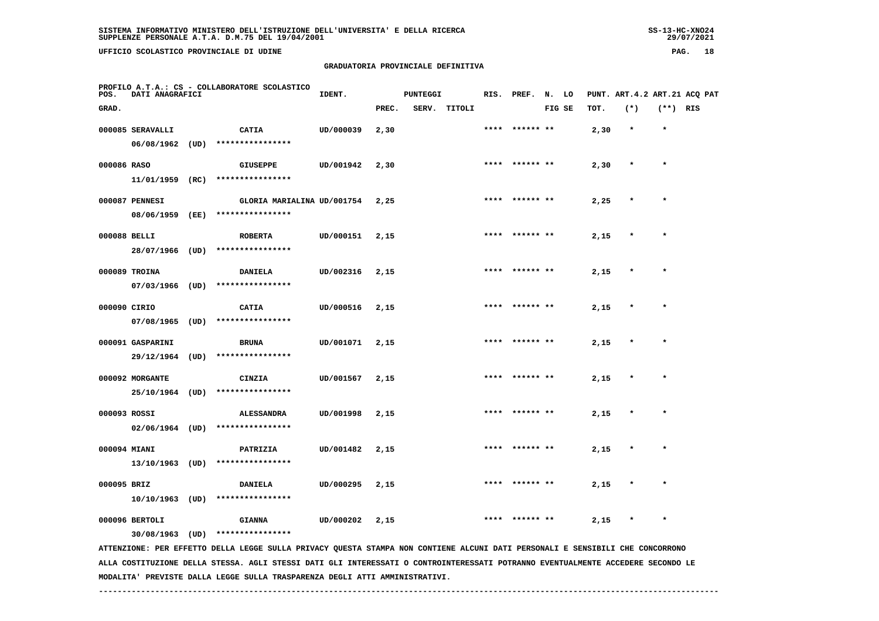SISTEMA INFORMATIVO MINISTERO DELL'ISTRUZIONE DELL'UNIVERSITA' E DELLA RICERCA
SUPPLENZE PERSONALE A.T.A. D.M.75 DEL 19/04/2001

UFFICIO SCOLASTICO PROVINCIALE DI UDINE

## GRADUATORIA PROVINCIALE DEFINITIVA

PROFILO A.T.A.: CS - COLLABORATORE SCOLASTICO

| POS. GRAD. | DATI ANAGRAFICI | | IDENT. | PUNTEGGI PREC. | SERV. | TITOLI | RIS. | PREF. | N. FIG | LO SE | PUNT. TOT. | ART.4.2 (*) | ART.21 (**) | ACQ RIS | PAT |
|---|---|---|---|---|---|---|---|---|---|---|---|---|---|---|---|
| 000085 | SERAVALLI 06/08/1962 (UD) | CATIA **************** | UD/000039 | 2,30 | | | **** | ****** | ** | | 2,30 | * | * | | |
| 000086 | RASO 11/01/1959 (RC) | GIUSEPPE **************** | UD/001942 | 2,30 | | | **** | ****** | ** | | 2,30 | * | * | | |
| 000087 | PENNESI 08/06/1959 (EE) | GLORIA MARIALINA **************** | UD/001754 | 2,25 | | | **** | ****** | ** | | 2,25 | * | * | | |
| 000088 | BELLI 28/07/1966 (UD) | ROBERTA **************** | UD/000151 | 2,15 | | | **** | ****** | ** | | 2,15 | * | * | | |
| 000089 | TROINA 07/03/1966 (UD) | DANIELA **************** | UD/002316 | 2,15 | | | **** | ****** | ** | | 2,15 | * | * | | |
| 000090 | CIRIO 07/08/1965 (UD) | CATIA **************** | UD/000516 | 2,15 | | | **** | ****** | ** | | 2,15 | * | * | | |
| 000091 | GASPARINI 29/12/1964 (UD) | BRUNA **************** | UD/001071 | 2,15 | | | **** | ****** | ** | | 2,15 | * | * | | |
| 000092 | MORGANTE 25/10/1964 (UD) | CINZIA **************** | UD/001567 | 2,15 | | | **** | ****** | ** | | 2,15 | * | * | | |
| 000093 | ROSSI 02/06/1964 (UD) | ALESSANDRA **************** | UD/001998 | 2,15 | | | **** | ****** | ** | | 2,15 | * | * | | |
| 000094 | MIANI 13/10/1963 (UD) | PATRIZIA **************** | UD/001482 | 2,15 | | | **** | ****** | ** | | 2,15 | * | * | | |
| 000095 | BRIZ 10/10/1963 (UD) | DANIELA **************** | UD/000295 | 2,15 | | | **** | ****** | ** | | 2,15 | * | * | | |
| 000096 | BERTOLI 30/08/1963 (UD) | GIANNA **************** | UD/000202 | 2,15 | | | **** | ****** | ** | | 2,15 | * | * | | |

ATTENZIONE: PER EFFETTO DELLA LEGGE SULLA PRIVACY QUESTA STAMPA NON CONTIENE ALCUNI DATI PERSONALI E SENSIBILI CHE CONCORRONO ALLA COSTITUZIONE DELLA STESSA. AGLI STESSI DATI GLI INTERESSATI O CONTROINTERESSATI POTRANNO EVENTUALMENTE ACCEDERE SECONDO LE MODALITA' PREVISTE DALLA LEGGE SULLA TRASPARENZA DEGLI ATTI AMMINISTRATIVI.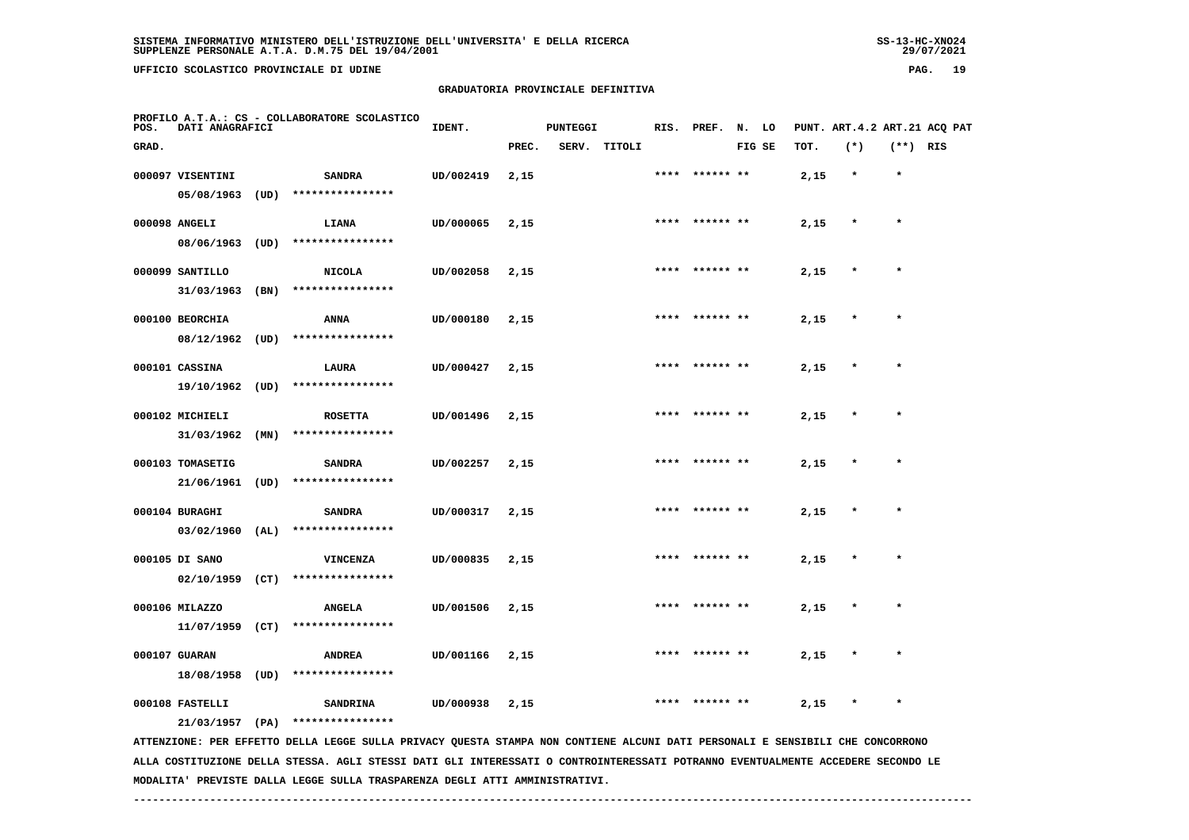SISTEMA INFORMATIVO MINISTERO DELL'ISTRUZIONE DELL'UNIVERSITA' E DELLA RICERCA
SUPPLENZE PERSONALE A.T.A. D.M.75 DEL 19/04/2001

UFFICIO SCOLASTICO PROVINCIALE DI UDINE

GRADUATORIA PROVINCIALE DEFINITIVA

PROFILO A.T.A.: CS - COLLABORATORE SCOLASTICO

| POS. GRAD. | DATI ANAGRAFICI | | IDENT. | PUNTEGGI PREC. | SERV. | TITOLI | RIS. | PREF. | N. LO FIG SE | PUNT. TOT. | ART.4.2 (*) | ART.21 (**) | ACQ PAT RIS |
|---|---|---|---|---|---|---|---|---|---|---|---|---|---|
| 000097 | VISENTINI 05/08/1963 (UD) | SANDRA **************** | UD/002419 | 2,15 | | | **** | ****** ** | | 2,15 | * | * | |
| 000098 | ANGELI 08/06/1963 (UD) | LIANA **************** | UD/000065 | 2,15 | | | **** | ****** ** | | 2,15 | * | * | |
| 000099 | SANTILLO 31/03/1963 (BN) | NICOLA **************** | UD/002058 | 2,15 | | | **** | ****** ** | | 2,15 | * | * | |
| 000100 | BEORCHIA 08/12/1962 (UD) | ANNA **************** | UD/000180 | 2,15 | | | **** | ****** ** | | 2,15 | * | * | |
| 000101 | CASSINA 19/10/1962 (UD) | LAURA **************** | UD/000427 | 2,15 | | | **** | ****** ** | | 2,15 | * | * | |
| 000102 | MICHIELI 31/03/1962 (MN) | ROSETTA **************** | UD/001496 | 2,15 | | | **** | ****** ** | | 2,15 | * | * | |
| 000103 | TOMASETIG 21/06/1961 (UD) | SANDRA **************** | UD/002257 | 2,15 | | | **** | ****** ** | | 2,15 | * | * | |
| 000104 | BURAGHI 03/02/1960 (AL) | SANDRA **************** | UD/000317 | 2,15 | | | **** | ****** ** | | 2,15 | * | * | |
| 000105 | DI SANO 02/10/1959 (CT) | VINCENZA **************** | UD/000835 | 2,15 | | | **** | ****** ** | | 2,15 | * | * | |
| 000106 | MILAZZO 11/07/1959 (CT) | ANGELA **************** | UD/001506 | 2,15 | | | **** | ****** ** | | 2,15 | * | * | |
| 000107 | GUARAN 18/08/1958 (UD) | ANDREA **************** | UD/001166 | 2,15 | | | **** | ****** ** | | 2,15 | * | * | |
| 000108 | FASTELLI 21/03/1957 (PA) | SANDRINA **************** | UD/000938 | 2,15 | | | **** | ****** ** | | 2,15 | * | * | |

ATTENZIONE: PER EFFETTO DELLA LEGGE SULLA PRIVACY QUESTA STAMPA NON CONTIENE ALCUNI DATI PERSONALI E SENSIBILI CHE CONCORRONO ALLA COSTITUZIONE DELLA STESSA. AGLI STESSI DATI GLI INTERESSATI O CONTROINTERESSATI POTRANNO EVENTUALMENTE ACCEDERE SECONDO LE MODALITA' PREVISTE DALLA LEGGE SULLA TRASPARENZA DEGLI ATTI AMMINISTRATIVI.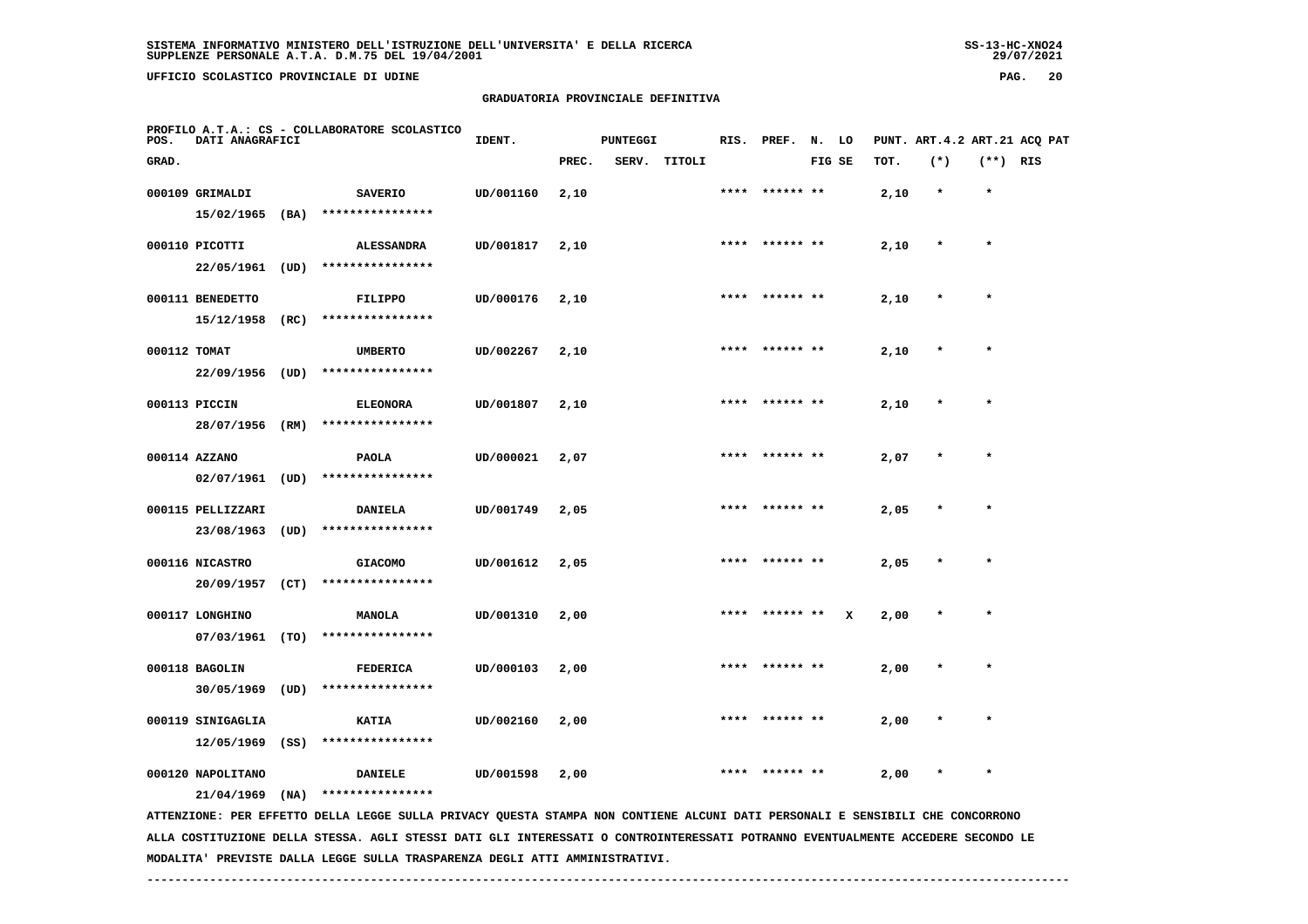SISTEMA INFORMATIVO MINISTERO DELL'ISTRUZIONE DELL'UNIVERSITA' E DELLA RICERCA
SUPPLENZE PERSONALE A.T.A. D.M.75 DEL 19/04/2001

UFFICIO SCOLASTICO PROVINCIALE DI UDINE

GRADUATORIA PROVINCIALE DEFINITIVA

PROFILO A.T.A.: CS - COLLABORATORE SCOLASTICO

| POS. GRAD. | DATI ANAGRAFICI | | IDENT. | PUNTEGGI PREC. | SERV. | TITOLI | RIS. | PREF. | N. FIG | LO SE | PUNT. TOT. | ART.4.2 (*) | ART.21 (**) | ACQ PAT RIS |
|---|---|---|---|---|---|---|---|---|---|---|---|---|---|---|
| 000109 | GRIMALDI 15/02/1965 (BA) | SAVERIO **************** | UD/001160 | 2,10 | | | **** | ****** | ** | | 2,10 | * | * | |
| 000110 | PICOTTI 22/05/1961 (UD) | ALESSANDRA **************** | UD/001817 | 2,10 | | | **** | ****** | ** | | 2,10 | * | * | |
| 000111 | BENEDETTO 15/12/1958 (RC) | FILIPPO **************** | UD/000176 | 2,10 | | | **** | ****** | ** | | 2,10 | * | * | |
| 000112 | TOMAT 22/09/1956 (UD) | UMBERTO **************** | UD/002267 | 2,10 | | | **** | ****** | ** | | 2,10 | * | * | |
| 000113 | PICCIN 28/07/1956 (RM) | ELEONORA **************** | UD/001807 | 2,10 | | | **** | ****** | ** | | 2,10 | * | * | |
| 000114 | AZZANO 02/07/1961 (UD) | PAOLA **************** | UD/000021 | 2,07 | | | **** | ****** | ** | | 2,07 | * | * | |
| 000115 | PELLIZZARI 23/08/1963 (UD) | DANIELA **************** | UD/001749 | 2,05 | | | **** | ****** | ** | | 2,05 | * | * | |
| 000116 | NICASTRO 20/09/1957 (CT) | GIACOMO **************** | UD/001612 | 2,05 | | | **** | ****** | ** | | 2,05 | * | * | |
| 000117 | LONGHINO 07/03/1961 (TO) | MANOLA **************** | UD/001310 | 2,00 | | | **** | ****** | ** | X | 2,00 | * | * | |
| 000118 | BAGOLIN 30/05/1969 (UD) | FEDERICA **************** | UD/000103 | 2,00 | | | **** | ****** | ** | | 2,00 | * | * | |
| 000119 | SINIGAGLIA 12/05/1969 (SS) | KATIA **************** | UD/002160 | 2,00 | | | **** | ****** | ** | | 2,00 | * | * | |
| 000120 | NAPOLITANO 21/04/1969 (NA) | DANIELE **************** | UD/001598 | 2,00 | | | **** | ****** | ** | | 2,00 | * | * | |

ATTENZIONE: PER EFFETTO DELLA LEGGE SULLA PRIVACY QUESTA STAMPA NON CONTIENE ALCUNI DATI PERSONALI E SENSIBILI CHE CONCORRONO ALLA COSTITUZIONE DELLA STESSA. AGLI STESSI DATI GLI INTERESSATI O CONTROINTERESSATI POTRANNO EVENTUALMENTE ACCEDERE SECONDO LE MODALITA' PREVISTE DALLA LEGGE SULLA TRASPARENZA DEGLI ATTI AMMINISTRATIVI.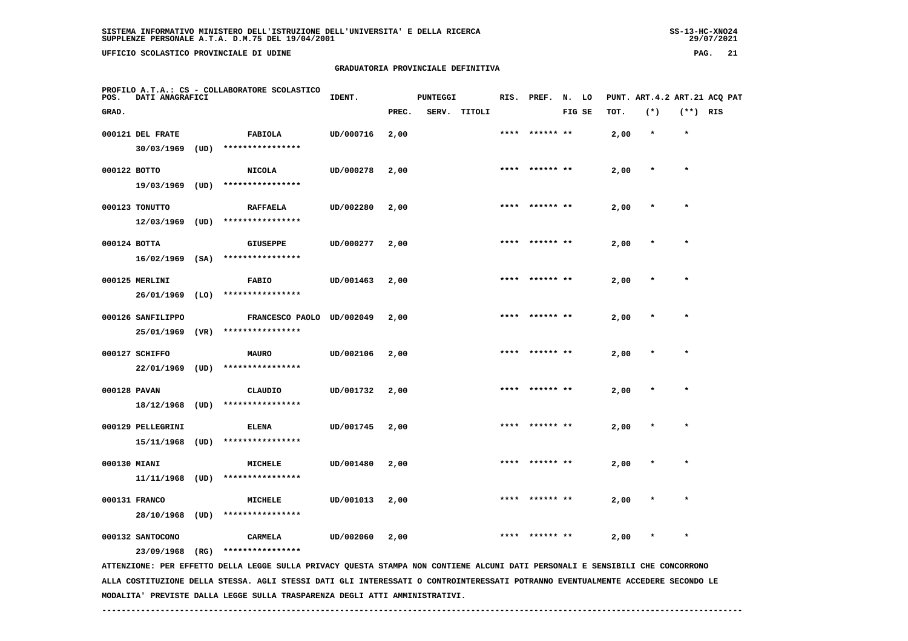SISTEMA INFORMATIVO MINISTERO DELL'ISTRUZIONE DELL'UNIVERSITA' E DELLA RICERCA
SUPPLENZE PERSONALE A.T.A. D.M.75 DEL 19/04/2001

UFFICIO SCOLASTICO PROVINCIALE DI UDINE

## GRADUATORIA PROVINCIALE DEFINITIVA

PROFILO A.T.A.: CS - COLLABORATORE SCOLASTICO

| POS. GRAD. | DATI ANAGRAFICI | | IDENT. | PUNTEGGI PREC. | SERV. | TITOLI | RIS. | PREF. | N. FIG | LO SE | PUNT. TOT. | ART.4.2 (*) | ART.21 (**) | ACQ RIS | PAT |
|---|---|---|---|---|---|---|---|---|---|---|---|---|---|---|---|
| 000121 | DEL FRATE 30/03/1969 (UD) | FABIOLA **************** | UD/000716 | 2,00 | | | **** | ****** | ** | | 2,00 | * | * | | |
| 000122 | BOTTO 19/03/1969 (UD) | NICOLA **************** | UD/000278 | 2,00 | | | **** | ****** | ** | | 2,00 | * | * | | |
| 000123 | TONUTTO 12/03/1969 (UD) | RAFFAELA **************** | UD/002280 | 2,00 | | | **** | ****** | ** | | 2,00 | * | * | | |
| 000124 | BOTTA 16/02/1969 (SA) | GIUSEPPE **************** | UD/000277 | 2,00 | | | **** | ****** | ** | | 2,00 | * | * | | |
| 000125 | MERLINI 26/01/1969 (LO) | FABIO **************** | UD/001463 | 2,00 | | | **** | ****** | ** | | 2,00 | * | * | | |
| 000126 | SANFILIPPO 25/01/1969 (VR) | FRANCESCO PAOLO **************** | UD/002049 | 2,00 | | | **** | ****** | ** | | 2,00 | * | * | | |
| 000127 | SCHIFFO 22/01/1969 (UD) | MAURO **************** | UD/002106 | 2,00 | | | **** | ****** | ** | | 2,00 | * | * | | |
| 000128 | PAVAN 18/12/1968 (UD) | CLAUDIO **************** | UD/001732 | 2,00 | | | **** | ****** | ** | | 2,00 | * | * | | |
| 000129 | PELLEGRINI 15/11/1968 (UD) | ELENA **************** | UD/001745 | 2,00 | | | **** | ****** | ** | | 2,00 | * | * | | |
| 000130 | MIANI 11/11/1968 (UD) | MICHELE **************** | UD/001480 | 2,00 | | | **** | ****** | ** | | 2,00 | * | * | | |
| 000131 | FRANCO 28/10/1968 (UD) | MICHELE **************** | UD/001013 | 2,00 | | | **** | ****** | ** | | 2,00 | * | * | | |
| 000132 | SANTOCONO 23/09/1968 (RG) | CARMELA **************** | UD/002060 | 2,00 | | | **** | ****** | ** | | 2,00 | * | * | | |

ATTENZIONE: PER EFFETTO DELLA LEGGE SULLA PRIVACY QUESTA STAMPA NON CONTIENE ALCUNI DATI PERSONALI E SENSIBILI CHE CONCORRONO ALLA COSTITUZIONE DELLA STESSA. AGLI STESSI DATI GLI INTERESSATI O CONTROINTERESSATI POTRANNO EVENTUALMENTE ACCEDERE SECONDO LE MODALITA' PREVISTE DALLA LEGGE SULLA TRASPARENZA DEGLI ATTI AMMINISTRATIVI.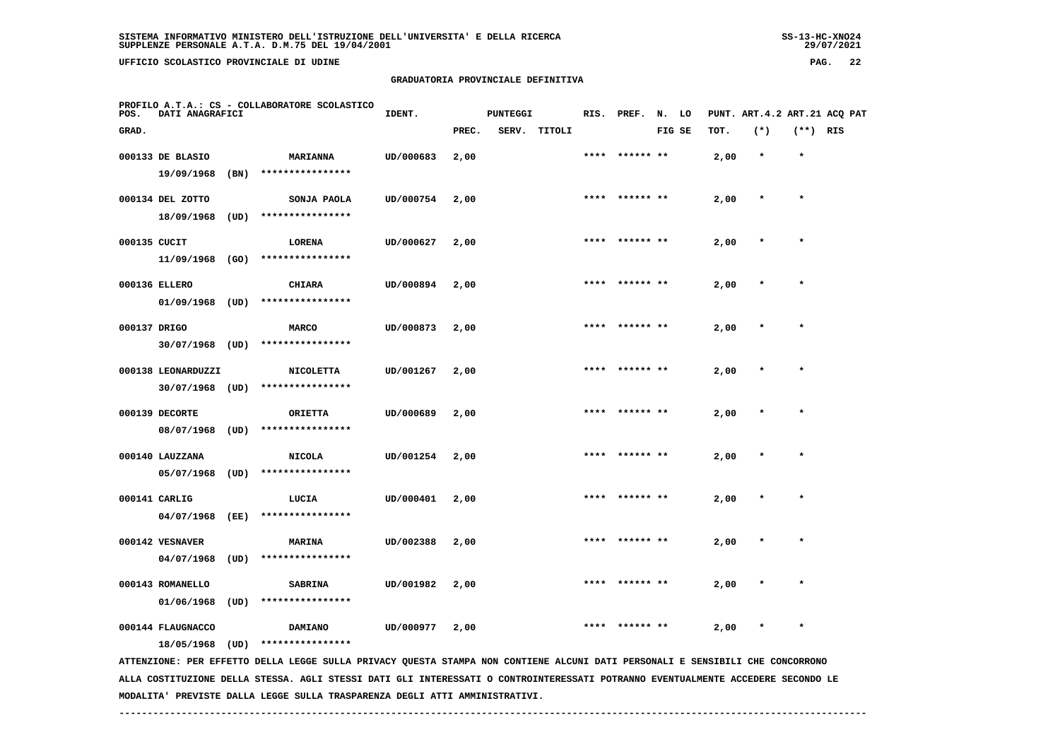SISTEMA INFORMATIVO MINISTERO DELL'ISTRUZIONE DELL'UNIVERSITA' E DELLA RICERCA
SUPPLENZE PERSONALE A.T.A. D.M.75 DEL 19/04/2001

UFFICIO SCOLASTICO PROVINCIALE DI UDINE

## GRADUATORIA PROVINCIALE DEFINITIVA

PROFILO A.T.A.: CS - COLLABORATORE SCOLASTICO

| POS. GRAD. | DATI ANAGRAFICI | | IDENT. | PUNTEGGI PREC. | SERV. | TITOLI | RIS. | PREF. | N. LO FIG SE | PUNT. ART.4.2 TOT. | (*) | ART.21 ACQ PAT (**) RIS |
|---|---|---|---|---|---|---|---|---|---|---|---|---|
| 000133 | DE BLASIO 19/09/1968 (BN) | MARIANNA **************** | UD/000683 | 2,00 | | | **** | ****** ** | | 2,00 | * | * |
| 000134 | DEL ZOTTO 18/09/1968 (UD) | SONJA PAOLA **************** | UD/000754 | 2,00 | | | **** | ****** ** | | 2,00 | * | * |
| 000135 | CUCIT 11/09/1968 (GO) | LORENA **************** | UD/000627 | 2,00 | | | **** | ****** ** | | 2,00 | * | * |
| 000136 | ELLERO 01/09/1968 (UD) | CHIARA **************** | UD/000894 | 2,00 | | | **** | ****** ** | | 2,00 | * | * |
| 000137 | DRIGO 30/07/1968 (UD) | MARCO **************** | UD/000873 | 2,00 | | | **** | ****** ** | | 2,00 | * | * |
| 000138 | LEONARDUZZI 30/07/1968 (UD) | NICOLETTA **************** | UD/001267 | 2,00 | | | **** | ****** ** | | 2,00 | * | * |
| 000139 | DECORTE 08/07/1968 (UD) | ORIETTA **************** | UD/000689 | 2,00 | | | **** | ****** ** | | 2,00 | * | * |
| 000140 | LAUZZANA 05/07/1968 (UD) | NICOLA **************** | UD/001254 | 2,00 | | | **** | ****** ** | | 2,00 | * | * |
| 000141 | CARLIG 04/07/1968 (EE) | LUCIA **************** | UD/000401 | 2,00 | | | **** | ****** ** | | 2,00 | * | * |
| 000142 | VESNAVER 04/07/1968 (UD) | MARINA **************** | UD/002388 | 2,00 | | | **** | ****** ** | | 2,00 | * | * |
| 000143 | ROMANELLO 01/06/1968 (UD) | SABRINA **************** | UD/001982 | 2,00 | | | **** | ****** ** | | 2,00 | * | * |
| 000144 | FLAUGNACCO 18/05/1968 (UD) | DAMIANO **************** | UD/000977 | 2,00 | | | **** | ****** ** | | 2,00 | * | * |

ATTENZIONE: PER EFFETTO DELLA LEGGE SULLA PRIVACY QUESTA STAMPA NON CONTIENE ALCUNI DATI PERSONALI E SENSIBILI CHE CONCORRONO ALLA COSTITUZIONE DELLA STESSA. AGLI STESSI DATI GLI INTERESSATI O CONTROINTERESSATI POTRANNO EVENTUALMENTE ACCEDERE SECONDO LE MODALITA' PREVISTE DALLA LEGGE SULLA TRASPARENZA DEGLI ATTI AMMINISTRATIVI.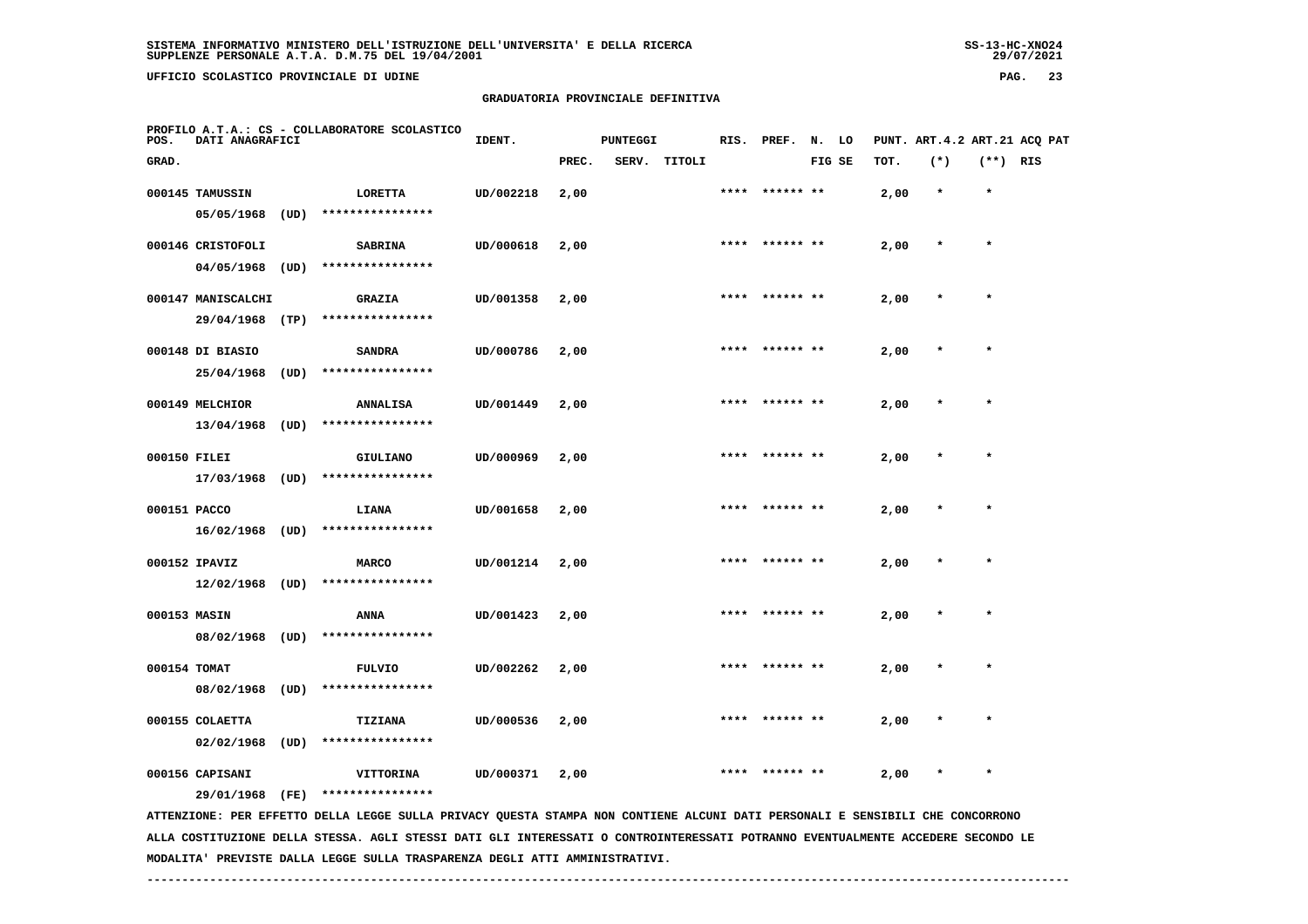GRADUATORIA PROVINCIALE DEFINITIVA

PROFILO A.T.A.: CS - COLLABORATORE SCOLASTICO

| POS. GRAD. | DATI ANAGRAFICI | | IDENT. | PUNTEGGI PREC. | SERV. | TITOLI | RIS. | PREF. | N. FIG | LO SE | PUNT. TOT. | ART.4.2 (*) | ART.21 (**) | ACQ RIS | PAT |
|---|---|---|---|---|---|---|---|---|---|---|---|---|---|---|---|
| 000145 | TAMUSSIN 05/05/1968 (UD) | LORETTA **************** | UD/002218 | 2,00 | | | **** | ****** | ** | | 2,00 | * | * | | |
| 000146 | CRISTOFOLI 04/05/1968 (UD) | SABRINA **************** | UD/000618 | 2,00 | | | **** | ****** | ** | | 2,00 | * | * | | |
| 000147 | MANISCALCHI 29/04/1968 (TP) | GRAZIA **************** | UD/001358 | 2,00 | | | **** | ****** | ** | | 2,00 | * | * | | |
| 000148 | DI BIASIO 25/04/1968 (UD) | SANDRA **************** | UD/000786 | 2,00 | | | **** | ****** | ** | | 2,00 | * | * | | |
| 000149 | MELCHIOR 13/04/1968 (UD) | ANNALISA **************** | UD/001449 | 2,00 | | | **** | ****** | ** | | 2,00 | * | * | | |
| 000150 | FILEI 17/03/1968 (UD) | GIULIANO **************** | UD/000969 | 2,00 | | | **** | ****** | ** | | 2,00 | * | * | | |
| 000151 | PACCO 16/02/1968 (UD) | LIANA **************** | UD/001658 | 2,00 | | | **** | ****** | ** | | 2,00 | * | * | | |
| 000152 | IPAVIZ 12/02/1968 (UD) | MARCO **************** | UD/001214 | 2,00 | | | **** | ****** | ** | | 2,00 | * | * | | |
| 000153 | MASIN 08/02/1968 (UD) | ANNA **************** | UD/001423 | 2,00 | | | **** | ****** | ** | | 2,00 | * | * | | |
| 000154 | TOMAT 08/02/1968 (UD) | FULVIO **************** | UD/002262 | 2,00 | | | **** | ****** | ** | | 2,00 | * | * | | |
| 000155 | COLAETTA 02/02/1968 (UD) | TIZIANA **************** | UD/000536 | 2,00 | | | **** | ****** | ** | | 2,00 | * | * | | |
| 000156 | CAPISANI 29/01/1968 (FE) | VITTORINA **************** | UD/000371 | 2,00 | | | **** | ****** | ** | | 2,00 | * | * | | |

ATTENZIONE: PER EFFETTO DELLA LEGGE SULLA PRIVACY QUESTA STAMPA NON CONTIENE ALCUNI DATI PERSONALI E SENSIBILI CHE CONCORRONO ALLA COSTITUZIONE DELLA STESSA. AGLI STESSI DATI GLI INTERESSATI O CONTROINTERESSATI POTRANNO EVENTUALMENTE ACCEDERE SECONDO LE MODALITA' PREVISTE DALLA LEGGE SULLA TRASPARENZA DEGLI ATTI AMMINISTRATIVI.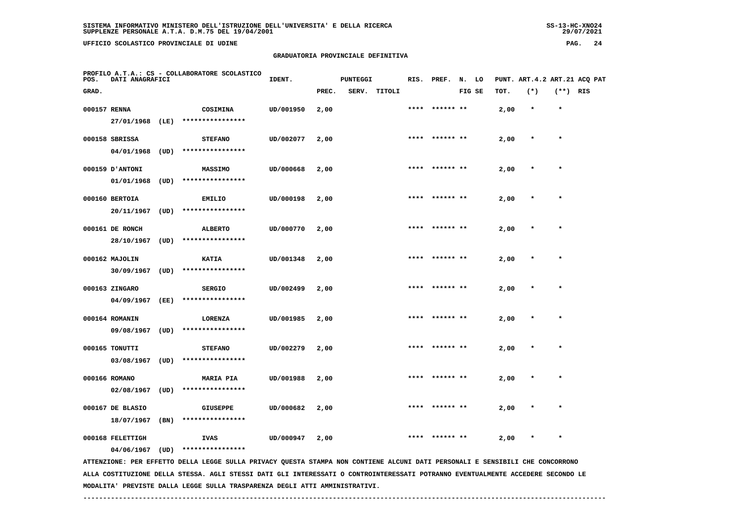GRADUATORIA PROVINCIALE DEFINITIVA

PROFILO A.T.A.: CS - COLLABORATORE SCOLASTICO

| POS. GRAD. | DATI ANAGRAFICI | | IDENT. | PUNTEGGI PREC. | SERV. | TITOLI | RIS. | PREF. | N. FIG | LO SE | PUNT. TOT. | ART.4.2 (*) | ART.21 (**) | ACQ PAT RIS |
|---|---|---|---|---|---|---|---|---|---|---|---|---|---|---|
| 000157 | RENNA 27/01/1968 (LE) | COSIMINA **************** | UD/001950 | 2,00 | | | **** | ****** | ** | | 2,00 | * | * | |
| 000158 | SBRISSA 04/01/1968 (UD) | STEFANO **************** | UD/002077 | 2,00 | | | **** | ****** | ** | | 2,00 | * | * | |
| 000159 | D'ANTONI 01/01/1968 (UD) | MASSIMO **************** | UD/000668 | 2,00 | | | **** | ****** | ** | | 2,00 | * | * | |
| 000160 | BERTOIA 20/11/1967 (UD) | EMILIO **************** | UD/000198 | 2,00 | | | **** | ****** | ** | | 2,00 | * | * | |
| 000161 | DE RONCH 28/10/1967 (UD) | ALBERTO **************** | UD/000770 | 2,00 | | | **** | ****** | ** | | 2,00 | * | * | |
| 000162 | MAJOLIN 30/09/1967 (UD) | KATIA **************** | UD/001348 | 2,00 | | | **** | ****** | ** | | 2,00 | * | * | |
| 000163 | ZINGARO 04/09/1967 (EE) | SERGIO **************** | UD/002499 | 2,00 | | | **** | ****** | ** | | 2,00 | * | * | |
| 000164 | ROMANIN 09/08/1967 (UD) | LORENZA **************** | UD/001985 | 2,00 | | | **** | ****** | ** | | 2,00 | * | * | |
| 000165 | TONUTTI 03/08/1967 (UD) | STEFANO **************** | UD/002279 | 2,00 | | | **** | ****** | ** | | 2,00 | * | * | |
| 000166 | ROMANO 02/08/1967 (UD) | MARIA PIA **************** | UD/001988 | 2,00 | | | **** | ****** | ** | | 2,00 | * | * | |
| 000167 | DE BLASIO 18/07/1967 (BN) | GIUSEPPE **************** | UD/000682 | 2,00 | | | **** | ****** | ** | | 2,00 | * | * | |
| 000168 | FELETTIGH 04/06/1967 (UD) | IVAS **************** | UD/000947 | 2,00 | | | **** | ****** | ** | | 2,00 | * | * | |

ATTENZIONE: PER EFFETTO DELLA LEGGE SULLA PRIVACY QUESTA STAMPA NON CONTIENE ALCUNI DATI PERSONALI E SENSIBILI CHE CONCORRONO ALLA COSTITUZIONE DELLA STESSA. AGLI STESSI DATI GLI INTERESSATI O CONTROINTERESSATI POTRANNO EVENTUALMENTE ACCEDERE SECONDO LE MODALITA' PREVISTE DALLA LEGGE SULLA TRASPARENZA DEGLI ATTI AMMINISTRATIVI.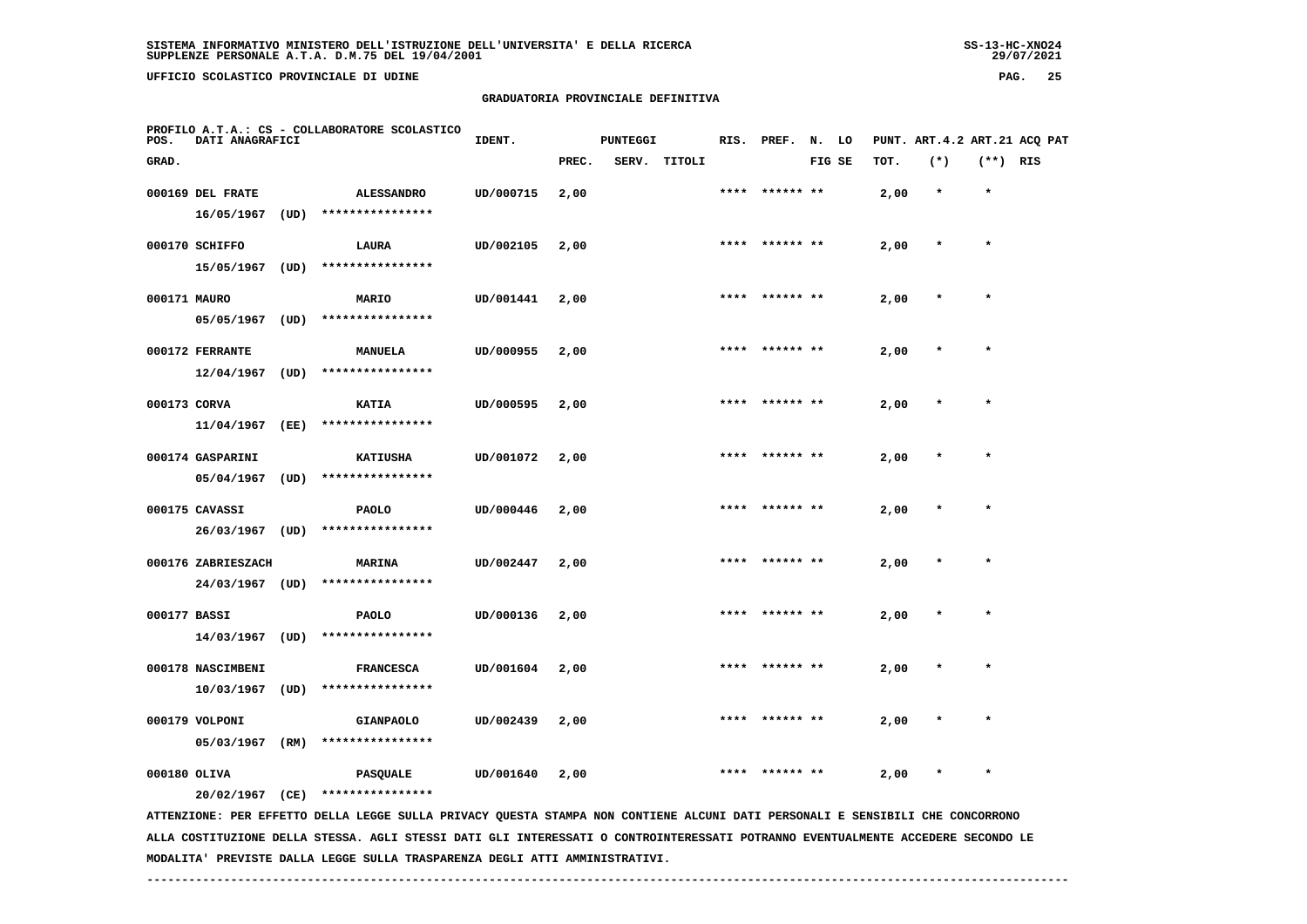SISTEMA INFORMATIVO MINISTERO DELL'ISTRUZIONE DELL'UNIVERSITA' E DELLA RICERCA
SUPPLENZE PERSONALE A.T.A. D.M.75 DEL 19/04/2001

UFFICIO SCOLASTICO PROVINCIALE DI UDINE

GRADUATORIA PROVINCIALE DEFINITIVA

PROFILO A.T.A.: CS - COLLABORATORE SCOLASTICO

| POS. GRAD. | DATI ANAGRAFICI | | IDENT. | PUNTEGGI PREC. | SERV. | TITOLI | RIS. | PREF. | N. FIG | LO SE | PUNT. TOT. | ART.4.2 (*) | ART.21 (**) | ACQ PAT RIS |
|---|---|---|---|---|---|---|---|---|---|---|---|---|---|---|
| 000169 | DEL FRATE 16/05/1967 (UD) | ALESSANDRO **************** | UD/000715 | 2,00 | | | **** | ****** | ** | | 2,00 | * | * | |
| 000170 | SCHIFFO 15/05/1967 (UD) | LAURA **************** | UD/002105 | 2,00 | | | **** | ****** | ** | | 2,00 | * | * | |
| 000171 | MAURO 05/05/1967 (UD) | MARIO **************** | UD/001441 | 2,00 | | | **** | ****** | ** | | 2,00 | * | * | |
| 000172 | FERRANTE 12/04/1967 (UD) | MANUELA **************** | UD/000955 | 2,00 | | | **** | ****** | ** | | 2,00 | * | * | |
| 000173 | CORVA 11/04/1967 (EE) | KATIA **************** | UD/000595 | 2,00 | | | **** | ****** | ** | | 2,00 | * | * | |
| 000174 | GASPARINI 05/04/1967 (UD) | KATIUSHA **************** | UD/001072 | 2,00 | | | **** | ****** | ** | | 2,00 | * | * | |
| 000175 | CAVASSI 26/03/1967 (UD) | PAOLO **************** | UD/000446 | 2,00 | | | **** | ****** | ** | | 2,00 | * | * | |
| 000176 | ZABRIESZACH 24/03/1967 (UD) | MARINA **************** | UD/002447 | 2,00 | | | **** | ****** | ** | | 2,00 | * | * | |
| 000177 | BASSI 14/03/1967 (UD) | PAOLO **************** | UD/000136 | 2,00 | | | **** | ****** | ** | | 2,00 | * | * | |
| 000178 | NASCIMBENI 10/03/1967 (UD) | FRANCESCA **************** | UD/001604 | 2,00 | | | **** | ****** | ** | | 2,00 | * | * | |
| 000179 | VOLPONI 05/03/1967 (RM) | GIANPAOLO **************** | UD/002439 | 2,00 | | | **** | ****** | ** | | 2,00 | * | * | |
| 000180 | OLIVA 20/02/1967 (CE) | PASQUALE **************** | UD/001640 | 2,00 | | | **** | ****** | ** | | 2,00 | * | * | |

ATTENZIONE: PER EFFETTO DELLA LEGGE SULLA PRIVACY QUESTA STAMPA NON CONTIENE ALCUNI DATI PERSONALI E SENSIBILI CHE CONCORRONO ALLA COSTITUZIONE DELLA STESSA. AGLI STESSI DATI GLI INTERESSATI O CONTROINTERESSATI POTRANNO EVENTUALMENTE ACCEDERE SECONDO LE MODALITA' PREVISTE DALLA LEGGE SULLA TRASPARENZA DEGLI ATTI AMMINISTRATIVI.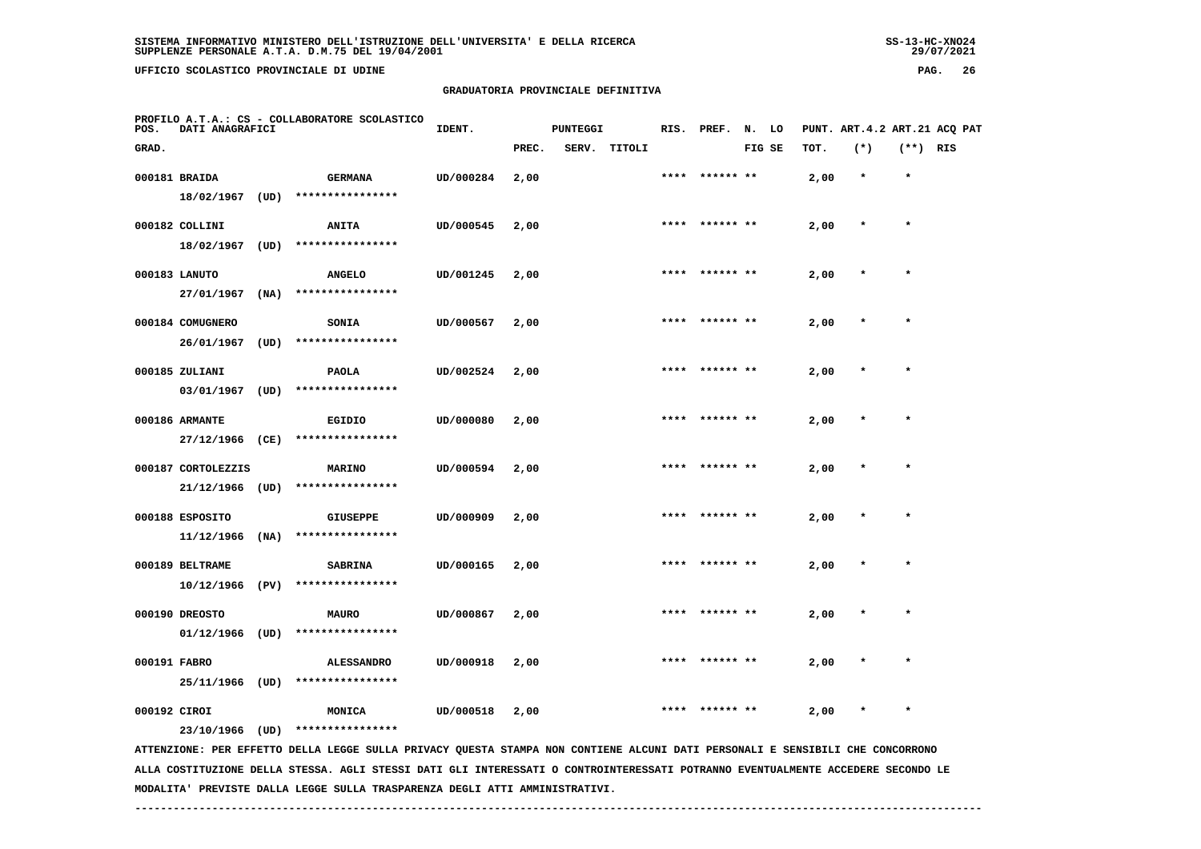SISTEMA INFORMATIVO MINISTERO DELL'ISTRUZIONE DELL'UNIVERSITA' E DELLA RICERCA
SUPPLENZE PERSONALE A.T.A. D.M.75 DEL 19/04/2001

UFFICIO SCOLASTICO PROVINCIALE DI UDINE

GRADUATORIA PROVINCIALE DEFINITIVA

PROFILO A.T.A.: CS - COLLABORATORE SCOLASTICO

| POS. GRAD. | DATI ANAGRAFICI | | IDENT. | PUNTEGGI PREC. | SERV. | TITOLI | RIS. | PREF. | N. LO FIG SE | PUNT. TOT. | ART.4.2 (*) | ART.21 (**) | ACQ PAT RIS |
|---|---|---|---|---|---|---|---|---|---|---|---|---|---|
| 000181 | BRAIDA 18/02/1967 (UD) | GERMANA **************** | UD/000284 | 2,00 | | | **** | ****** ** | | 2,00 | * | * | |
| 000182 | COLLINI 18/02/1967 (UD) | ANITA **************** | UD/000545 | 2,00 | | | **** | ****** ** | | 2,00 | * | * | |
| 000183 | LANUTO 27/01/1967 (NA) | ANGELO **************** | UD/001245 | 2,00 | | | **** | ****** ** | | 2,00 | * | * | |
| 000184 | COMUGNERO 26/01/1967 (UD) | SONIA **************** | UD/000567 | 2,00 | | | **** | ****** ** | | 2,00 | * | * | |
| 000185 | ZULIANI 03/01/1967 (UD) | PAOLA **************** | UD/002524 | 2,00 | | | **** | ****** ** | | 2,00 | * | * | |
| 000186 | ARMANTE 27/12/1966 (CE) | EGIDIO **************** | UD/000080 | 2,00 | | | **** | ****** ** | | 2,00 | * | * | |
| 000187 | CORTOLEZZIS 21/12/1966 (UD) | MARINO **************** | UD/000594 | 2,00 | | | **** | ****** ** | | 2,00 | * | * | |
| 000188 | ESPOSITO 11/12/1966 (NA) | GIUSEPPE **************** | UD/000909 | 2,00 | | | **** | ****** ** | | 2,00 | * | * | |
| 000189 | BELTRAME 10/12/1966 (PV) | SABRINA **************** | UD/000165 | 2,00 | | | **** | ****** ** | | 2,00 | * | * | |
| 000190 | DREOSTO 01/12/1966 (UD) | MAURO **************** | UD/000867 | 2,00 | | | **** | ****** ** | | 2,00 | * | * | |
| 000191 | FABRO 25/11/1966 (UD) | ALESSANDRO **************** | UD/000918 | 2,00 | | | **** | ****** ** | | 2,00 | * | * | |
| 000192 | CIROI 23/10/1966 (UD) | MONICA **************** | UD/000518 | 2,00 | | | **** | ****** ** | | 2,00 | * | * | |

ATTENZIONE: PER EFFETTO DELLA LEGGE SULLA PRIVACY QUESTA STAMPA NON CONTIENE ALCUNI DATI PERSONALI E SENSIBILI CHE CONCORRONO ALLA COSTITUZIONE DELLA STESSA. AGLI STESSI DATI GLI INTERESSATI O CONTROINTERESSATI POTRANNO EVENTUALMENTE ACCEDERE SECONDO LE MODALITA' PREVISTE DALLA LEGGE SULLA TRASPARENZA DEGLI ATTI AMMINISTRATIVI.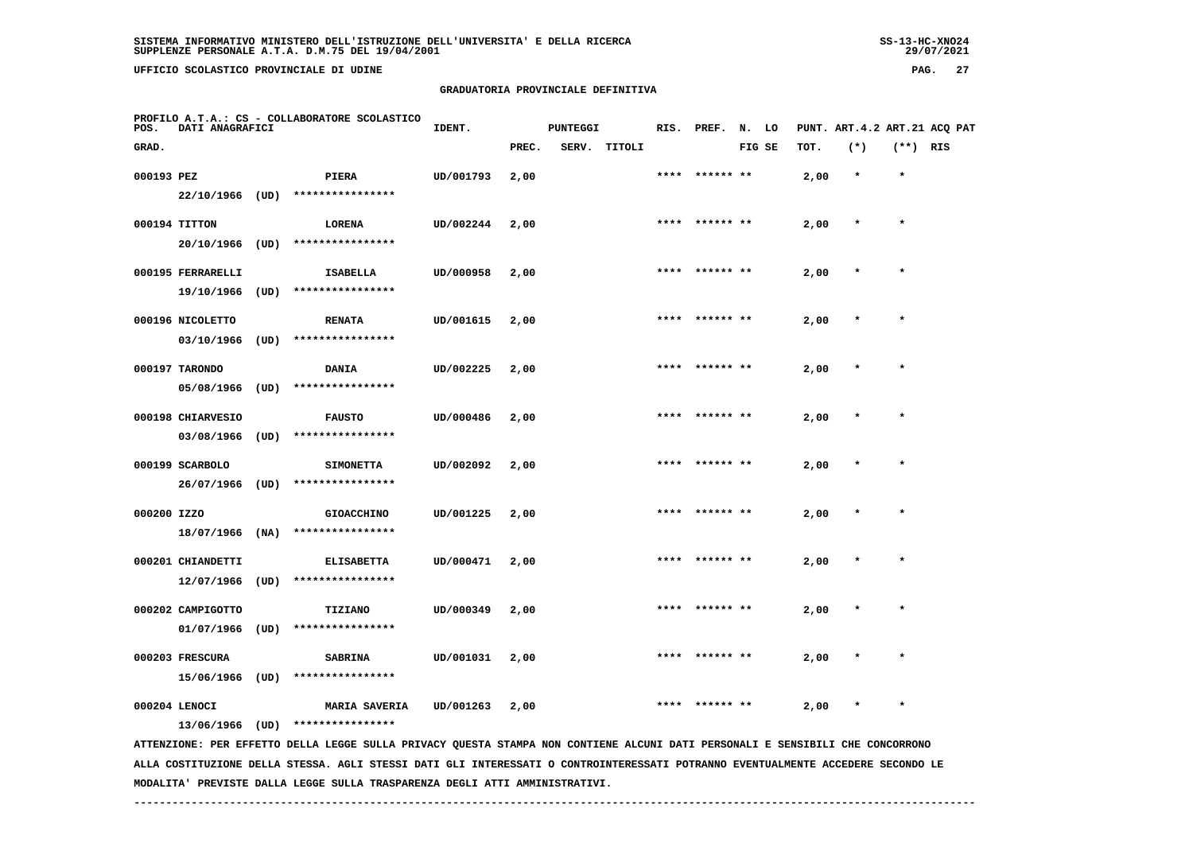SISTEMA INFORMATIVO MINISTERO DELL'ISTRUZIONE DELL'UNIVERSITA' E DELLA RICERCA
SUPPLENZE PERSONALE A.T.A. D.M.75 DEL 19/04/2001

UFFICIO SCOLASTICO PROVINCIALE DI UDINE

## GRADUATORIA PROVINCIALE DEFINITIVA

PROFILO A.T.A.: CS - COLLABORATORE SCOLASTICO

| POS. GRAD. | DATI ANAGRAFICI | | IDENT. | PUNTEGGI PREC. | SERV. | TITOLI | RIS. | PREF. | N. LO FIG SE | PUNT. TOT. | ART.4.2 (*) | ART.21 (**) | ACQ PAT RIS |
|---|---|---|---|---|---|---|---|---|---|---|---|---|---|
| 000193 | PEZ 22/10/1966 (UD) | PIERA **************** | UD/001793 | 2,00 | | | **** | ****** ** | | 2,00 | * | * | |
| 000194 | TITTON 20/10/1966 (UD) | LORENA **************** | UD/002244 | 2,00 | | | **** | ****** ** | | 2,00 | * | * | |
| 000195 | FERRARELLI 19/10/1966 (UD) | ISABELLA **************** | UD/000958 | 2,00 | | | **** | ****** ** | | 2,00 | * | * | |
| 000196 | NICOLETTO 03/10/1966 (UD) | RENATA **************** | UD/001615 | 2,00 | | | **** | ****** ** | | 2,00 | * | * | |
| 000197 | TARONDO 05/08/1966 (UD) | DANIA **************** | UD/002225 | 2,00 | | | **** | ****** ** | | 2,00 | * | * | |
| 000198 | CHIARVESIO 03/08/1966 (UD) | FAUSTO **************** | UD/000486 | 2,00 | | | **** | ****** ** | | 2,00 | * | * | |
| 000199 | SCARBOLO 26/07/1966 (UD) | SIMONETTA **************** | UD/002092 | 2,00 | | | **** | ****** ** | | 2,00 | * | * | |
| 000200 | IZZO 18/07/1966 (NA) | GIOACCHINO **************** | UD/001225 | 2,00 | | | **** | ****** ** | | 2,00 | * | * | |
| 000201 | CHIANDETTI 12/07/1966 (UD) | ELISABETTA **************** | UD/000471 | 2,00 | | | **** | ****** ** | | 2,00 | * | * | |
| 000202 | CAMPIGOTTO 01/07/1966 (UD) | TIZIANO **************** | UD/000349 | 2,00 | | | **** | ****** ** | | 2,00 | * | * | |
| 000203 | FRESCURA 15/06/1966 (UD) | SABRINA **************** | UD/001031 | 2,00 | | | **** | ****** ** | | 2,00 | * | * | |
| 000204 | LENOCI 13/06/1966 (UD) | MARIA SAVERIA **************** | UD/001263 | 2,00 | | | **** | ****** ** | | 2,00 | * | * | |

ATTENZIONE: PER EFFETTO DELLA LEGGE SULLA PRIVACY QUESTA STAMPA NON CONTIENE ALCUNI DATI PERSONALI E SENSIBILI CHE CONCORRONO ALLA COSTITUZIONE DELLA STESSA. AGLI STESSI DATI GLI INTERESSATI O CONTROINTERESSATI POTRANNO EVENTUALMENTE ACCEDERE SECONDO LE MODALITA' PREVISTE DALLA LEGGE SULLA TRASPARENZA DEGLI ATTI AMMINISTRATIVI.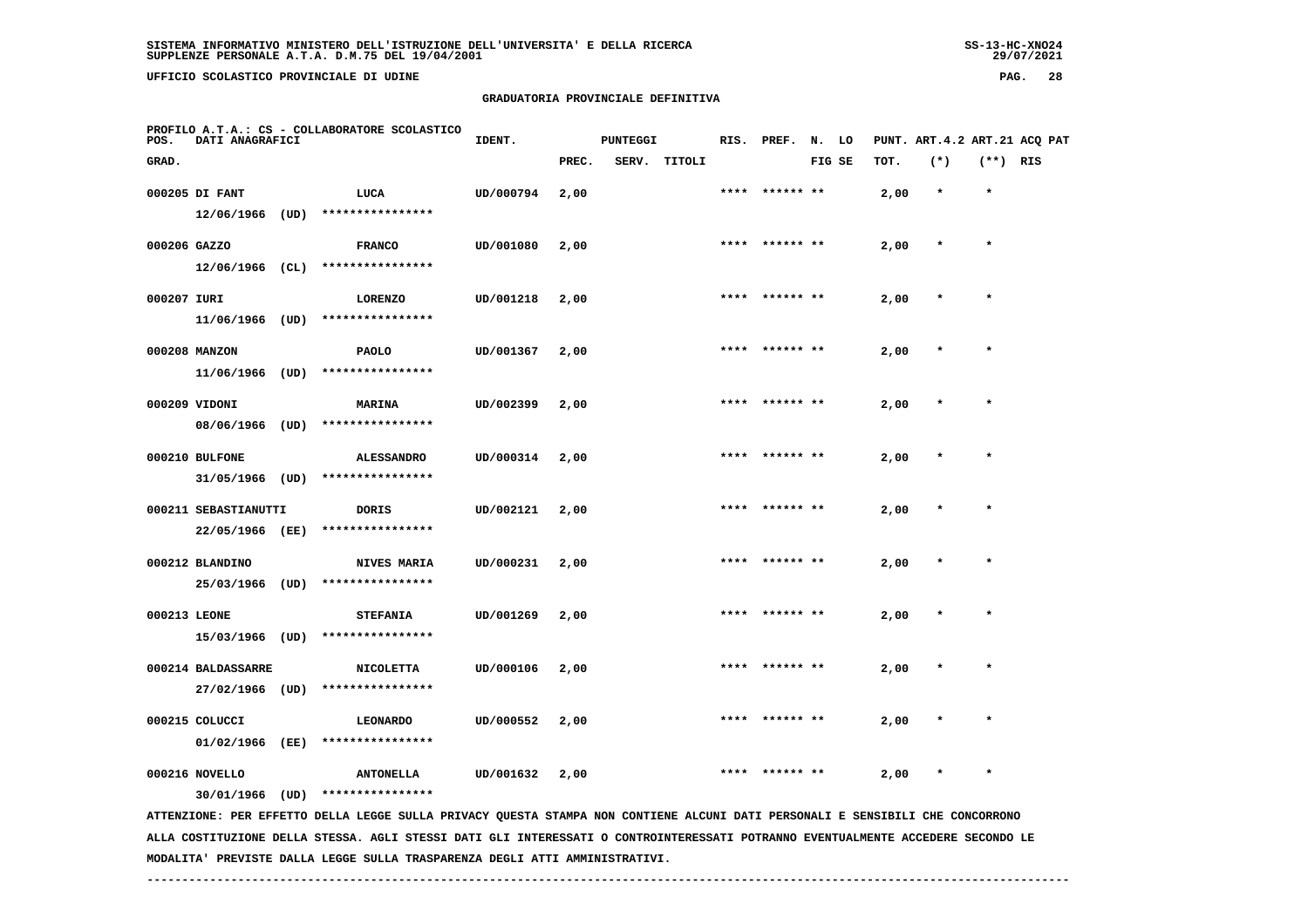SISTEMA INFORMATIVO MINISTERO DELL'ISTRUZIONE DELL'UNIVERSITA' E DELLA RICERCA
SUPPLENZE PERSONALE A.T.A. D.M.75 DEL 19/04/2001

UFFICIO SCOLASTICO PROVINCIALE DI UDINE

GRADUATORIA PROVINCIALE DEFINITIVA

PROFILO A.T.A.: CS - COLLABORATORE SCOLASTICO

| POS. GRAD. | DATI ANAGRAFICI | | IDENT. | PUNTEGGI PREC. | SERV. | TITOLI | RIS. | PREF. | N. LO FIG SE | PUNT. ART.4.2 TOT. | (*) | ART.21 (**) | ACQ PAT RIS |
|---|---|---|---|---|---|---|---|---|---|---|---|---|---|
| 000205 | DI FANT 12/06/1966 (UD) | LUCA **************** | UD/000794 | 2,00 | | | **** | ****** ** | | 2,00 | * | * | |
| 000206 | GAZZO 12/06/1966 (CL) | FRANCO **************** | UD/001080 | 2,00 | | | **** | ****** ** | | 2,00 | * | * | |
| 000207 | IURI 11/06/1966 (UD) | LORENZO **************** | UD/001218 | 2,00 | | | **** | ****** ** | | 2,00 | * | * | |
| 000208 | MANZON 11/06/1966 (UD) | PAOLO **************** | UD/001367 | 2,00 | | | **** | ****** ** | | 2,00 | * | * | |
| 000209 | VIDONI 08/06/1966 (UD) | MARINA **************** | UD/002399 | 2,00 | | | **** | ****** ** | | 2,00 | * | * | |
| 000210 | BULFONE 31/05/1966 (UD) | ALESSANDRO **************** | UD/000314 | 2,00 | | | **** | ****** ** | | 2,00 | * | * | |
| 000211 | SEBASTIANUTTI 22/05/1966 (EE) | DORIS **************** | UD/002121 | 2,00 | | | **** | ****** ** | | 2,00 | * | * | |
| 000212 | BLANDINO 25/03/1966 (UD) | NIVES MARIA **************** | UD/000231 | 2,00 | | | **** | ****** ** | | 2,00 | * | * | |
| 000213 | LEONE 15/03/1966 (UD) | STEFANIA **************** | UD/001269 | 2,00 | | | **** | ****** ** | | 2,00 | * | * | |
| 000214 | BALDASSARRE 27/02/1966 (UD) | NICOLETTA **************** | UD/000106 | 2,00 | | | **** | ****** ** | | 2,00 | * | * | |
| 000215 | COLUCCI 01/02/1966 (EE) | LEONARDO **************** | UD/000552 | 2,00 | | | **** | ****** ** | | 2,00 | * | * | |
| 000216 | NOVELLO 30/01/1966 (UD) | ANTONELLA **************** | UD/001632 | 2,00 | | | **** | ****** ** | | 2,00 | * | * | |

ATTENZIONE: PER EFFETTO DELLA LEGGE SULLA PRIVACY QUESTA STAMPA NON CONTIENE ALCUNI DATI PERSONALI E SENSIBILI CHE CONCORRONO ALLA COSTITUZIONE DELLA STESSA. AGLI STESSI DATI GLI INTERESSATI O CONTROINTERESSATI POTRANNO EVENTUALMENTE ACCEDERE SECONDO LE MODALITA' PREVISTE DALLA LEGGE SULLA TRASPARENZA DEGLI ATTI AMMINISTRATIVI.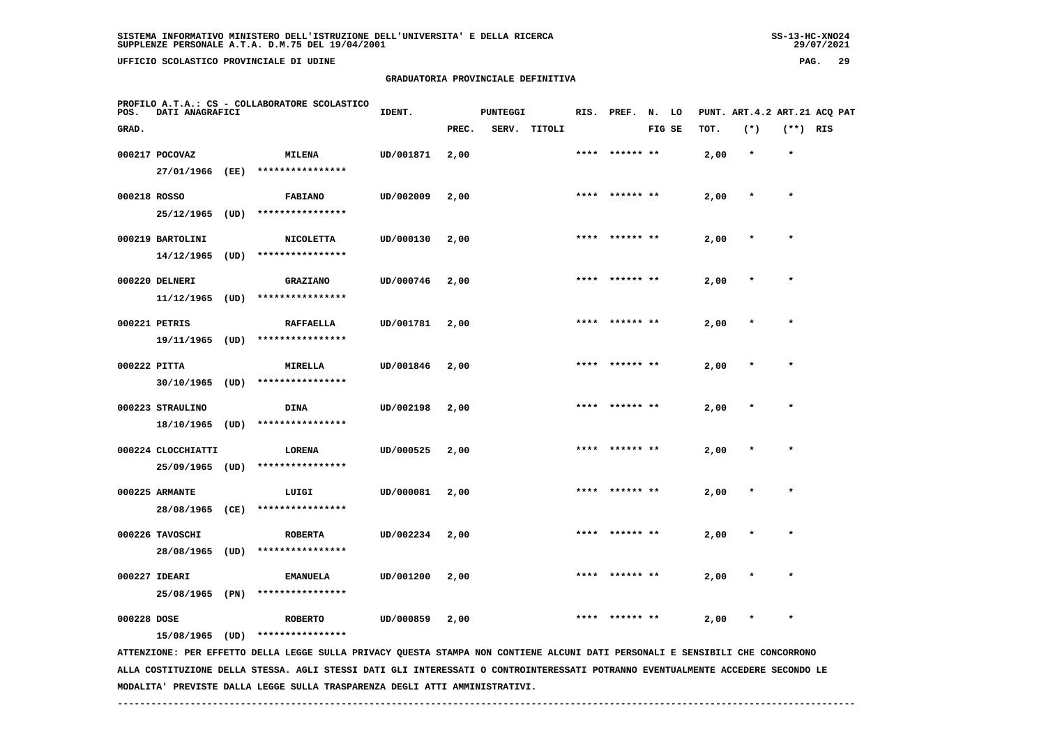SISTEMA INFORMATIVO MINISTERO DELL'ISTRUZIONE DELL'UNIVERSITA' E DELLA RICERCA
SUPPLENZE PERSONALE A.T.A. D.M.75 DEL 19/04/2001

UFFICIO SCOLASTICO PROVINCIALE DI UDINE

GRADUATORIA PROVINCIALE DEFINITIVA

PROFILO A.T.A.: CS - COLLABORATORE SCOLASTICO

| POS. GRAD. | DATI ANAGRAFICI | | IDENT. | PUNTEGGI PREC. | SERV. | TITOLI | RIS. | PREF. | N. LO FIG SE | PUNT. TOT. | ART.4.2 (*) | ART.21 (**) | ACQ PAT RIS |
|---|---|---|---|---|---|---|---|---|---|---|---|---|---|
| 000217 | POCOVAZ 27/01/1966 (EE) | MILENA **************** | UD/001871 | 2,00 | | | **** | ****** ** | | 2,00 | * | * | |
| 000218 | ROSSO 25/12/1965 (UD) | FABIANO **************** | UD/002009 | 2,00 | | | **** | ****** ** | | 2,00 | * | * | |
| 000219 | BARTOLINI 14/12/1965 (UD) | NICOLETTA **************** | UD/000130 | 2,00 | | | **** | ****** ** | | 2,00 | * | * | |
| 000220 | DELNERI 11/12/1965 (UD) | GRAZIANO **************** | UD/000746 | 2,00 | | | **** | ****** ** | | 2,00 | * | * | |
| 000221 | PETRIS 19/11/1965 (UD) | RAFFAELLA **************** | UD/001781 | 2,00 | | | **** | ****** ** | | 2,00 | * | * | |
| 000222 | PITTA 30/10/1965 (UD) | MIRELLA **************** | UD/001846 | 2,00 | | | **** | ****** ** | | 2,00 | * | * | |
| 000223 | STRAULINO 18/10/1965 (UD) | DINA **************** | UD/002198 | 2,00 | | | **** | ****** ** | | 2,00 | * | * | |
| 000224 | CLOCCHIATTI 25/09/1965 (UD) | LORENA **************** | UD/000525 | 2,00 | | | **** | ****** ** | | 2,00 | * | * | |
| 000225 | ARMANTE 28/08/1965 (CE) | LUIGI **************** | UD/000081 | 2,00 | | | **** | ****** ** | | 2,00 | * | * | |
| 000226 | TAVOSCHI 28/08/1965 (UD) | ROBERTA **************** | UD/002234 | 2,00 | | | **** | ****** ** | | 2,00 | * | * | |
| 000227 | IDEARI 25/08/1965 (PN) | EMANUELA **************** | UD/001200 | 2,00 | | | **** | ****** ** | | 2,00 | * | * | |
| 000228 | DOSE 15/08/1965 (UD) | ROBERTO **************** | UD/000859 | 2,00 | | | **** | ****** ** | | 2,00 | * | * | |

ATTENZIONE: PER EFFETTO DELLA LEGGE SULLA PRIVACY QUESTA STAMPA NON CONTIENE ALCUNI DATI PERSONALI E SENSIBILI CHE CONCORRONO ALLA COSTITUZIONE DELLA STESSA. AGLI STESSI DATI GLI INTERESSATI O CONTROINTERESSATI POTRANNO EVENTUALMENTE ACCEDERE SECONDO LE MODALITA' PREVISTE DALLA LEGGE SULLA TRASPARENZA DEGLI ATTI AMMINISTRATIVI.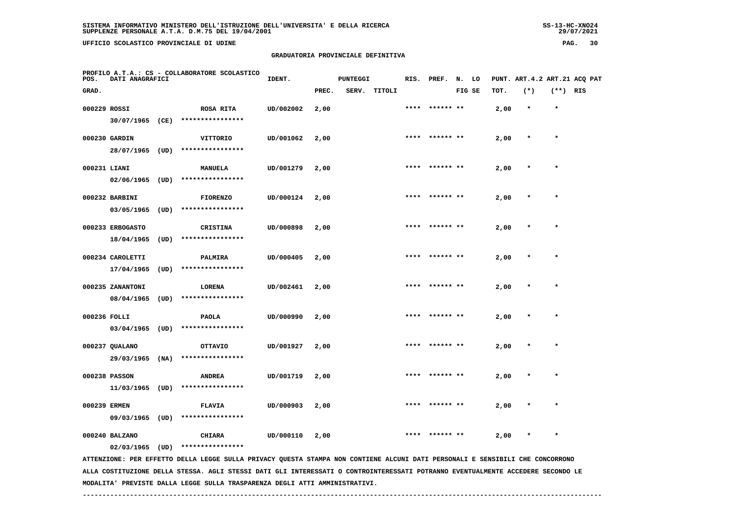SISTEMA INFORMATIVO MINISTERO DELL'ISTRUZIONE DELL'UNIVERSITA' E DELLA RICERCA
SUPPLENZE PERSONALE A.T.A. D.M.75 DEL 19/04/2001

UFFICIO SCOLASTICO PROVINCIALE DI UDINE

GRADUATORIA PROVINCIALE DEFINITIVA

PROFILO A.T.A.: CS - COLLABORATORE SCOLASTICO

| POS. GRAD. | DATI ANAGRAFICI | | IDENT. | PUNTEGGI PREC. | SERV. | TITOLI | RIS. | PREF. | N. LO FIG SE | PUNT. TOT. | ART.4.2 (*) | ART.21 (**) | ACQ PAT RIS |
|---|---|---|---|---|---|---|---|---|---|---|---|---|---|
| 000229 | ROSSI 30/07/1965 (CE) | ROSA RITA **************** | UD/002002 | 2,00 | | | **** | ****** ** | | 2,00 | * | * | |
| 000230 | GARDIN 28/07/1965 (UD) | VITTORIO **************** | UD/001062 | 2,00 | | | **** | ****** ** | | 2,00 | * | * | |
| 000231 | LIANI 02/06/1965 (UD) | MANUELA **************** | UD/001279 | 2,00 | | | **** | ****** ** | | 2,00 | * | * | |
| 000232 | BARBINI 03/05/1965 (UD) | FIORENZO **************** | UD/000124 | 2,00 | | | **** | ****** ** | | 2,00 | * | * | |
| 000233 | ERBOGASTO 18/04/1965 (UD) | CRISTINA **************** | UD/000898 | 2,00 | | | **** | ****** ** | | 2,00 | * | * | |
| 000234 | CAROLETTI 17/04/1965 (UD) | PALMIRA **************** | UD/000405 | 2,00 | | | **** | ****** ** | | 2,00 | * | * | |
| 000235 | ZANANTONI 08/04/1965 (UD) | LORENA **************** | UD/002461 | 2,00 | | | **** | ****** ** | | 2,00 | * | * | |
| 000236 | FOLLI 03/04/1965 (UD) | PAOLA **************** | UD/000990 | 2,00 | | | **** | ****** ** | | 2,00 | * | * | |
| 000237 | QUALANO 29/03/1965 (NA) | OTTAVIO **************** | UD/001927 | 2,00 | | | **** | ****** ** | | 2,00 | * | * | |
| 000238 | PASSON 11/03/1965 (UD) | ANDREA **************** | UD/001719 | 2,00 | | | **** | ****** ** | | 2,00 | * | * | |
| 000239 | ERMEN 09/03/1965 (UD) | FLAVIA **************** | UD/000903 | 2,00 | | | **** | ****** ** | | 2,00 | * | * | |
| 000240 | BALZANO 02/03/1965 (UD) | CHIARA **************** | UD/000110 | 2,00 | | | **** | ****** ** | | 2,00 | * | * | |

ATTENZIONE: PER EFFETTO DELLA LEGGE SULLA PRIVACY QUESTA STAMPA NON CONTIENE ALCUNI DATI PERSONALI E SENSIBILI CHE CONCORRONO ALLA COSTITUZIONE DELLA STESSA. AGLI STESSI DATI GLI INTERESSATI O CONTROINTERESSATI POTRANNO EVENTUALMENTE ACCEDERE SECONDO LE MODALITA' PREVISTE DALLA LEGGE SULLA TRASPARENZA DEGLI ATTI AMMINISTRATIVI.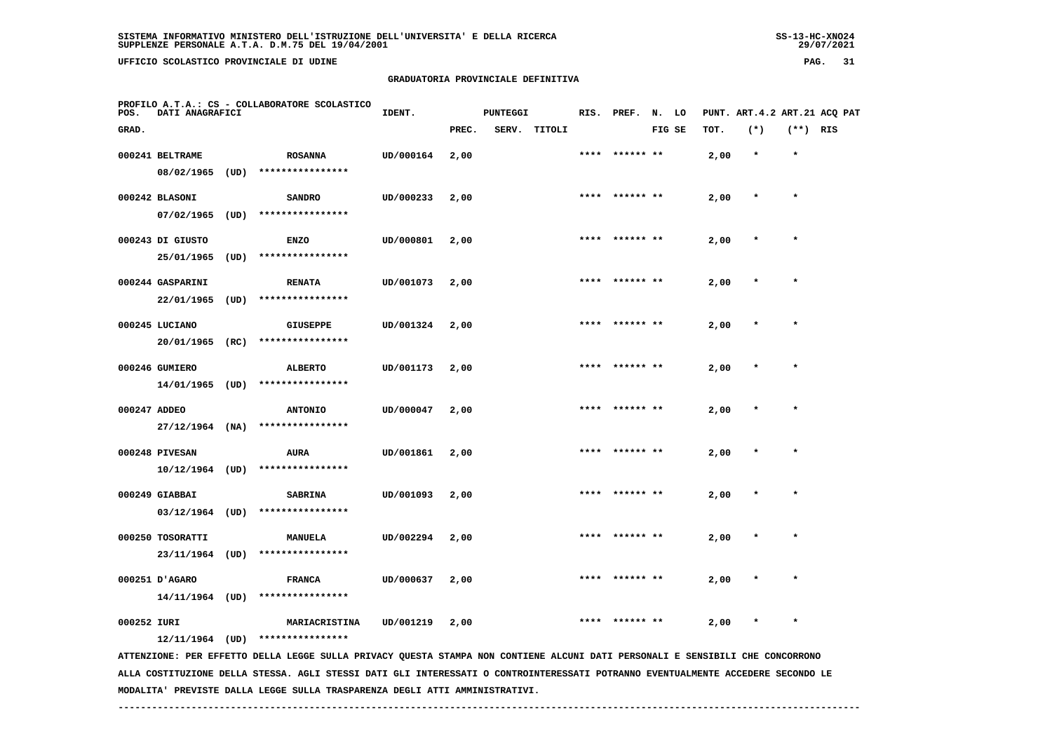SISTEMA INFORMATIVO MINISTERO DELL'ISTRUZIONE DELL'UNIVERSITA' E DELLA RICERCA
SUPPLENZE PERSONALE A.T.A. D.M.75 DEL 19/04/2001

UFFICIO SCOLASTICO PROVINCIALE DI UDINE

GRADUATORIA PROVINCIALE DEFINITIVA

PROFILO A.T.A.: CS - COLLABORATORE SCOLASTICO

| POS. GRAD. | DATI ANAGRAFICI | | IDENT. | PUNTEGGI PREC. | SERV. | TITOLI | RIS. | PREF. | N. FIG | LO SE | PUNT. TOT. | ART.4.2 (*) | ART.21 (**) | ACQ PAT RIS |
|---|---|---|---|---|---|---|---|---|---|---|---|---|---|---|
| 000241 | BELTRAME 08/02/1965 (UD) | ROSANNA **************** | UD/000164 | 2,00 | | | **** | ****** | ** | | 2,00 | * | * | |
| 000242 | BLASONI 07/02/1965 (UD) | SANDRO **************** | UD/000233 | 2,00 | | | **** | ****** | ** | | 2,00 | * | * | |
| 000243 | DI GIUSTO 25/01/1965 (UD) | ENZO **************** | UD/000801 | 2,00 | | | **** | ****** | ** | | 2,00 | * | * | |
| 000244 | GASPARINI 22/01/1965 (UD) | RENATA **************** | UD/001073 | 2,00 | | | **** | ****** | ** | | 2,00 | * | * | |
| 000245 | LUCIANO 20/01/1965 (RC) | GIUSEPPE **************** | UD/001324 | 2,00 | | | **** | ****** | ** | | 2,00 | * | * | |
| 000246 | GUMIERO 14/01/1965 (UD) | ALBERTO **************** | UD/001173 | 2,00 | | | **** | ****** | ** | | 2,00 | * | * | |
| 000247 | ADDEO 27/12/1964 (NA) | ANTONIO **************** | UD/000047 | 2,00 | | | **** | ****** | ** | | 2,00 | * | * | |
| 000248 | PIVESAN 10/12/1964 (UD) | AURA **************** | UD/001861 | 2,00 | | | **** | ****** | ** | | 2,00 | * | * | |
| 000249 | GIABBAI 03/12/1964 (UD) | SABRINA **************** | UD/001093 | 2,00 | | | **** | ****** | ** | | 2,00 | * | * | |
| 000250 | TOSORATTI 23/11/1964 (UD) | MANUELA **************** | UD/002294 | 2,00 | | | **** | ****** | ** | | 2,00 | * | * | |
| 000251 | D'AGARO 14/11/1964 (UD) | FRANCA **************** | UD/000637 | 2,00 | | | **** | ****** | ** | | 2,00 | * | * | |
| 000252 | IURI 12/11/1964 (UD) | MARIACRISTINA **************** | UD/001219 | 2,00 | | | **** | ****** | ** | | 2,00 | * | * | |

ATTENZIONE: PER EFFETTO DELLA LEGGE SULLA PRIVACY QUESTA STAMPA NON CONTIENE ALCUNI DATI PERSONALI E SENSIBILI CHE CONCORRONO ALLA COSTITUZIONE DELLA STESSA. AGLI STESSI DATI GLI INTERESSATI O CONTROINTERESSATI POTRANNO EVENTUALMENTE ACCEDERE SECONDO LE MODALITA' PREVISTE DALLA LEGGE SULLA TRASPARENZA DEGLI ATTI AMMINISTRATIVI.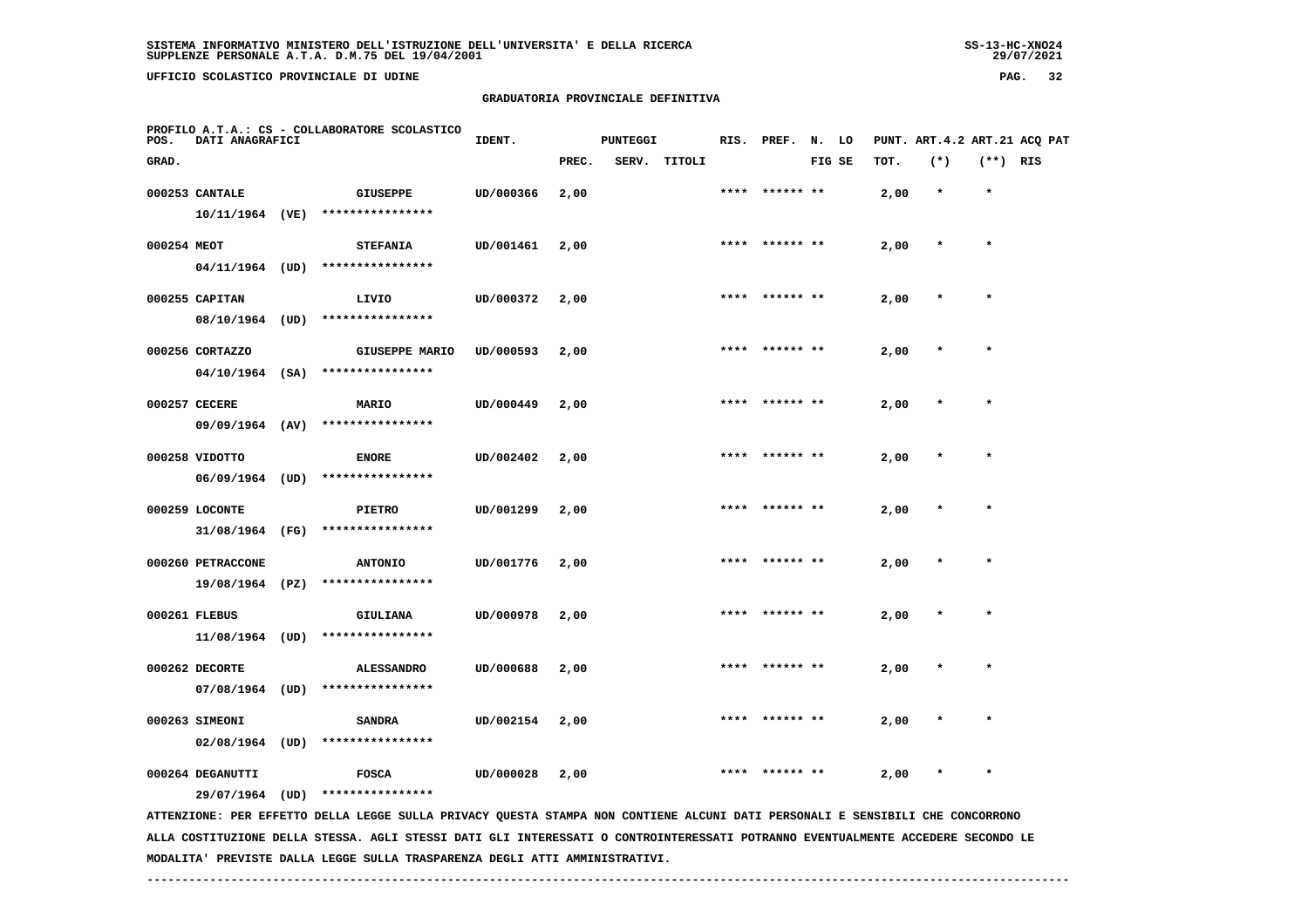GRADUATORIA PROVINCIALE DEFINITIVA

PROFILO A.T.A.: CS - COLLABORATORE SCOLASTICO

| POS. GRAD. | DATI ANAGRAFICI | | IDENT. | PUNTEGGI PREC. | SERV. | TITOLI | RIS. | PREF. | N. FIG | LO SE | PUNT. TOT. | ART.4.2 (*) | ART.21 (**) | ACQ PAT RIS |
|---|---|---|---|---|---|---|---|---|---|---|---|---|---|---|
| 000253 | CANTALE 10/11/1964 (VE) | GIUSEPPE **************** | UD/000366 | 2,00 | | | **** | ****** | ** | | 2,00 | * | * | |
| 000254 | MEOT 04/11/1964 (UD) | STEFANIA **************** | UD/001461 | 2,00 | | | **** | ****** | ** | | 2,00 | * | * | |
| 000255 | CAPITAN 08/10/1964 (UD) | LIVIO **************** | UD/000372 | 2,00 | | | **** | ****** | ** | | 2,00 | * | * | |
| 000256 | CORTAZZO 04/10/1964 (SA) | GIUSEPPE MARIO **************** | UD/000593 | 2,00 | | | **** | ****** | ** | | 2,00 | * | * | |
| 000257 | CECERE 09/09/1964 (AV) | MARIO **************** | UD/000449 | 2,00 | | | **** | ****** | ** | | 2,00 | * | * | |
| 000258 | VIDOTTO 06/09/1964 (UD) | ENORE **************** | UD/002402 | 2,00 | | | **** | ****** | ** | | 2,00 | * | * | |
| 000259 | LOCONTE 31/08/1964 (FG) | PIETRO **************** | UD/001299 | 2,00 | | | **** | ****** | ** | | 2,00 | * | * | |
| 000260 | PETRACCONE 19/08/1964 (PZ) | ANTONIO **************** | UD/001776 | 2,00 | | | **** | ****** | ** | | 2,00 | * | * | |
| 000261 | FLEBUS 11/08/1964 (UD) | GIULIANA **************** | UD/000978 | 2,00 | | | **** | ****** | ** | | 2,00 | * | * | |
| 000262 | DECORTE 07/08/1964 (UD) | ALESSANDRO **************** | UD/000688 | 2,00 | | | **** | ****** | ** | | 2,00 | * | * | |
| 000263 | SIMEONI 02/08/1964 (UD) | SANDRA **************** | UD/002154 | 2,00 | | | **** | ****** | ** | | 2,00 | * | * | |
| 000264 | DEGANUTTI 29/07/1964 (UD) | FOSCA **************** | UD/000028 | 2,00 | | | **** | ****** | ** | | 2,00 | * | * | |

ATTENZIONE: PER EFFETTO DELLA LEGGE SULLA PRIVACY QUESTA STAMPA NON CONTIENE ALCUNI DATI PERSONALI E SENSIBILI CHE CONCORRONO ALLA COSTITUZIONE DELLA STESSA. AGLI STESSI DATI GLI INTERESSATI O CONTROINTERESSATI POTRANNO EVENTUALMENTE ACCEDERE SECONDO LE MODALITA' PREVISTE DALLA LEGGE SULLA TRASPARENZA DEGLI ATTI AMMINISTRATIVI.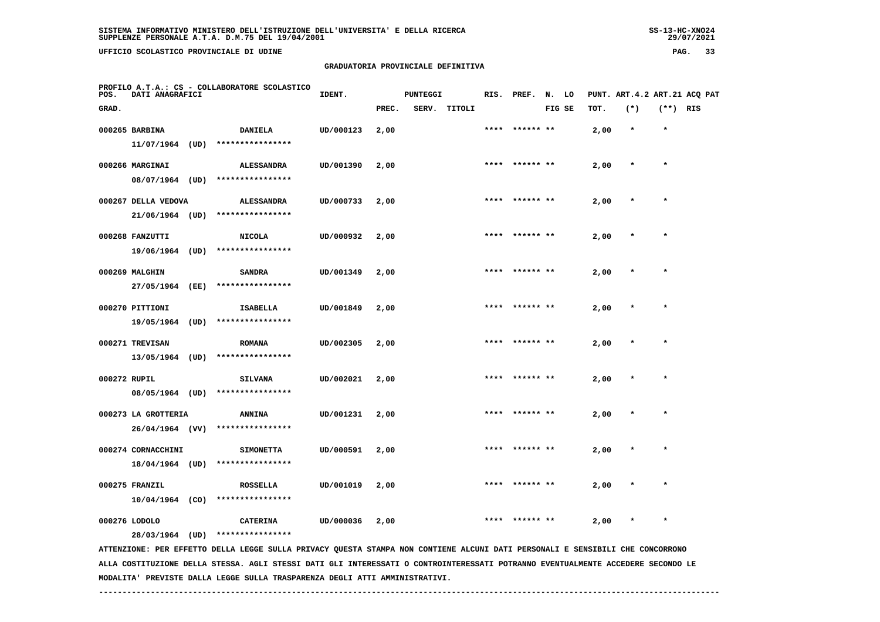GRADUATORIA PROVINCIALE DEFINITIVA

PROFILO A.T.A.: CS - COLLABORATORE SCOLASTICO

| POS. GRAD. | DATI ANAGRAFICI | | IDENT. | PUNTEGGI PREC. | SERV. | TITOLI | RIS. | PREF. | N. LO FIG SE | PUNT. TOT. | ART.4.2 (*) | ART.21 (**) | ACQ PAT RIS |
|---|---|---|---|---|---|---|---|---|---|---|---|---|---|
| 000265 | BARBINA 11/07/1964 (UD) | DANIELA **************** | UD/000123 | 2,00 | | | **** | ****** ** | | 2,00 | * | * | |
| 000266 | MARGINAI 08/07/1964 (UD) | ALESSANDRA **************** | UD/001390 | 2,00 | | | **** | ****** ** | | 2,00 | * | * | |
| 000267 | DELLA VEDOVA 21/06/1964 (UD) | ALESSANDRA **************** | UD/000733 | 2,00 | | | **** | ****** ** | | 2,00 | * | * | |
| 000268 | FANZUTTI 19/06/1964 (UD) | NICOLA **************** | UD/000932 | 2,00 | | | **** | ****** ** | | 2,00 | * | * | |
| 000269 | MALGHIN 27/05/1964 (EE) | SANDRA **************** | UD/001349 | 2,00 | | | **** | ****** ** | | 2,00 | * | * | |
| 000270 | PITTIONI 19/05/1964 (UD) | ISABELLA **************** | UD/001849 | 2,00 | | | **** | ****** ** | | 2,00 | * | * | |
| 000271 | TREVISAN 13/05/1964 (UD) | ROMANA **************** | UD/002305 | 2,00 | | | **** | ****** ** | | 2,00 | * | * | |
| 000272 | RUPIL 08/05/1964 (UD) | SILVANA **************** | UD/002021 | 2,00 | | | **** | ****** ** | | 2,00 | * | * | |
| 000273 | LA GROTTERIA 26/04/1964 (VV) | ANNINA **************** | UD/001231 | 2,00 | | | **** | ****** ** | | 2,00 | * | * | |
| 000274 | CORNACCHINI 18/04/1964 (UD) | SIMONETTA **************** | UD/000591 | 2,00 | | | **** | ****** ** | | 2,00 | * | * | |
| 000275 | FRANZIL 10/04/1964 (CO) | ROSSELLA **************** | UD/001019 | 2,00 | | | **** | ****** ** | | 2,00 | * | * | |
| 000276 | LODOLO 28/03/1964 (UD) | CATERINA **************** | UD/000036 | 2,00 | | | **** | ****** ** | | 2,00 | * | * | |

ATTENZIONE: PER EFFETTO DELLA LEGGE SULLA PRIVACY QUESTA STAMPA NON CONTIENE ALCUNI DATI PERSONALI E SENSIBILI CHE CONCORRONO ALLA COSTITUZIONE DELLA STESSA. AGLI STESSI DATI GLI INTERESSATI O CONTROINTERESSATI POTRANNO EVENTUALMENTE ACCEDERE SECONDO LE MODALITA' PREVISTE DALLA LEGGE SULLA TRASPARENZA DEGLI ATTI AMMINISTRATIVI.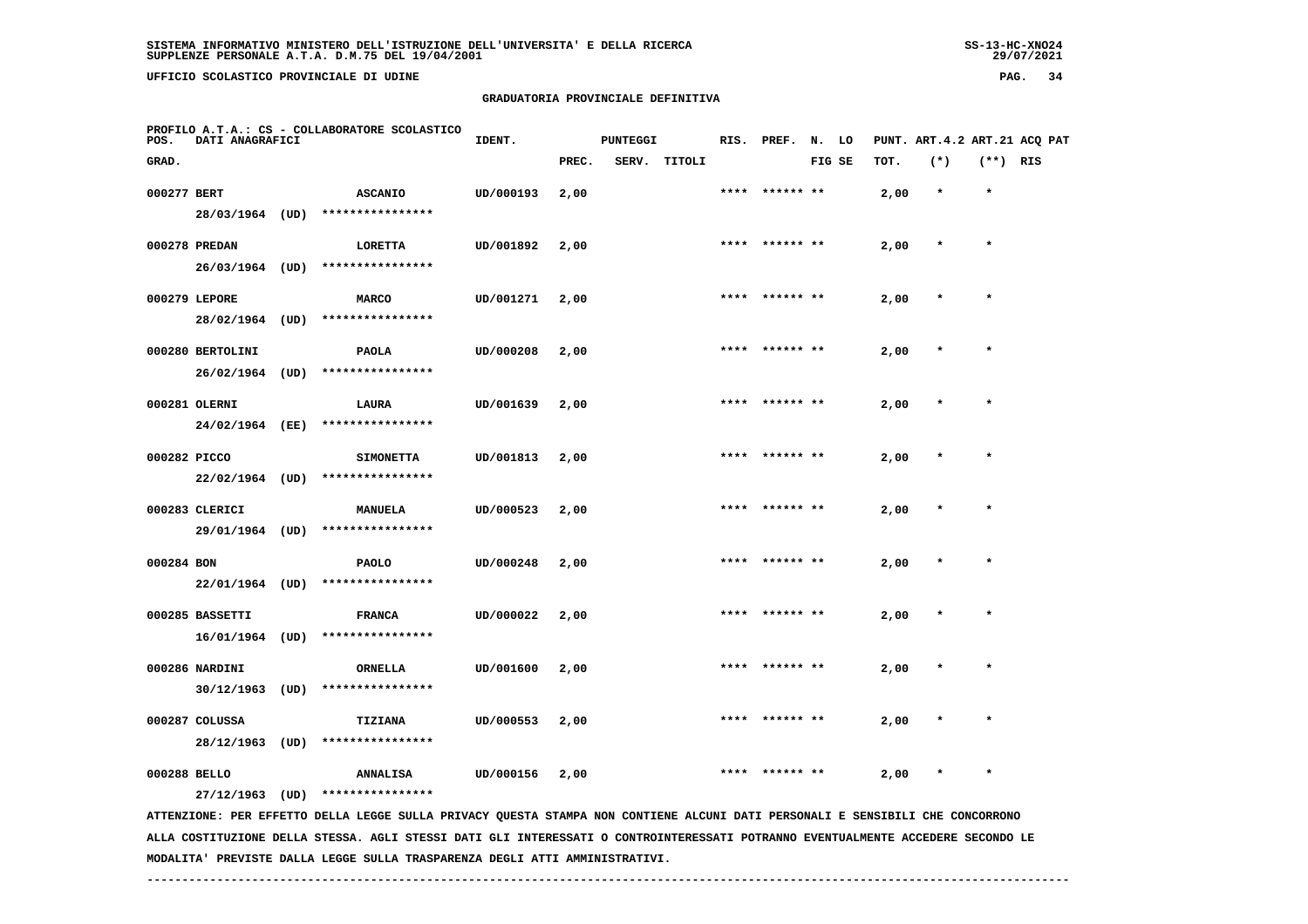**SISTEMA INFORMATIVO MINISTERO DELL'ISTRUZIONE DELL'UNIVERSITA' E DELLA RICERCA**
**SUPPLENZE PERSONALE A.T.A. D.M.75 DEL 19/04/2001**

**UFFICIO SCOLASTICO PROVINCIALE DI UDINE**

## GRADUATORIA PROVINCIALE DEFINITIVA

**PROFILO A.T.A.: CS - COLLABORATORE SCOLASTICO**

| POS. GRAD. | DATI ANAGRAFICI | | IDENT. | PUNTEGGI PREC. | SERV. | TITOLI | RIS. | PREF. | N. LO FIG SE | PUNT. TOT. | ART.4.2 (*) | ART.21 (**) | ACQ PAT RIS |
|---|---|---|---|---|---|---|---|---|---|---|---|---|---|
| 000277 | BERT | ASCANIO | UD/000193 | 2,00 | | | **** | ****** ** | | 2,00 | * | * | |
| | 28/03/1964 (UD) | **************** | | | | | | | | | | | |
| 000278 | PREDAN | LORETTA | UD/001892 | 2,00 | | | **** | ****** ** | | 2,00 | * | * | |
| | 26/03/1964 (UD) | **************** | | | | | | | | | | | |
| 000279 | LEPORE | MARCO | UD/001271 | 2,00 | | | **** | ****** ** | | 2,00 | * | * | |
| | 28/02/1964 (UD) | **************** | | | | | | | | | | | |
| 000280 | BERTOLINI | PAOLA | UD/000208 | 2,00 | | | **** | ****** ** | | 2,00 | * | * | |
| | 26/02/1964 (UD) | **************** | | | | | | | | | | | |
| 000281 | OLERNI | LAURA | UD/001639 | 2,00 | | | **** | ****** ** | | 2,00 | * | * | |
| | 24/02/1964 (EE) | **************** | | | | | | | | | | | |
| 000282 | PICCO | SIMONETTA | UD/001813 | 2,00 | | | **** | ****** ** | | 2,00 | * | * | |
| | 22/02/1964 (UD) | **************** | | | | | | | | | | | |
| 000283 | CLERICI | MANUELA | UD/000523 | 2,00 | | | **** | ****** ** | | 2,00 | * | * | |
| | 29/01/1964 (UD) | **************** | | | | | | | | | | | |
| 000284 | BON | PAOLO | UD/000248 | 2,00 | | | **** | ****** ** | | 2,00 | * | * | |
| | 22/01/1964 (UD) | **************** | | | | | | | | | | | |
| 000285 | BASSETTI | FRANCA | UD/000022 | 2,00 | | | **** | ****** ** | | 2,00 | * | * | |
| | 16/01/1964 (UD) | **************** | | | | | | | | | | | |
| 000286 | NARDINI | ORNELLA | UD/001600 | 2,00 | | | **** | ****** ** | | 2,00 | * | * | |
| | 30/12/1963 (UD) | **************** | | | | | | | | | | | |
| 000287 | COLUSSA | TIZIANA | UD/000553 | 2,00 | | | **** | ****** ** | | 2,00 | * | * | |
| | 28/12/1963 (UD) | **************** | | | | | | | | | | | |
| 000288 | BELLO | ANNALISA | UD/000156 | 2,00 | | | **** | ****** ** | | 2,00 | * | * | |
| | 27/12/1963 (UD) | **************** | | | | | | | | | | | |

ATTENZIONE: PER EFFETTO DELLA LEGGE SULLA PRIVACY QUESTA STAMPA NON CONTIENE ALCUNI DATI PERSONALI E SENSIBILI CHE CONCORRONO ALLA COSTITUZIONE DELLA STESSA. AGLI STESSI DATI GLI INTERESSATI O CONTROINTERESSATI POTRANNO EVENTUALMENTE ACCEDERE SECONDO LE MODALITA' PREVISTE DALLA LEGGE SULLA TRASPARENZA DEGLI ATTI AMMINISTRATIVI.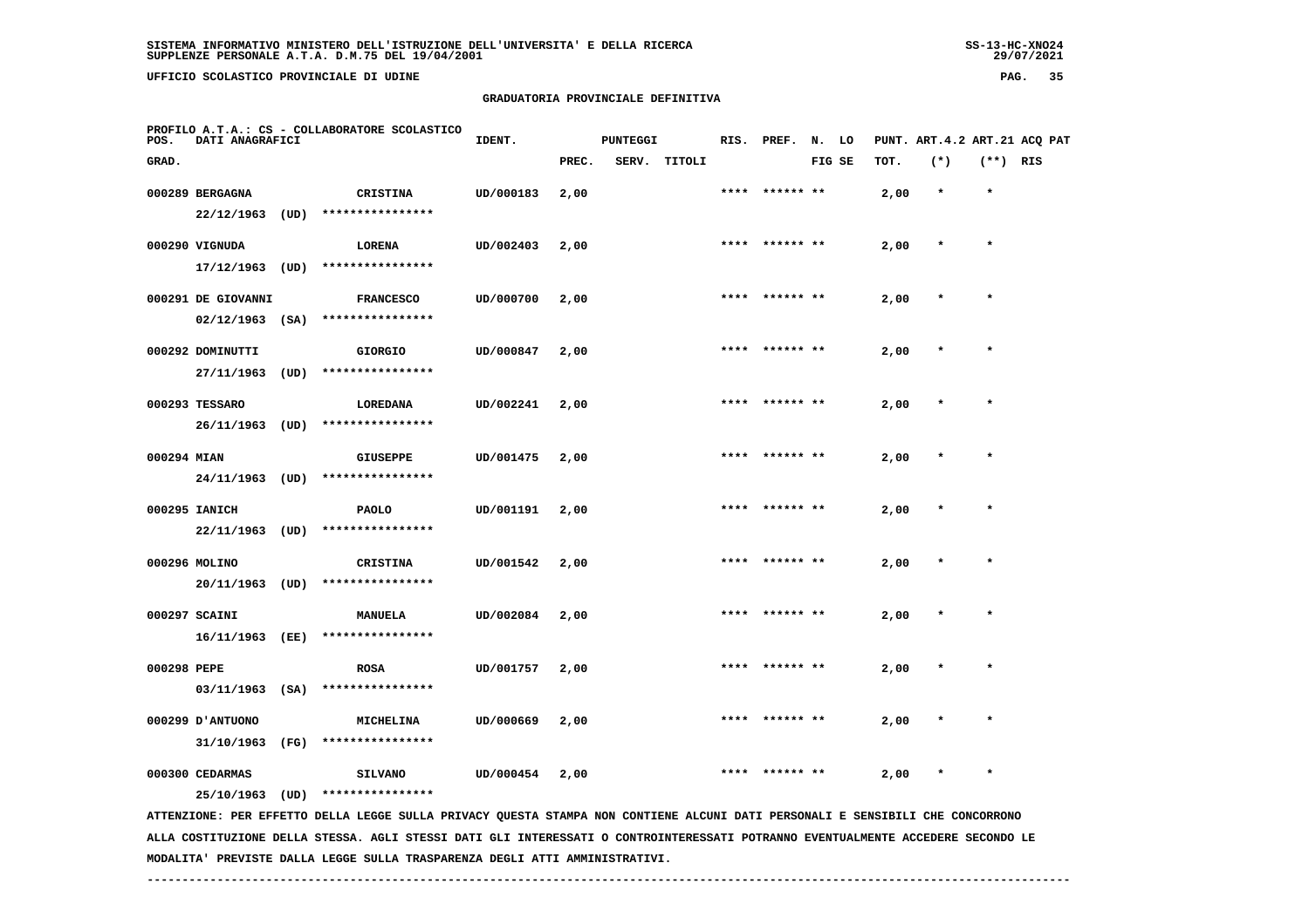## GRADUATORIA PROVINCIALE DEFINITIVA

PROFILO A.T.A.: CS - COLLABORATORE SCOLASTICO

| POS. GRAD. | DATI ANAGRAFICI | | IDENT. | PUNTEGGI PREC. | SERV. | TITOLI | RIS. | PREF. | N. FIG | LO SE | PUNT. TOT. | ART.4.2 (*) | ART.21 (**) | ACQ RIS | PAT |
|---|---|---|---|---|---|---|---|---|---|---|---|---|---|---|---|
| 000289 | BERGAGNA 22/12/1963 (UD) | CRISTINA **************** | UD/000183 | 2,00 | | | **** | ****** | ** | | 2,00 | * | * | | |
| 000290 | VIGNUDA 17/12/1963 (UD) | LORENA **************** | UD/002403 | 2,00 | | | **** | ****** | ** | | 2,00 | * | * | | |
| 000291 | DE GIOVANNI 02/12/1963 (SA) | FRANCESCO **************** | UD/000700 | 2,00 | | | **** | ****** | ** | | 2,00 | * | * | | |
| 000292 | DOMINUTTI 27/11/1963 (UD) | GIORGIO **************** | UD/000847 | 2,00 | | | **** | ****** | ** | | 2,00 | * | * | | |
| 000293 | TESSARO 26/11/1963 (UD) | LOREDANA **************** | UD/002241 | 2,00 | | | **** | ****** | ** | | 2,00 | * | * | | |
| 000294 | MIAN 24/11/1963 (UD) | GIUSEPPE **************** | UD/001475 | 2,00 | | | **** | ****** | ** | | 2,00 | * | * | | |
| 000295 | IANICH 22/11/1963 (UD) | PAOLO **************** | UD/001191 | 2,00 | | | **** | ****** | ** | | 2,00 | * | * | | |
| 000296 | MOLINO 20/11/1963 (UD) | CRISTINA **************** | UD/001542 | 2,00 | | | **** | ****** | ** | | 2,00 | * | * | | |
| 000297 | SCAINI 16/11/1963 (EE) | MANUELA **************** | UD/002084 | 2,00 | | | **** | ****** | ** | | 2,00 | * | * | | |
| 000298 | PEPE 03/11/1963 (SA) | ROSA **************** | UD/001757 | 2,00 | | | **** | ****** | ** | | 2,00 | * | * | | |
| 000299 | D'ANTUONO 31/10/1963 (FG) | MICHELINA **************** | UD/000669 | 2,00 | | | **** | ****** | ** | | 2,00 | * | * | | |
| 000300 | CEDARMAS 25/10/1963 (UD) | SILVANO **************** | UD/000454 | 2,00 | | | **** | ****** | ** | | 2,00 | * | * | | |

ATTENZIONE: PER EFFETTO DELLA LEGGE SULLA PRIVACY QUESTA STAMPA NON CONTIENE ALCUNI DATI PERSONALI E SENSIBILI CHE CONCORRONO ALLA COSTITUZIONE DELLA STESSA. AGLI STESSI DATI GLI INTERESSATI O CONTROINTERESSATI POTRANNO EVENTUALMENTE ACCEDERE SECONDO LE MODALITA' PREVISTE DALLA LEGGE SULLA TRASPARENZA DEGLI ATTI AMMINISTRATIVI.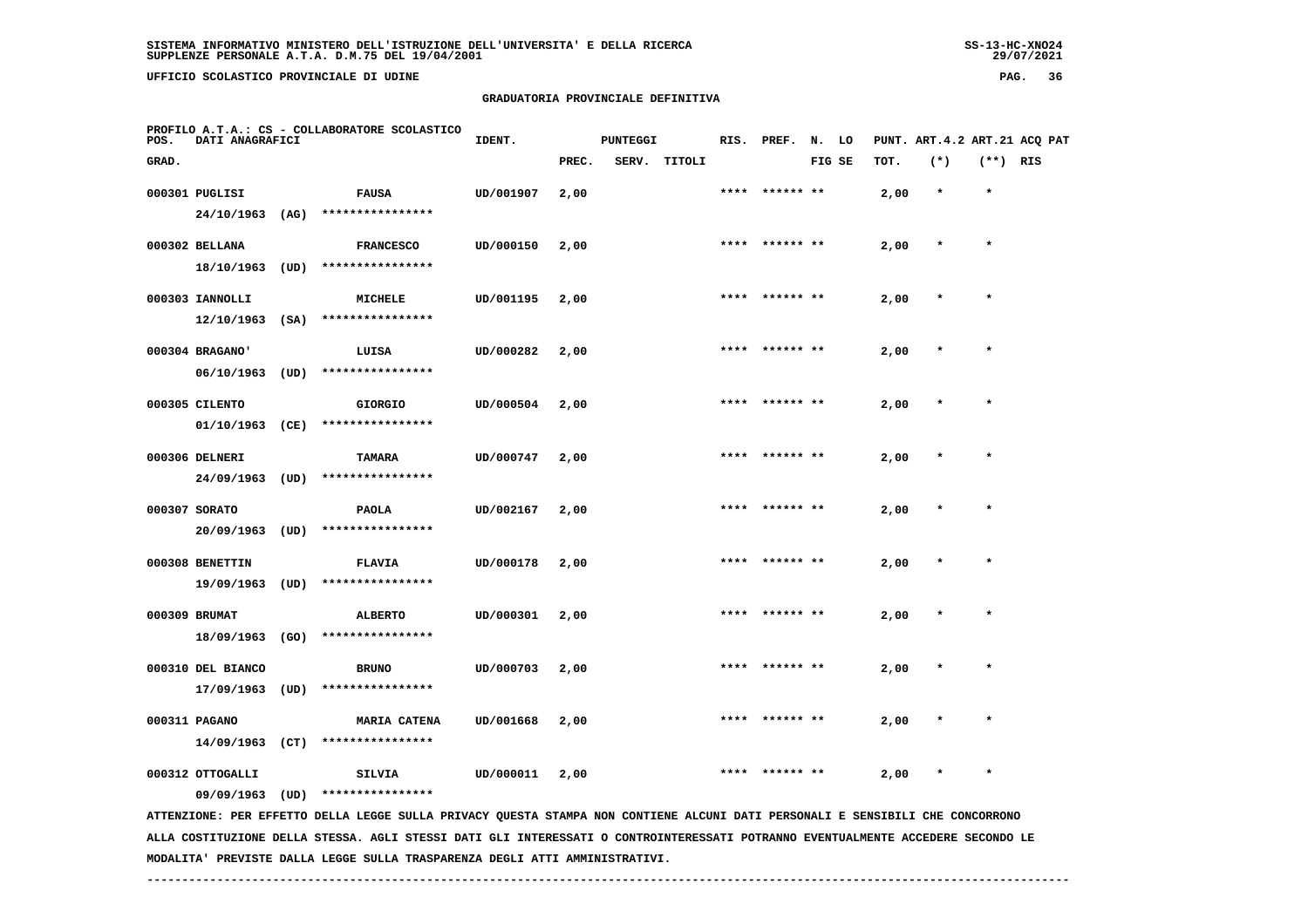**GRADUATORIA PROVINCIALE DEFINITIVA**

PROFILO A.T.A.: CS - COLLABORATORE SCOLASTICO

| POS. GRAD. | DATI ANAGRAFICI | | IDENT. | PUNTEGGI PREC. | SERV. | TITOLI | RIS. | PREF. | N. FIG | LO SE | PUNT. TOT. | ART.4.2 (*) | ART.21 (**) | ACQ PAT RIS |
|---|---|---|---|---|---|---|---|---|---|---|---|---|---|---|
| 000301 | PUGLISI 24/10/1963 (AG) | FAUSA **************** | UD/001907 | 2,00 | | | **** | ****** | ** | | 2,00 | * | * | |
| 000302 | BELLANA 18/10/1963 (UD) | FRANCESCO **************** | UD/000150 | 2,00 | | | **** | ****** | ** | | 2,00 | * | * | |
| 000303 | IANNOLLI 12/10/1963 (SA) | MICHELE **************** | UD/001195 | 2,00 | | | **** | ****** | ** | | 2,00 | * | * | |
| 000304 | BRAGANO' 06/10/1963 (UD) | LUISA **************** | UD/000282 | 2,00 | | | **** | ****** | ** | | 2,00 | * | * | |
| 000305 | CILENTO 01/10/1963 (CE) | GIORGIO **************** | UD/000504 | 2,00 | | | **** | ****** | ** | | 2,00 | * | * | |
| 000306 | DELNERI 24/09/1963 (UD) | TAMARA **************** | UD/000747 | 2,00 | | | **** | ****** | ** | | 2,00 | * | * | |
| 000307 | SORATO 20/09/1963 (UD) | PAOLA **************** | UD/002167 | 2,00 | | | **** | ****** | ** | | 2,00 | * | * | |
| 000308 | BENETTIN 19/09/1963 (UD) | FLAVIA **************** | UD/000178 | 2,00 | | | **** | ****** | ** | | 2,00 | * | * | |
| 000309 | BRUMAT 18/09/1963 (GO) | ALBERTO **************** | UD/000301 | 2,00 | | | **** | ****** | ** | | 2,00 | * | * | |
| 000310 | DEL BIANCO 17/09/1963 (UD) | BRUNO **************** | UD/000703 | 2,00 | | | **** | ****** | ** | | 2,00 | * | * | |
| 000311 | PAGANO 14/09/1963 (CT) | MARIA CATENA **************** | UD/001668 | 2,00 | | | **** | ****** | ** | | 2,00 | * | * | |
| 000312 | OTTOGALLI 09/09/1963 (UD) | SILVIA **************** | UD/000011 | 2,00 | | | **** | ****** | ** | | 2,00 | * | * | |

ATTENZIONE: PER EFFETTO DELLA LEGGE SULLA PRIVACY QUESTA STAMPA NON CONTIENE ALCUNI DATI PERSONALI E SENSIBILI CHE CONCORRONO ALLA COSTITUZIONE DELLA STESSA. AGLI STESSI DATI GLI INTERESSATI O CONTROINTERESSATI POTRANNO EVENTUALMENTE ACCEDERE SECONDO LE MODALITA' PREVISTE DALLA LEGGE SULLA TRASPARENZA DEGLI ATTI AMMINISTRATIVI.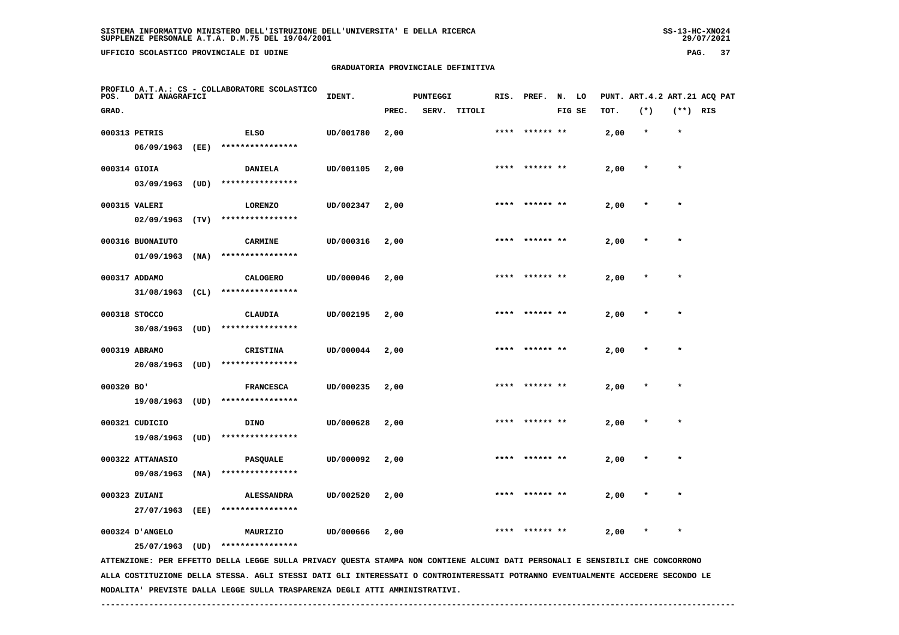SISTEMA INFORMATIVO MINISTERO DELL'ISTRUZIONE DELL'UNIVERSITA' E DELLA RICERCA
SUPPLENZE PERSONALE A.T.A. D.M.75 DEL 19/04/2001

UFFICIO SCOLASTICO PROVINCIALE DI UDINE

## GRADUATORIA PROVINCIALE DEFINITIVA

PROFILO A.T.A.: CS - COLLABORATORE SCOLASTICO

| POS. GRAD. | DATI ANAGRAFICI | | IDENT. | PUNTEGGI PREC. | SERV. | TITOLI | RIS. | PREF. | N. FIG | LO SE | PUNT. TOT. | ART.4.2 (*) | ART.21 (**) | ACQ PAT RIS |
|---|---|---|---|---|---|---|---|---|---|---|---|---|---|---|
| 000313 | PETRIS 06/09/1963 (EE) | ELSO **************** | UD/001780 | 2,00 | | | **** | ****** | ** | | 2,00 | * | * | |
| 000314 | GIOIA 03/09/1963 (UD) | DANIELA **************** | UD/001105 | 2,00 | | | **** | ****** | ** | | 2,00 | * | * | |
| 000315 | VALERI 02/09/1963 (TV) | LORENZO **************** | UD/002347 | 2,00 | | | **** | ****** | ** | | 2,00 | * | * | |
| 000316 | BUONAIUTO 01/09/1963 (NA) | CARMINE **************** | UD/000316 | 2,00 | | | **** | ****** | ** | | 2,00 | * | * | |
| 000317 | ADDAMO 31/08/1963 (CL) | CALOGERO **************** | UD/000046 | 2,00 | | | **** | ****** | ** | | 2,00 | * | * | |
| 000318 | STOCCO 30/08/1963 (UD) | CLAUDIA **************** | UD/002195 | 2,00 | | | **** | ****** | ** | | 2,00 | * | * | |
| 000319 | ABRAMO 20/08/1963 (UD) | CRISTINA **************** | UD/000044 | 2,00 | | | **** | ****** | ** | | 2,00 | * | * | |
| 000320 | BO' 19/08/1963 (UD) | FRANCESCA **************** | UD/000235 | 2,00 | | | **** | ****** | ** | | 2,00 | * | * | |
| 000321 | CUDICIO 19/08/1963 (UD) | DINO **************** | UD/000628 | 2,00 | | | **** | ****** | ** | | 2,00 | * | * | |
| 000322 | ATTANASIO 09/08/1963 (NA) | PASQUALE **************** | UD/000092 | 2,00 | | | **** | ****** | ** | | 2,00 | * | * | |
| 000323 | ZUIANI 27/07/1963 (EE) | ALESSANDRA **************** | UD/002520 | 2,00 | | | **** | ****** | ** | | 2,00 | * | * | |
| 000324 | D'ANGELO 25/07/1963 (UD) | MAURIZIO **************** | UD/000666 | 2,00 | | | **** | ****** | ** | | 2,00 | * | * | |

ATTENZIONE: PER EFFETTO DELLA LEGGE SULLA PRIVACY QUESTA STAMPA NON CONTIENE ALCUNI DATI PERSONALI E SENSIBILI CHE CONCORRONO ALLA COSTITUZIONE DELLA STESSA. AGLI STESSI DATI GLI INTERESSATI O CONTROINTERESSATI POTRANNO EVENTUALMENTE ACCEDERE SECONDO LE MODALITA' PREVISTE DALLA LEGGE SULLA TRASPARENZA DEGLI ATTI AMMINISTRATIVI.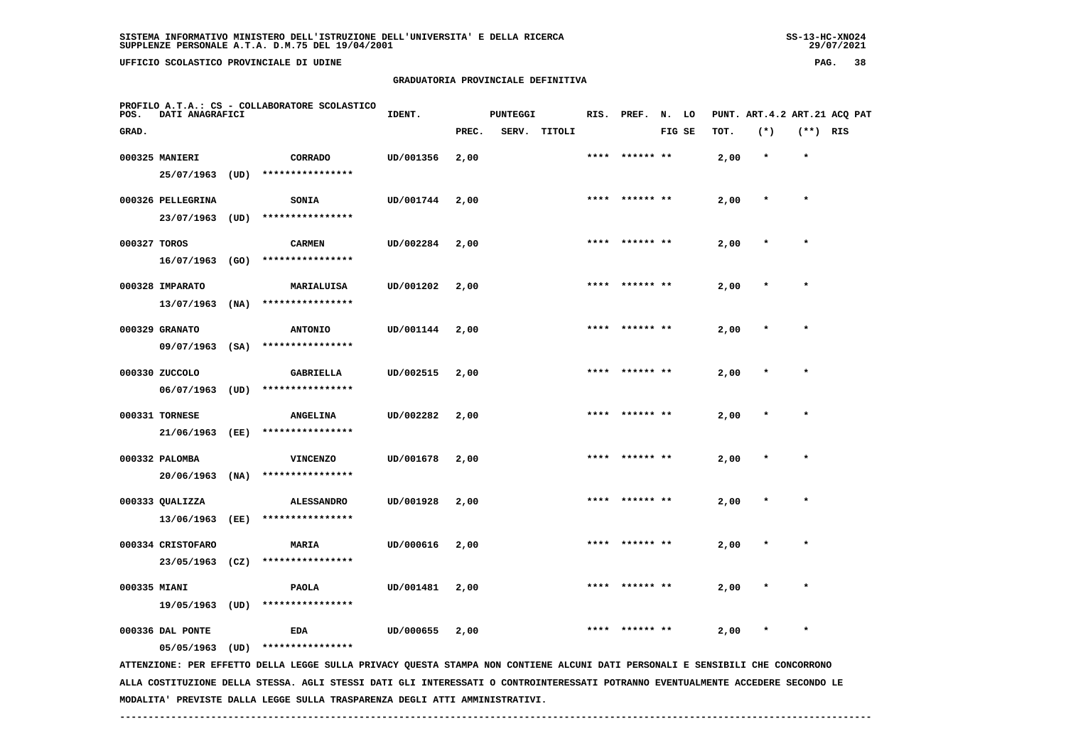SISTEMA INFORMATIVO MINISTERO DELL'ISTRUZIONE DELL'UNIVERSITA' E DELLA RICERCA
SUPPLENZE PERSONALE A.T.A. D.M.75 DEL 19/04/2001

UFFICIO SCOLASTICO PROVINCIALE DI UDINE

## GRADUATORIA PROVINCIALE DEFINITIVA

PROFILO A.T.A.: CS - COLLABORATORE SCOLASTICO

| POS. GRAD. | DATI ANAGRAFICI | | IDENT. | PUNTEGGI PREC. | SERV. | TITOLI | RIS. | PREF. | N. LO FIG SE | PUNT. TOT. | ART.4.2 (*) | ART.21 (**) | ACQ PAT RIS |
|---|---|---|---|---|---|---|---|---|---|---|---|---|---|
| 000325 | MANIERI 25/07/1963 (UD) | CORRADO **************** | UD/001356 | 2,00 | | | **** | ****** ** | | 2,00 | * | * | |
| 000326 | PELLEGRINA 23/07/1963 (UD) | SONIA **************** | UD/001744 | 2,00 | | | **** | ****** ** | | 2,00 | * | * | |
| 000327 | TOROS 16/07/1963 (GO) | CARMEN **************** | UD/002284 | 2,00 | | | **** | ****** ** | | 2,00 | * | * | |
| 000328 | IMPARATO 13/07/1963 (NA) | MARIALUISA **************** | UD/001202 | 2,00 | | | **** | ****** ** | | 2,00 | * | * | |
| 000329 | GRANATO 09/07/1963 (SA) | ANTONIO **************** | UD/001144 | 2,00 | | | **** | ****** ** | | 2,00 | * | * | |
| 000330 | ZUCCOLO 06/07/1963 (UD) | GABRIELLA **************** | UD/002515 | 2,00 | | | **** | ****** ** | | 2,00 | * | * | |
| 000331 | TORNESE 21/06/1963 (EE) | ANGELINA **************** | UD/002282 | 2,00 | | | **** | ****** ** | | 2,00 | * | * | |
| 000332 | PALOMBA 20/06/1963 (NA) | VINCENZO **************** | UD/001678 | 2,00 | | | **** | ****** ** | | 2,00 | * | * | |
| 000333 | QUALIZZA 13/06/1963 (EE) | ALESSANDRO **************** | UD/001928 | 2,00 | | | **** | ****** ** | | 2,00 | * | * | |
| 000334 | CRISTOFARO 23/05/1963 (CZ) | MARIA **************** | UD/000616 | 2,00 | | | **** | ****** ** | | 2,00 | * | * | |
| 000335 | MIANI 19/05/1963 (UD) | PAOLA **************** | UD/001481 | 2,00 | | | **** | ****** ** | | 2,00 | * | * | |
| 000336 | DAL PONTE 05/05/1963 (UD) | EDA **************** | UD/000655 | 2,00 | | | **** | ****** ** | | 2,00 | * | * | |

ATTENZIONE: PER EFFETTO DELLA LEGGE SULLA PRIVACY QUESTA STAMPA NON CONTIENE ALCUNI DATI PERSONALI E SENSIBILI CHE CONCORRONO ALLA COSTITUZIONE DELLA STESSA. AGLI STESSI DATI GLI INTERESSATI O CONTROINTERESSATI POTRANNO EVENTUALMENTE ACCEDERE SECONDO LE MODALITA' PREVISTE DALLA LEGGE SULLA TRASPARENZA DEGLI ATTI AMMINISTRATIVI.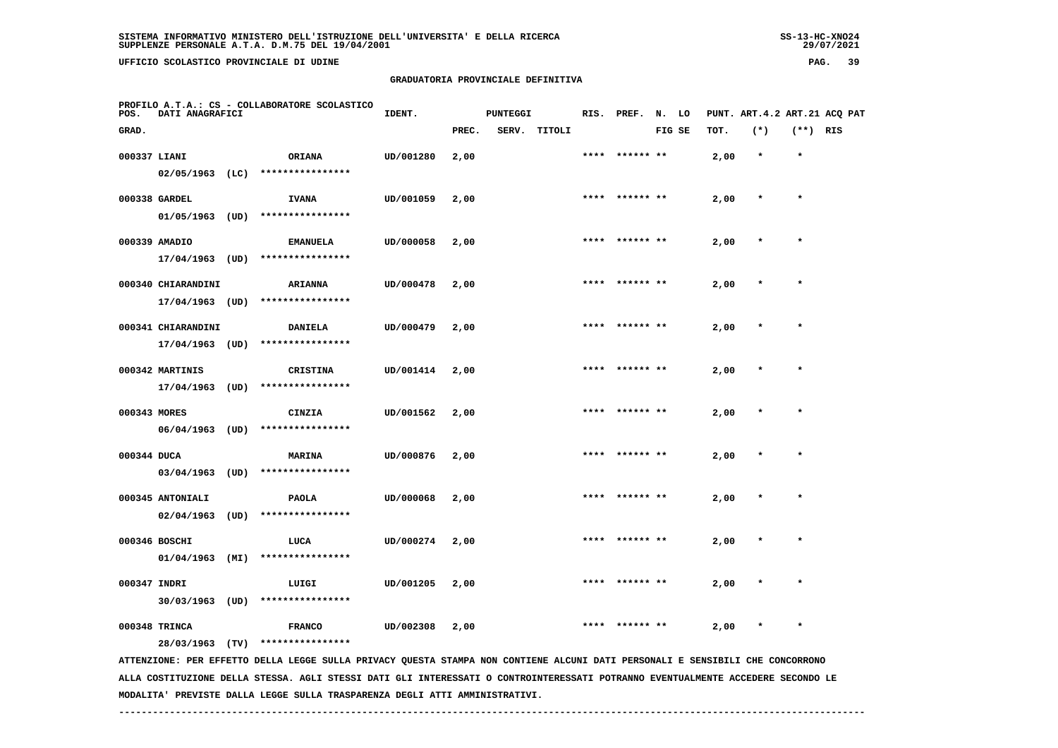SISTEMA INFORMATIVO MINISTERO DELL'ISTRUZIONE DELL'UNIVERSITA' E DELLA RICERCA
SUPPLENZE PERSONALE A.T.A. D.M.75 DEL 19/04/2001

UFFICIO SCOLASTICO PROVINCIALE DI UDINE

## GRADUATORIA PROVINCIALE DEFINITIVA

PROFILO A.T.A.: CS - COLLABORATORE SCOLASTICO

| POS. GRAD. | DATI ANAGRAFICI | | IDENT. | PUNTEGGI PREC. | SERV. | TITOLI | RIS. | PREF. | N. LO FIG SE | PUNT. TOT. | ART.4.2 (*) | ART.21 (**) | ACQ PAT RIS |
|---|---|---|---|---|---|---|---|---|---|---|---|---|---|
| 000337 | LIANI 02/05/1963 (LC) | ORIANA **************** | UD/001280 | 2,00 | | | **** | ****** ** | | 2,00 | * | * | |
| 000338 | GARDEL 01/05/1963 (UD) | IVANA **************** | UD/001059 | 2,00 | | | **** | ****** ** | | 2,00 | * | * | |
| 000339 | AMADIO 17/04/1963 (UD) | EMANUELA **************** | UD/000058 | 2,00 | | | **** | ****** ** | | 2,00 | * | * | |
| 000340 | CHIARANDINI 17/04/1963 (UD) | ARIANNA **************** | UD/000478 | 2,00 | | | **** | ****** ** | | 2,00 | * | * | |
| 000341 | CHIARANDINI 17/04/1963 (UD) | DANIELA **************** | UD/000479 | 2,00 | | | **** | ****** ** | | 2,00 | * | * | |
| 000342 | MARTINIS 17/04/1963 (UD) | CRISTINA **************** | UD/001414 | 2,00 | | | **** | ****** ** | | 2,00 | * | * | |
| 000343 | MORES 06/04/1963 (UD) | CINZIA **************** | UD/001562 | 2,00 | | | **** | ****** ** | | 2,00 | * | * | |
| 000344 | DUCA 03/04/1963 (UD) | MARINA **************** | UD/000876 | 2,00 | | | **** | ****** ** | | 2,00 | * | * | |
| 000345 | ANTONIALI 02/04/1963 (UD) | PAOLA **************** | UD/000068 | 2,00 | | | **** | ****** ** | | 2,00 | * | * | |
| 000346 | BOSCHI 01/04/1963 (MI) | LUCA **************** | UD/000274 | 2,00 | | | **** | ****** ** | | 2,00 | * | * | |
| 000347 | INDRI 30/03/1963 (UD) | LUIGI **************** | UD/001205 | 2,00 | | | **** | ****** ** | | 2,00 | * | * | |
| 000348 | TRINCA 28/03/1963 (TV) | FRANCO **************** | UD/002308 | 2,00 | | | **** | ****** ** | | 2,00 | * | * | |

ATTENZIONE: PER EFFETTO DELLA LEGGE SULLA PRIVACY QUESTA STAMPA NON CONTIENE ALCUNI DATI PERSONALI E SENSIBILI CHE CONCORRONO ALLA COSTITUZIONE DELLA STESSA. AGLI STESSI DATI GLI INTERESSATI O CONTROINTERESSATI POTRANNO EVENTUALMENTE ACCEDERE SECONDO LE MODALITA' PREVISTE DALLA LEGGE SULLA TRASPARENZA DEGLI ATTI AMMINISTRATIVI.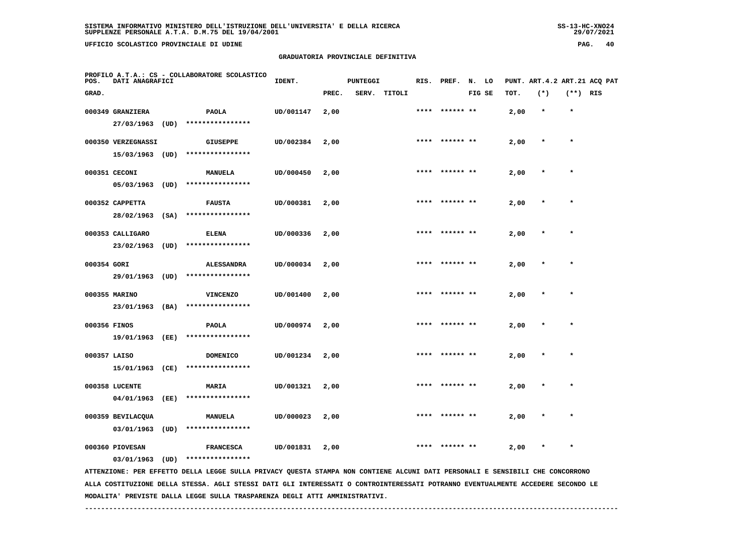SISTEMA INFORMATIVO MINISTERO DELL'ISTRUZIONE DELL'UNIVERSITA' E DELLA RICERCA
SUPPLENZE PERSONALE A.T.A. D.M.75 DEL 19/04/2001

UFFICIO SCOLASTICO PROVINCIALE DI UDINE

GRADUATORIA PROVINCIALE DEFINITIVA

PROFILO A.T.A.: CS - COLLABORATORE SCOLASTICO

| POS. GRAD. | DATI ANAGRAFICI | | IDENT. | PUNTEGGI PREC. | SERV. | TITOLI | RIS. | PREF. | N. LO FIG SE | PUNT. ART.4.2 TOT. | (*) | ART.21 (**) | ACQ PAT RIS |
|---|---|---|---|---|---|---|---|---|---|---|---|---|---|
| 000349 | GRANZIERA 27/03/1963 (UD) | PAOLA **************** | UD/001147 | 2,00 | | | **** | ****** ** | | 2,00 | * | * | |
| 000350 | VERZEGNASSI 15/03/1963 (UD) | GIUSEPPE **************** | UD/002384 | 2,00 | | | **** | ****** ** | | 2,00 | * | * | |
| 000351 | CECONI 05/03/1963 (UD) | MANUELA **************** | UD/000450 | 2,00 | | | **** | ****** ** | | 2,00 | * | * | |
| 000352 | CAPPETTA 28/02/1963 (SA) | FAUSTA **************** | UD/000381 | 2,00 | | | **** | ****** ** | | 2,00 | * | * | |
| 000353 | CALLIGARO 23/02/1963 (UD) | ELENA **************** | UD/000336 | 2,00 | | | **** | ****** ** | | 2,00 | * | * | |
| 000354 | GORI 29/01/1963 (UD) | ALESSANDRA **************** | UD/000034 | 2,00 | | | **** | ****** ** | | 2,00 | * | * | |
| 000355 | MARINO 23/01/1963 (BA) | VINCENZO **************** | UD/001400 | 2,00 | | | **** | ****** ** | | 2,00 | * | * | |
| 000356 | FINOS 19/01/1963 (EE) | PAOLA **************** | UD/000974 | 2,00 | | | **** | ****** ** | | 2,00 | * | * | |
| 000357 | LAISO 15/01/1963 (CE) | DOMENICO **************** | UD/001234 | 2,00 | | | **** | ****** ** | | 2,00 | * | * | |
| 000358 | LUCENTE 04/01/1963 (EE) | MARIA **************** | UD/001321 | 2,00 | | | **** | ****** ** | | 2,00 | * | * | |
| 000359 | BEVILACQUA 03/01/1963 (UD) | MANUELA **************** | UD/000023 | 2,00 | | | **** | ****** ** | | 2,00 | * | * | |
| 000360 | PIOVESAN 03/01/1963 (UD) | FRANCESCA **************** | UD/001831 | 2,00 | | | **** | ****** ** | | 2,00 | * | * | |

ATTENZIONE: PER EFFETTO DELLA LEGGE SULLA PRIVACY QUESTA STAMPA NON CONTIENE ALCUNI DATI PERSONALI E SENSIBILI CHE CONCORRONO ALLA COSTITUZIONE DELLA STESSA. AGLI STESSI DATI GLI INTERESSATI O CONTROINTERESSATI POTRANNO EVENTUALMENTE ACCEDERE SECONDO LE MODALITA' PREVISTE DALLA LEGGE SULLA TRASPARENZA DEGLI ATTI AMMINISTRATIVI.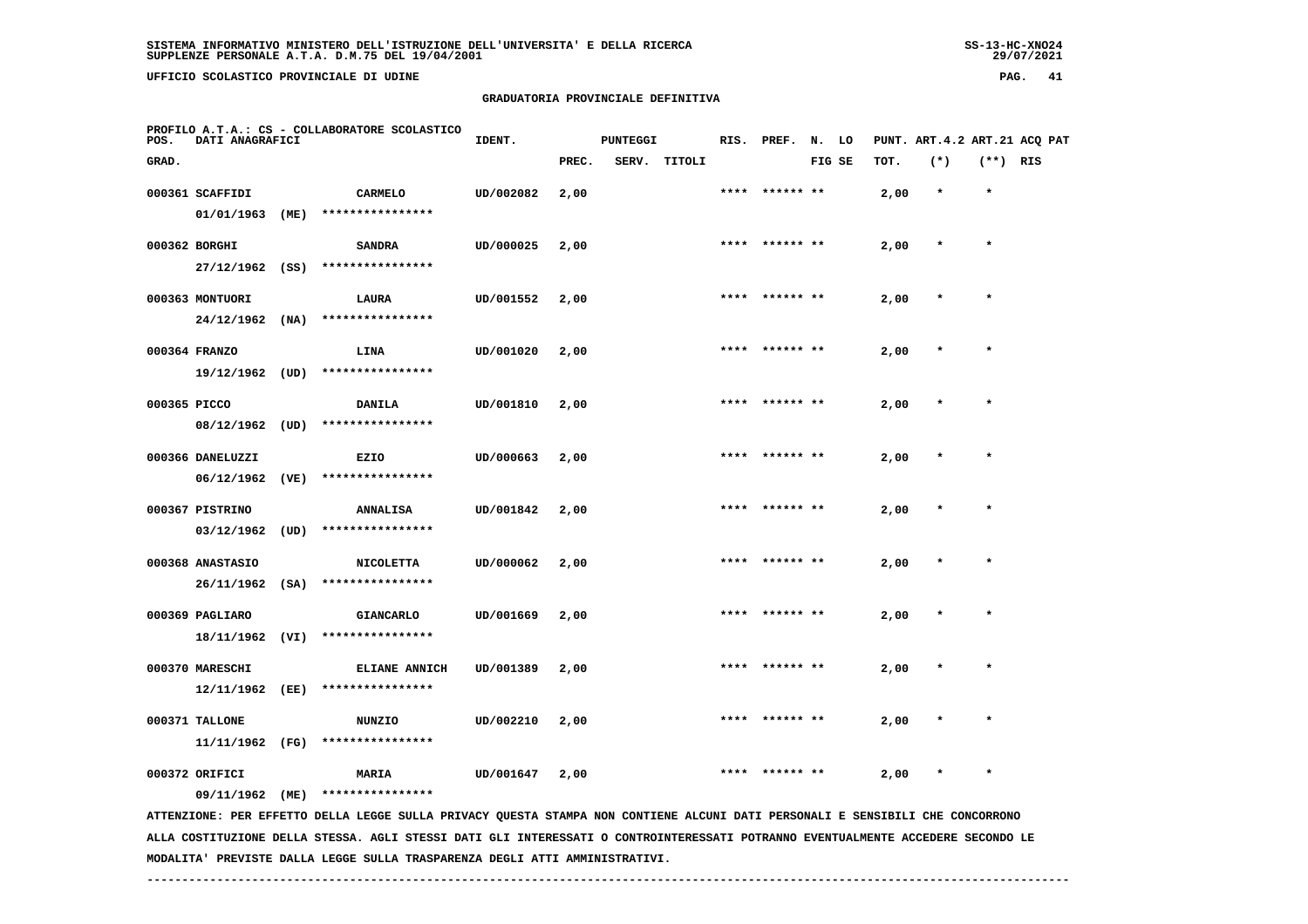# GRADUATORIA PROVINCIALE DEFINITIVA

PROFILO A.T.A.: CS - COLLABORATORE SCOLASTICO

| POS. GRAD. | DATI ANAGRAFICI | | IDENT. | PUNTEGGI PREC. | SERV. | TITOLI | RIS. | PREF. | N. FIG | LO SE | PUNT. TOT. | ART.4.2 (*) | ART.21 (**) | ACQ PAT RIS |
|---|---|---|---|---|---|---|---|---|---|---|---|---|---|---|
| 000361 | SCAFFIDI 01/01/1963 (ME) | CARMELO **************** | UD/002082 | 2,00 | | | **** | ****** | ** | | 2,00 | * | * | |
| 000362 | BORGHI 27/12/1962 (SS) | SANDRA **************** | UD/000025 | 2,00 | | | **** | ****** | ** | | 2,00 | * | * | |
| 000363 | MONTUORI 24/12/1962 (NA) | LAURA **************** | UD/001552 | 2,00 | | | **** | ****** | ** | | 2,00 | * | * | |
| 000364 | FRANZO 19/12/1962 (UD) | LINA **************** | UD/001020 | 2,00 | | | **** | ****** | ** | | 2,00 | * | * | |
| 000365 | PICCO 08/12/1962 (UD) | DANILA **************** | UD/001810 | 2,00 | | | **** | ****** | ** | | 2,00 | * | * | |
| 000366 | DANELUZZI 06/12/1962 (VE) | EZIO **************** | UD/000663 | 2,00 | | | **** | ****** | ** | | 2,00 | * | * | |
| 000367 | PISTRINO 03/12/1962 (UD) | ANNALISA **************** | UD/001842 | 2,00 | | | **** | ****** | ** | | 2,00 | * | * | |
| 000368 | ANASTASIO 26/11/1962 (SA) | NICOLETTA **************** | UD/000062 | 2,00 | | | **** | ****** | ** | | 2,00 | * | * | |
| 000369 | PAGLIARO 18/11/1962 (VI) | GIANCARLO **************** | UD/001669 | 2,00 | | | **** | ****** | ** | | 2,00 | * | * | |
| 000370 | MARESCHI 12/11/1962 (EE) | ELIANE ANNICH **************** | UD/001389 | 2,00 | | | **** | ****** | ** | | 2,00 | * | * | |
| 000371 | TALLONE 11/11/1962 (FG) | NUNZIO **************** | UD/002210 | 2,00 | | | **** | ****** | ** | | 2,00 | * | * | |
| 000372 | ORIFICI 09/11/1962 (ME) | MARIA **************** | UD/001647 | 2,00 | | | **** | ****** | ** | | 2,00 | * | * | |

ATTENZIONE: PER EFFETTO DELLA LEGGE SULLA PRIVACY QUESTA STAMPA NON CONTIENE ALCUNI DATI PERSONALI E SENSIBILI CHE CONCORRONO ALLA COSTITUZIONE DELLA STESSA. AGLI STESSI DATI GLI INTERESSATI O CONTROINTERESSATI POTRANNO EVENTUALMENTE ACCEDERE SECONDO LE MODALITA' PREVISTE DALLA LEGGE SULLA TRASPARENZA DEGLI ATTI AMMINISTRATIVI.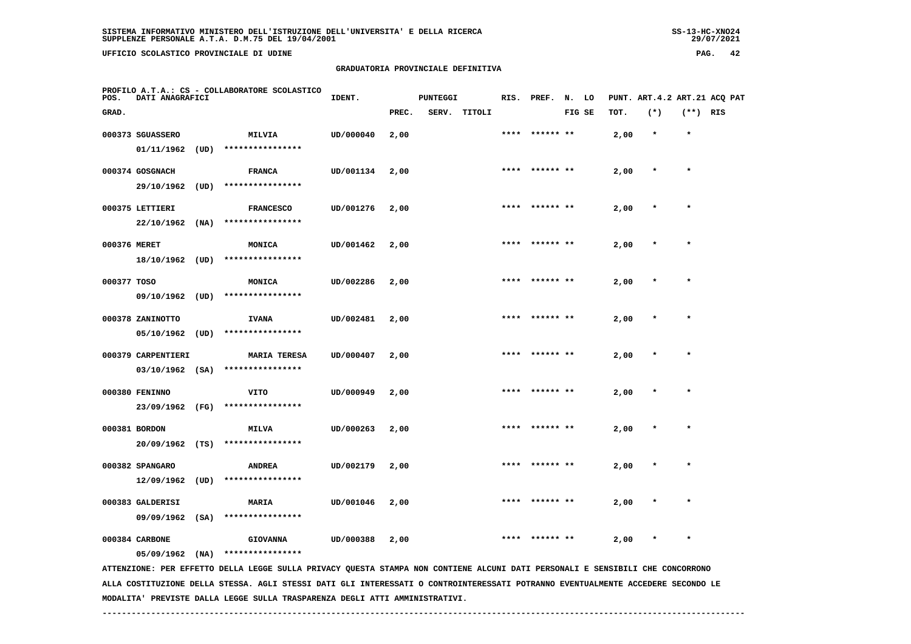SISTEMA INFORMATIVO MINISTERO DELL'ISTRUZIONE DELL'UNIVERSITA' E DELLA RICERCA
SUPPLENZE PERSONALE A.T.A. D.M.75 DEL 19/04/2001

UFFICIO SCOLASTICO PROVINCIALE DI UDINE

GRADUATORIA PROVINCIALE DEFINITIVA

PROFILO A.T.A.: CS - COLLABORATORE SCOLASTICO

| POS. GRAD. | DATI ANAGRAFICI | | IDENT. | PUNTEGGI PREC. | SERV. | TITOLI | RIS. | PREF. | N. FIG | LO SE | PUNT. TOT. | ART.4.2 (*) | ART.21 (**) | ACQ PAT RIS |
|---|---|---|---|---|---|---|---|---|---|---|---|---|---|---|
| 000373 | SGUASSERO 01/11/1962 (UD) | MILVIA **************** | UD/000040 | 2,00 | | | **** | ****** | ** | | 2,00 | * | * | |
| 000374 | GOSGNACH 29/10/1962 (UD) | FRANCA **************** | UD/001134 | 2,00 | | | **** | ****** | ** | | 2,00 | * | * | |
| 000375 | LETTIERI 22/10/1962 (NA) | FRANCESCO **************** | UD/001276 | 2,00 | | | **** | ****** | ** | | 2,00 | * | * | |
| 000376 | MERET 18/10/1962 (UD) | MONICA **************** | UD/001462 | 2,00 | | | **** | ****** | ** | | 2,00 | * | * | |
| 000377 | TOSO 09/10/1962 (UD) | MONICA **************** | UD/002286 | 2,00 | | | **** | ****** | ** | | 2,00 | * | * | |
| 000378 | ZANINOTTO 05/10/1962 (UD) | IVANA **************** | UD/002481 | 2,00 | | | **** | ****** | ** | | 2,00 | * | * | |
| 000379 | CARPENTIERI 03/10/1962 (SA) | MARIA TERESA **************** | UD/000407 | 2,00 | | | **** | ****** | ** | | 2,00 | * | * | |
| 000380 | FENINNO 23/09/1962 (FG) | VITO **************** | UD/000949 | 2,00 | | | **** | ****** | ** | | 2,00 | * | * | |
| 000381 | BORDON 20/09/1962 (TS) | MILVA **************** | UD/000263 | 2,00 | | | **** | ****** | ** | | 2,00 | * | * | |
| 000382 | SPANGARO 12/09/1962 (UD) | ANDREA **************** | UD/002179 | 2,00 | | | **** | ****** | ** | | 2,00 | * | * | |
| 000383 | GALDERISI 09/09/1962 (SA) | MARIA **************** | UD/001046 | 2,00 | | | **** | ****** | ** | | 2,00 | * | * | |
| 000384 | CARBONE 05/09/1962 (NA) | GIOVANNA **************** | UD/000388 | 2,00 | | | **** | ****** | ** | | 2,00 | * | * | |

ATTENZIONE: PER EFFETTO DELLA LEGGE SULLA PRIVACY QUESTA STAMPA NON CONTIENE ALCUNI DATI PERSONALI E SENSIBILI CHE CONCORRONO ALLA COSTITUZIONE DELLA STESSA. AGLI STESSI DATI GLI INTERESSATI O CONTROINTERESSATI POTRANNO EVENTUALMENTE ACCEDERE SECONDO LE MODALITA' PREVISTE DALLA LEGGE SULLA TRASPARENZA DEGLI ATTI AMMINISTRATIVI.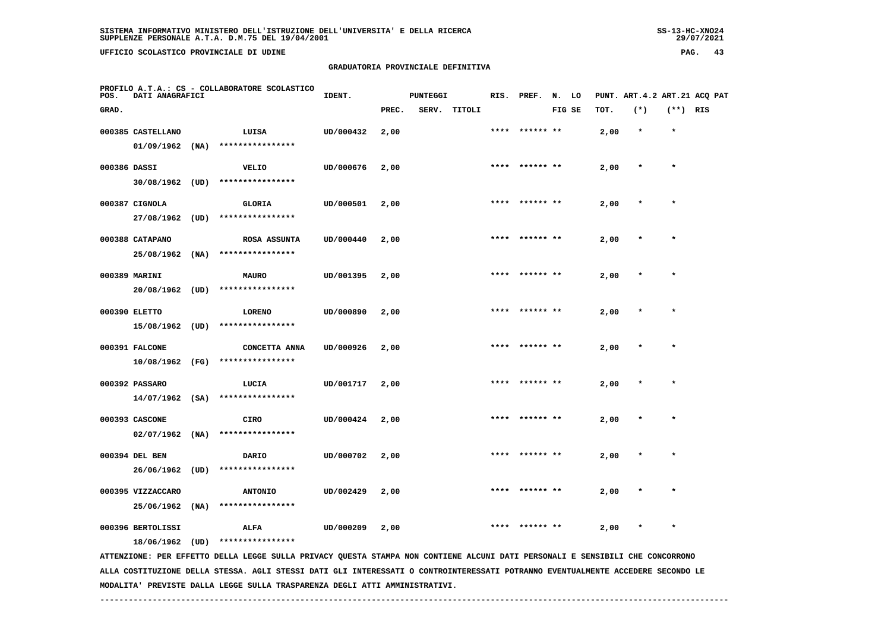SISTEMA INFORMATIVO MINISTERO DELL'ISTRUZIONE DELL'UNIVERSITA' E DELLA RICERCA
SUPPLENZE PERSONALE A.T.A. D.M.75 DEL 19/04/2001

UFFICIO SCOLASTICO PROVINCIALE DI UDINE

GRADUATORIA PROVINCIALE DEFINITIVA

PROFILO A.T.A.: CS - COLLABORATORE SCOLASTICO

| POS. GRAD. | DATI ANAGRAFICI | | IDENT. | PUNTEGGI PREC. | SERV. | TITOLI | RIS. | PREF. | N. LO FIG SE | PUNT. TOT. | ART.4.2 (*) | ART.21 (**) | ACQ PAT RIS |
|---|---|---|---|---|---|---|---|---|---|---|---|---|---|
| 000385 | CASTELLANO 01/09/1962 (NA) | LUISA **************** | UD/000432 | 2,00 | | | **** | ****** ** | | 2,00 | * | * | |
| 000386 | DASSI 30/08/1962 (UD) | VELIO **************** | UD/000676 | 2,00 | | | **** | ****** ** | | 2,00 | * | * | |
| 000387 | CIGNOLA 27/08/1962 (UD) | GLORIA **************** | UD/000501 | 2,00 | | | **** | ****** ** | | 2,00 | * | * | |
| 000388 | CATAPANO 25/08/1962 (NA) | ROSA ASSUNTA **************** | UD/000440 | 2,00 | | | **** | ****** ** | | 2,00 | * | * | |
| 000389 | MARINI 20/08/1962 (UD) | MAURO **************** | UD/001395 | 2,00 | | | **** | ****** ** | | 2,00 | * | * | |
| 000390 | ELETTO 15/08/1962 (UD) | LORENO **************** | UD/000890 | 2,00 | | | **** | ****** ** | | 2,00 | * | * | |
| 000391 | FALCONE 10/08/1962 (FG) | CONCETTA ANNA **************** | UD/000926 | 2,00 | | | **** | ****** ** | | 2,00 | * | * | |
| 000392 | PASSARO 14/07/1962 (SA) | LUCIA **************** | UD/001717 | 2,00 | | | **** | ****** ** | | 2,00 | * | * | |
| 000393 | CASCONE 02/07/1962 (NA) | CIRO **************** | UD/000424 | 2,00 | | | **** | ****** ** | | 2,00 | * | * | |
| 000394 | DEL BEN 26/06/1962 (UD) | DARIO **************** | UD/000702 | 2,00 | | | **** | ****** ** | | 2,00 | * | * | |
| 000395 | VIZZACCARO 25/06/1962 (NA) | ANTONIO **************** | UD/002429 | 2,00 | | | **** | ****** ** | | 2,00 | * | * | |
| 000396 | BERTOLISSI 18/06/1962 (UD) | ALFA **************** | UD/000209 | 2,00 | | | **** | ****** ** | | 2,00 | * | * | |

ATTENZIONE: PER EFFETTO DELLA LEGGE SULLA PRIVACY QUESTA STAMPA NON CONTIENE ALCUNI DATI PERSONALI E SENSIBILI CHE CONCORRONO ALLA COSTITUZIONE DELLA STESSA. AGLI STESSI DATI GLI INTERESSATI O CONTROINTERESSATI POTRANNO EVENTUALMENTE ACCEDERE SECONDO LE MODALITA' PREVISTE DALLA LEGGE SULLA TRASPARENZA DEGLI ATTI AMMINISTRATIVI.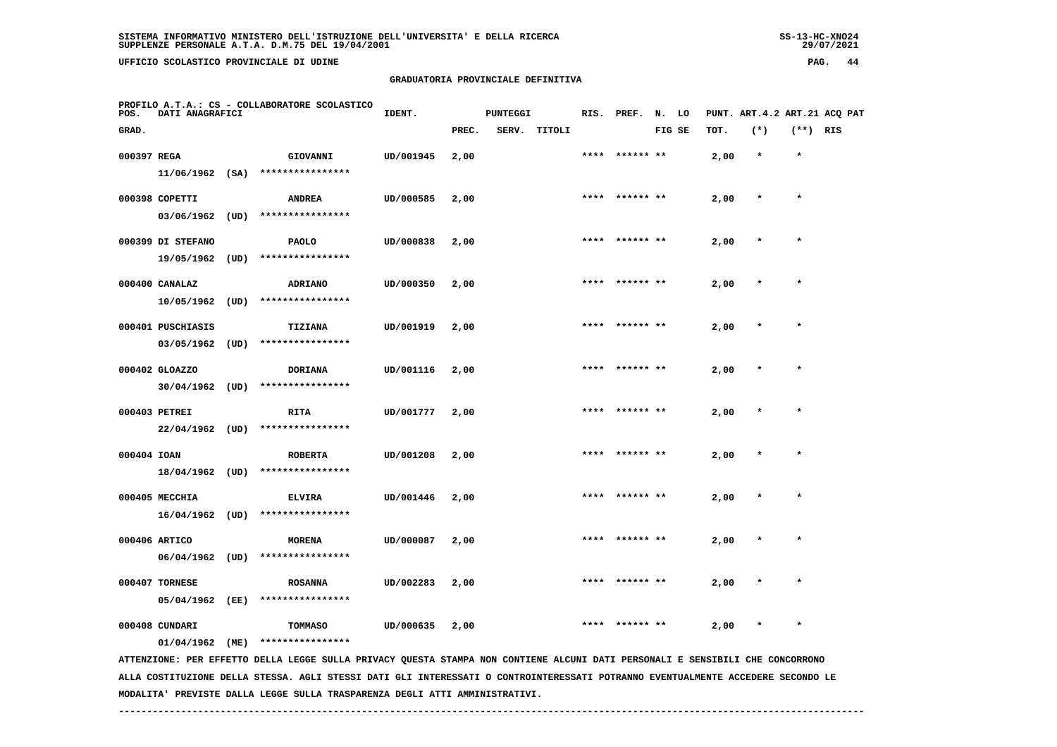SISTEMA INFORMATIVO MINISTERO DELL'ISTRUZIONE DELL'UNIVERSITA' E DELLA RICERCA
SUPPLENZE PERSONALE A.T.A. D.M.75 DEL 19/04/2001

UFFICIO SCOLASTICO PROVINCIALE DI UDINE

## GRADUATORIA PROVINCIALE DEFINITIVA

PROFILO A.T.A.: CS - COLLABORATORE SCOLASTICO

| POS. GRAD. | DATI ANAGRAFICI | | IDENT. | PUNTEGGI PREC. | SERV. | TITOLI | RIS. | PREF. | N. LO FIG SE | PUNT. ART.4.2 TOT. | (*) | ART.21 (**) | ACQ PAT RIS |
|---|---|---|---|---|---|---|---|---|---|---|---|---|---|
| 000397 | REGA 11/06/1962 (SA) | GIOVANNI **************** | UD/001945 | 2,00 | | | **** | ****** ** | | 2,00 | * | * | |
| 000398 | COPETTI 03/06/1962 (UD) | ANDREA **************** | UD/000585 | 2,00 | | | **** | ****** ** | | 2,00 | * | * | |
| 000399 | DI STEFANO 19/05/1962 (UD) | PAOLO **************** | UD/000838 | 2,00 | | | **** | ****** ** | | 2,00 | * | * | |
| 000400 | CANALAZ 10/05/1962 (UD) | ADRIANO **************** | UD/000350 | 2,00 | | | **** | ****** ** | | 2,00 | * | * | |
| 000401 | PUSCHIASIS 03/05/1962 (UD) | TIZIANA **************** | UD/001919 | 2,00 | | | **** | ****** ** | | 2,00 | * | * | |
| 000402 | GLOAZZO 30/04/1962 (UD) | DORIANA **************** | UD/001116 | 2,00 | | | **** | ****** ** | | 2,00 | * | * | |
| 000403 | PETREI 22/04/1962 (UD) | RITA **************** | UD/001777 | 2,00 | | | **** | ****** ** | | 2,00 | * | * | |
| 000404 | IOAN 18/04/1962 (UD) | ROBERTA **************** | UD/001208 | 2,00 | | | **** | ****** ** | | 2,00 | * | * | |
| 000405 | MECCHIA 16/04/1962 (UD) | ELVIRA **************** | UD/001446 | 2,00 | | | **** | ****** ** | | 2,00 | * | * | |
| 000406 | ARTICO 06/04/1962 (UD) | MORENA **************** | UD/000087 | 2,00 | | | **** | ****** ** | | 2,00 | * | * | |
| 000407 | TORNESE 05/04/1962 (EE) | ROSANNA **************** | UD/002283 | 2,00 | | | **** | ****** ** | | 2,00 | * | * | |
| 000408 | CUNDARI 01/04/1962 (ME) | TOMMASO **************** | UD/000635 | 2,00 | | | **** | ****** ** | | 2,00 | * | * | |

ATTENZIONE: PER EFFETTO DELLA LEGGE SULLA PRIVACY QUESTA STAMPA NON CONTIENE ALCUNI DATI PERSONALI E SENSIBILI CHE CONCORRONO ALLA COSTITUZIONE DELLA STESSA. AGLI STESSI DATI GLI INTERESSATI O CONTROINTERESSATI POTRANNO EVENTUALMENTE ACCEDERE SECONDO LE MODALITA' PREVISTE DALLA LEGGE SULLA TRASPARENZA DEGLI ATTI AMMINISTRATIVI.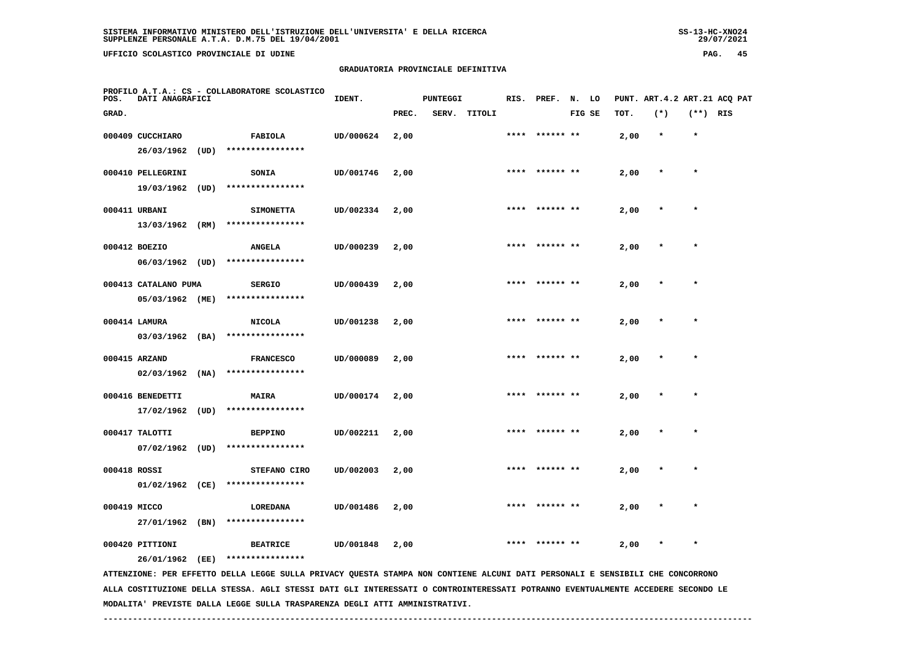**SISTEMA INFORMATIVO MINISTERO DELL'ISTRUZIONE DELL'UNIVERSITA' E DELLA RICERCA**
**SUPPLENZE PERSONALE A.T.A. D.M.75 DEL 19/04/2001**

**UFFICIO SCOLASTICO PROVINCIALE DI UDINE**

**GRADUATORIA PROVINCIALE DEFINITIVA**

**PROFILO A.T.A.: CS - COLLABORATORE SCOLASTICO**

| POS. GRAD. | DATI ANAGRAFICI | | IDENT. | PUNTEGGI PREC. | SERV. | TITOLI | RIS. | PREF. | N. FIG | LO SE | PUNT. TOT. | ART.4.2 (*) | ART.21 (**) | ACQ RIS | PAT |
|---|---|---|---|---|---|---|---|---|---|---|---|---|---|---|---|
| 000409 | CUCCHIARO<br>26/03/1962 (UD) | FABIOLA<br>**************** | UD/000624 | 2,00 | | | **** | ****** | ** | | 2,00 | * | * | | |
| 000410 | PELLEGRINI<br>19/03/1962 (UD) | SONIA<br>**************** | UD/001746 | 2,00 | | | **** | ****** | ** | | 2,00 | * | * | | |
| 000411 | URBANI<br>13/03/1962 (RM) | SIMONETTA<br>**************** | UD/002334 | 2,00 | | | **** | ****** | ** | | 2,00 | * | * | | |
| 000412 | BOEZIO<br>06/03/1962 (UD) | ANGELA<br>**************** | UD/000239 | 2,00 | | | **** | ****** | ** | | 2,00 | * | * | | |
| 000413 | CATALANO PUMA<br>05/03/1962 (ME) | SERGIO<br>**************** | UD/000439 | 2,00 | | | **** | ****** | ** | | 2,00 | * | * | | |
| 000414 | LAMURA<br>03/03/1962 (BA) | NICOLA<br>**************** | UD/001238 | 2,00 | | | **** | ****** | ** | | 2,00 | * | * | | |
| 000415 | ARZAND<br>02/03/1962 (NA) | FRANCESCO<br>**************** | UD/000089 | 2,00 | | | **** | ****** | ** | | 2,00 | * | * | | |
| 000416 | BENEDETTI<br>17/02/1962 (UD) | MAIRA<br>**************** | UD/000174 | 2,00 | | | **** | ****** | ** | | 2,00 | * | * | | |
| 000417 | TALOTTI<br>07/02/1962 (UD) | BEPPINO<br>**************** | UD/002211 | 2,00 | | | **** | ****** | ** | | 2,00 | * | * | | |
| 000418 | ROSSI<br>01/02/1962 (CE) | STEFANO CIRO<br>**************** | UD/002003 | 2,00 | | | **** | ****** | ** | | 2,00 | * | * | | |
| 000419 | MICCO<br>27/01/1962 (BN) | LOREDANA<br>**************** | UD/001486 | 2,00 | | | **** | ****** | ** | | 2,00 | * | * | | |
| 000420 | PITTIONI<br>26/01/1962 (EE) | BEATRICE<br>**************** | UD/001848 | 2,00 | | | **** | ****** | ** | | 2,00 | * | * | | |

ATTENZIONE: PER EFFETTO DELLA LEGGE SULLA PRIVACY QUESTA STAMPA NON CONTIENE ALCUNI DATI PERSONALI E SENSIBILI CHE CONCORRONO ALLA COSTITUZIONE DELLA STESSA. AGLI STESSI DATI GLI INTERESSATI O CONTROINTERESSATI POTRANNO EVENTUALMENTE ACCEDERE SECONDO LE MODALITA' PREVISTE DALLA LEGGE SULLA TRASPARENZA DEGLI ATTI AMMINISTRATIVI.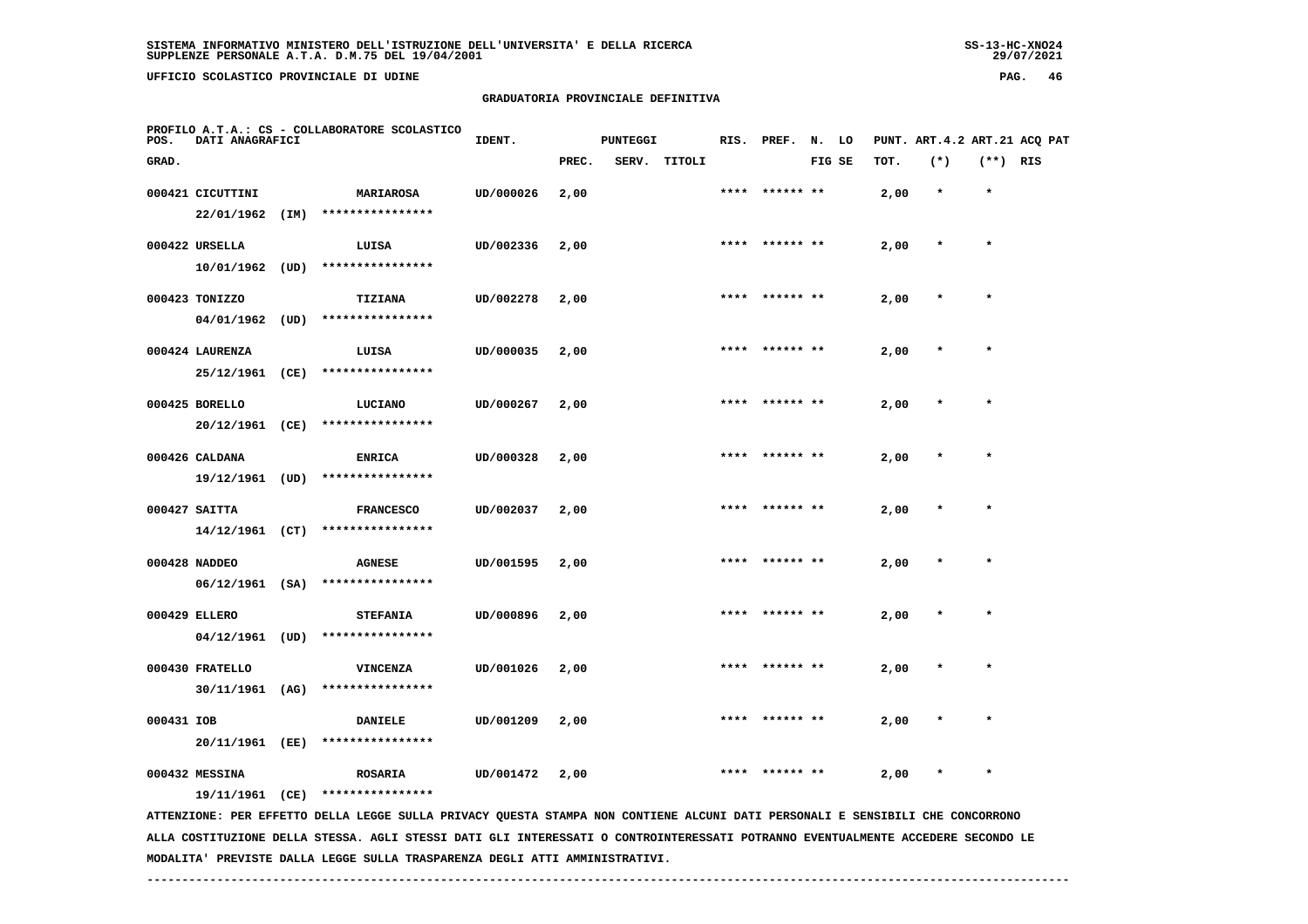## GRADUATORIA PROVINCIALE DEFINITIVA

PROFILO A.T.A.: CS - COLLABORATORE SCOLASTICO

| POS. GRAD. | DATI ANAGRAFICI | | IDENT. | PUNTEGGI PREC. | SERV. | TITOLI | RIS. | PREF. | N. FIG | LO SE | PUNT. TOT. | ART.4.2 (*) | ART.21 (**) | ACQ PAT RIS |
|---|---|---|---|---|---|---|---|---|---|---|---|---|---|---|
| 000421 | CICUTTINI 22/01/1962 (IM) | MARIAROSA **************** | UD/000026 | 2,00 | | | **** | ****** | ** | | 2,00 | * | * | |
| 000422 | URSELLA 10/01/1962 (UD) | LUISA **************** | UD/002336 | 2,00 | | | **** | ****** | ** | | 2,00 | * | * | |
| 000423 | TONIZZO 04/01/1962 (UD) | TIZIANA **************** | UD/002278 | 2,00 | | | **** | ****** | ** | | 2,00 | * | * | |
| 000424 | LAURENZA 25/12/1961 (CE) | LUISA **************** | UD/000035 | 2,00 | | | **** | ****** | ** | | 2,00 | * | * | |
| 000425 | BORELLO 20/12/1961 (CE) | LUCIANO **************** | UD/000267 | 2,00 | | | **** | ****** | ** | | 2,00 | * | * | |
| 000426 | CALDANA 19/12/1961 (UD) | ENRICA **************** | UD/000328 | 2,00 | | | **** | ****** | ** | | 2,00 | * | * | |
| 000427 | SAITTA 14/12/1961 (CT) | FRANCESCO **************** | UD/002037 | 2,00 | | | **** | ****** | ** | | 2,00 | * | * | |
| 000428 | NADDEO 06/12/1961 (SA) | AGNESE **************** | UD/001595 | 2,00 | | | **** | ****** | ** | | 2,00 | * | * | |
| 000429 | ELLERO 04/12/1961 (UD) | STEFANIA **************** | UD/000896 | 2,00 | | | **** | ****** | ** | | 2,00 | * | * | |
| 000430 | FRATELLO 30/11/1961 (AG) | VINCENZA **************** | UD/001026 | 2,00 | | | **** | ****** | ** | | 2,00 | * | * | |
| 000431 | IOB 20/11/1961 (EE) | DANIELE **************** | UD/001209 | 2,00 | | | **** | ****** | ** | | 2,00 | * | * | |
| 000432 | MESSINA 19/11/1961 (CE) | ROSARIA **************** | UD/001472 | 2,00 | | | **** | ****** | ** | | 2,00 | * | * | |

ATTENZIONE: PER EFFETTO DELLA LEGGE SULLA PRIVACY QUESTA STAMPA NON CONTIENE ALCUNI DATI PERSONALI E SENSIBILI CHE CONCORRONO ALLA COSTITUZIONE DELLA STESSA. AGLI STESSI DATI GLI INTERESSATI O CONTROINTERESSATI POTRANNO EVENTUALMENTE ACCEDERE SECONDO LE MODALITA' PREVISTE DALLA LEGGE SULLA TRASPARENZA DEGLI ATTI AMMINISTRATIVI.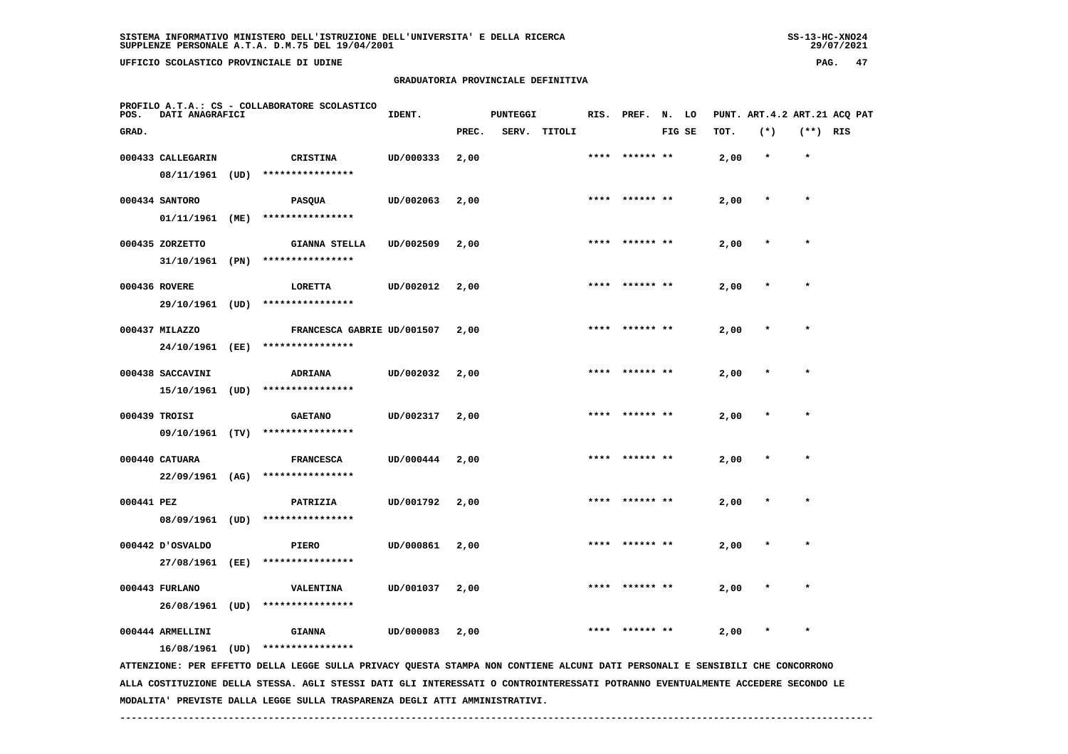## GRADUATORIA PROVINCIALE DEFINITIVA

PROFILO A.T.A.: CS - COLLABORATORE SCOLASTICO

| POS. GRAD. | DATI ANAGRAFICI | | IDENT. | PUNTEGGI PREC. | SERV. | TITOLI | RIS. | PREF. | N. FIG | LO SE | PUNT. TOT. | ART.4.2 (*) | ART.21 (**) | ACQ PAT RIS |
|---|---|---|---|---|---|---|---|---|---|---|---|---|---|---|
| 000433 | CALLEGARIN 08/11/1961 (UD) | CRISTINA **************** | UD/000333 | 2,00 | | | **** | ****** | ** | | 2,00 | * | * | |
| 000434 | SANTORO 01/11/1961 (ME) | PASQUA **************** | UD/002063 | 2,00 | | | **** | ****** | ** | | 2,00 | * | * | |
| 000435 | ZORZETTO 31/10/1961 (PN) | GIANNA STELLA **************** | UD/002509 | 2,00 | | | **** | ****** | ** | | 2,00 | * | * | |
| 000436 | ROVERE 29/10/1961 (UD) | LORETTA **************** | UD/002012 | 2,00 | | | **** | ****** | ** | | 2,00 | * | * | |
| 000437 | MILAZZO 24/10/1961 (EE) | FRANCESCA GABRIE **************** | UD/001507 | 2,00 | | | **** | ****** | ** | | 2,00 | * | * | |
| 000438 | SACCAVINI 15/10/1961 (UD) | ADRIANA **************** | UD/002032 | 2,00 | | | **** | ****** | ** | | 2,00 | * | * | |
| 000439 | TROISI 09/10/1961 (TV) | GAETANO **************** | UD/002317 | 2,00 | | | **** | ****** | ** | | 2,00 | * | * | |
| 000440 | CATUARA 22/09/1961 (AG) | FRANCESCA **************** | UD/000444 | 2,00 | | | **** | ****** | ** | | 2,00 | * | * | |
| 000441 | PEZ 08/09/1961 (UD) | PATRIZIA **************** | UD/001792 | 2,00 | | | **** | ****** | ** | | 2,00 | * | * | |
| 000442 | D'OSVALDO 27/08/1961 (EE) | PIERO **************** | UD/000861 | 2,00 | | | **** | ****** | ** | | 2,00 | * | * | |
| 000443 | FURLANO 26/08/1961 (UD) | VALENTINA **************** | UD/001037 | 2,00 | | | **** | ****** | ** | | 2,00 | * | * | |
| 000444 | ARMELLINI 16/08/1961 (UD) | GIANNA **************** | UD/000083 | 2,00 | | | **** | ****** | ** | | 2,00 | * | * | |

ATTENZIONE: PER EFFETTO DELLA LEGGE SULLA PRIVACY QUESTA STAMPA NON CONTIENE ALCUNI DATI PERSONALI E SENSIBILI CHE CONCORRONO ALLA COSTITUZIONE DELLA STESSA. AGLI STESSI DATI GLI INTERESSATI O CONTROINTERESSATI POTRANNO EVENTUALMENTE ACCEDERE SECONDO LE MODALITA' PREVISTE DALLA LEGGE SULLA TRASPARENZA DEGLI ATTI AMMINISTRATIVI.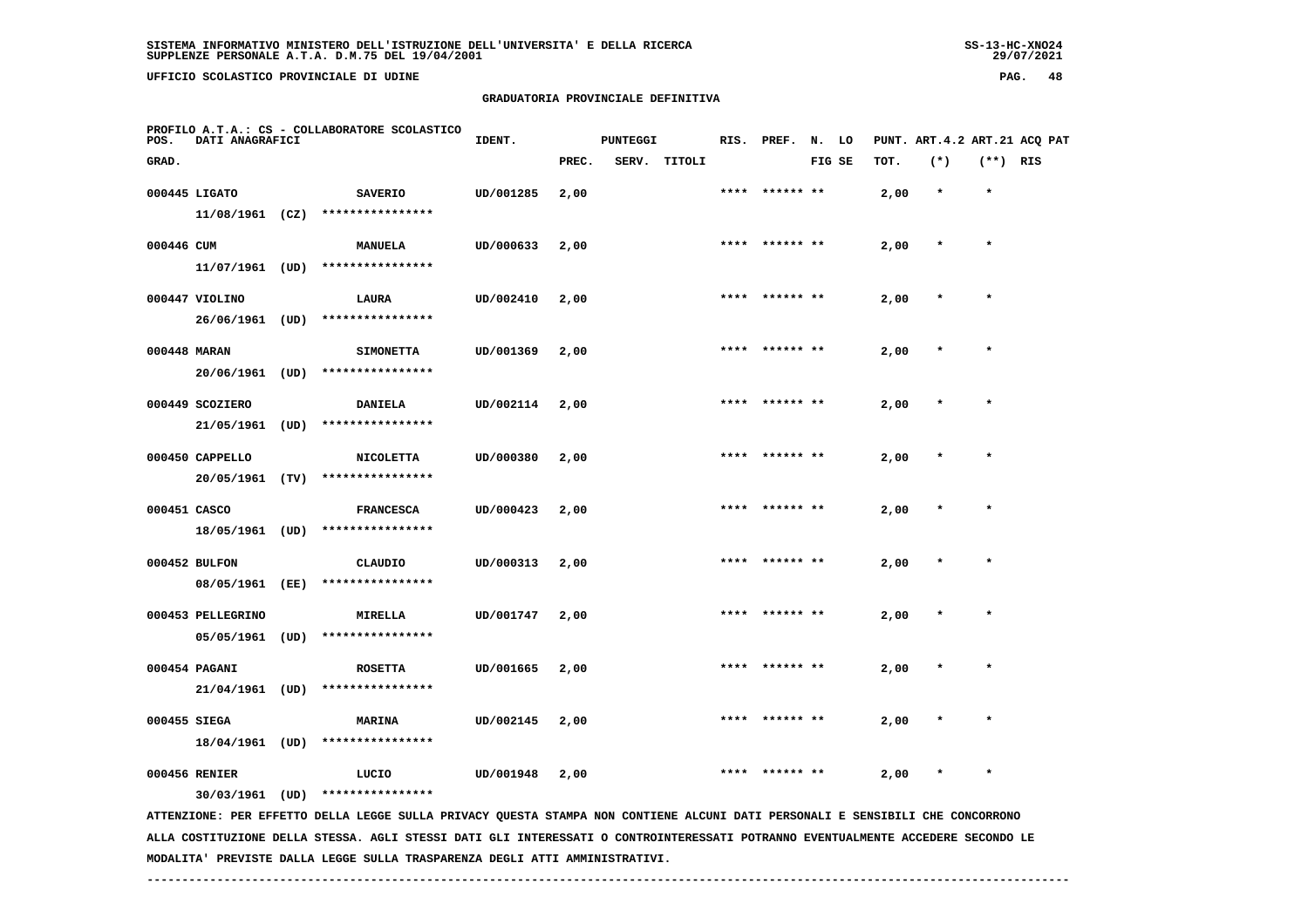SISTEMA INFORMATIVO MINISTERO DELL'ISTRUZIONE DELL'UNIVERSITA' E DELLA RICERCA
SUPPLENZE PERSONALE A.T.A. D.M.75 DEL 19/04/2001

UFFICIO SCOLASTICO PROVINCIALE DI UDINE

## GRADUATORIA PROVINCIALE DEFINITIVA

PROFILO A.T.A.: CS - COLLABORATORE SCOLASTICO

| POS. GRAD. | DATI ANAGRAFICI | | IDENT. | PUNTEGGI PREC. | SERV. | TITOLI | RIS. | PREF. | N. LO FIG SE | PUNT. TOT. | ART.4.2 (*) | ART.21 (**) | ACQ PAT RIS |
|---|---|---|---|---|---|---|---|---|---|---|---|---|---|
| 000445 | LIGATO 11/08/1961 (CZ) | SAVERIO **************** | UD/001285 | 2,00 | | | **** | ****** ** | | 2,00 | * | * | |
| 000446 | CUM 11/07/1961 (UD) | MANUELA **************** | UD/000633 | 2,00 | | | **** | ****** ** | | 2,00 | * | * | |
| 000447 | VIOLINO 26/06/1961 (UD) | LAURA **************** | UD/002410 | 2,00 | | | **** | ****** ** | | 2,00 | * | * | |
| 000448 | MARAN 20/06/1961 (UD) | SIMONETTA **************** | UD/001369 | 2,00 | | | **** | ****** ** | | 2,00 | * | * | |
| 000449 | SCOZIERO 21/05/1961 (UD) | DANIELA **************** | UD/002114 | 2,00 | | | **** | ****** ** | | 2,00 | * | * | |
| 000450 | CAPPELLO 20/05/1961 (TV) | NICOLETTA **************** | UD/000380 | 2,00 | | | **** | ****** ** | | 2,00 | * | * | |
| 000451 | CASCO 18/05/1961 (UD) | FRANCESCA **************** | UD/000423 | 2,00 | | | **** | ****** ** | | 2,00 | * | * | |
| 000452 | BULFON 08/05/1961 (EE) | CLAUDIO **************** | UD/000313 | 2,00 | | | **** | ****** ** | | 2,00 | * | * | |
| 000453 | PELLEGRINO 05/05/1961 (UD) | MIRELLA **************** | UD/001747 | 2,00 | | | **** | ****** ** | | 2,00 | * | * | |
| 000454 | PAGANI 21/04/1961 (UD) | ROSETTA **************** | UD/001665 | 2,00 | | | **** | ****** ** | | 2,00 | * | * | |
| 000455 | SIEGA 18/04/1961 (UD) | MARINA **************** | UD/002145 | 2,00 | | | **** | ****** ** | | 2,00 | * | * | |
| 000456 | RENIER 30/03/1961 (UD) | LUCIO **************** | UD/001948 | 2,00 | | | **** | ****** ** | | 2,00 | * | * | |

ATTENZIONE: PER EFFETTO DELLA LEGGE SULLA PRIVACY QUESTA STAMPA NON CONTIENE ALCUNI DATI PERSONALI E SENSIBILI CHE CONCORRONO ALLA COSTITUZIONE DELLA STESSA. AGLI STESSI DATI GLI INTERESSATI O CONTROINTERESSATI POTRANNO EVENTUALMENTE ACCEDERE SECONDO LE MODALITA' PREVISTE DALLA LEGGE SULLA TRASPARENZA DEGLI ATTI AMMINISTRATIVI.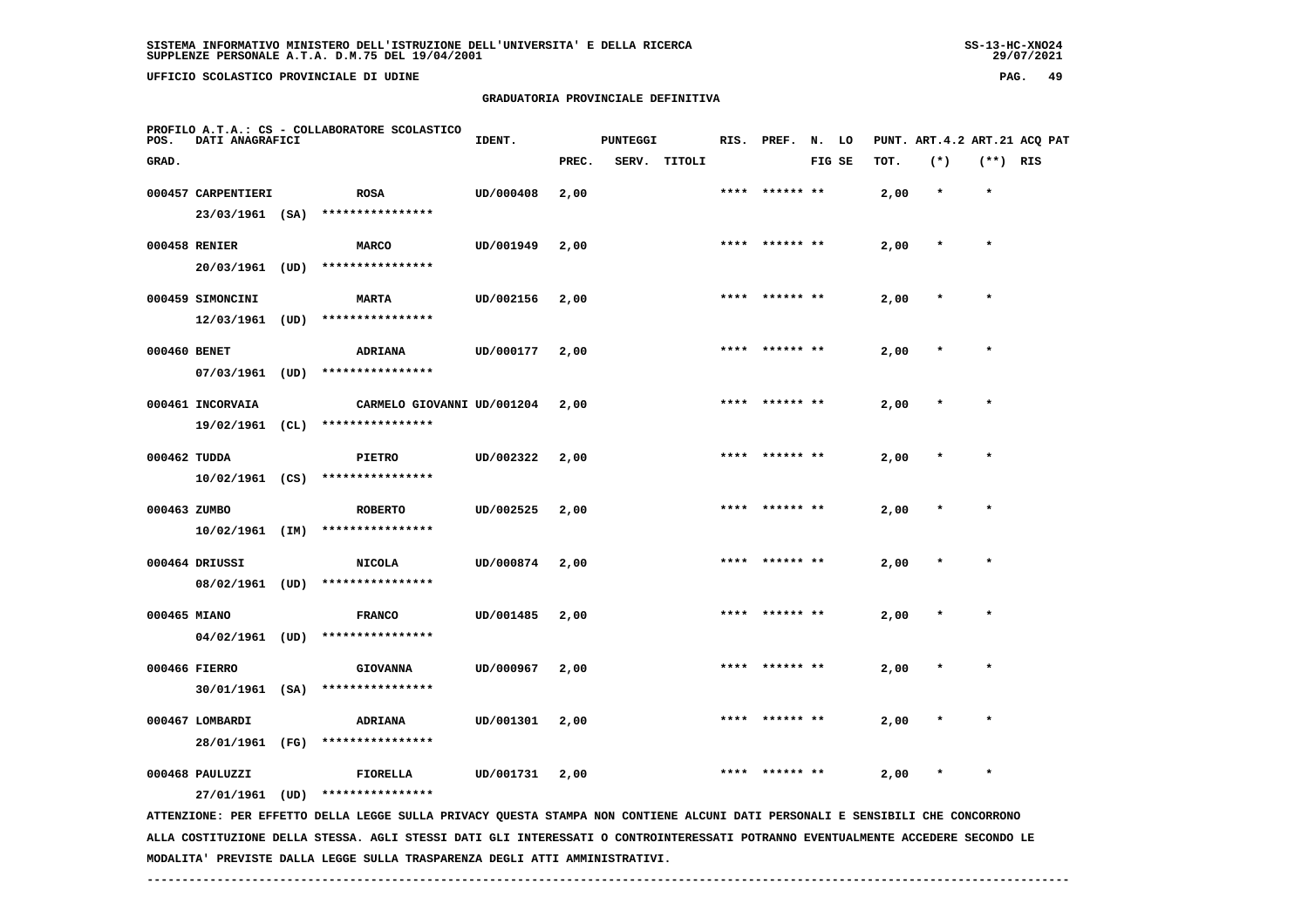SISTEMA INFORMATIVO MINISTERO DELL'ISTRUZIONE DELL'UNIVERSITA' E DELLA RICERCA
SUPPLENZE PERSONALE A.T.A. D.M.75 DEL 19/04/2001

UFFICIO SCOLASTICO PROVINCIALE DI UDINE

GRADUATORIA PROVINCIALE DEFINITIVA

PROFILO A.T.A.: CS - COLLABORATORE SCOLASTICO

| POS. GRAD. | DATI ANAGRAFICI | | IDENT. | PUNTEGGI PREC. | SERV. | TITOLI | RIS. | PREF. | N. FIG | LO SE | PUNT. TOT. | ART.4.2 (*) | ART.21 (**) | ACQ PAT RIS |
|---|---|---|---|---|---|---|---|---|---|---|---|---|---|---|
| 000457 | CARPENTIERI 23/03/1961 (SA) | ROSA **************** | UD/000408 | 2,00 | | | **** | ****** | ** | | 2,00 | * | * | |
| 000458 | RENIER 20/03/1961 (UD) | MARCO **************** | UD/001949 | 2,00 | | | **** | ****** | ** | | 2,00 | * | * | |
| 000459 | SIMONCINI 12/03/1961 (UD) | MARTA **************** | UD/002156 | 2,00 | | | **** | ****** | ** | | 2,00 | * | * | |
| 000460 | BENET 07/03/1961 (UD) | ADRIANA **************** | UD/000177 | 2,00 | | | **** | ****** | ** | | 2,00 | * | * | |
| 000461 | INCORVAIA 19/02/1961 (CL) | CARMELO GIOVANNI **************** | UD/001204 | 2,00 | | | **** | ****** | ** | | 2,00 | * | * | |
| 000462 | TUDDA 10/02/1961 (CS) | PIETRO **************** | UD/002322 | 2,00 | | | **** | ****** | ** | | 2,00 | * | * | |
| 000463 | ZUMBO 10/02/1961 (IM) | ROBERTO **************** | UD/002525 | 2,00 | | | **** | ****** | ** | | 2,00 | * | * | |
| 000464 | DRIUSSI 08/02/1961 (UD) | NICOLA **************** | UD/000874 | 2,00 | | | **** | ****** | ** | | 2,00 | * | * | |
| 000465 | MIANO 04/02/1961 (UD) | FRANCO **************** | UD/001485 | 2,00 | | | **** | ****** | ** | | 2,00 | * | * | |
| 000466 | FIERRO 30/01/1961 (SA) | GIOVANNA **************** | UD/000967 | 2,00 | | | **** | ****** | ** | | 2,00 | * | * | |
| 000467 | LOMBARDI 28/01/1961 (FG) | ADRIANA **************** | UD/001301 | 2,00 | | | **** | ****** | ** | | 2,00 | * | * | |
| 000468 | PAULUZZI 27/01/1961 (UD) | FIORELLA **************** | UD/001731 | 2,00 | | | **** | ****** | ** | | 2,00 | * | * | |

ATTENZIONE: PER EFFETTO DELLA LEGGE SULLA PRIVACY QUESTA STAMPA NON CONTIENE ALCUNI DATI PERSONALI E SENSIBILI CHE CONCORRONO ALLA COSTITUZIONE DELLA STESSA. AGLI STESSI DATI GLI INTERESSATI O CONTROINTERESSATI POTRANNO EVENTUALMENTE ACCEDERE SECONDO LE MODALITA' PREVISTE DALLA LEGGE SULLA TRASPARENZA DEGLI ATTI AMMINISTRATIVI.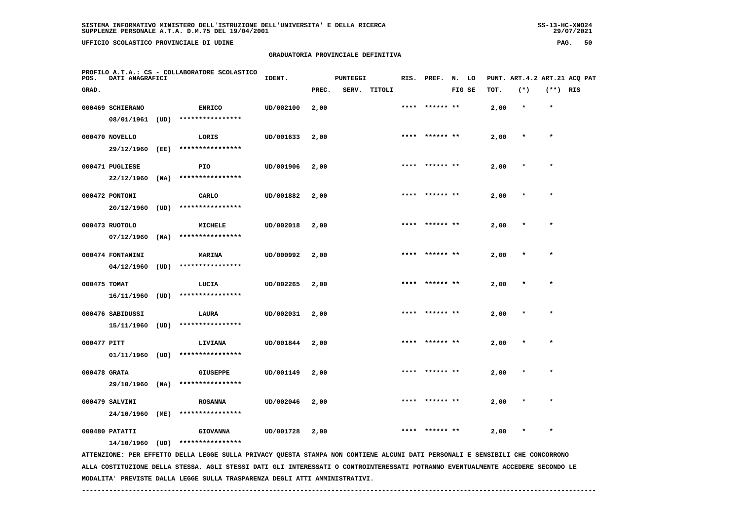## GRADUATORIA PROVINCIALE DEFINITIVA

PROFILO A.T.A.: CS - COLLABORATORE SCOLASTICO

| POS. GRAD. | DATI ANAGRAFICI | | IDENT. | PUNTEGGI PREC. | SERV. | TITOLI | RIS. | PREF. | N. LO FIG SE | PUNT. TOT. | ART.4.2 (*) | ART.21 (**) | ACQ PAT RIS |
|---|---|---|---|---|---|---|---|---|---|---|---|---|---|
| 000469 | SCHIERANO 08/01/1961 (UD) | ENRICO **************** | UD/002100 | 2,00 | | | **** | ****** ** | | 2,00 | * | * | |
| 000470 | NOVELLO 29/12/1960 (EE) | LORIS **************** | UD/001633 | 2,00 | | | **** | ****** ** | | 2,00 | * | * | |
| 000471 | PUGLIESE 22/12/1960 (NA) | PIO **************** | UD/001906 | 2,00 | | | **** | ****** ** | | 2,00 | * | * | |
| 000472 | PONTONI 20/12/1960 (UD) | CARLO **************** | UD/001882 | 2,00 | | | **** | ****** ** | | 2,00 | * | * | |
| 000473 | RUOTOLO 07/12/1960 (NA) | MICHELE **************** | UD/002018 | 2,00 | | | **** | ****** ** | | 2,00 | * | * | |
| 000474 | FONTANINI 04/12/1960 (UD) | MARINA **************** | UD/000992 | 2,00 | | | **** | ****** ** | | 2,00 | * | * | |
| 000475 | TOMAT 16/11/1960 (UD) | LUCIA **************** | UD/002265 | 2,00 | | | **** | ****** ** | | 2,00 | * | * | |
| 000476 | SABIDUSSI 15/11/1960 (UD) | LAURA **************** | UD/002031 | 2,00 | | | **** | ****** ** | | 2,00 | * | * | |
| 000477 | PITT 01/11/1960 (UD) | LIVIANA **************** | UD/001844 | 2,00 | | | **** | ****** ** | | 2,00 | * | * | |
| 000478 | GRATA 29/10/1960 (NA) | GIUSEPPE **************** | UD/001149 | 2,00 | | | **** | ****** ** | | 2,00 | * | * | |
| 000479 | SALVINI 24/10/1960 (ME) | ROSANNA **************** | UD/002046 | 2,00 | | | **** | ****** ** | | 2,00 | * | * | |
| 000480 | PATATTI 14/10/1960 (UD) | GIOVANNA **************** | UD/001728 | 2,00 | | | **** | ****** ** | | 2,00 | * | * | |

ATTENZIONE: PER EFFETTO DELLA LEGGE SULLA PRIVACY QUESTA STAMPA NON CONTIENE ALCUNI DATI PERSONALI E SENSIBILI CHE CONCORRONO ALLA COSTITUZIONE DELLA STESSA. AGLI STESSI DATI GLI INTERESSATI O CONTROINTERESSATI POTRANNO EVENTUALMENTE ACCEDERE SECONDO LE MODALITA' PREVISTE DALLA LEGGE SULLA TRASPARENZA DEGLI ATTI AMMINISTRATIVI.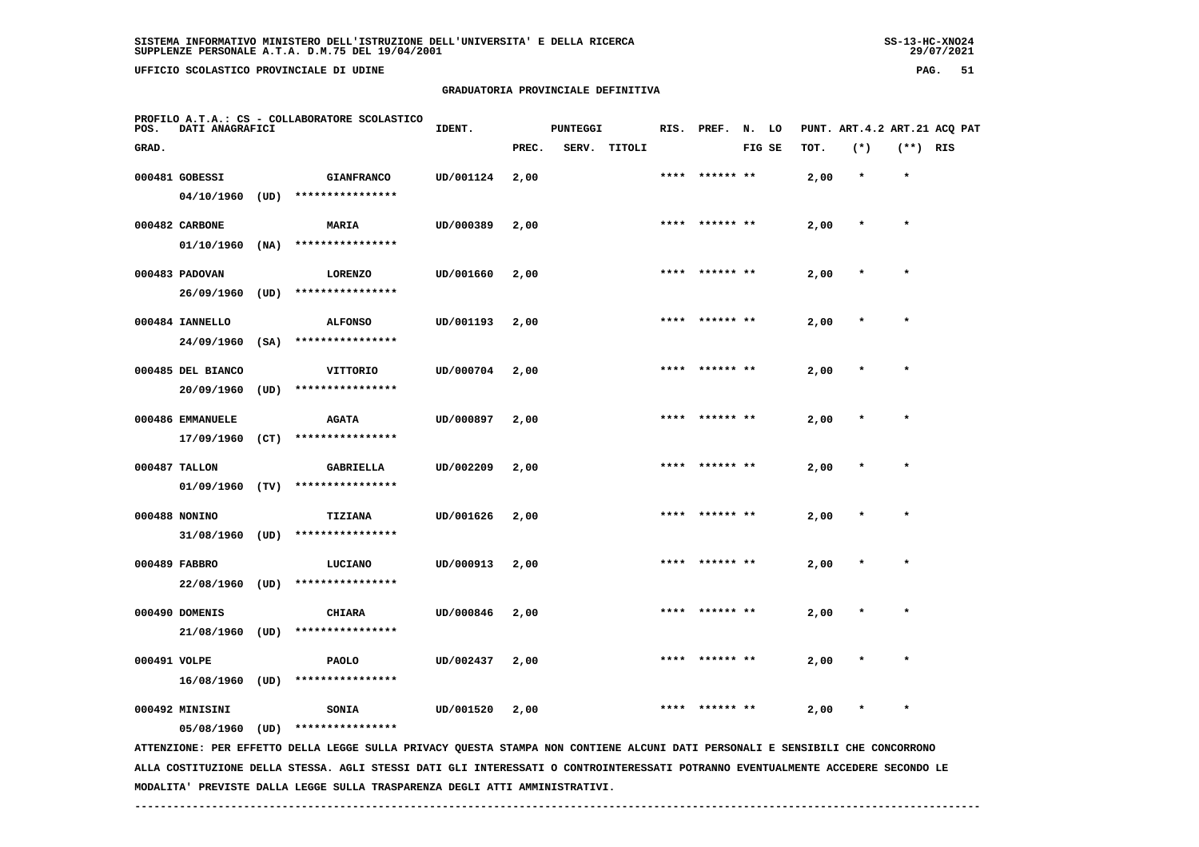SISTEMA INFORMATIVO MINISTERO DELL'ISTRUZIONE DELL'UNIVERSITA' E DELLA RICERCA
SUPPLENZE PERSONALE A.T.A. D.M.75 DEL 19/04/2001

UFFICIO SCOLASTICO PROVINCIALE DI UDINE

## GRADUATORIA PROVINCIALE DEFINITIVA

PROFILO A.T.A.: CS - COLLABORATORE SCOLASTICO

| POS. GRAD. | DATI ANAGRAFICI | | IDENT. | PUNTEGGI PREC. | SERV. | TITOLI | RIS. | PREF. | N. FIG | LO SE | PUNT. TOT. | ART.4.2 (*) | ART.21 (**) | ACQ | PAT | RIS |
|---|---|---|---|---|---|---|---|---|---|---|---|---|---|---|---|---|
| 000481 | GOBESSI 04/10/1960 (UD) | GIANFRANCO **************** | UD/001124 | 2,00 | | | **** | ****** | ** | | 2,00 | * | * | | | |
| 000482 | CARBONE 01/10/1960 (NA) | MARIA **************** | UD/000389 | 2,00 | | | **** | ****** | ** | | 2,00 | * | * | | | |
| 000483 | PADOVAN 26/09/1960 (UD) | LORENZO **************** | UD/001660 | 2,00 | | | **** | ****** | ** | | 2,00 | * | * | | | |
| 000484 | IANNELLO 24/09/1960 (SA) | ALFONSO **************** | UD/001193 | 2,00 | | | **** | ****** | ** | | 2,00 | * | * | | | |
| 000485 | DEL BIANCO 20/09/1960 (UD) | VITTORIO **************** | UD/000704 | 2,00 | | | **** | ****** | ** | | 2,00 | * | * | | | |
| 000486 | EMMANUELE 17/09/1960 (CT) | AGATA **************** | UD/000897 | 2,00 | | | **** | ****** | ** | | 2,00 | * | * | | | |
| 000487 | TALLON 01/09/1960 (TV) | GABRIELLA **************** | UD/002209 | 2,00 | | | **** | ****** | ** | | 2,00 | * | * | | | |
| 000488 | NONINO 31/08/1960 (UD) | TIZIANA **************** | UD/001626 | 2,00 | | | **** | ****** | ** | | 2,00 | * | * | | | |
| 000489 | FABBRO 22/08/1960 (UD) | LUCIANO **************** | UD/000913 | 2,00 | | | **** | ****** | ** | | 2,00 | * | * | | | |
| 000490 | DOMENIS 21/08/1960 (UD) | CHIARA **************** | UD/000846 | 2,00 | | | **** | ****** | ** | | 2,00 | * | * | | | |
| 000491 | VOLPE 16/08/1960 (UD) | PAOLO **************** | UD/002437 | 2,00 | | | **** | ****** | ** | | 2,00 | * | * | | | |
| 000492 | MINISINI 05/08/1960 (UD) | SONIA **************** | UD/001520 | 2,00 | | | **** | ****** | ** | | 2,00 | * | * | | | |

ATTENZIONE: PER EFFETTO DELLA LEGGE SULLA PRIVACY QUESTA STAMPA NON CONTIENE ALCUNI DATI PERSONALI E SENSIBILI CHE CONCORRONO ALLA COSTITUZIONE DELLA STESSA. AGLI STESSI DATI GLI INTERESSATI O CONTROINTERESSATI POTRANNO EVENTUALMENTE ACCEDERE SECONDO LE MODALITA' PREVISTE DALLA LEGGE SULLA TRASPARENZA DEGLI ATTI AMMINISTRATIVI.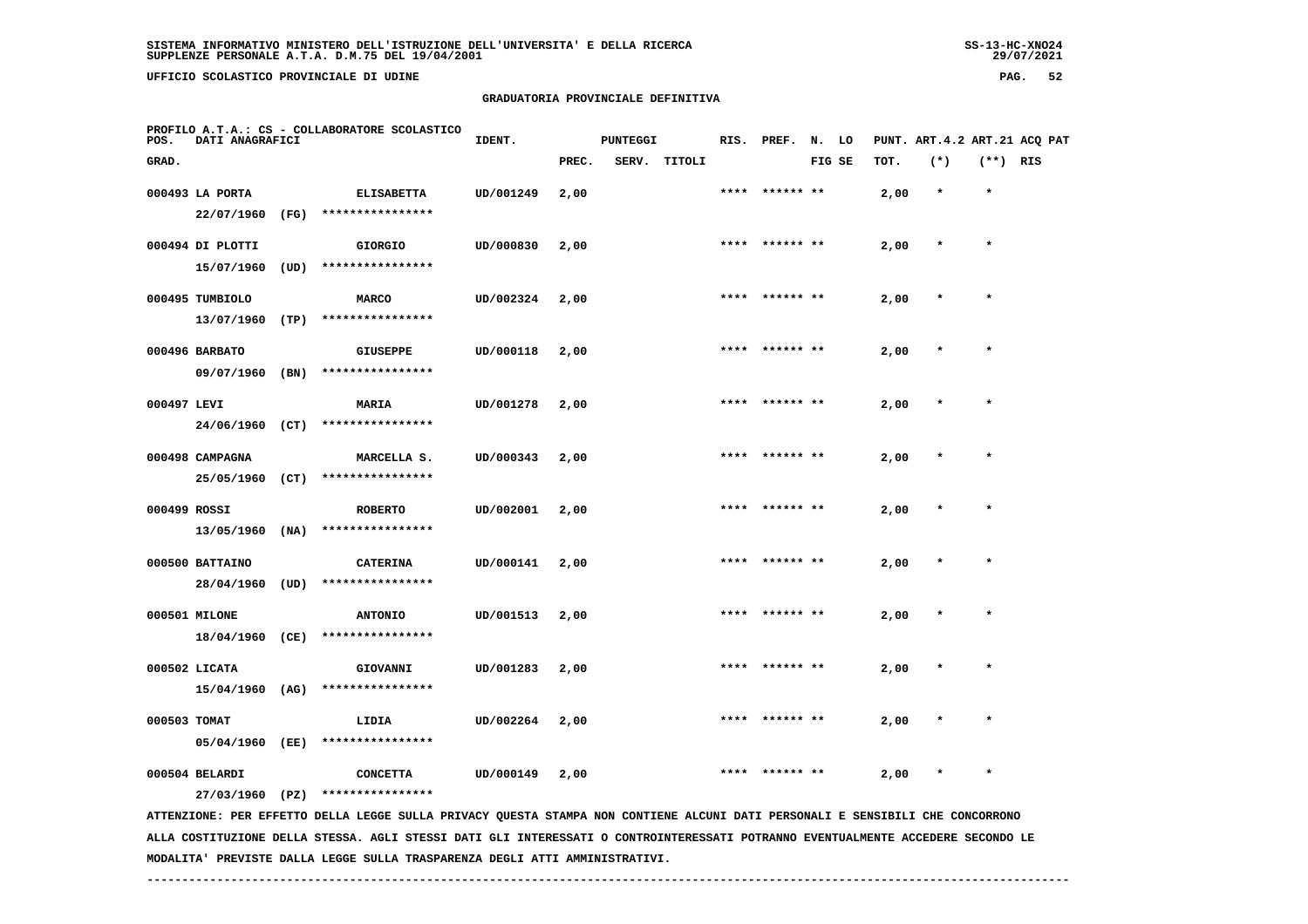## GRADUATORIA PROVINCIALE DEFINITIVA

PROFILO A.T.A.: CS - COLLABORATORE SCOLASTICO

| POS. GRAD. | DATI ANAGRAFICI | | IDENT. | PUNTEGGI PREC. | SERV. | TITOLI | RIS. | PREF. | N. LO FIG SE | PUNT. TOT. | ART.4.2 (*) | ART.21 (**) | ACQ PAT RIS |
|---|---|---|---|---|---|---|---|---|---|---|---|---|---|
| 000493 | LA PORTA 22/07/1960 (FG) | ELISABETTA **************** | UD/001249 | 2,00 | | | **** | ****** ** | | 2,00 | * | * | |
| 000494 | DI PLOTTI 15/07/1960 (UD) | GIORGIO **************** | UD/000830 | 2,00 | | | **** | ****** ** | | 2,00 | * | * | |
| 000495 | TUMBIOLO 13/07/1960 (TP) | MARCO **************** | UD/002324 | 2,00 | | | **** | ****** ** | | 2,00 | * | * | |
| 000496 | BARBATO 09/07/1960 (BN) | GIUSEPPE **************** | UD/000118 | 2,00 | | | **** | ****** ** | | 2,00 | * | * | |
| 000497 | LEVI 24/06/1960 (CT) | MARIA **************** | UD/001278 | 2,00 | | | **** | ****** ** | | 2,00 | * | * | |
| 000498 | CAMPAGNA 25/05/1960 (CT) | MARCELLA S. **************** | UD/000343 | 2,00 | | | **** | ****** ** | | 2,00 | * | * | |
| 000499 | ROSSI 13/05/1960 (NA) | ROBERTO **************** | UD/002001 | 2,00 | | | **** | ****** ** | | 2,00 | * | * | |
| 000500 | BATTAINO 28/04/1960 (UD) | CATERINA **************** | UD/000141 | 2,00 | | | **** | ****** ** | | 2,00 | * | * | |
| 000501 | MILONE 18/04/1960 (CE) | ANTONIO **************** | UD/001513 | 2,00 | | | **** | ****** ** | | 2,00 | * | * | |
| 000502 | LICATA 15/04/1960 (AG) | GIOVANNI **************** | UD/001283 | 2,00 | | | **** | ****** ** | | 2,00 | * | * | |
| 000503 | TOMAT 05/04/1960 (EE) | LIDIA **************** | UD/002264 | 2,00 | | | **** | ****** ** | | 2,00 | * | * | |
| 000504 | BELARDI 27/03/1960 (PZ) | CONCETTA **************** | UD/000149 | 2,00 | | | **** | ****** ** | | 2,00 | * | * | |

ATTENZIONE: PER EFFETTO DELLA LEGGE SULLA PRIVACY QUESTA STAMPA NON CONTIENE ALCUNI DATI PERSONALI E SENSIBILI CHE CONCORRONO ALLA COSTITUZIONE DELLA STESSA. AGLI STESSI DATI GLI INTERESSATI O CONTROINTERESSATI POTRANNO EVENTUALMENTE ACCEDERE SECONDO LE MODALITA' PREVISTE DALLA LEGGE SULLA TRASPARENZA DEGLI ATTI AMMINISTRATIVI.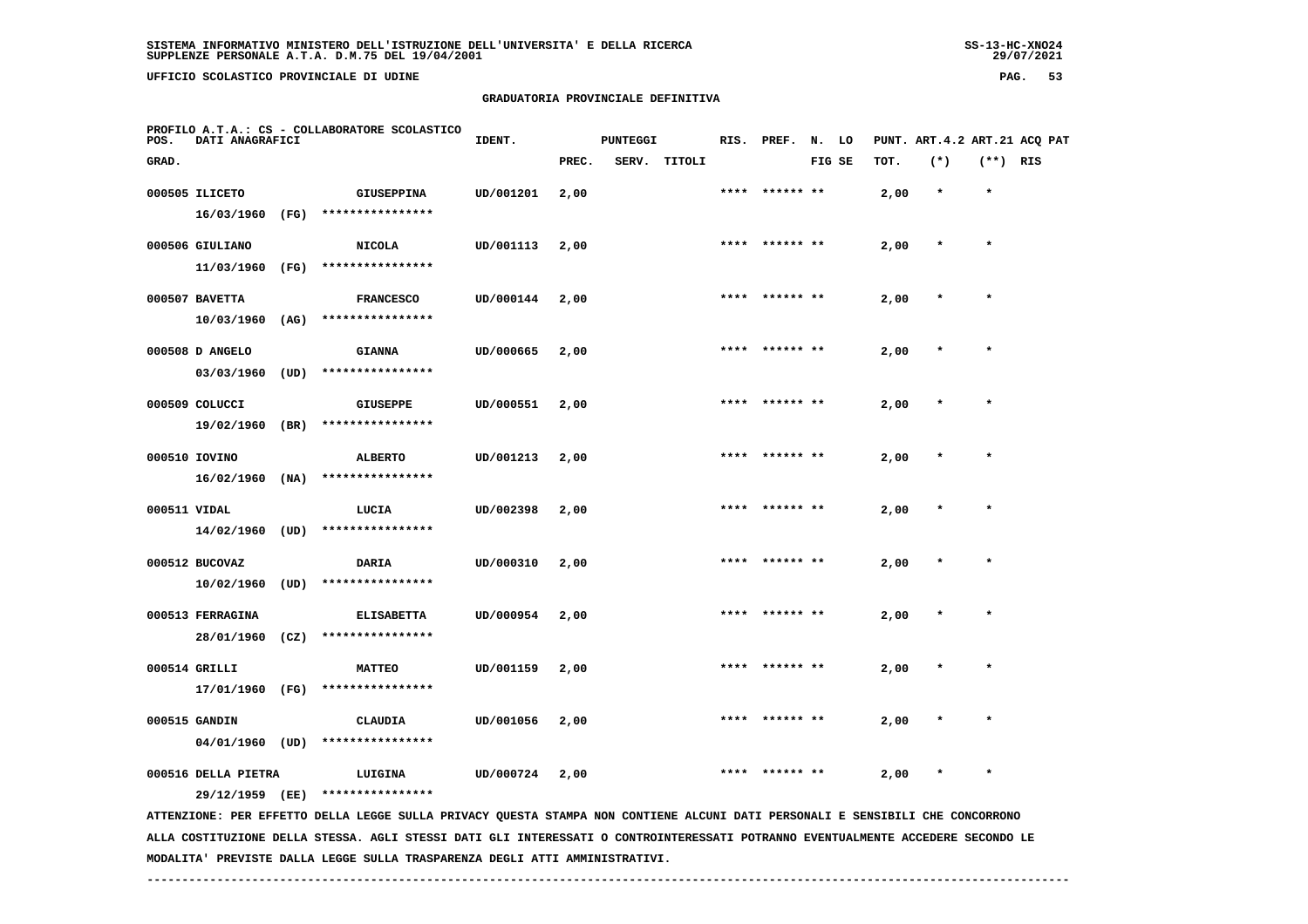SISTEMA INFORMATIVO MINISTERO DELL'ISTRUZIONE DELL'UNIVERSITA' E DELLA RICERCA
SUPPLENZE PERSONALE A.T.A. D.M.75 DEL 19/04/2001

UFFICIO SCOLASTICO PROVINCIALE DI UDINE

GRADUATORIA PROVINCIALE DEFINITIVA

PROFILO A.T.A.: CS - COLLABORATORE SCOLASTICO

| POS. GRAD. | DATI ANAGRAFICI | | IDENT. | PUNTEGGI PREC. | SERV. | TITOLI | RIS. | PREF. | N. FIG | LO SE | PUNT. TOT. | ART.4.2 (*) | ART.21 (**) | ACQ PAT RIS |
|---|---|---|---|---|---|---|---|---|---|---|---|---|---|---|
| 000505 | ILICETO 16/03/1960 (FG) | GIUSEPPINA **************** | UD/001201 | 2,00 | | | **** | ****** | ** | | 2,00 | * | * | |
| 000506 | GIULIANO 11/03/1960 (FG) | NICOLA **************** | UD/001113 | 2,00 | | | **** | ****** | ** | | 2,00 | * | * | |
| 000507 | BAVETTA 10/03/1960 (AG) | FRANCESCO **************** | UD/000144 | 2,00 | | | **** | ****** | ** | | 2,00 | * | * | |
| 000508 | D ANGELO 03/03/1960 (UD) | GIANNA **************** | UD/000665 | 2,00 | | | **** | ****** | ** | | 2,00 | * | * | |
| 000509 | COLUCCI 19/02/1960 (BR) | GIUSEPPE **************** | UD/000551 | 2,00 | | | **** | ****** | ** | | 2,00 | * | * | |
| 000510 | IOVINO 16/02/1960 (NA) | ALBERTO **************** | UD/001213 | 2,00 | | | **** | ****** | ** | | 2,00 | * | * | |
| 000511 | VIDAL 14/02/1960 (UD) | LUCIA **************** | UD/002398 | 2,00 | | | **** | ****** | ** | | 2,00 | * | * | |
| 000512 | BUCOVAZ 10/02/1960 (UD) | DARIA **************** | UD/000310 | 2,00 | | | **** | ****** | ** | | 2,00 | * | * | |
| 000513 | FERRAGINA 28/01/1960 (CZ) | ELISABETTA **************** | UD/000954 | 2,00 | | | **** | ****** | ** | | 2,00 | * | * | |
| 000514 | GRILLI 17/01/1960 (FG) | MATTEO **************** | UD/001159 | 2,00 | | | **** | ****** | ** | | 2,00 | * | * | |
| 000515 | GANDIN 04/01/1960 (UD) | CLAUDIA **************** | UD/001056 | 2,00 | | | **** | ****** | ** | | 2,00 | * | * | |
| 000516 | DELLA PIETRA 29/12/1959 (EE) | LUIGINA **************** | UD/000724 | 2,00 | | | **** | ****** | ** | | 2,00 | * | * | |

ATTENZIONE: PER EFFETTO DELLA LEGGE SULLA PRIVACY QUESTA STAMPA NON CONTIENE ALCUNI DATI PERSONALI E SENSIBILI CHE CONCORRONO ALLA COSTITUZIONE DELLA STESSA. AGLI STESSI DATI GLI INTERESSATI O CONTROINTERESSATI POTRANNO EVENTUALMENTE ACCEDERE SECONDO LE MODALITA' PREVISTE DALLA LEGGE SULLA TRASPARENZA DEGLI ATTI AMMINISTRATIVI.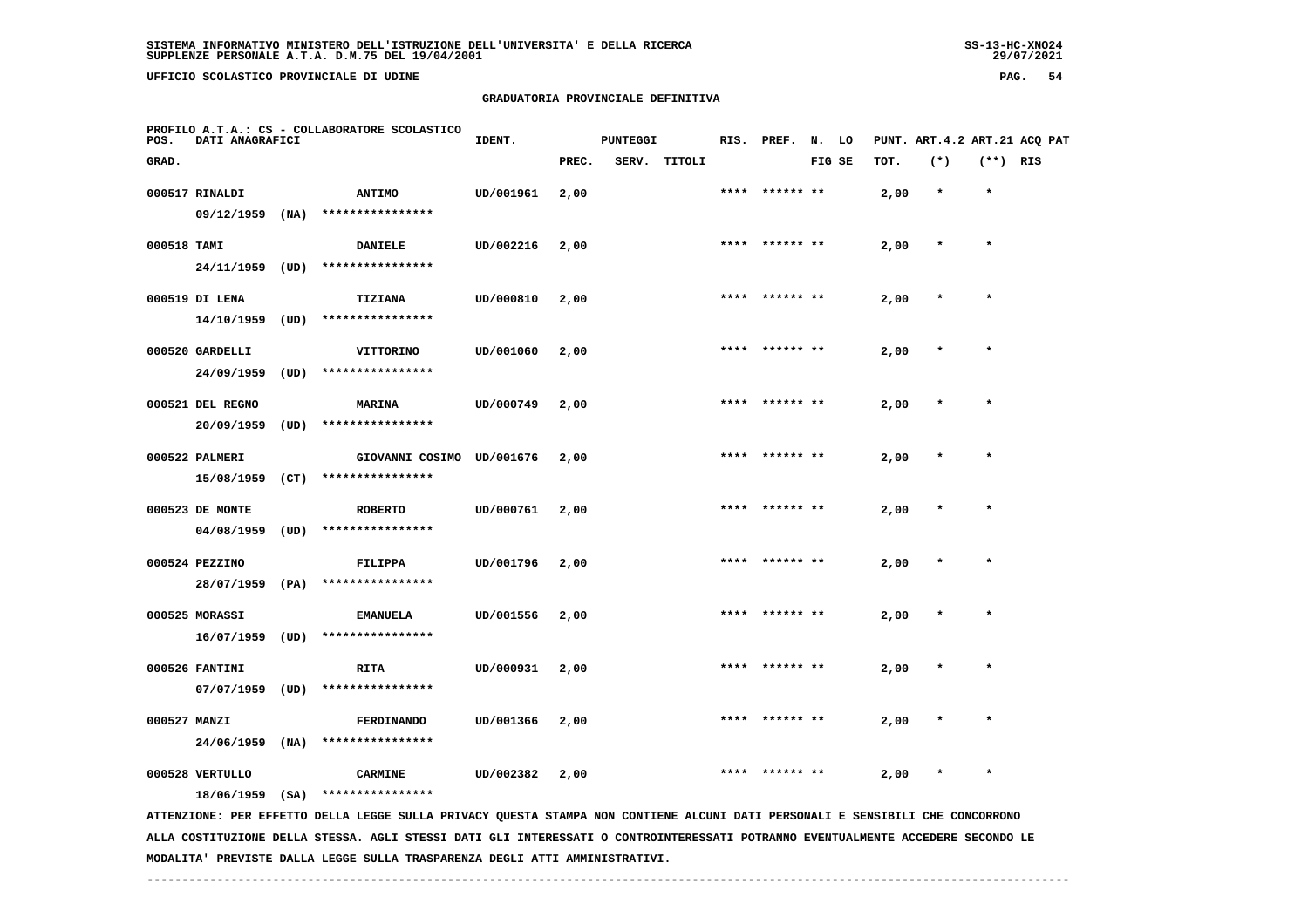**GRADUATORIA PROVINCIALE DEFINITIVA**

PROFILO A.T.A.: CS - COLLABORATORE SCOLASTICO

| POS. GRAD. | DATI ANAGRAFICI | | IDENT. | PUNTEGGI PREC. | SERV. | TITOLI | RIS. | PREF. | N. LO FIG SE | PUNT. TOT. | ART.4.2 (*) | ART.21 (**) | ACQ PAT RIS |
|---|---|---|---|---|---|---|---|---|---|---|---|---|---|
| 000517 | RINALDI 09/12/1959 (NA) | ANTIMO **************** | UD/001961 | 2,00 | | | **** | ****** ** | | 2,00 | * | * | |
| 000518 | TAMI 24/11/1959 (UD) | DANIELE **************** | UD/002216 | 2,00 | | | **** | ****** ** | | 2,00 | * | * | |
| 000519 | DI LENA 14/10/1959 (UD) | TIZIANA **************** | UD/000810 | 2,00 | | | **** | ****** ** | | 2,00 | * | * | |
| 000520 | GARDELLI 24/09/1959 (UD) | VITTORINO **************** | UD/001060 | 2,00 | | | **** | ****** ** | | 2,00 | * | * | |
| 000521 | DEL REGNO 20/09/1959 (UD) | MARINA **************** | UD/000749 | 2,00 | | | **** | ****** ** | | 2,00 | * | * | |
| 000522 | PALMERI 15/08/1959 (CT) | GIOVANNI COSIMO **************** | UD/001676 | 2,00 | | | **** | ****** ** | | 2,00 | * | * | |
| 000523 | DE MONTE 04/08/1959 (UD) | ROBERTO **************** | UD/000761 | 2,00 | | | **** | ****** ** | | 2,00 | * | * | |
| 000524 | PEZZINO 28/07/1959 (PA) | FILIPPA **************** | UD/001796 | 2,00 | | | **** | ****** ** | | 2,00 | * | * | |
| 000525 | MORASSI 16/07/1959 (UD) | EMANUELA **************** | UD/001556 | 2,00 | | | **** | ****** ** | | 2,00 | * | * | |
| 000526 | FANTINI 07/07/1959 (UD) | RITA **************** | UD/000931 | 2,00 | | | **** | ****** ** | | 2,00 | * | * | |
| 000527 | MANZI 24/06/1959 (NA) | FERDINANDO **************** | UD/001366 | 2,00 | | | **** | ****** ** | | 2,00 | * | * | |
| 000528 | VERTULLO 18/06/1959 (SA) | CARMINE **************** | UD/002382 | 2,00 | | | **** | ****** ** | | 2,00 | * | * | |

ATTENZIONE: PER EFFETTO DELLA LEGGE SULLA PRIVACY QUESTA STAMPA NON CONTIENE ALCUNI DATI PERSONALI E SENSIBILI CHE CONCORRONO ALLA COSTITUZIONE DELLA STESSA. AGLI STESSI DATI GLI INTERESSATI O CONTROINTERESSATI POTRANNO EVENTUALMENTE ACCEDERE SECONDO LE MODALITA' PREVISTE DALLA LEGGE SULLA TRASPARENZA DEGLI ATTI AMMINISTRATIVI.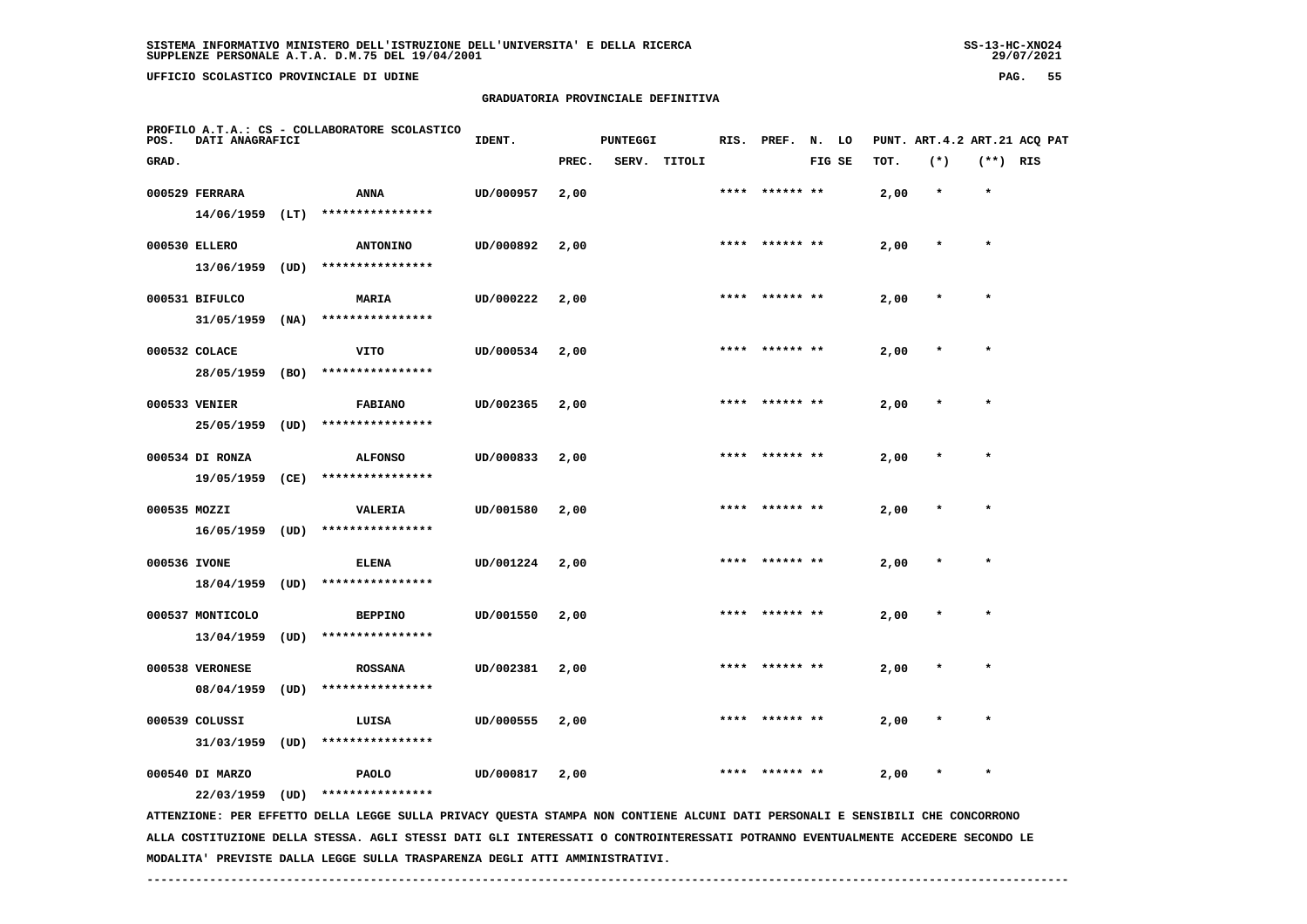GRADUATORIA PROVINCIALE DEFINITIVA

PROFILO A.T.A.: CS - COLLABORATORE SCOLASTICO

| POS. GRAD. | DATI ANAGRAFICI | | | IDENT. | PUNTEGGI PREC. | SERV. | TITOLI | RIS. | PREF. | N. LO FIG SE | PUNT. TOT. | ART.4.2 (*) | ART.21 (**) | ACQ PAT RIS |
|---|---|---|---|---|---|---|---|---|---|---|---|---|---|---|
| 000529 | FERRARA | ANNA | | UD/000957 | 2,00 | | | **** | ****** ** | | 2,00 | * | * | |
| | 14/06/1959 | (LT) | **************** | | | | | | | | | | | |
| 000530 | ELLERO | ANTONINO | | UD/000892 | 2,00 | | | **** | ****** ** | | 2,00 | * | * | |
| | 13/06/1959 | (UD) | **************** | | | | | | | | | | | |
| 000531 | BIFULCO | MARIA | | UD/000222 | 2,00 | | | **** | ****** ** | | 2,00 | * | * | |
| | 31/05/1959 | (NA) | **************** | | | | | | | | | | | |
| 000532 | COLACE | VITO | | UD/000534 | 2,00 | | | **** | ****** ** | | 2,00 | * | * | |
| | 28/05/1959 | (BO) | **************** | | | | | | | | | | | |
| 000533 | VENIER | FABIANO | | UD/002365 | 2,00 | | | **** | ****** ** | | 2,00 | * | * | |
| | 25/05/1959 | (UD) | **************** | | | | | | | | | | | |
| 000534 | DI RONZA | ALFONSO | | UD/000833 | 2,00 | | | **** | ****** ** | | 2,00 | * | * | |
| | 19/05/1959 | (CE) | **************** | | | | | | | | | | | |
| 000535 | MOZZI | VALERIA | | UD/001580 | 2,00 | | | **** | ****** ** | | 2,00 | * | * | |
| | 16/05/1959 | (UD) | **************** | | | | | | | | | | | |
| 000536 | IVONE | ELENA | | UD/001224 | 2,00 | | | **** | ****** ** | | 2,00 | * | * | |
| | 18/04/1959 | (UD) | **************** | | | | | | | | | | | |
| 000537 | MONTICOLO | BEPPINO | | UD/001550 | 2,00 | | | **** | ****** ** | | 2,00 | * | * | |
| | 13/04/1959 | (UD) | **************** | | | | | | | | | | | |
| 000538 | VERONESE | ROSSANA | | UD/002381 | 2,00 | | | **** | ****** ** | | 2,00 | * | * | |
| | 08/04/1959 | (UD) | **************** | | | | | | | | | | | |
| 000539 | COLUSSI | LUISA | | UD/000555 | 2,00 | | | **** | ****** ** | | 2,00 | * | * | |
| | 31/03/1959 | (UD) | **************** | | | | | | | | | | | |
| 000540 | DI MARZO | PAOLO | | UD/000817 | 2,00 | | | **** | ****** ** | | 2,00 | * | * | |
| | 22/03/1959 | (UD) | **************** | | | | | | | | | | | |

ATTENZIONE: PER EFFETTO DELLA LEGGE SULLA PRIVACY QUESTA STAMPA NON CONTIENE ALCUNI DATI PERSONALI E SENSIBILI CHE CONCORRONO ALLA COSTITUZIONE DELLA STESSA. AGLI STESSI DATI GLI INTERESSATI O CONTROINTERESSATI POTRANNO EVENTUALMENTE ACCEDERE SECONDO LE MODALITA' PREVISTE DALLA LEGGE SULLA TRASPARENZA DEGLI ATTI AMMINISTRATIVI.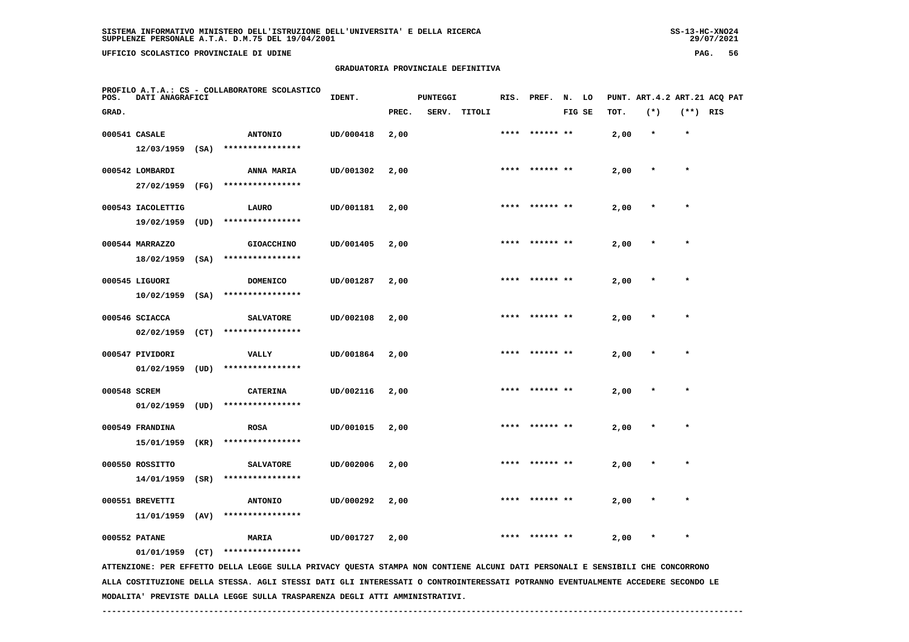SISTEMA INFORMATIVO MINISTERO DELL'ISTRUZIONE DELL'UNIVERSITA' E DELLA RICERCA
SUPPLENZE PERSONALE A.T.A. D.M.75 DEL 19/04/2001

UFFICIO SCOLASTICO PROVINCIALE DI UDINE

## GRADUATORIA PROVINCIALE DEFINITIVA

PROFILO A.T.A.: CS - COLLABORATORE SCOLASTICO

| POS. GRAD. | DATI ANAGRAFICI | | IDENT. | PUNTEGGI PREC. | SERV. | TITOLI | RIS. | PREF. | N. FIG | LO SE | PUNT. TOT. | ART.4.2 (*) | ART.21 (**) | ACQ PAT RIS |
|---|---|---|---|---|---|---|---|---|---|---|---|---|---|---|
| 000541 | CASALE 12/03/1959 (SA) | ANTONIO **************** | UD/000418 | 2,00 | | | **** | ****** | ** | | 2,00 | * | * | |
| 000542 | LOMBARDI 27/02/1959 (FG) | ANNA MARIA **************** | UD/001302 | 2,00 | | | **** | ****** | ** | | 2,00 | * | * | |
| 000543 | IACOLETTIG 19/02/1959 (UD) | LAURO **************** | UD/001181 | 2,00 | | | **** | ****** | ** | | 2,00 | * | * | |
| 000544 | MARRAZZO 18/02/1959 (SA) | GIOACCHINO **************** | UD/001405 | 2,00 | | | **** | ****** | ** | | 2,00 | * | * | |
| 000545 | LIGUORI 10/02/1959 (SA) | DOMENICO **************** | UD/001287 | 2,00 | | | **** | ****** | ** | | 2,00 | * | * | |
| 000546 | SCIACCA 02/02/1959 (CT) | SALVATORE **************** | UD/002108 | 2,00 | | | **** | ****** | ** | | 2,00 | * | * | |
| 000547 | PIVIDORI 01/02/1959 (UD) | VALLY **************** | UD/001864 | 2,00 | | | **** | ****** | ** | | 2,00 | * | * | |
| 000548 | SCREM 01/02/1959 (UD) | CATERINA **************** | UD/002116 | 2,00 | | | **** | ****** | ** | | 2,00 | * | * | |
| 000549 | FRANDINA 15/01/1959 (KR) | ROSA **************** | UD/001015 | 2,00 | | | **** | ****** | ** | | 2,00 | * | * | |
| 000550 | ROSSITTO 14/01/1959 (SR) | SALVATORE **************** | UD/002006 | 2,00 | | | **** | ****** | ** | | 2,00 | * | * | |
| 000551 | BREVETTI 11/01/1959 (AV) | ANTONIO **************** | UD/000292 | 2,00 | | | **** | ****** | ** | | 2,00 | * | * | |
| 000552 | PATANE 01/01/1959 (CT) | MARIA **************** | UD/001727 | 2,00 | | | **** | ****** | ** | | 2,00 | * | * | |

ATTENZIONE: PER EFFETTO DELLA LEGGE SULLA PRIVACY QUESTA STAMPA NON CONTIENE ALCUNI DATI PERSONALI E SENSIBILI CHE CONCORRONO ALLA COSTITUZIONE DELLA STESSA. AGLI STESSI DATI GLI INTERESSATI O CONTROINTERESSATI POTRANNO EVENTUALMENTE ACCEDERE SECONDO LE MODALITA' PREVISTE DALLA LEGGE SULLA TRASPARENZA DEGLI ATTI AMMINISTRATIVI.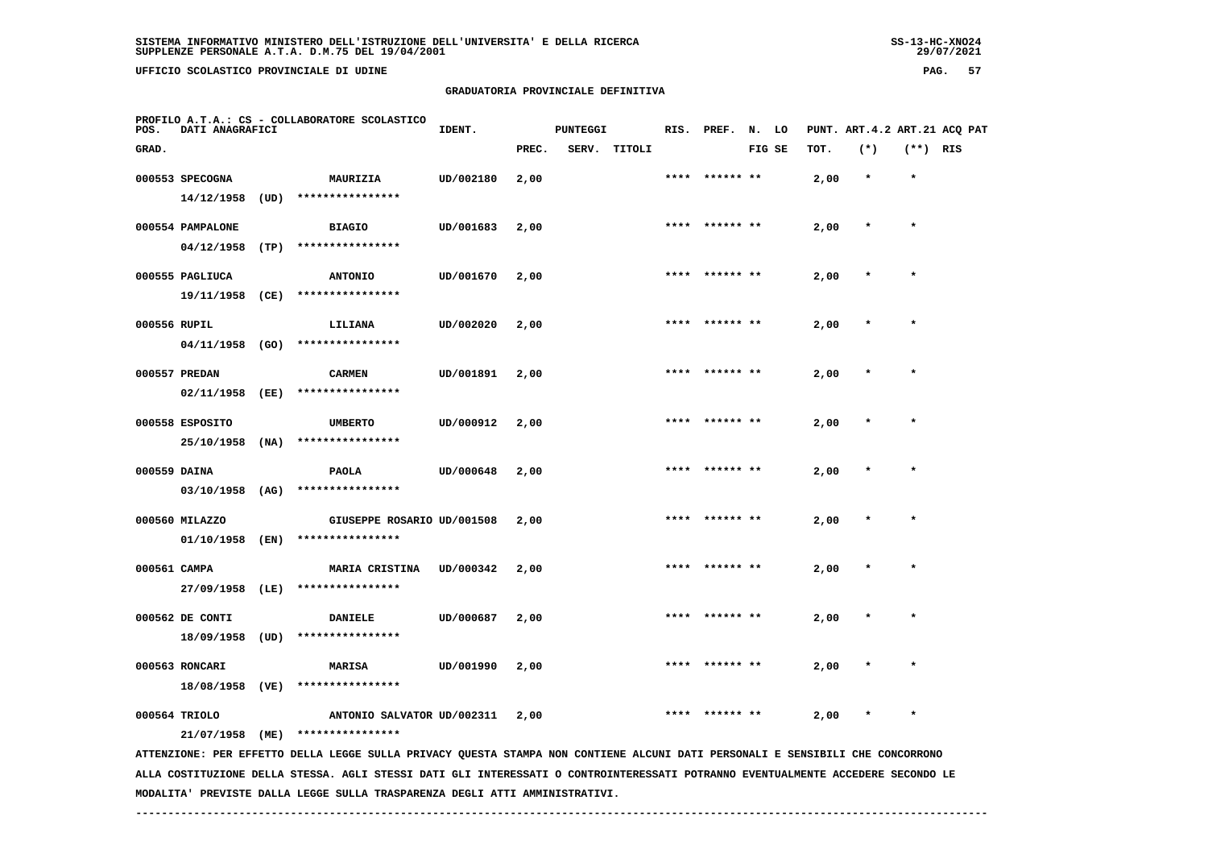SISTEMA INFORMATIVO MINISTERO DELL'ISTRUZIONE DELL'UNIVERSITA' E DELLA RICERCA
SUPPLENZE PERSONALE A.T.A. D.M.75 DEL 19/04/2001

UFFICIO SCOLASTICO PROVINCIALE DI UDINE

GRADUATORIA PROVINCIALE DEFINITIVA

PROFILO A.T.A.: CS - COLLABORATORE SCOLASTICO

| POS. GRAD. | DATI ANAGRAFICI | | IDENT. | PUNTEGGI PREC. | SERV. | TITOLI | RIS. | PREF. | N. LO FIG SE | PUNT. ART.4.2 TOT. | (*) | ART.21 ACQ PAT (**) RIS |
|---|---|---|---|---|---|---|---|---|---|---|---|---|
| 000553 | SPECOGNA 14/12/1958 (UD) | MAURIZIA **************** | UD/002180 | 2,00 | | | **** | ****** ** | | 2,00 | * | * |
| 000554 | PAMPALONE 04/12/1958 (TP) | BIAGIO **************** | UD/001683 | 2,00 | | | **** | ****** ** | | 2,00 | * | * |
| 000555 | PAGLIUCA 19/11/1958 (CE) | ANTONIO **************** | UD/001670 | 2,00 | | | **** | ****** ** | | 2,00 | * | * |
| 000556 | RUPIL 04/11/1958 (GO) | LILIANA **************** | UD/002020 | 2,00 | | | **** | ****** ** | | 2,00 | * | * |
| 000557 | PREDAN 02/11/1958 (EE) | CARMEN **************** | UD/001891 | 2,00 | | | **** | ****** ** | | 2,00 | * | * |
| 000558 | ESPOSITO 25/10/1958 (NA) | UMBERTO **************** | UD/000912 | 2,00 | | | **** | ****** ** | | 2,00 | * | * |
| 000559 | DAINA 03/10/1958 (AG) | PAOLA **************** | UD/000648 | 2,00 | | | **** | ****** ** | | 2,00 | * | * |
| 000560 | MILAZZO 01/10/1958 (EN) | GIUSEPPE ROSARIO **************** | UD/001508 | 2,00 | | | **** | ****** ** | | 2,00 | * | * |
| 000561 | CAMPA 27/09/1958 (LE) | MARIA CRISTINA **************** | UD/000342 | 2,00 | | | **** | ****** ** | | 2,00 | * | * |
| 000562 | DE CONTI 18/09/1958 (UD) | DANIELE **************** | UD/000687 | 2,00 | | | **** | ****** ** | | 2,00 | * | * |
| 000563 | RONCARI 18/08/1958 (VE) | MARISA **************** | UD/001990 | 2,00 | | | **** | ****** ** | | 2,00 | * | * |
| 000564 | TRIOLO 21/07/1958 (ME) | ANTONIO SALVATOR **************** | UD/002311 | 2,00 | | | **** | ****** ** | | 2,00 | * | * |

ATTENZIONE: PER EFFETTO DELLA LEGGE SULLA PRIVACY QUESTA STAMPA NON CONTIENE ALCUNI DATI PERSONALI E SENSIBILI CHE CONCORRONO ALLA COSTITUZIONE DELLA STESSA. AGLI STESSI DATI GLI INTERESSATI O CONTROINTERESSATI POTRANNO EVENTUALMENTE ACCEDERE SECONDO LE MODALITA' PREVISTE DALLA LEGGE SULLA TRASPARENZA DEGLI ATTI AMMINISTRATIVI.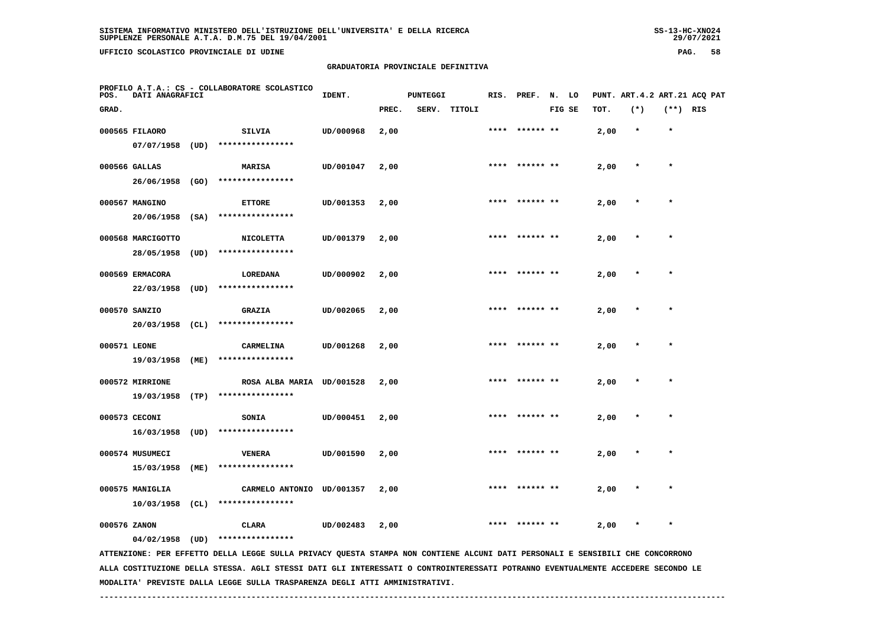**GRADUATORIA PROVINCIALE DEFINITIVA**

PROFILO A.T.A.: CS - COLLABORATORE SCOLASTICO

| POS. GRAD. | DATI ANAGRAFICI | | IDENT. | PUNTEGGI PREC. | SERV. | TITOLI | RIS. | PREF. | N. LO FIG SE | PUNT. TOT. | ART.4.2 (*) | ART.21 (**) | ACQ PAT RIS |
|---|---|---|---|---|---|---|---|---|---|---|---|---|---|
| 000565 | FILAORO 07/07/1958 (UD) | SILVIA **************** | UD/000968 | 2,00 | | | **** | ****** ** | | 2,00 | * | * | |
| 000566 | GALLAS 26/06/1958 (GO) | MARISA **************** | UD/001047 | 2,00 | | | **** | ****** ** | | 2,00 | * | * | |
| 000567 | MANGINO 20/06/1958 (SA) | ETTORE **************** | UD/001353 | 2,00 | | | **** | ****** ** | | 2,00 | * | * | |
| 000568 | MARCIGOTTO 28/05/1958 (UD) | NICOLETTA **************** | UD/001379 | 2,00 | | | **** | ****** ** | | 2,00 | * | * | |
| 000569 | ERMACORA 22/03/1958 (UD) | LOREDANA **************** | UD/000902 | 2,00 | | | **** | ****** ** | | 2,00 | * | * | |
| 000570 | SANZIO 20/03/1958 (CL) | GRAZIA **************** | UD/002065 | 2,00 | | | **** | ****** ** | | 2,00 | * | * | |
| 000571 | LEONE 19/03/1958 (ME) | CARMELINA **************** | UD/001268 | 2,00 | | | **** | ****** ** | | 2,00 | * | * | |
| 000572 | MIRRIONE 19/03/1958 (TP) | ROSA ALBA MARIA **************** | UD/001528 | 2,00 | | | **** | ****** ** | | 2,00 | * | * | |
| 000573 | CECONI 16/03/1958 (UD) | SONIA **************** | UD/000451 | 2,00 | | | **** | ****** ** | | 2,00 | * | * | |
| 000574 | MUSUMECI 15/03/1958 (ME) | VENERA **************** | UD/001590 | 2,00 | | | **** | ****** ** | | 2,00 | * | * | |
| 000575 | MANIGLIA 10/03/1958 (CL) | CARMELO ANTONIO **************** | UD/001357 | 2,00 | | | **** | ****** ** | | 2,00 | * | * | |
| 000576 | ZANON 04/02/1958 (UD) | CLARA **************** | UD/002483 | 2,00 | | | **** | ****** ** | | 2,00 | * | * | |

ATTENZIONE: PER EFFETTO DELLA LEGGE SULLA PRIVACY QUESTA STAMPA NON CONTIENE ALCUNI DATI PERSONALI E SENSIBILI CHE CONCORRONO ALLA COSTITUZIONE DELLA STESSA. AGLI STESSI DATI GLI INTERESSATI O CONTROINTERESSATI POTRANNO EVENTUALMENTE ACCEDERE SECONDO LE MODALITA' PREVISTE DALLA LEGGE SULLA TRASPARENZA DEGLI ATTI AMMINISTRATIVI.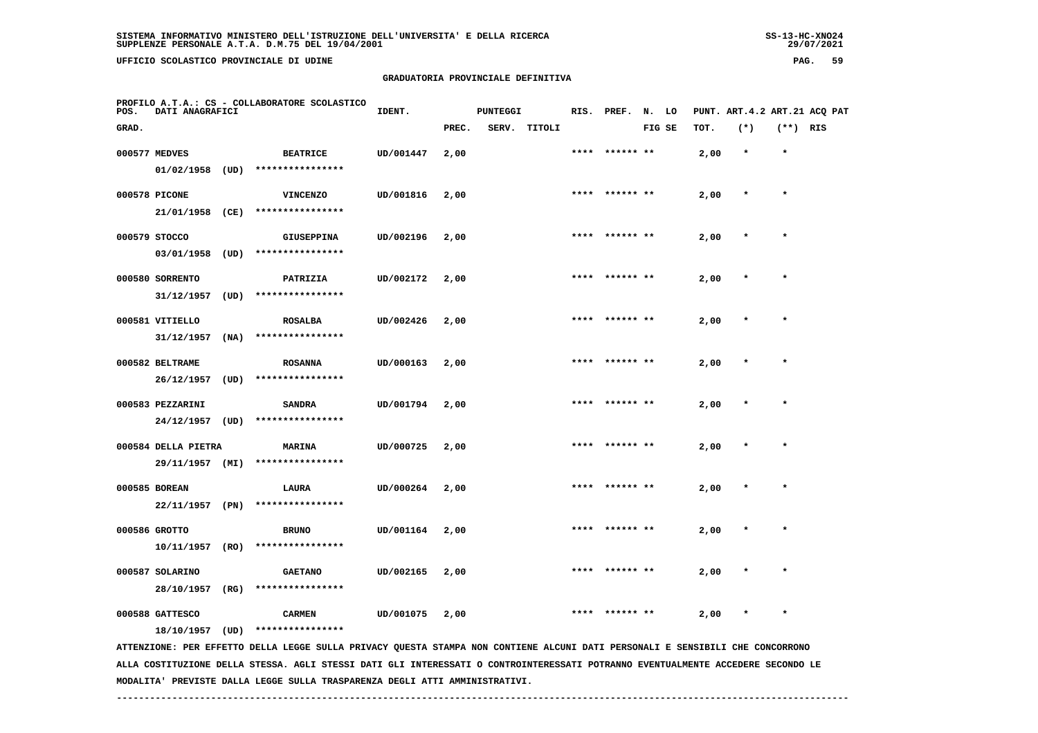## GRADUATORIA PROVINCIALE DEFINITIVA

PROFILO A.T.A.: CS - COLLABORATORE SCOLASTICO

| POS. GRAD. | DATI ANAGRAFICI | | IDENT. | PUNTEGGI PREC. | SERV. | TITOLI | RIS. | PREF. | N. FIG | LO SE | PUNT. TOT. | ART.4.2 (*) | ART.21 (**) | ACQ PAT RIS |
|---|---|---|---|---|---|---|---|---|---|---|---|---|---|---|
| 000577 | MEDVES 01/02/1958 (UD) | BEATRICE **************** | UD/001447 | 2,00 | | | **** | ****** ** | | | 2,00 | * | * | |
| 000578 | PICONE 21/01/1958 (CE) | VINCENZO **************** | UD/001816 | 2,00 | | | **** | ****** ** | | | 2,00 | * | * | |
| 000579 | STOCCO 03/01/1958 (UD) | GIUSEPPINA **************** | UD/002196 | 2,00 | | | **** | ****** ** | | | 2,00 | * | * | |
| 000580 | SORRENTO 31/12/1957 (UD) | PATRIZIA **************** | UD/002172 | 2,00 | | | **** | ****** ** | | | 2,00 | * | * | |
| 000581 | VITIELLO 31/12/1957 (NA) | ROSALBA **************** | UD/002426 | 2,00 | | | **** | ****** ** | | | 2,00 | * | * | |
| 000582 | BELTRAME 26/12/1957 (UD) | ROSANNA **************** | UD/000163 | 2,00 | | | **** | ****** ** | | | 2,00 | * | * | |
| 000583 | PEZZARINI 24/12/1957 (UD) | SANDRA **************** | UD/001794 | 2,00 | | | **** | ****** ** | | | 2,00 | * | * | |
| 000584 | DELLA PIETRA 29/11/1957 (MI) | MARINA **************** | UD/000725 | 2,00 | | | **** | ****** ** | | | 2,00 | * | * | |
| 000585 | BOREAN 22/11/1957 (PN) | LAURA **************** | UD/000264 | 2,00 | | | **** | ****** ** | | | 2,00 | * | * | |
| 000586 | GROTTO 10/11/1957 (RO) | BRUNO **************** | UD/001164 | 2,00 | | | **** | ****** ** | | | 2,00 | * | * | |
| 000587 | SOLARINO 28/10/1957 (RG) | GAETANO **************** | UD/002165 | 2,00 | | | **** | ****** ** | | | 2,00 | * | * | |
| 000588 | GATTESCO 18/10/1957 (UD) | CARMEN **************** | UD/001075 | 2,00 | | | **** | ****** ** | | | 2,00 | * | * | |

ATTENZIONE: PER EFFETTO DELLA LEGGE SULLA PRIVACY QUESTA STAMPA NON CONTIENE ALCUNI DATI PERSONALI E SENSIBILI CHE CONCORRONO ALLA COSTITUZIONE DELLA STESSA. AGLI STESSI DATI GLI INTERESSATI O CONTROINTERESSATI POTRANNO EVENTUALMENTE ACCEDERE SECONDO LE MODALITA' PREVISTE DALLA LEGGE SULLA TRASPARENZA DEGLI ATTI AMMINISTRATIVI.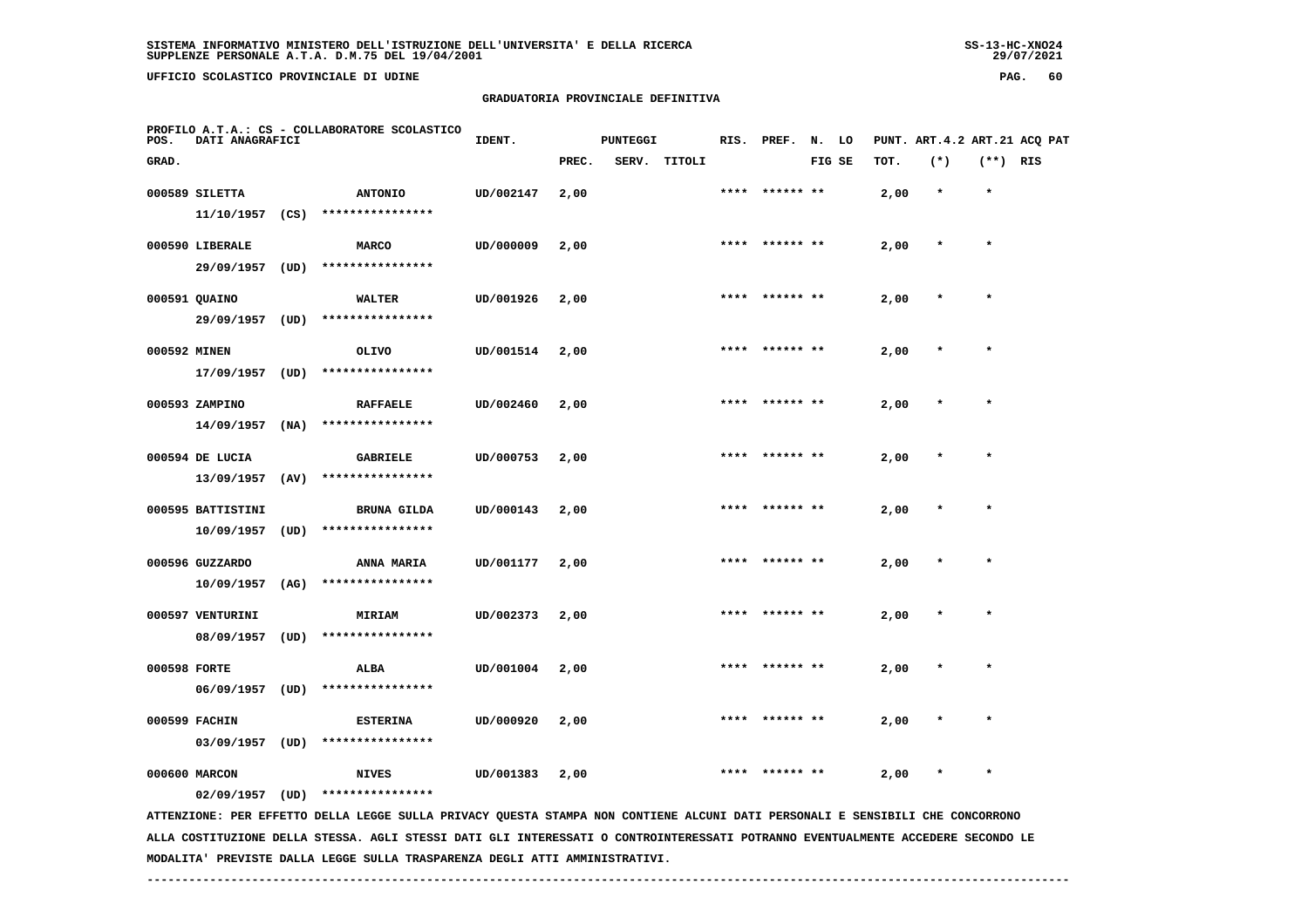SISTEMA INFORMATIVO MINISTERO DELL'ISTRUZIONE DELL'UNIVERSITA' E DELLA RICERCA
SUPPLENZE PERSONALE A.T.A. D.M.75 DEL 19/04/2001

UFFICIO SCOLASTICO PROVINCIALE DI UDINE

## GRADUATORIA PROVINCIALE DEFINITIVA

PROFILO A.T.A.: CS - COLLABORATORE SCOLASTICO

| POS. GRAD. | DATI ANAGRAFICI | | IDENT. | PUNTEGGI PREC. | SERV. | TITOLI | RIS. | PREF. | N. LO FIG SE | PUNT. ART.4.2 TOT. | (*) | ART.21 (**) | ACQ PAT RIS |
|---|---|---|---|---|---|---|---|---|---|---|---|---|---|
| 000589 | SILETTA 11/10/1957 (CS) | ANTONIO **************** | UD/002147 | 2,00 | | | **** | ****** ** | | 2,00 | * | * | |
| 000590 | LIBERALE 29/09/1957 (UD) | MARCO **************** | UD/000009 | 2,00 | | | **** | ****** ** | | 2,00 | * | * | |
| 000591 | QUAINO 29/09/1957 (UD) | WALTER **************** | UD/001926 | 2,00 | | | **** | ****** ** | | 2,00 | * | * | |
| 000592 | MINEN 17/09/1957 (UD) | OLIVO **************** | UD/001514 | 2,00 | | | **** | ****** ** | | 2,00 | * | * | |
| 000593 | ZAMPINO 14/09/1957 (NA) | RAFFAELE **************** | UD/002460 | 2,00 | | | **** | ****** ** | | 2,00 | * | * | |
| 000594 | DE LUCIA 13/09/1957 (AV) | GABRIELE **************** | UD/000753 | 2,00 | | | **** | ****** ** | | 2,00 | * | * | |
| 000595 | BATTISTINI 10/09/1957 (UD) | BRUNA GILDA **************** | UD/000143 | 2,00 | | | **** | ****** ** | | 2,00 | * | * | |
| 000596 | GUZZARDO 10/09/1957 (AG) | ANNA MARIA **************** | UD/001177 | 2,00 | | | **** | ****** ** | | 2,00 | * | * | |
| 000597 | VENTURINI 08/09/1957 (UD) | MIRIAM **************** | UD/002373 | 2,00 | | | **** | ****** ** | | 2,00 | * | * | |
| 000598 | FORTE 06/09/1957 (UD) | ALBA **************** | UD/001004 | 2,00 | | | **** | ****** ** | | 2,00 | * | * | |
| 000599 | FACHIN 03/09/1957 (UD) | ESTERINA **************** | UD/000920 | 2,00 | | | **** | ****** ** | | 2,00 | * | * | |
| 000600 | MARCON 02/09/1957 (UD) | NIVES **************** | UD/001383 | 2,00 | | | **** | ****** ** | | 2,00 | * | * | |

ATTENZIONE: PER EFFETTO DELLA LEGGE SULLA PRIVACY QUESTA STAMPA NON CONTIENE ALCUNI DATI PERSONALI E SENSIBILI CHE CONCORRONO ALLA COSTITUZIONE DELLA STESSA. AGLI STESSI DATI GLI INTERESSATI O CONTROINTERESSATI POTRANNO EVENTUALMENTE ACCEDERE SECONDO LE MODALITA' PREVISTE DALLA LEGGE SULLA TRASPARENZA DEGLI ATTI AMMINISTRATIVI.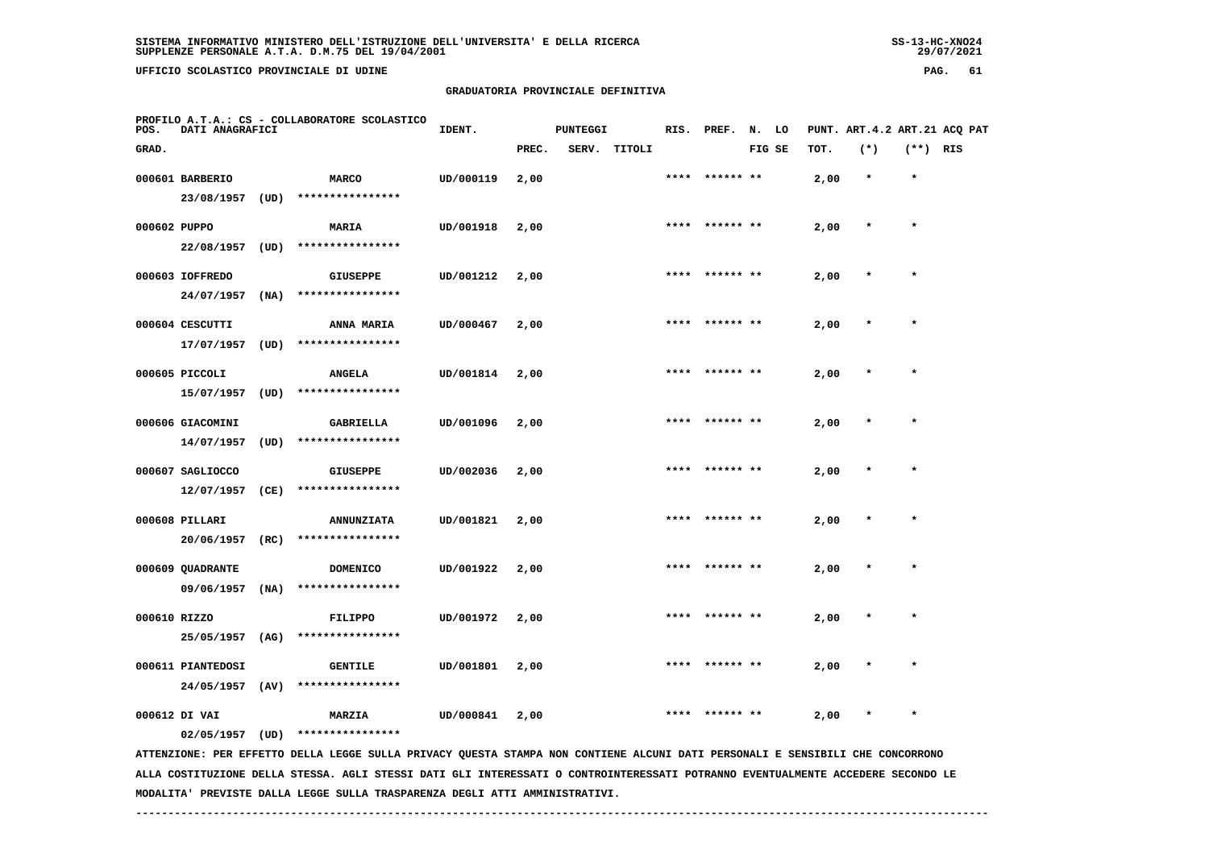**GRADUATORIA PROVINCIALE DEFINITIVA**

PROFILO A.T.A.: CS - COLLABORATORE SCOLASTICO

| POS. GRAD. | DATI ANAGRAFICI | | IDENT. | PUNTEGGI PREC. | SERV. | TITOLI | RIS. | PREF. | N. LO FIG SE | PUNT. TOT. | ART.4.2 (*) | ART.21 (**) | ACQ PAT RIS |
|---|---|---|---|---|---|---|---|---|---|---|---|---|---|
| 000601 | BARBERIO 23/08/1957 (UD) | MARCO **************** | UD/000119 | 2,00 | | | **** | ****** ** | | 2,00 | * | * | |
| 000602 | PUPPO 22/08/1957 (UD) | MARIA **************** | UD/001918 | 2,00 | | | **** | ****** ** | | 2,00 | * | * | |
| 000603 | IOFFREDO 24/07/1957 (NA) | GIUSEPPE **************** | UD/001212 | 2,00 | | | **** | ****** ** | | 2,00 | * | * | |
| 000604 | CESCUTTI 17/07/1957 (UD) | ANNA MARIA **************** | UD/000467 | 2,00 | | | **** | ****** ** | | 2,00 | * | * | |
| 000605 | PICCOLI 15/07/1957 (UD) | ANGELA **************** | UD/001814 | 2,00 | | | **** | ****** ** | | 2,00 | * | * | |
| 000606 | GIACOMINI 14/07/1957 (UD) | GABRIELLA **************** | UD/001096 | 2,00 | | | **** | ****** ** | | 2,00 | * | * | |
| 000607 | SAGLIOCCO 12/07/1957 (CE) | GIUSEPPE **************** | UD/002036 | 2,00 | | | **** | ****** ** | | 2,00 | * | * | |
| 000608 | PILLARI 20/06/1957 (RC) | ANNUNZIATA **************** | UD/001821 | 2,00 | | | **** | ****** ** | | 2,00 | * | * | |
| 000609 | QUADRANTE 09/06/1957 (NA) | DOMENICO **************** | UD/001922 | 2,00 | | | **** | ****** ** | | 2,00 | * | * | |
| 000610 | RIZZO 25/05/1957 (AG) | FILIPPO **************** | UD/001972 | 2,00 | | | **** | ****** ** | | 2,00 | * | * | |
| 000611 | PIANTEDOSI 24/05/1957 (AV) | GENTILE **************** | UD/001801 | 2,00 | | | **** | ****** ** | | 2,00 | * | * | |
| 000612 | DI VAI 02/05/1957 (UD) | MARZIA **************** | UD/000841 | 2,00 | | | **** | ****** ** | | 2,00 | * | * | |

ATTENZIONE: PER EFFETTO DELLA LEGGE SULLA PRIVACY QUESTA STAMPA NON CONTIENE ALCUNI DATI PERSONALI E SENSIBILI CHE CONCORRONO ALLA COSTITUZIONE DELLA STESSA. AGLI STESSI DATI GLI INTERESSATI O CONTROINTERESSATI POTRANNO EVENTUALMENTE ACCEDERE SECONDO LE MODALITA' PREVISTE DALLA LEGGE SULLA TRASPARENZA DEGLI ATTI AMMINISTRATIVI.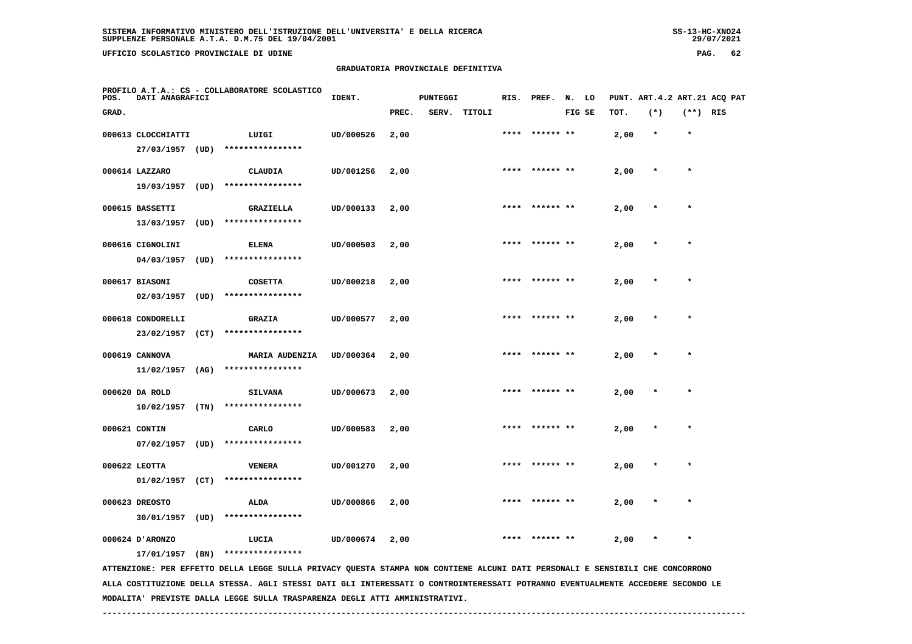GRADUATORIA PROVINCIALE DEFINITIVA

PROFILO A.T.A.: CS - COLLABORATORE SCOLASTICO

| POS. GRAD. | DATI ANAGRAFICI | | IDENT. | PUNTEGGI PREC. | SERV. | TITOLI | RIS. | PREF. | N. FIG | LO SE | PUNT. TOT. | ART.4.2 (*) | ART.21 (**) | ACQ PAT RIS |
|---|---|---|---|---|---|---|---|---|---|---|---|---|---|---|
| 000613 | CLOCCHIATTI 27/03/1957 (UD) | LUIGI **************** | UD/000526 | 2,00 | | | **** | ****** | ** | | 2,00 | * | * | |
| 000614 | LAZZARO 19/03/1957 (UD) | CLAUDIA **************** | UD/001256 | 2,00 | | | **** | ****** | ** | | 2,00 | * | * | |
| 000615 | BASSETTI 13/03/1957 (UD) | GRAZIELLA **************** | UD/000133 | 2,00 | | | **** | ****** | ** | | 2,00 | * | * | |
| 000616 | CIGNOLINI 04/03/1957 (UD) | ELENA **************** | UD/000503 | 2,00 | | | **** | ****** | ** | | 2,00 | * | * | |
| 000617 | BIASONI 02/03/1957 (UD) | COSETTA **************** | UD/000218 | 2,00 | | | **** | ****** | ** | | 2,00 | * | * | |
| 000618 | CONDORELLI 23/02/1957 (CT) | GRAZIA **************** | UD/000577 | 2,00 | | | **** | ****** | ** | | 2,00 | * | * | |
| 000619 | CANNOVA 11/02/1957 (AG) | MARIA AUDENZIA **************** | UD/000364 | 2,00 | | | **** | ****** | ** | | 2,00 | * | * | |
| 000620 | DA ROLD 10/02/1957 (TN) | SILVANA **************** | UD/000673 | 2,00 | | | **** | ****** | ** | | 2,00 | * | * | |
| 000621 | CONTIN 07/02/1957 (UD) | CARLO **************** | UD/000583 | 2,00 | | | **** | ****** | ** | | 2,00 | * | * | |
| 000622 | LEOTTA 01/02/1957 (CT) | VENERA **************** | UD/001270 | 2,00 | | | **** | ****** | ** | | 2,00 | * | * | |
| 000623 | DREOSTO 30/01/1957 (UD) | ALDA **************** | UD/000866 | 2,00 | | | **** | ****** | ** | | 2,00 | * | * | |
| 000624 | D'ARONZO 17/01/1957 (BN) | LUCIA **************** | UD/000674 | 2,00 | | | **** | ****** | ** | | 2,00 | * | * | |

ATTENZIONE: PER EFFETTO DELLA LEGGE SULLA PRIVACY QUESTA STAMPA NON CONTIENE ALCUNI DATI PERSONALI E SENSIBILI CHE CONCORRONO ALLA COSTITUZIONE DELLA STESSA. AGLI STESSI DATI GLI INTERESSATI O CONTROINTERESSATI POTRANNO EVENTUALMENTE ACCEDERE SECONDO LE MODALITA' PREVISTE DALLA LEGGE SULLA TRASPARENZA DEGLI ATTI AMMINISTRATIVI.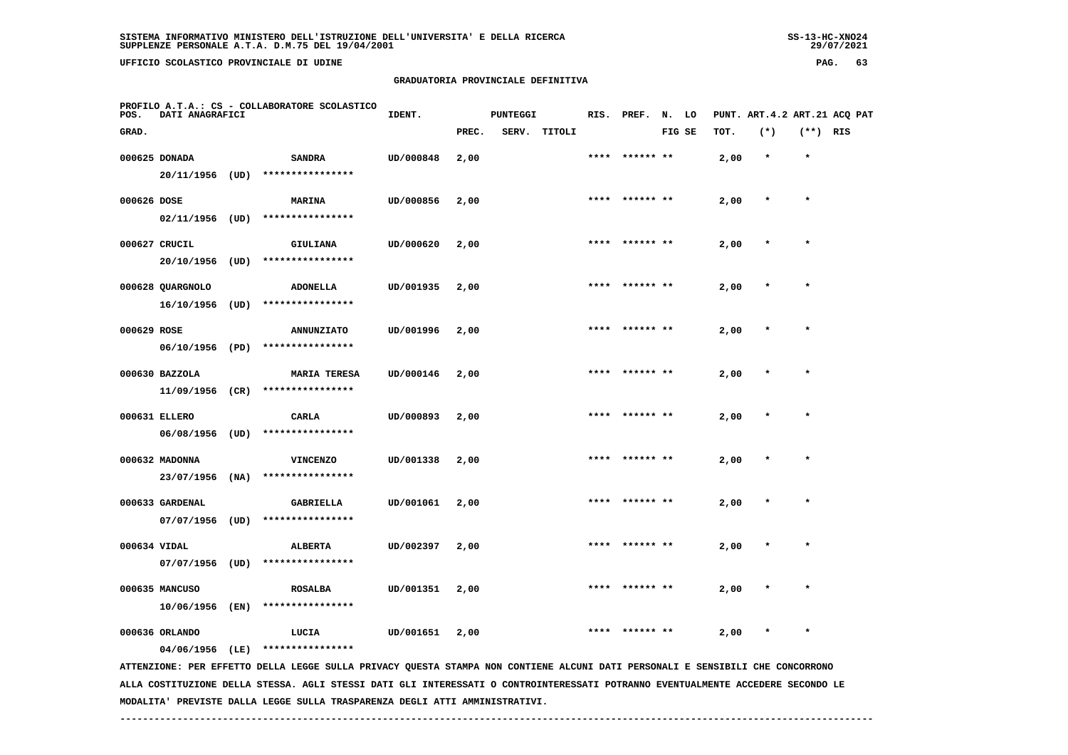SISTEMA INFORMATIVO MINISTERO DELL'ISTRUZIONE DELL'UNIVERSITA' E DELLA RICERCA
SUPPLENZE PERSONALE A.T.A. D.M.75 DEL 19/04/2001

UFFICIO SCOLASTICO PROVINCIALE DI UDINE

## GRADUATORIA PROVINCIALE DEFINITIVA

PROFILO A.T.A.: CS - COLLABORATORE SCOLASTICO

| POS. GRAD. | DATI ANAGRAFICI | | IDENT. | PUNTEGGI PREC. | SERV. | TITOLI | RIS. | PREF. | N. LO FIG SE | PUNT. TOT. | ART.4.2 (*) | ART.21 (**) | ACQ PAT RIS |
|---|---|---|---|---|---|---|---|---|---|---|---|---|---|
| 000625 | DONADA 20/11/1956 (UD) **************** | SANDRA | UD/000848 | 2,00 | | | **** | ****** ** | | 2,00 | * | * | |
| 000626 | DOSE 02/11/1956 (UD) **************** | MARINA | UD/000856 | 2,00 | | | **** | ****** ** | | 2,00 | * | * | |
| 000627 | CRUCIL 20/10/1956 (UD) **************** | GIULIANA | UD/000620 | 2,00 | | | **** | ****** ** | | 2,00 | * | * | |
| 000628 | QUARGNOLO 16/10/1956 (UD) **************** | ADONELLA | UD/001935 | 2,00 | | | **** | ****** ** | | 2,00 | * | * | |
| 000629 | ROSE 06/10/1956 (PD) **************** | ANNUNZIATO | UD/001996 | 2,00 | | | **** | ****** ** | | 2,00 | * | * | |
| 000630 | BAZZOLA 11/09/1956 (CR) **************** | MARIA TERESA | UD/000146 | 2,00 | | | **** | ****** ** | | 2,00 | * | * | |
| 000631 | ELLERO 06/08/1956 (UD) **************** | CARLA | UD/000893 | 2,00 | | | **** | ****** ** | | 2,00 | * | * | |
| 000632 | MADONNA 23/07/1956 (NA) **************** | VINCENZO | UD/001338 | 2,00 | | | **** | ****** ** | | 2,00 | * | * | |
| 000633 | GARDENAL 07/07/1956 (UD) **************** | GABRIELLA | UD/001061 | 2,00 | | | **** | ****** ** | | 2,00 | * | * | |
| 000634 | VIDAL 07/07/1956 (UD) **************** | ALBERTA | UD/002397 | 2,00 | | | **** | ****** ** | | 2,00 | * | * | |
| 000635 | MANCUSO 10/06/1956 (EN) **************** | ROSALBA | UD/001351 | 2,00 | | | **** | ****** ** | | 2,00 | * | * | |
| 000636 | ORLANDO 04/06/1956 (LE) **************** | LUCIA | UD/001651 | 2,00 | | | **** | ****** ** | | 2,00 | * | * | |

ATTENZIONE: PER EFFETTO DELLA LEGGE SULLA PRIVACY QUESTA STAMPA NON CONTIENE ALCUNI DATI PERSONALI E SENSIBILI CHE CONCORRONO ALLA COSTITUZIONE DELLA STESSA. AGLI STESSI DATI GLI INTERESSATI O CONTROINTERESSATI POTRANNO EVENTUALMENTE ACCEDERE SECONDO LE MODALITA' PREVISTE DALLA LEGGE SULLA TRASPARENZA DEGLI ATTI AMMINISTRATIVI.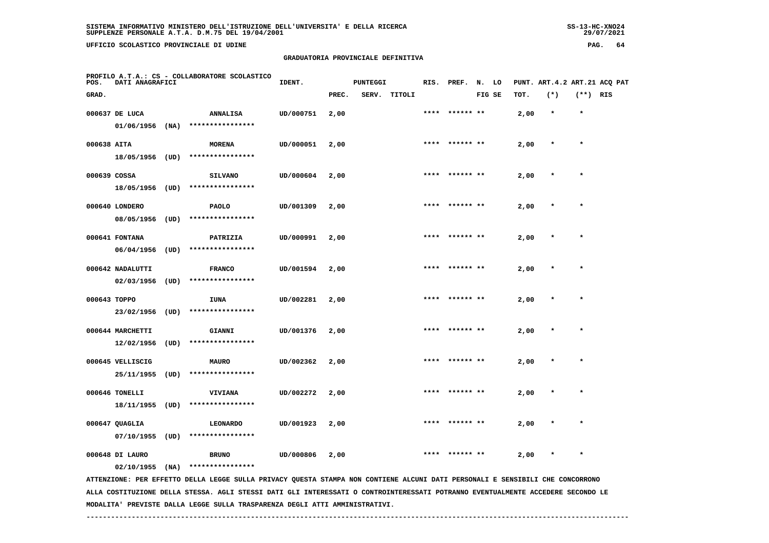SISTEMA INFORMATIVO MINISTERO DELL'ISTRUZIONE DELL'UNIVERSITA' E DELLA RICERCA
SUPPLENZE PERSONALE A.T.A. D.M.75 DEL 19/04/2001

UFFICIO SCOLASTICO PROVINCIALE DI UDINE

GRADUATORIA PROVINCIALE DEFINITIVA

PROFILO A.T.A.: CS - COLLABORATORE SCOLASTICO

| POS. GRAD. | DATI ANAGRAFICI | | IDENT. | PUNTEGGI PREC. | SERV. | TITOLI | RIS. | PREF. | N. LO FIG SE | PUNT. ART.4.2 TOT. | ART.21 (*) | ACQ PAT (**) RIS |
|---|---|---|---|---|---|---|---|---|---|---|---|---|
| 000637 | DE LUCA 01/06/1956 (NA) | ANNALISA **************** | UD/000751 | 2,00 | | | **** | ****** ** | | 2,00 | * | * |
| 000638 | AITA 18/05/1956 (UD) | MORENA **************** | UD/000051 | 2,00 | | | **** | ****** ** | | 2,00 | * | * |
| 000639 | COSSA 18/05/1956 (UD) | SILVANO **************** | UD/000604 | 2,00 | | | **** | ****** ** | | 2,00 | * | * |
| 000640 | LONDERO 08/05/1956 (UD) | PAOLO **************** | UD/001309 | 2,00 | | | **** | ****** ** | | 2,00 | * | * |
| 000641 | FONTANA 06/04/1956 (UD) | PATRIZIA **************** | UD/000991 | 2,00 | | | **** | ****** ** | | 2,00 | * | * |
| 000642 | NADALUTTI 02/03/1956 (UD) | FRANCO **************** | UD/001594 | 2,00 | | | **** | ****** ** | | 2,00 | * | * |
| 000643 | TOPPO 23/02/1956 (UD) | IUNA **************** | UD/002281 | 2,00 | | | **** | ****** ** | | 2,00 | * | * |
| 000644 | MARCHETTI 12/02/1956 (UD) | GIANNI **************** | UD/001376 | 2,00 | | | **** | ****** ** | | 2,00 | * | * |
| 000645 | VELLISCIG 25/11/1955 (UD) | MAURO **************** | UD/002362 | 2,00 | | | **** | ****** ** | | 2,00 | * | * |
| 000646 | TONELLI 18/11/1955 (UD) | VIVIANA **************** | UD/002272 | 2,00 | | | **** | ****** ** | | 2,00 | * | * |
| 000647 | QUAGLIA 07/10/1955 (UD) | LEONARDO **************** | UD/001923 | 2,00 | | | **** | ****** ** | | 2,00 | * | * |
| 000648 | DI LAURO 02/10/1955 (NA) | BRUNO **************** | UD/000806 | 2,00 | | | **** | ****** ** | | 2,00 | * | * |

ATTENZIONE: PER EFFETTO DELLA LEGGE SULLA PRIVACY QUESTA STAMPA NON CONTIENE ALCUNI DATI PERSONALI E SENSIBILI CHE CONCORRONO ALLA COSTITUZIONE DELLA STESSA. AGLI STESSI DATI GLI INTERESSATI O CONTROINTERESSATI POTRANNO EVENTUALMENTE ACCEDERE SECONDO LE MODALITA' PREVISTE DALLA LEGGE SULLA TRASPARENZA DEGLI ATTI AMMINISTRATIVI.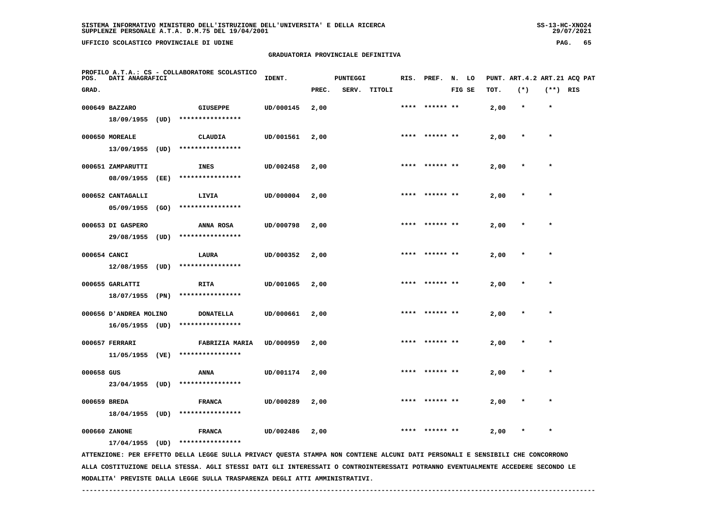SISTEMA INFORMATIVO MINISTERO DELL'ISTRUZIONE DELL'UNIVERSITA' E DELLA RICERCA
SUPPLENZE PERSONALE A.T.A. D.M.75 DEL 19/04/2001

UFFICIO SCOLASTICO PROVINCIALE DI UDINE

## GRADUATORIA PROVINCIALE DEFINITIVA

PROFILO A.T.A.: CS - COLLABORATORE SCOLASTICO

| POS. GRAD. | DATI ANAGRAFICI | | IDENT. | PUNTEGGI PREC. | SERV. | TITOLI | RIS. | PREF. | N. LO FIG SE | PUNT. TOT. | ART.4.2 (*) | ART.21 (**) | ACQ PAT RIS |
|---|---|---|---|---|---|---|---|---|---|---|---|---|---|
| 000649 | BAZZARO 18/09/1955 (UD) | GIUSEPPE **************** | UD/000145 | 2,00 | | | **** | ****** ** | | 2,00 | * | * | |
| 000650 | MOREALE 13/09/1955 (UD) | CLAUDIA **************** | UD/001561 | 2,00 | | | **** | ****** ** | | 2,00 | * | * | |
| 000651 | ZAMPARUTTI 08/09/1955 (EE) | INES **************** | UD/002458 | 2,00 | | | **** | ****** ** | | 2,00 | * | * | |
| 000652 | CANTAGALLI 05/09/1955 (GO) | LIVIA **************** | UD/000004 | 2,00 | | | **** | ****** ** | | 2,00 | * | * | |
| 000653 | DI GASPERO 29/08/1955 (UD) | ANNA ROSA **************** | UD/000798 | 2,00 | | | **** | ****** ** | | 2,00 | * | * | |
| 000654 | CANCI 12/08/1955 (UD) | LAURA **************** | UD/000352 | 2,00 | | | **** | ****** ** | | 2,00 | * | * | |
| 000655 | GARLATTI 18/07/1955 (PN) | RITA **************** | UD/001065 | 2,00 | | | **** | ****** ** | | 2,00 | * | * | |
| 000656 | D'ANDREA MOLINO 16/05/1955 (UD) | DONATELLA **************** | UD/000661 | 2,00 | | | **** | ****** ** | | 2,00 | * | * | |
| 000657 | FERRARI 11/05/1955 (VE) | FABRIZIA MARIA **************** | UD/000959 | 2,00 | | | **** | ****** ** | | 2,00 | * | * | |
| 000658 | GUS 23/04/1955 (UD) | ANNA **************** | UD/001174 | 2,00 | | | **** | ****** ** | | 2,00 | * | * | |
| 000659 | BREDA 18/04/1955 (UD) | FRANCA **************** | UD/000289 | 2,00 | | | **** | ****** ** | | 2,00 | * | * | |
| 000660 | ZANONE 17/04/1955 (UD) | FRANCA **************** | UD/002486 | 2,00 | | | **** | ****** ** | | 2,00 | * | * | |

ATTENZIONE: PER EFFETTO DELLA LEGGE SULLA PRIVACY QUESTA STAMPA NON CONTIENE ALCUNI DATI PERSONALI E SENSIBILI CHE CONCORRONO ALLA COSTITUZIONE DELLA STESSA. AGLI STESSI DATI GLI INTERESSATI O CONTROINTERESSATI POTRANNO EVENTUALMENTE ACCEDERE SECONDO LE MODALITA' PREVISTE DALLA LEGGE SULLA TRASPARENZA DEGLI ATTI AMMINISTRATIVI.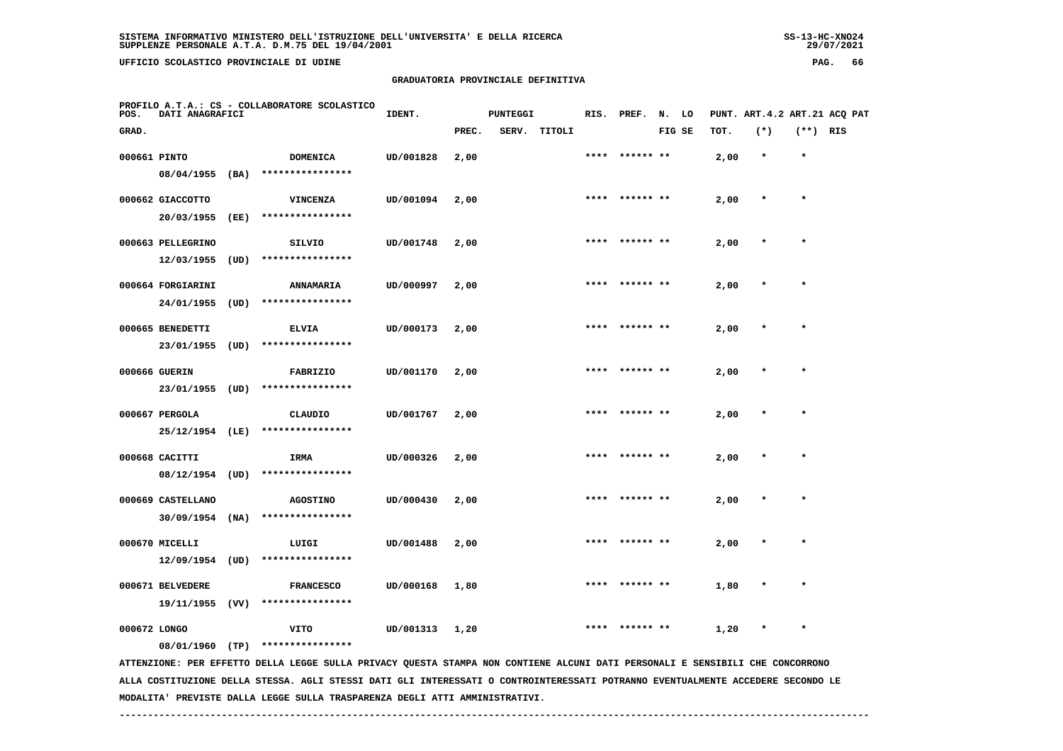SISTEMA INFORMATIVO MINISTERO DELL'ISTRUZIONE DELL'UNIVERSITA' E DELLA RICERCA
SUPPLENZE PERSONALE A.T.A. D.M.75 DEL 19/04/2001

UFFICIO SCOLASTICO PROVINCIALE DI UDINE

GRADUATORIA PROVINCIALE DEFINITIVA

PROFILO A.T.A.: CS - COLLABORATORE SCOLASTICO

| POS. GRAD. | DATI ANAGRAFICI | | IDENT. | PUNTEGGI PREC. | SERV. | TITOLI | RIS. | PREF. | N. LO FIG SE | PUNT. TOT. | ART.4.2 (*) | ART.21 (**) | ACQ PAT RIS |
|---|---|---|---|---|---|---|---|---|---|---|---|---|---|
| 000661 | PINTO 08/04/1955 (BA) | DOMENICA **************** | UD/001828 | 2,00 | | | **** | ****** ** | | 2,00 | * | * | |
| 000662 | GIACCOTTO 20/03/1955 (EE) | VINCENZA **************** | UD/001094 | 2,00 | | | **** | ****** ** | | 2,00 | * | * | |
| 000663 | PELLEGRINO 12/03/1955 (UD) | SILVIO **************** | UD/001748 | 2,00 | | | **** | ****** ** | | 2,00 | * | * | |
| 000664 | FORGIARINI 24/01/1955 (UD) | ANNAMARIA **************** | UD/000997 | 2,00 | | | **** | ****** ** | | 2,00 | * | * | |
| 000665 | BENEDETTI 23/01/1955 (UD) | ELVIA **************** | UD/000173 | 2,00 | | | **** | ****** ** | | 2,00 | * | * | |
| 000666 | GUERIN 23/01/1955 (UD) | FABRIZIO **************** | UD/001170 | 2,00 | | | **** | ****** ** | | 2,00 | * | * | |
| 000667 | PERGOLA 25/12/1954 (LE) | CLAUDIO **************** | UD/001767 | 2,00 | | | **** | ****** ** | | 2,00 | * | * | |
| 000668 | CACITTI 08/12/1954 (UD) | IRMA **************** | UD/000326 | 2,00 | | | **** | ****** ** | | 2,00 | * | * | |
| 000669 | CASTELLANO 30/09/1954 (NA) | AGOSTINO **************** | UD/000430 | 2,00 | | | **** | ****** ** | | 2,00 | * | * | |
| 000670 | MICELLI 12/09/1954 (UD) | LUIGI **************** | UD/001488 | 2,00 | | | **** | ****** ** | | 2,00 | * | * | |
| 000671 | BELVEDERE 19/11/1955 (VV) | FRANCESCO **************** | UD/000168 | 1,80 | | | **** | ****** ** | | 1,80 | * | * | |
| 000672 | LONGO 08/01/1960 (TP) | VITO **************** | UD/001313 | 1,20 | | | **** | ****** ** | | 1,20 | * | * | |

ATTENZIONE: PER EFFETTO DELLA LEGGE SULLA PRIVACY QUESTA STAMPA NON CONTIENE ALCUNI DATI PERSONALI E SENSIBILI CHE CONCORRONO ALLA COSTITUZIONE DELLA STESSA. AGLI STESSI DATI GLI INTERESSATI O CONTROINTERESSATI POTRANNO EVENTUALMENTE ACCEDERE SECONDO LE MODALITA' PREVISTE DALLA LEGGE SULLA TRASPARENZA DEGLI ATTI AMMINISTRATIVI.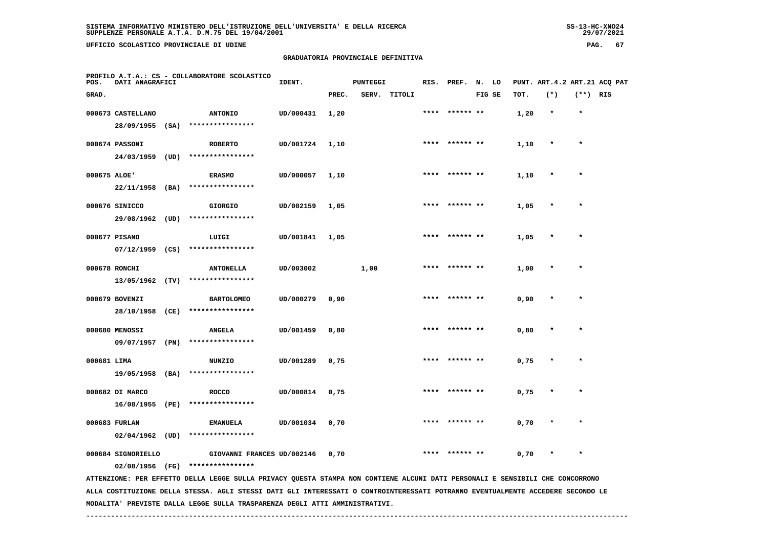SISTEMA INFORMATIVO MINISTERO DELL'ISTRUZIONE DELL'UNIVERSITA' E DELLA RICERCA
SUPPLENZE PERSONALE A.T.A. D.M.75 DEL 19/04/2001

UFFICIO SCOLASTICO PROVINCIALE DI UDINE

## GRADUATORIA PROVINCIALE DEFINITIVA

PROFILO A.T.A.: CS - COLLABORATORE SCOLASTICO

| POS. GRAD. | DATI ANAGRAFICI | | IDENT. | PUNTEGGI PREC. | SERV. | TITOLI | RIS. | PREF. | N. LO FIG SE | PUNT. TOT. | ART.4.2 (*) | ART.21 (**) | ACQ PAT RIS |
|---|---|---|---|---|---|---|---|---|---|---|---|---|---|
| 000673 | CASTELLANO 28/09/1955 (SA) | ANTONIO **************** | UD/000431 | 1,20 | | | **** | ****** ** | | 1,20 | * | * | |
| 000674 | PASSONI 24/03/1959 (UD) | ROBERTO **************** | UD/001724 | 1,10 | | | **** | ****** ** | | 1,10 | * | * | |
| 000675 | ALOE' 22/11/1958 (BA) | ERASMO **************** | UD/000057 | 1,10 | | | **** | ****** ** | | 1,10 | * | * | |
| 000676 | SINICCO 29/08/1962 (UD) | GIORGIO **************** | UD/002159 | 1,05 | | | **** | ****** ** | | 1,05 | * | * | |
| 000677 | PISANO 07/12/1959 (CS) | LUIGI **************** | UD/001841 | 1,05 | | | **** | ****** ** | | 1,05 | * | * | |
| 000678 | RONCHI 13/05/1962 (TV) | ANTONELLA **************** | UD/003002 | | 1,00 | | **** | ****** ** | | 1,00 | * | * | |
| 000679 | BOVENZI 28/10/1958 (CE) | BARTOLOMEO **************** | UD/000279 | 0,90 | | | **** | ****** ** | | 0,90 | * | * | |
| 000680 | MENOSSI 09/07/1957 (PN) | ANGELA **************** | UD/001459 | 0,80 | | | **** | ****** ** | | 0,80 | * | * | |
| 000681 | LIMA 19/05/1958 (BA) | NUNZIO **************** | UD/001289 | 0,75 | | | **** | ****** ** | | 0,75 | * | * | |
| 000682 | DI MARCO 16/08/1955 (PE) | ROCCO **************** | UD/000814 | 0,75 | | | **** | ****** ** | | 0,75 | * | * | |
| 000683 | FURLAN 02/04/1962 (UD) | EMANUELA **************** | UD/001034 | 0,70 | | | **** | ****** ** | | 0,70 | * | * | |
| 000684 | SIGNORIELLO 02/08/1956 (FG) | GIOVANNI FRANCES **************** | UD/002146 | 0,70 | | | **** | ****** ** | | 0,70 | * | * | |

ATTENZIONE: PER EFFETTO DELLA LEGGE SULLA PRIVACY QUESTA STAMPA NON CONTIENE ALCUNI DATI PERSONALI E SENSIBILI CHE CONCORRONO ALLA COSTITUZIONE DELLA STESSA. AGLI STESSI DATI GLI INTERESSATI O CONTROINTERESSATI POTRANNO EVENTUALMENTE ACCEDERE SECONDO LE MODALITA' PREVISTE DALLA LEGGE SULLA TRASPARENZA DEGLI ATTI AMMINISTRATIVI.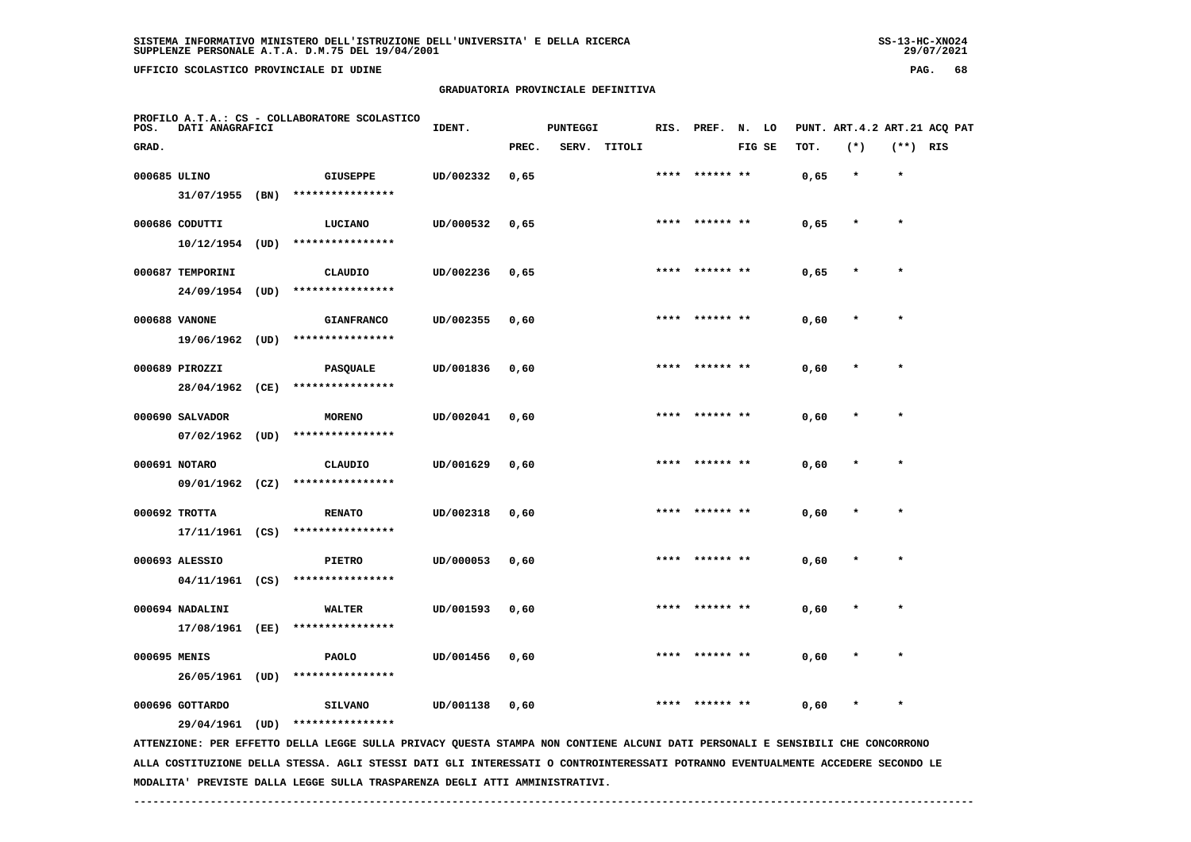**SISTEMA INFORMATIVO MINISTERO DELL'ISTRUZIONE DELL'UNIVERSITA' E DELLA RICERCA**
**SUPPLENZE PERSONALE A.T.A. D.M.75 DEL 19/04/2001**

**UFFICIO SCOLASTICO PROVINCIALE DI UDINE**

**GRADUATORIA PROVINCIALE DEFINITIVA**

**PROFILO A.T.A.: CS - COLLABORATORE SCOLASTICO**

| POS. GRAD. | DATI ANAGRAFICI | | IDENT. | PUNTEGGI PREC. | SERV. | TITOLI | RIS. | PREF. | N. FIG | LO SE | PUNT. TOT. | ART.4.2 (*) | ART.21 (**) | ACQ PAT RIS |
|---|---|---|---|---|---|---|---|---|---|---|---|---|---|---|
| 000685 | ULINO 31/07/1955 (BN) | GIUSEPPE **************** | UD/002332 | 0,65 | | | **** | ****** | ** | | 0,65 | * | * | |
| 000686 | CODUTTI 10/12/1954 (UD) | LUCIANO **************** | UD/000532 | 0,65 | | | **** | ****** | ** | | 0,65 | * | * | |
| 000687 | TEMPORINI 24/09/1954 (UD) | CLAUDIO **************** | UD/002236 | 0,65 | | | **** | ****** | ** | | 0,65 | * | * | |
| 000688 | VANONE 19/06/1962 (UD) | GIANFRANCO **************** | UD/002355 | 0,60 | | | **** | ****** | ** | | 0,60 | * | * | |
| 000689 | PIROZZI 28/04/1962 (CE) | PASQUALE **************** | UD/001836 | 0,60 | | | **** | ****** | ** | | 0,60 | * | * | |
| 000690 | SALVADOR 07/02/1962 (UD) | MORENO **************** | UD/002041 | 0,60 | | | **** | ****** | ** | | 0,60 | * | * | |
| 000691 | NOTARO 09/01/1962 (CZ) | CLAUDIO **************** | UD/001629 | 0,60 | | | **** | ****** | ** | | 0,60 | * | * | |
| 000692 | TROTTA 17/11/1961 (CS) | RENATO **************** | UD/002318 | 0,60 | | | **** | ****** | ** | | 0,60 | * | * | |
| 000693 | ALESSIO 04/11/1961 (CS) | PIETRO **************** | UD/000053 | 0,60 | | | **** | ****** | ** | | 0,60 | * | * | |
| 000694 | NADALINI 17/08/1961 (EE) | WALTER **************** | UD/001593 | 0,60 | | | **** | ****** | ** | | 0,60 | * | * | |
| 000695 | MENIS 26/05/1961 (UD) | PAOLO **************** | UD/001456 | 0,60 | | | **** | ****** | ** | | 0,60 | * | * | |
| 000696 | GOTTARDO 29/04/1961 (UD) | SILVANO **************** | UD/001138 | 0,60 | | | **** | ****** | ** | | 0,60 | * | * | |

ATTENZIONE: PER EFFETTO DELLA LEGGE SULLA PRIVACY QUESTA STAMPA NON CONTIENE ALCUNI DATI PERSONALI E SENSIBILI CHE CONCORRONO ALLA COSTITUZIONE DELLA STESSA. AGLI STESSI DATI GLI INTERESSATI O CONTROINTERESSATI POTRANNO EVENTUALMENTE ACCEDERE SECONDO LE MODALITA' PREVISTE DALLA LEGGE SULLA TRASPARENZA DEGLI ATTI AMMINISTRATIVI.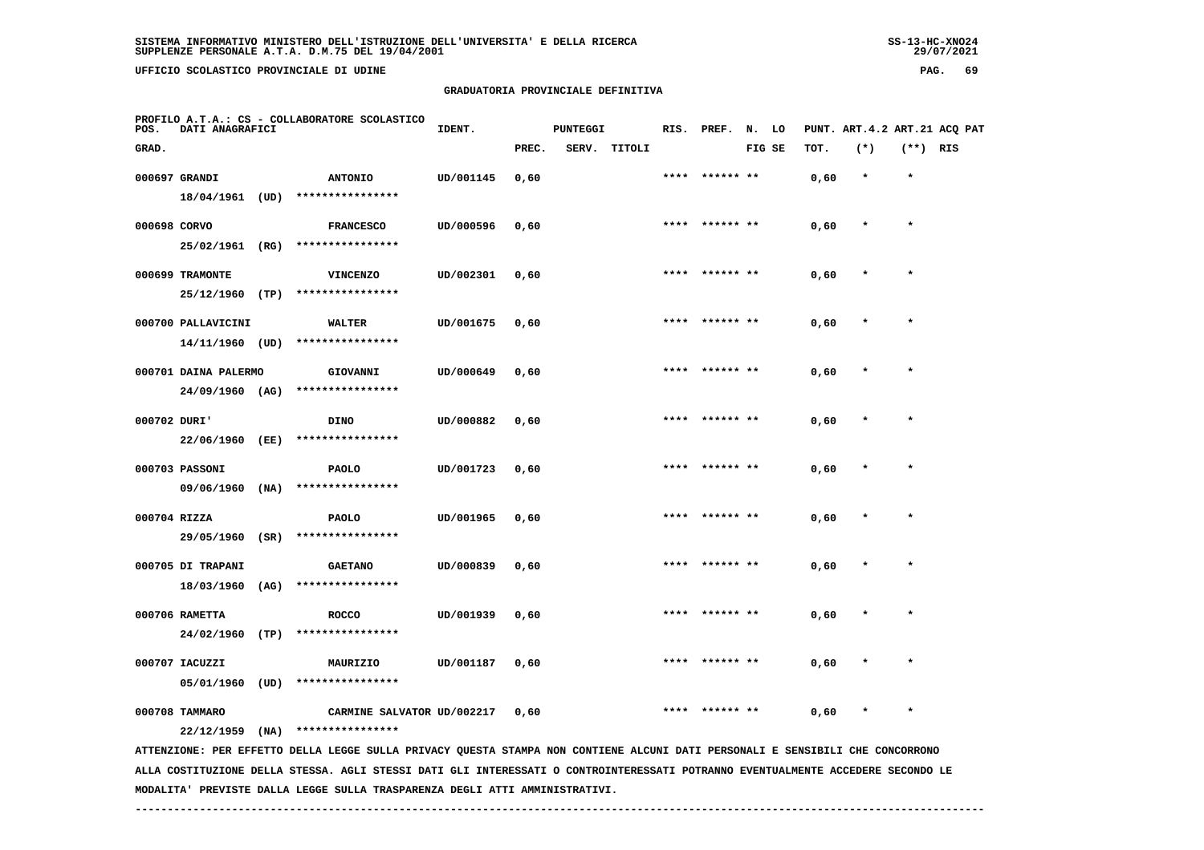## GRADUATORIA PROVINCIALE DEFINITIVA

PROFILO A.T.A.: CS - COLLABORATORE SCOLASTICO

| POS. GRAD. | DATI ANAGRAFICI | | IDENT. | PUNTEGGI PREC. | SERV. | TITOLI | RIS. | PREF. | N. FIG | LO SE | PUNT. TOT. | ART.4.2 (*) | ART.21 (**) | ACQ RIS | PAT |
|---|---|---|---|---|---|---|---|---|---|---|---|---|---|---|---|
| 000697 | GRANDI 18/04/1961 (UD) | ANTONIO **************** | UD/001145 | 0,60 | | | **** | ****** | ** | | 0,60 | * | * | | |
| 000698 | CORVO 25/02/1961 (RG) | FRANCESCO **************** | UD/000596 | 0,60 | | | **** | ****** | ** | | 0,60 | * | * | | |
| 000699 | TRAMONTE 25/12/1960 (TP) | VINCENZO **************** | UD/002301 | 0,60 | | | **** | ****** | ** | | 0,60 | * | * | | |
| 000700 | PALLAVICINI 14/11/1960 (UD) | WALTER **************** | UD/001675 | 0,60 | | | **** | ****** | ** | | 0,60 | * | * | | |
| 000701 | DAINA PALERMO 24/09/1960 (AG) | GIOVANNI **************** | UD/000649 | 0,60 | | | **** | ****** | ** | | 0,60 | * | * | | |
| 000702 | DURI' 22/06/1960 (EE) | DINO **************** | UD/000882 | 0,60 | | | **** | ****** | ** | | 0,60 | * | * | | |
| 000703 | PASSONI 09/06/1960 (NA) | PAOLO **************** | UD/001723 | 0,60 | | | **** | ****** | ** | | 0,60 | * | * | | |
| 000704 | RIZZA 29/05/1960 (SR) | PAOLO **************** | UD/001965 | 0,60 | | | **** | ****** | ** | | 0,60 | * | * | | |
| 000705 | DI TRAPANI 18/03/1960 (AG) | GAETANO **************** | UD/000839 | 0,60 | | | **** | ****** | ** | | 0,60 | * | * | | |
| 000706 | RAMETTA 24/02/1960 (TP) | ROCCO **************** | UD/001939 | 0,60 | | | **** | ****** | ** | | 0,60 | * | * | | |
| 000707 | IACUZZI 05/01/1960 (UD) | MAURIZIO **************** | UD/001187 | 0,60 | | | **** | ****** | ** | | 0,60 | * | * | | |
| 000708 | TAMMARO 22/12/1959 (NA) | CARMINE SALVATOR **************** | UD/002217 | 0,60 | | | **** | ****** | ** | | 0,60 | * | * | | |

ATTENZIONE: PER EFFETTO DELLA LEGGE SULLA PRIVACY QUESTA STAMPA NON CONTIENE ALCUNI DATI PERSONALI E SENSIBILI CHE CONCORRONO ALLA COSTITUZIONE DELLA STESSA. AGLI STESSI DATI GLI INTERESSATI O CONTROINTERESSATI POTRANNO EVENTUALMENTE ACCEDERE SECONDO LE MODALITA' PREVISTE DALLA LEGGE SULLA TRASPARENZA DEGLI ATTI AMMINISTRATIVI.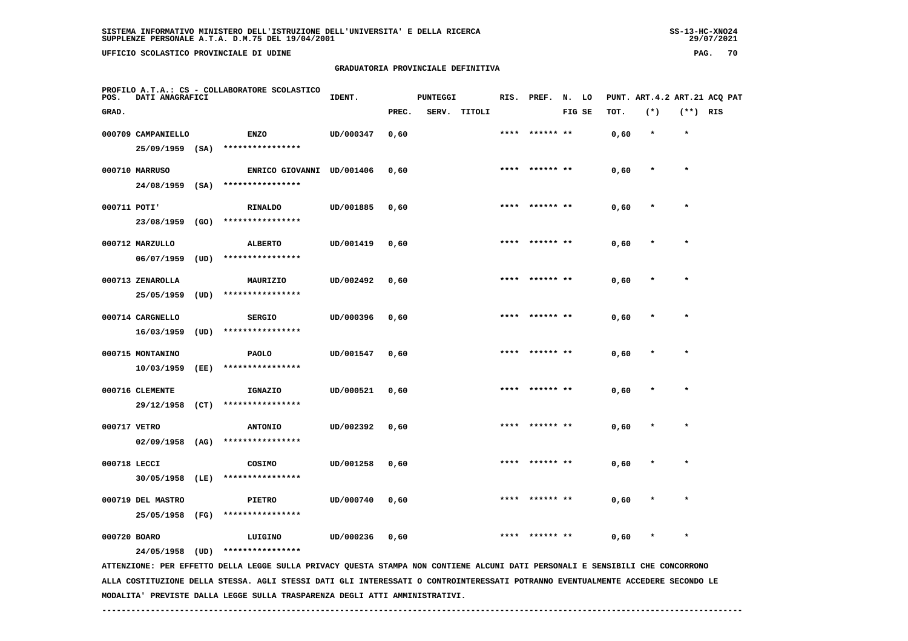SISTEMA INFORMATIVO MINISTERO DELL'ISTRUZIONE DELL'UNIVERSITA' E DELLA RICERCA
SUPPLENZE PERSONALE A.T.A. D.M.75 DEL 19/04/2001

UFFICIO SCOLASTICO PROVINCIALE DI UDINE

## GRADUATORIA PROVINCIALE DEFINITIVA

PROFILO A.T.A.: CS - COLLABORATORE SCOLASTICO

| POS. GRAD. | DATI ANAGRAFICI | | IDENT. | PUNTEGGI PREC. | SERV. | TITOLI | RIS. | PREF. | N. LO FIG SE | PUNT. TOT. | ART.4.2 (*) | ART.21 (**) | ACQ PAT RIS |
|---|---|---|---|---|---|---|---|---|---|---|---|---|---|
| 000709 | CAMPANIELLO 25/09/1959 (SA) | ENZO **************** | UD/000347 | 0,60 | | | **** | ****** ** | | 0,60 | * | * | |
| 000710 | MARRUSO 24/08/1959 (SA) | ENRICO GIOVANNI **************** | UD/001406 | 0,60 | | | **** | ****** ** | | 0,60 | * | * | |
| 000711 | POTI' 23/08/1959 (GO) | RINALDO **************** | UD/001885 | 0,60 | | | **** | ****** ** | | 0,60 | * | * | |
| 000712 | MARZULLO 06/07/1959 (UD) | ALBERTO **************** | UD/001419 | 0,60 | | | **** | ****** ** | | 0,60 | * | * | |
| 000713 | ZENAROLLA 25/05/1959 (UD) | MAURIZIO **************** | UD/002492 | 0,60 | | | **** | ****** ** | | 0,60 | * | * | |
| 000714 | CARGNELLO 16/03/1959 (UD) | SERGIO **************** | UD/000396 | 0,60 | | | **** | ****** ** | | 0,60 | * | * | |
| 000715 | MONTANINO 10/03/1959 (EE) | PAOLO **************** | UD/001547 | 0,60 | | | **** | ****** ** | | 0,60 | * | * | |
| 000716 | CLEMENTE 29/12/1958 (CT) | IGNAZIO **************** | UD/000521 | 0,60 | | | **** | ****** ** | | 0,60 | * | * | |
| 000717 | VETRO 02/09/1958 (AG) | ANTONIO **************** | UD/002392 | 0,60 | | | **** | ****** ** | | 0,60 | * | * | |
| 000718 | LECCI 30/05/1958 (LE) | COSIMO **************** | UD/001258 | 0,60 | | | **** | ****** ** | | 0,60 | * | * | |
| 000719 | DEL MASTRO 25/05/1958 (FG) | PIETRO **************** | UD/000740 | 0,60 | | | **** | ****** ** | | 0,60 | * | * | |
| 000720 | BOARO 24/05/1958 (UD) | LUIGINO **************** | UD/000236 | 0,60 | | | **** | ****** ** | | 0,60 | * | * | |

ATTENZIONE: PER EFFETTO DELLA LEGGE SULLA PRIVACY QUESTA STAMPA NON CONTIENE ALCUNI DATI PERSONALI E SENSIBILI CHE CONCORRONO ALLA COSTITUZIONE DELLA STESSA. AGLI STESSI DATI GLI INTERESSATI O CONTROINTERESSATI POTRANNO EVENTUALMENTE ACCEDERE SECONDO LE MODALITA' PREVISTE DALLA LEGGE SULLA TRASPARENZA DEGLI ATTI AMMINISTRATIVI.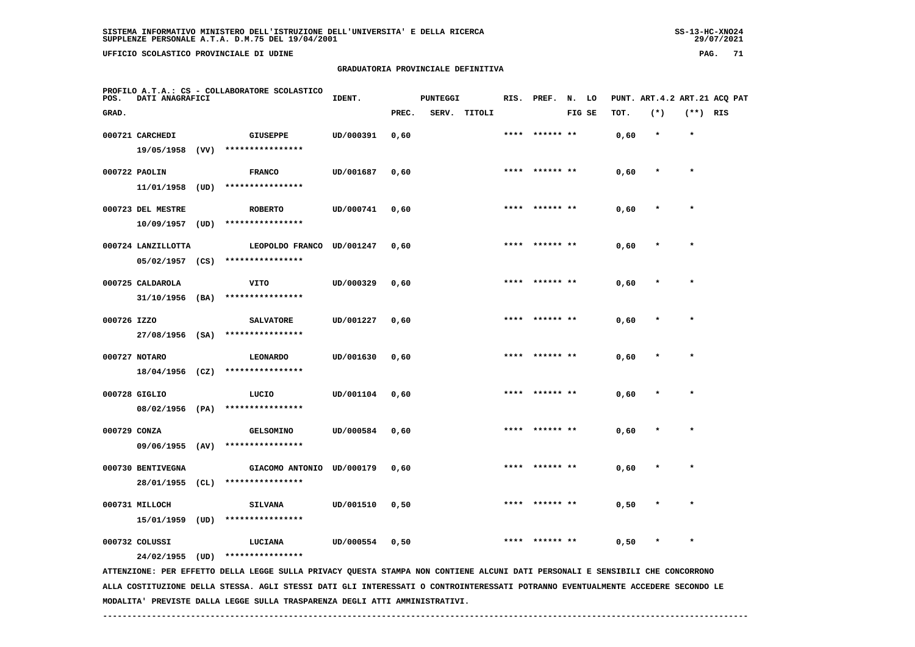## GRADUATORIA PROVINCIALE DEFINITIVA

PROFILO A.T.A.: CS - COLLABORATORE SCOLASTICO

| POS. GRAD. | DATI ANAGRAFICI | | IDENT. | PUNTEGGI PREC. | SERV. | TITOLI | RIS. | PREF. | N. LO FIG SE | PUNT. TOT. | ART.4.2 (*) | ART.21 (**) | ACQ PAT RIS |
|---|---|---|---|---|---|---|---|---|---|---|---|---|---|
| 000721 | CARCHEDI 19/05/1958 (VV) | GIUSEPPE **************** | UD/000391 | 0,60 | | | **** | ****** ** | | 0,60 | * | * | |
| 000722 | PAOLIN 11/01/1958 (UD) | FRANCO **************** | UD/001687 | 0,60 | | | **** | ****** ** | | 0,60 | * | * | |
| 000723 | DEL MESTRE 10/09/1957 (UD) | ROBERTO **************** | UD/000741 | 0,60 | | | **** | ****** ** | | 0,60 | * | * | |
| 000724 | LANZILLOTTA 05/02/1957 (CS) | LEOPOLDO FRANCO **************** | UD/001247 | 0,60 | | | **** | ****** ** | | 0,60 | * | * | |
| 000725 | CALDAROLA 31/10/1956 (BA) | VITO **************** | UD/000329 | 0,60 | | | **** | ****** ** | | 0,60 | * | * | |
| 000726 | IZZO 27/08/1956 (SA) | SALVATORE **************** | UD/001227 | 0,60 | | | **** | ****** ** | | 0,60 | * | * | |
| 000727 | NOTARO 18/04/1956 (CZ) | LEONARDO **************** | UD/001630 | 0,60 | | | **** | ****** ** | | 0,60 | * | * | |
| 000728 | GIGLIO 08/02/1956 (PA) | LUCIO **************** | UD/001104 | 0,60 | | | **** | ****** ** | | 0,60 | * | * | |
| 000729 | CONZA 09/06/1955 (AV) | GELSOMINO **************** | UD/000584 | 0,60 | | | **** | ****** ** | | 0,60 | * | * | |
| 000730 | BENTIVEGNA 28/01/1955 (CL) | GIACOMO ANTONIO **************** | UD/000179 | 0,60 | | | **** | ****** ** | | 0,60 | * | * | |
| 000731 | MILLOCH 15/01/1959 (UD) | SILVANA **************** | UD/001510 | 0,50 | | | **** | ****** ** | | 0,50 | * | * | |
| 000732 | COLUSSI 24/02/1955 (UD) | LUCIANA **************** | UD/000554 | 0,50 | | | **** | ****** ** | | 0,50 | * | * | |

ATTENZIONE: PER EFFETTO DELLA LEGGE SULLA PRIVACY QUESTA STAMPA NON CONTIENE ALCUNI DATI PERSONALI E SENSIBILI CHE CONCORRONO ALLA COSTITUZIONE DELLA STESSA. AGLI STESSI DATI GLI INTERESSATI O CONTROINTERESSATI POTRANNO EVENTUALMENTE ACCEDERE SECONDO LE MODALITA' PREVISTE DALLA LEGGE SULLA TRASPARENZA DEGLI ATTI AMMINISTRATIVI.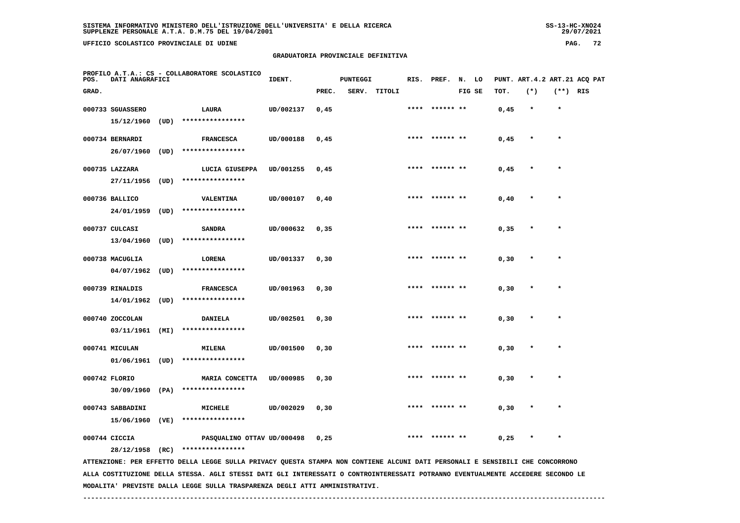**GRADUATORIA PROVINCIALE DEFINITIVA**

PROFILO A.T.A.: CS - COLLABORATORE SCOLASTICO

| POS. GRAD. | DATI ANAGRAFICI | | IDENT. | PUNTEGGI PREC. | SERV. | TITOLI | RIS. | PREF. | N. FIG | LO SE | PUNT. TOT. | ART.4.2 (*) | ART.21 (**) | ACQ RIS | PAT |
|---|---|---|---|---|---|---|---|---|---|---|---|---|---|---|---|
| 000733 | SGUASSERO 15/12/1960 (UD) | LAURA **************** | UD/002137 | 0,45 | | | **** | ****** | ** | | 0,45 | * | * | | |
| 000734 | BERNARDI 26/07/1960 (UD) | FRANCESCA **************** | UD/000188 | 0,45 | | | **** | ****** | ** | | 0,45 | * | * | | |
| 000735 | LAZZARA 27/11/1956 (UD) | LUCIA GIUSEPPA **************** | UD/001255 | 0,45 | | | **** | ****** | ** | | 0,45 | * | * | | |
| 000736 | BALLICO 24/01/1959 (UD) | VALENTINA **************** | UD/000107 | 0,40 | | | **** | ****** | ** | | 0,40 | * | * | | |
| 000737 | CULCASI 13/04/1960 (UD) | SANDRA **************** | UD/000632 | 0,35 | | | **** | ****** | ** | | 0,35 | * | * | | |
| 000738 | MACUGLIA 04/07/1962 (UD) | LORENA **************** | UD/001337 | 0,30 | | | **** | ****** | ** | | 0,30 | * | * | | |
| 000739 | RINALDIS 14/01/1962 (UD) | FRANCESCA **************** | UD/001963 | 0,30 | | | **** | ****** | ** | | 0,30 | * | * | | |
| 000740 | ZOCCOLAN 03/11/1961 (MI) | DANIELA **************** | UD/002501 | 0,30 | | | **** | ****** | ** | | 0,30 | * | * | | |
| 000741 | MICULAN 01/06/1961 (UD) | MILENA **************** | UD/001500 | 0,30 | | | **** | ****** | ** | | 0,30 | * | * | | |
| 000742 | FLORIO 30/09/1960 (PA) | MARIA CONCETTA **************** | UD/000985 | 0,30 | | | **** | ****** | ** | | 0,30 | * | * | | |
| 000743 | SABBADINI 15/06/1960 (VE) | MICHELE **************** | UD/002029 | 0,30 | | | **** | ****** | ** | | 0,30 | * | * | | |
| 000744 | CICCIA 28/12/1958 (RC) | PASQUALINO OTTAV **************** | UD/000498 | 0,25 | | | **** | ****** | ** | | 0,25 | * | * | | |

ATTENZIONE: PER EFFETTO DELLA LEGGE SULLA PRIVACY QUESTA STAMPA NON CONTIENE ALCUNI DATI PERSONALI E SENSIBILI CHE CONCORRONO ALLA COSTITUZIONE DELLA STESSA. AGLI STESSI DATI GLI INTERESSATI O CONTROINTERESSATI POTRANNO EVENTUALMENTE ACCEDERE SECONDO LE MODALITA' PREVISTE DALLA LEGGE SULLA TRASPARENZA DEGLI ATTI AMMINISTRATIVI.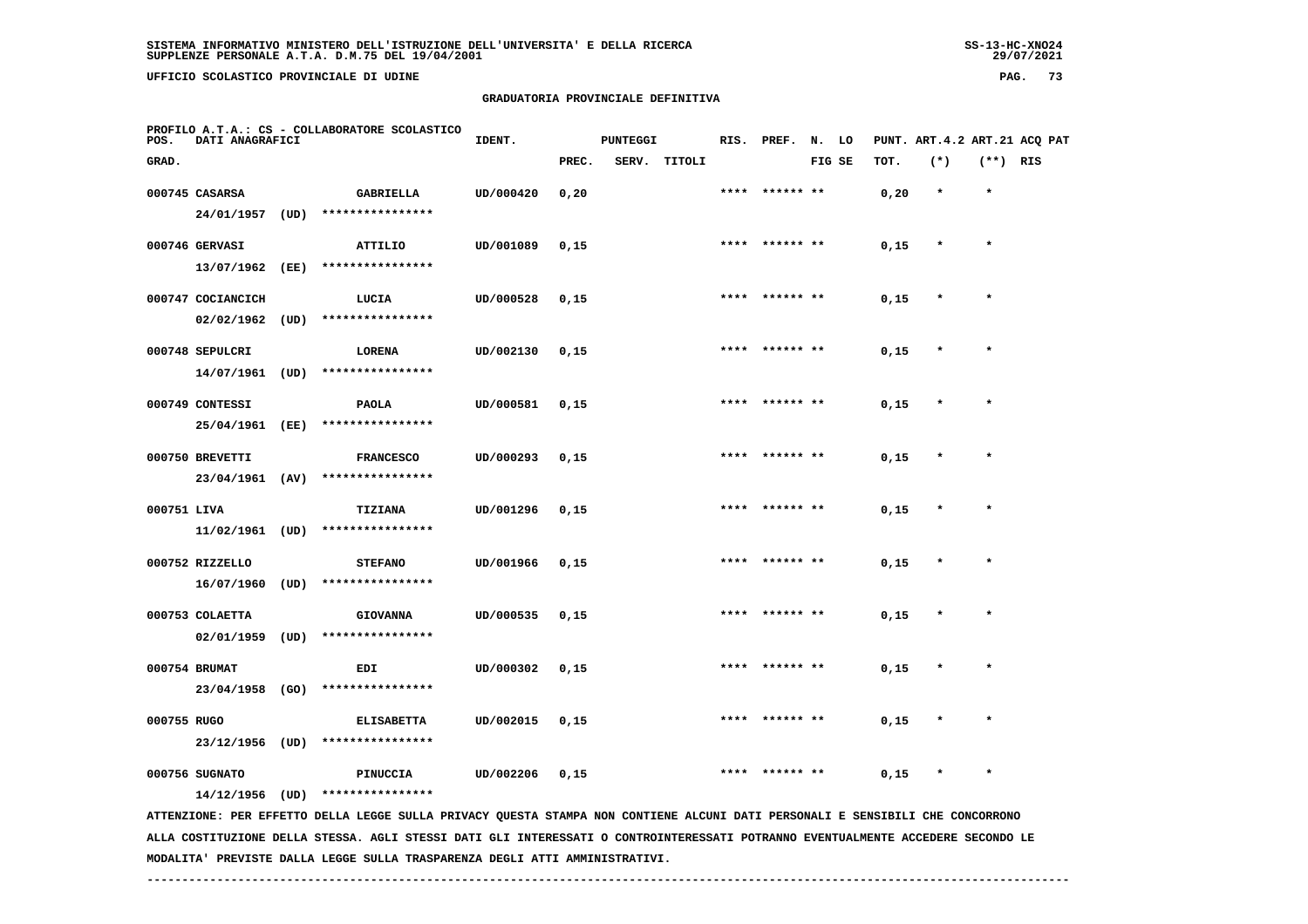SISTEMA INFORMATIVO MINISTERO DELL'ISTRUZIONE DELL'UNIVERSITA' E DELLA RICERCA
SUPPLENZE PERSONALE A.T.A. D.M.75 DEL 19/04/2001

UFFICIO SCOLASTICO PROVINCIALE DI UDINE

## GRADUATORIA PROVINCIALE DEFINITIVA

PROFILO A.T.A.: CS - COLLABORATORE SCOLASTICO

| POS. GRAD. | DATI ANAGRAFICI | | IDENT. | PUNTEGGI PREC. | SERV. | TITOLI | RIS. | PREF. | N. FIG | LO SE | PUNT. TOT. | ART.4.2 (*) | ART.21 (**) | ACQ PAT RIS |
|---|---|---|---|---|---|---|---|---|---|---|---|---|---|---|
| 000745 | CASARSA 24/01/1957 (UD) | GABRIELLA **************** | UD/000420 | 0,20 | | | **** | ****** | ** | | 0,20 | * | * | |
| 000746 | GERVASI 13/07/1962 (EE) | ATTILIO **************** | UD/001089 | 0,15 | | | **** | ****** | ** | | 0,15 | * | * | |
| 000747 | COCIANCICH 02/02/1962 (UD) | LUCIA **************** | UD/000528 | 0,15 | | | **** | ****** | ** | | 0,15 | * | * | |
| 000748 | SEPULCRI 14/07/1961 (UD) | LORENA **************** | UD/002130 | 0,15 | | | **** | ****** | ** | | 0,15 | * | * | |
| 000749 | CONTESSI 25/04/1961 (EE) | PAOLA **************** | UD/000581 | 0,15 | | | **** | ****** | ** | | 0,15 | * | * | |
| 000750 | BREVETTI 23/04/1961 (AV) | FRANCESCO **************** | UD/000293 | 0,15 | | | **** | ****** | ** | | 0,15 | * | * | |
| 000751 | LIVA 11/02/1961 (UD) | TIZIANA **************** | UD/001296 | 0,15 | | | **** | ****** | ** | | 0,15 | * | * | |
| 000752 | RIZZELLO 16/07/1960 (UD) | STEFANO **************** | UD/001966 | 0,15 | | | **** | ****** | ** | | 0,15 | * | * | |
| 000753 | COLAETTA 02/01/1959 (UD) | GIOVANNA **************** | UD/000535 | 0,15 | | | **** | ****** | ** | | 0,15 | * | * | |
| 000754 | BRUMAT 23/04/1958 (GO) | EDI **************** | UD/000302 | 0,15 | | | **** | ****** | ** | | 0,15 | * | * | |
| 000755 | RUGO 23/12/1956 (UD) | ELISABETTA **************** | UD/002015 | 0,15 | | | **** | ****** | ** | | 0,15 | * | * | |
| 000756 | SUGNATO 14/12/1956 (UD) | PINUCCIA **************** | UD/002206 | 0,15 | | | **** | ****** | ** | | 0,15 | * | * | |

ATTENZIONE: PER EFFETTO DELLA LEGGE SULLA PRIVACY QUESTA STAMPA NON CONTIENE ALCUNI DATI PERSONALI E SENSIBILI CHE CONCORRONO ALLA COSTITUZIONE DELLA STESSA. AGLI STESSI DATI GLI INTERESSATI O CONTROINTERESSATI POTRANNO EVENTUALMENTE ACCEDERE SECONDO LE MODALITA' PREVISTE DALLA LEGGE SULLA TRASPARENZA DEGLI ATTI AMMINISTRATIVI.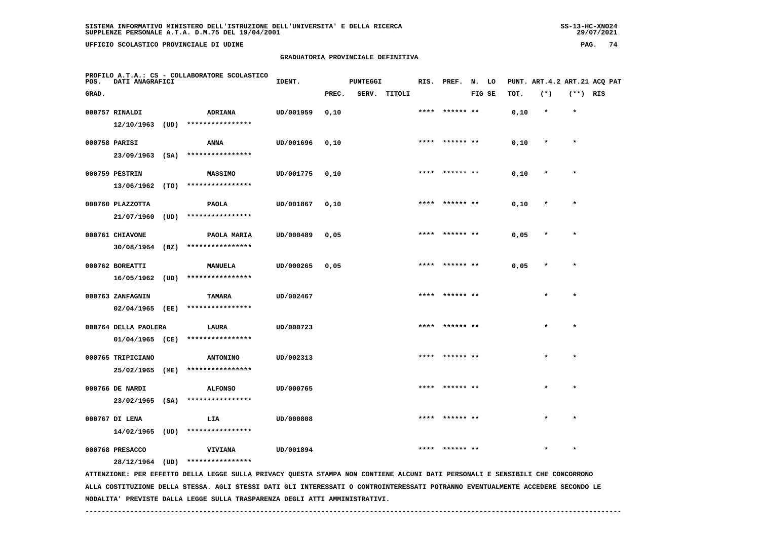GRADUATORIA PROVINCIALE DEFINITIVA

PROFILO A.T.A.: CS - COLLABORATORE SCOLASTICO

| POS. GRAD. | DATI ANAGRAFICI | | IDENT. | PUNTEGGI PREC. | SERV. | TITOLI | RIS. | PREF. | N. LO FIG SE | TOT. | PUNT. ART.4.2 (*) | ART.21 (**) | ACQ PAT RIS |
|---|---|---|---|---|---|---|---|---|---|---|---|---|---|
| 000757 | RINALDI 12/10/1963 (UD) | ADRIANA **************** | UD/001959 | 0,10 | | | **** | ****** ** | | 0,10 | * | * | |
| 000758 | PARISI 23/09/1963 (SA) | ANNA **************** | UD/001696 | 0,10 | | | **** | ****** ** | | 0,10 | * | * | |
| 000759 | PESTRIN 13/06/1962 (TO) | MASSIMO **************** | UD/001775 | 0,10 | | | **** | ****** ** | | 0,10 | * | * | |
| 000760 | PLAZZOTTA 21/07/1960 (UD) | PAOLA **************** | UD/001867 | 0,10 | | | **** | ****** ** | | 0,10 | * | * | |
| 000761 | CHIAVONE 30/08/1964 (BZ) | PAOLA MARIA **************** | UD/000489 | 0,05 | | | **** | ****** ** | | 0,05 | * | * | |
| 000762 | BOREATTI 16/05/1962 (UD) | MANUELA **************** | UD/000265 | 0,05 | | | **** | ****** ** | | 0,05 | * | * | |
| 000763 | ZANFAGNIN 02/04/1965 (EE) | TAMARA **************** | UD/002467 | | | | **** | ****** ** | | | * | * | |
| 000764 | DELLA PAOLERA 01/04/1965 (CE) | LAURA **************** | UD/000723 | | | | **** | ****** ** | | | * | * | |
| 000765 | TRIPICIANO 25/02/1965 (ME) | ANTONINO **************** | UD/002313 | | | | **** | ****** ** | | | * | * | |
| 000766 | DE NARDI 23/02/1965 (SA) | ALFONSO **************** | UD/000765 | | | | **** | ****** ** | | | * | * | |
| 000767 | DI LENA 14/02/1965 (UD) | LIA **************** | UD/000808 | | | | **** | ****** ** | | | * | * | |
| 000768 | PRESACCO 28/12/1964 (UD) | VIVIANA **************** | UD/001894 | | | | **** | ****** ** | | | * | * | |

ATTENZIONE: PER EFFETTO DELLA LEGGE SULLA PRIVACY QUESTA STAMPA NON CONTIENE ALCUNI DATI PERSONALI E SENSIBILI CHE CONCORRONO ALLA COSTITUZIONE DELLA STESSA. AGLI STESSI DATI GLI INTERESSATI O CONTROINTERESSATI POTRANNO EVENTUALMENTE ACCEDERE SECONDO LE MODALITA' PREVISTE DALLA LEGGE SULLA TRASPARENZA DEGLI ATTI AMMINISTRATIVI.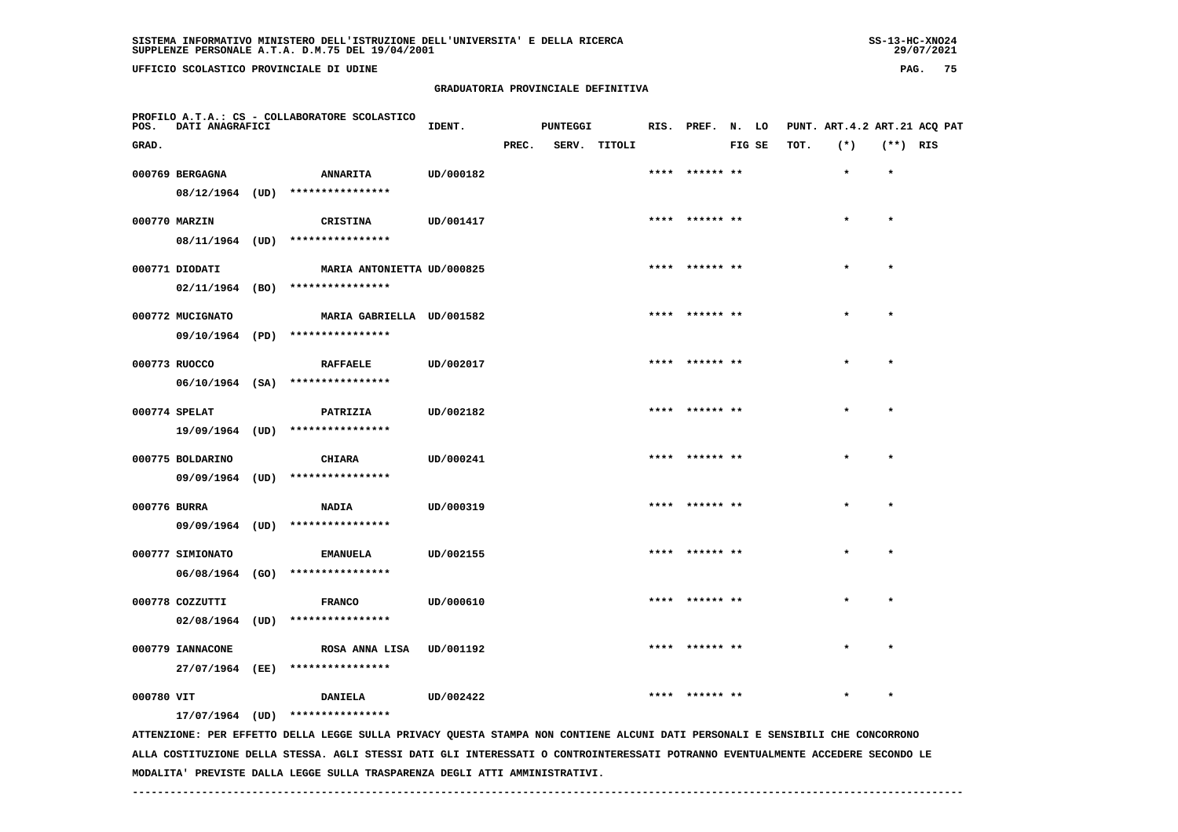## GRADUATORIA PROVINCIALE DEFINITIVA

PROFILO A.T.A.: CS - COLLABORATORE SCOLASTICO

| POS. GRAD. | DATI ANAGRAFICI | | IDENT. | PUNTEGGI PREC. | SERV. | TITOLI | RIS. | PREF. | N. FIG | LO SE | PUNT. ART.4.2 TOT. | ART.21 (*) | ACQ PAT (**) | RIS |
|---|---|---|---|---|---|---|---|---|---|---|---|---|---|---|
| 000769 | BERGAGNA 08/12/1964 (UD) | ANNARITA **************** | UD/000182 | | | | **** | ****** | ** | | | * | * | |
| 000770 | MARZIN 08/11/1964 (UD) | CRISTINA **************** | UD/001417 | | | | **** | ****** | ** | | | * | * | |
| 000771 | DIODATI 02/11/1964 (BO) | MARIA ANTONIETTA **************** | UD/000825 | | | | **** | ****** | ** | | | * | * | |
| 000772 | MUCIGNATO 09/10/1964 (PD) | MARIA GABRIELLA **************** | UD/001582 | | | | **** | ****** | ** | | | * | * | |
| 000773 | RUOCCO 06/10/1964 (SA) | RAFFAELE **************** | UD/002017 | | | | **** | ****** | ** | | | * | * | |
| 000774 | SPELAT 19/09/1964 (UD) | PATRIZIA **************** | UD/002182 | | | | **** | ****** | ** | | | * | * | |
| 000775 | BOLDARINO 09/09/1964 (UD) | CHIARA **************** | UD/000241 | | | | **** | ****** | ** | | | * | * | |
| 000776 | BURRA 09/09/1964 (UD) | NADIA **************** | UD/000319 | | | | **** | ****** | ** | | | * | * | |
| 000777 | SIMIONATO 06/08/1964 (GO) | EMANUELA **************** | UD/002155 | | | | **** | ****** | ** | | | * | * | |
| 000778 | COZZUTTI 02/08/1964 (UD) | FRANCO **************** | UD/000610 | | | | **** | ****** | ** | | | * | * | |
| 000779 | IANNACONE 27/07/1964 (EE) | ROSA ANNA LISA **************** | UD/001192 | | | | **** | ****** | ** | | | * | * | |
| 000780 | VIT 17/07/1964 (UD) | DANIELA **************** | UD/002422 | | | | **** | ****** | ** | | | * | * | |

ATTENZIONE: PER EFFETTO DELLA LEGGE SULLA PRIVACY QUESTA STAMPA NON CONTIENE ALCUNI DATI PERSONALI E SENSIBILI CHE CONCORRONO ALLA COSTITUZIONE DELLA STESSA. AGLI STESSI DATI GLI INTERESSATI O CONTROINTERESSATI POTRANNO EVENTUALMENTE ACCEDERE SECONDO LE MODALITA' PREVISTE DALLA LEGGE SULLA TRASPARENZA DEGLI ATTI AMMINISTRATIVI.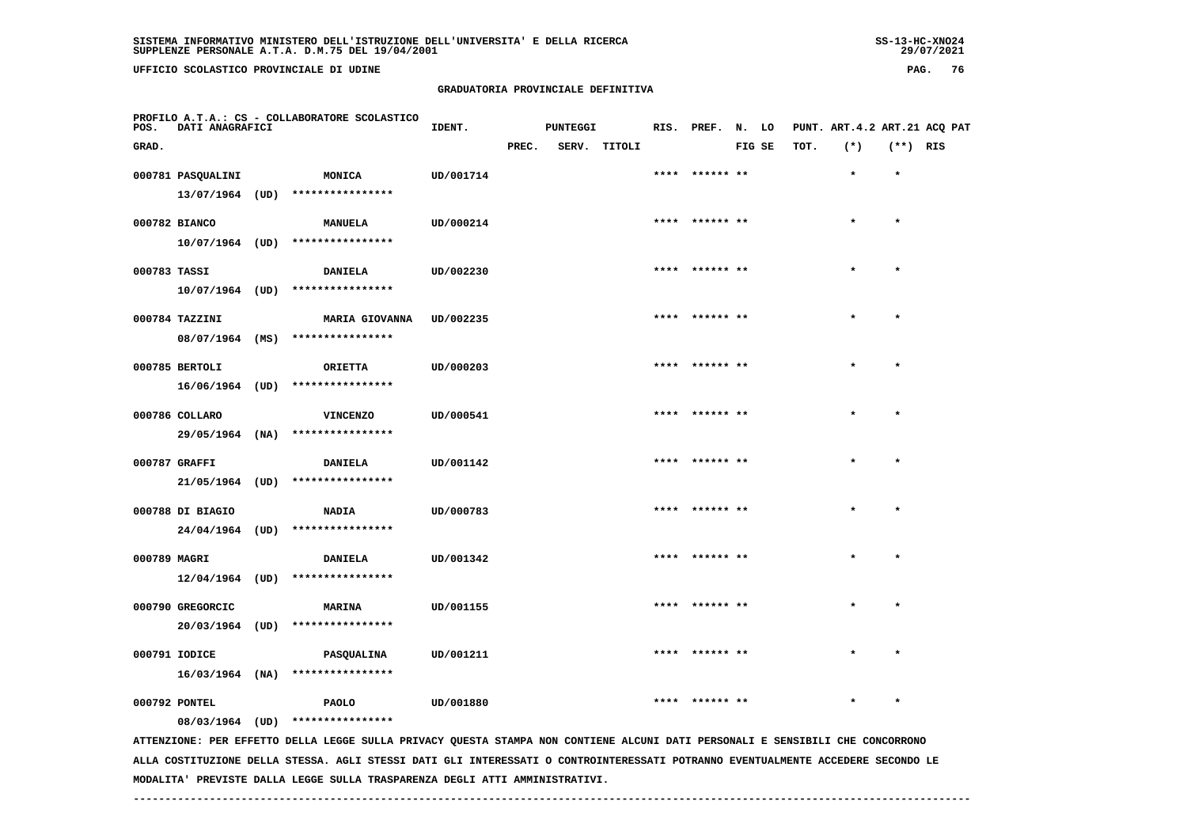SISTEMA INFORMATIVO MINISTERO DELL'ISTRUZIONE DELL'UNIVERSITA' E DELLA RICERCA
SUPPLENZE PERSONALE A.T.A. D.M.75 DEL 19/04/2001

UFFICIO SCOLASTICO PROVINCIALE DI UDINE

## GRADUATORIA PROVINCIALE DEFINITIVA

PROFILO A.T.A.: CS - COLLABORATORE SCOLASTICO

| POS. GRAD. | DATI ANAGRAFICI | | IDENT. | PUNTEGGI PREC. | SERV. | TITOLI | RIS. | PREF. | N. FIG | LO SE | PUNT. TOT. | ART.4.2 (*) | ART.21 (**) | ACQ RIS | PAT |
|---|---|---|---|---|---|---|---|---|---|---|---|---|---|---|---|
| 000781 | PASQUALINI 13/07/1964 (UD) | MONICA **************** | UD/001714 | | | | **** | ****** | ** | | | * | * | | |
| 000782 | BIANCO 10/07/1964 (UD) | MANUELA **************** | UD/000214 | | | | **** | ****** | ** | | | * | * | | |
| 000783 | TASSI 10/07/1964 (UD) | DANIELA **************** | UD/002230 | | | | **** | ****** | ** | | | * | * | | |
| 000784 | TAZZINI 08/07/1964 (MS) | MARIA GIOVANNA **************** | UD/002235 | | | | **** | ****** | ** | | | * | * | | |
| 000785 | BERTOLI 16/06/1964 (UD) | ORIETTA **************** | UD/000203 | | | | **** | ****** | ** | | | * | * | | |
| 000786 | COLLARO 29/05/1964 (NA) | VINCENZO **************** | UD/000541 | | | | **** | ****** | ** | | | * | * | | |
| 000787 | GRAFFI 21/05/1964 (UD) | DANIELA **************** | UD/001142 | | | | **** | ****** | ** | | | * | * | | |
| 000788 | DI BIAGIO 24/04/1964 (UD) | NADIA **************** | UD/000783 | | | | **** | ****** | ** | | | * | * | | |
| 000789 | MAGRI 12/04/1964 (UD) | DANIELA **************** | UD/001342 | | | | **** | ****** | ** | | | * | * | | |
| 000790 | GREGORCIC 20/03/1964 (UD) | MARINA **************** | UD/001155 | | | | **** | ****** | ** | | | * | * | | |
| 000791 | IODICE 16/03/1964 (NA) | PASQUALINA **************** | UD/001211 | | | | **** | ****** | ** | | | * | * | | |
| 000792 | PONTEL 08/03/1964 (UD) | PAOLO **************** | UD/001880 | | | | **** | ****** | ** | | | * | * | | |

ATTENZIONE: PER EFFETTO DELLA LEGGE SULLA PRIVACY QUESTA STAMPA NON CONTIENE ALCUNI DATI PERSONALI E SENSIBILI CHE CONCORRONO ALLA COSTITUZIONE DELLA STESSA. AGLI STESSI DATI GLI INTERESSATI O CONTROINTERESSATI POTRANNO EVENTUALMENTE ACCEDERE SECONDO LE MODALITA' PREVISTE DALLA LEGGE SULLA TRASPARENZA DEGLI ATTI AMMINISTRATIVI.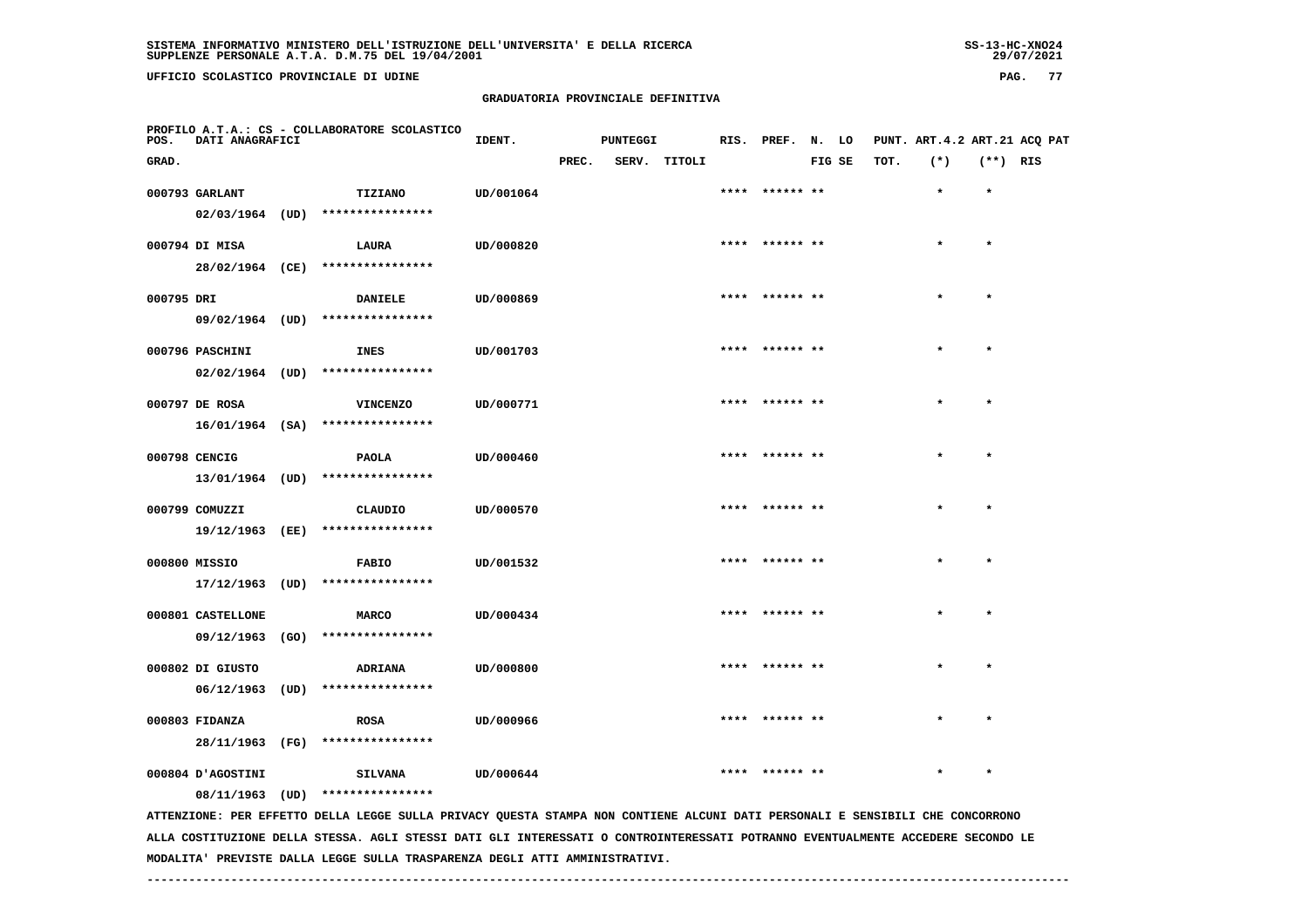SISTEMA INFORMATIVO MINISTERO DELL'ISTRUZIONE DELL'UNIVERSITA' E DELLA RICERCA
SUPPLENZE PERSONALE A.T.A. D.M.75 DEL 19/04/2001

UFFICIO SCOLASTICO PROVINCIALE DI UDINE

GRADUATORIA PROVINCIALE DEFINITIVA

PROFILO A.T.A.: CS - COLLABORATORE SCOLASTICO

| POS. GRAD. | DATI ANAGRAFICI | | | IDENT. | PUNTEGGI PREC. | SERV. | TITOLI | RIS. | PREF. | N. FIG | LO SE | PUNT. TOT. | ART.4.2 (*) | ART.21 (**) | ACQ PAT RIS |
|---|---|---|---|---|---|---|---|---|---|---|---|---|---|---|---|
| 000793 | GARLANT | | TIZIANO | UD/001064 | | | | **** | ****** | ** | | | * | * | |
| | 02/03/1964 | (UD) | **************** | | | | | | | | | | | | |
| 000794 | DI MISA | | LAURA | UD/000820 | | | | **** | ****** | ** | | | * | * | |
| | 28/02/1964 | (CE) | **************** | | | | | | | | | | | | |
| 000795 | DRI | | DANIELE | UD/000869 | | | | **** | ****** | ** | | | * | * | |
| | 09/02/1964 | (UD) | **************** | | | | | | | | | | | | |
| 000796 | PASCHINI | | INES | UD/001703 | | | | **** | ****** | ** | | | * | * | |
| | 02/02/1964 | (UD) | **************** | | | | | | | | | | | | |
| 000797 | DE ROSA | | VINCENZO | UD/000771 | | | | **** | ****** | ** | | | * | * | |
| | 16/01/1964 | (SA) | **************** | | | | | | | | | | | | |
| 000798 | CENCIG | | PAOLA | UD/000460 | | | | **** | ****** | ** | | | * | * | |
| | 13/01/1964 | (UD) | **************** | | | | | | | | | | | | |
| 000799 | COMUZZI | | CLAUDIO | UD/000570 | | | | **** | ****** | ** | | | * | * | |
| | 19/12/1963 | (EE) | **************** | | | | | | | | | | | | |
| 000800 | MISSIO | | FABIO | UD/001532 | | | | **** | ****** | ** | | | * | * | |
| | 17/12/1963 | (UD) | **************** | | | | | | | | | | | | |
| 000801 | CASTELLONE | | MARCO | UD/000434 | | | | **** | ****** | ** | | | * | * | |
| | 09/12/1963 | (GO) | **************** | | | | | | | | | | | | |
| 000802 | DI GIUSTO | | ADRIANA | UD/000800 | | | | **** | ****** | ** | | | * | * | |
| | 06/12/1963 | (UD) | **************** | | | | | | | | | | | | |
| 000803 | FIDANZA | | ROSA | UD/000966 | | | | **** | ****** | ** | | | * | * | |
| | 28/11/1963 | (FG) | **************** | | | | | | | | | | | | |
| 000804 | D'AGOSTINI | | SILVANA | UD/000644 | | | | **** | ****** | ** | | | * | * | |
| | 08/11/1963 | (UD) | **************** | | | | | | | | | | | | |

ATTENZIONE: PER EFFETTO DELLA LEGGE SULLA PRIVACY QUESTA STAMPA NON CONTIENE ALCUNI DATI PERSONALI E SENSIBILI CHE CONCORRONO ALLA COSTITUZIONE DELLA STESSA. AGLI STESSI DATI GLI INTERESSATI O CONTROINTERESSATI POTRANNO EVENTUALMENTE ACCEDERE SECONDO LE MODALITA' PREVISTE DALLA LEGGE SULLA TRASPARENZA DEGLI ATTI AMMINISTRATIVI.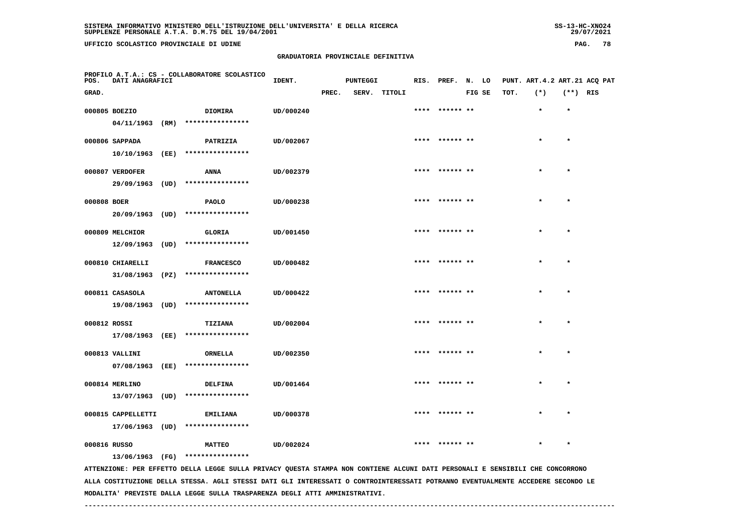SISTEMA INFORMATIVO MINISTERO DELL'ISTRUZIONE DELL'UNIVERSITA' E DELLA RICERCA
SUPPLENZE PERSONALE A.T.A. D.M.75 DEL 19/04/2001

UFFICIO SCOLASTICO PROVINCIALE DI UDINE

GRADUATORIA PROVINCIALE DEFINITIVA

PROFILO A.T.A.: CS - COLLABORATORE SCOLASTICO

| POS. GRAD. | DATI ANAGRAFICI | | IDENT. | PUNTEGGI PREC. | SERV. | TITOLI | RIS. | PREF. | N. LO FIG SE | PUNT. TOT. | ART.4.2 (*) | ART.21 (**) | ACQ PAT RIS |
|---|---|---|---|---|---|---|---|---|---|---|---|---|---|
| 000805 | BOEZIO 04/11/1963 (RM) | DIOMIRA **************** | UD/000240 | | | | **** | ****** ** | | | * | * | |
| 000806 | SAPPADA 10/10/1963 (EE) | PATRIZIA **************** | UD/002067 | | | | **** | ****** ** | | | * | * | |
| 000807 | VERDOFER 29/09/1963 (UD) | ANNA **************** | UD/002379 | | | | **** | ****** ** | | | * | * | |
| 000808 | BOER 20/09/1963 (UD) | PAOLO **************** | UD/000238 | | | | **** | ****** ** | | | * | * | |
| 000809 | MELCHIOR 12/09/1963 (UD) | GLORIA **************** | UD/001450 | | | | **** | ****** ** | | | * | * | |
| 000810 | CHIARELLI 31/08/1963 (PZ) | FRANCESCO **************** | UD/000482 | | | | **** | ****** ** | | | * | * | |
| 000811 | CASASOLA 19/08/1963 (UD) | ANTONELLA **************** | UD/000422 | | | | **** | ****** ** | | | * | * | |
| 000812 | ROSSI 17/08/1963 (EE) | TIZIANA **************** | UD/002004 | | | | **** | ****** ** | | | * | * | |
| 000813 | VALLINI 07/08/1963 (EE) | ORNELLA **************** | UD/002350 | | | | **** | ****** ** | | | * | * | |
| 000814 | MERLINO 13/07/1963 (UD) | DELFINA **************** | UD/001464 | | | | **** | ****** ** | | | * | * | |
| 000815 | CAPPELLETTI 17/06/1963 (UD) | EMILIANA **************** | UD/000378 | | | | **** | ****** ** | | | * | * | |
| 000816 | RUSSO 13/06/1963 (FG) | MATTEO **************** | UD/002024 | | | | **** | ****** ** | | | * | * | |

ATTENZIONE: PER EFFETTO DELLA LEGGE SULLA PRIVACY QUESTA STAMPA NON CONTIENE ALCUNI DATI PERSONALI E SENSIBILI CHE CONCORRONO ALLA COSTITUZIONE DELLA STESSA. AGLI STESSI DATI GLI INTERESSATI O CONTROINTERESSATI POTRANNO EVENTUALMENTE ACCEDERE SECONDO LE MODALITA' PREVISTE DALLA LEGGE SULLA TRASPARENZA DEGLI ATTI AMMINISTRATIVI.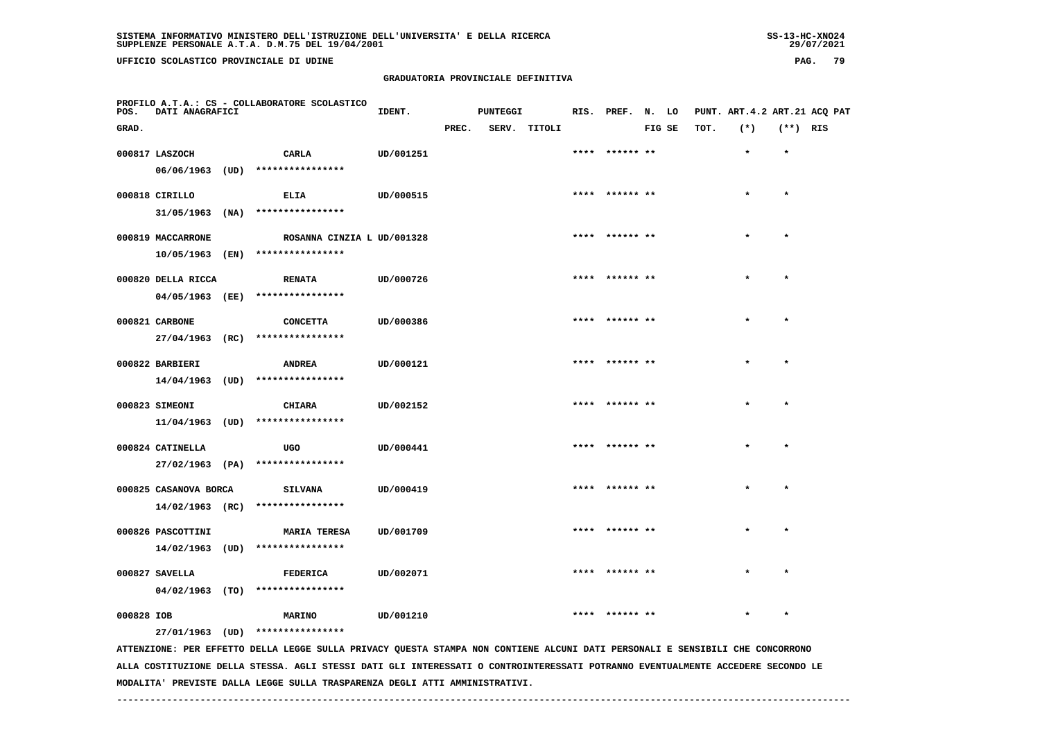SISTEMA INFORMATIVO MINISTERO DELL'ISTRUZIONE DELL'UNIVERSITA' E DELLA RICERCA
SUPPLENZE PERSONALE A.T.A. D.M.75 DEL 19/04/2001

UFFICIO SCOLASTICO PROVINCIALE DI UDINE

GRADUATORIA PROVINCIALE DEFINITIVA

PROFILO A.T.A.: CS - COLLABORATORE SCOLASTICO

| POS. GRAD. | DATI ANAGRAFICI | | IDENT. | PUNTEGGI PREC. | SERV. | TITOLI | RIS. | PREF. | N. FIG | LO SE | PUNT. ART.4.2 TOT. | ART.21 (*) | ACQ PAT (**) | RIS |
|---|---|---|---|---|---|---|---|---|---|---|---|---|---|---|
| 000817 | LASZOCH 06/06/1963 (UD) | CARLA **************** | UD/001251 | | | | **** | ****** | ** | | | * | * | |
| 000818 | CIRILLO 31/05/1963 (NA) | ELIA **************** | UD/000515 | | | | **** | ****** | ** | | | * | * | |
| 000819 | MACCARRONE 10/05/1963 (EN) | ROSANNA CINZIA L **************** | UD/001328 | | | | **** | ****** | ** | | | * | * | |
| 000820 | DELLA RICCA 04/05/1963 (EE) | RENATA **************** | UD/000726 | | | | **** | ****** | ** | | | * | * | |
| 000821 | CARBONE 27/04/1963 (RC) | CONCETTA **************** | UD/000386 | | | | **** | ****** | ** | | | * | * | |
| 000822 | BARBIERI 14/04/1963 (UD) | ANDREA **************** | UD/000121 | | | | **** | ****** | ** | | | * | * | |
| 000823 | SIMEONI 11/04/1963 (UD) | CHIARA **************** | UD/002152 | | | | **** | ****** | ** | | | * | * | |
| 000824 | CATINELLA 27/02/1963 (PA) | UGO **************** | UD/000441 | | | | **** | ****** | ** | | | * | * | |
| 000825 | CASANOVA BORCA 14/02/1963 (RC) | SILVANA **************** | UD/000419 | | | | **** | ****** | ** | | | * | * | |
| 000826 | PASCOTTINI 14/02/1963 (UD) | MARIA TERESA **************** | UD/001709 | | | | **** | ****** | ** | | | * | * | |
| 000827 | SAVELLA 04/02/1963 (TO) | FEDERICA **************** | UD/002071 | | | | **** | ****** | ** | | | * | * | |
| 000828 | IOB 27/01/1963 (UD) | MARINO **************** | UD/001210 | | | | **** | ****** | ** | | | * | * | |

ATTENZIONE: PER EFFETTO DELLA LEGGE SULLA PRIVACY QUESTA STAMPA NON CONTIENE ALCUNI DATI PERSONALI E SENSIBILI CHE CONCORRONO ALLA COSTITUZIONE DELLA STESSA. AGLI STESSI DATI GLI INTERESSATI O CONTROINTERESSATI POTRANNO EVENTUALMENTE ACCEDERE SECONDO LE MODALITA' PREVISTE DALLA LEGGE SULLA TRASPARENZA DEGLI ATTI AMMINISTRATIVI.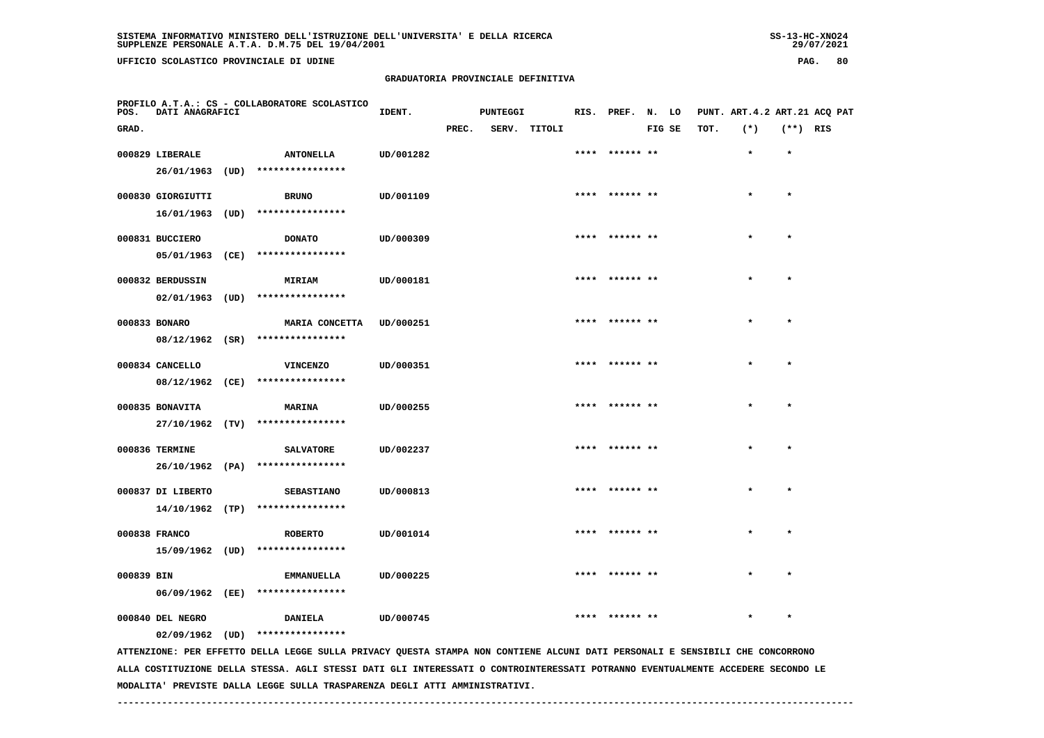SISTEMA INFORMATIVO MINISTERO DELL'ISTRUZIONE DELL'UNIVERSITA' E DELLA RICERCA
SUPPLENZE PERSONALE A.T.A. D.M.75 DEL 19/04/2001

UFFICIO SCOLASTICO PROVINCIALE DI UDINE

## GRADUATORIA PROVINCIALE DEFINITIVA

PROFILO A.T.A.: CS - COLLABORATORE SCOLASTICO

| POS. GRAD. | DATI ANAGRAFICI | | IDENT. | PUNTEGGI PREC. | SERV. | TITOLI | RIS. | PREF. | N. FIG | LO SE | PUNT. TOT. | ART.4.2 (*) | ART.21 (**) | ACQ PAT RIS |
|---|---|---|---|---|---|---|---|---|---|---|---|---|---|---|
| 000829 | LIBERALE 26/01/1963 (UD) | ANTONELLA **************** | UD/001282 | | | | **** | ****** | ** | | | * | * | |
| 000830 | GIORGIUTTI 16/01/1963 (UD) | BRUNO **************** | UD/001109 | | | | **** | ****** | ** | | | * | * | |
| 000831 | BUCCIERO 05/01/1963 (CE) | DONATO **************** | UD/000309 | | | | **** | ****** | ** | | | * | * | |
| 000832 | BERDUSSIN 02/01/1963 (UD) | MIRIAM **************** | UD/000181 | | | | **** | ****** | ** | | | * | * | |
| 000833 | BONARO 08/12/1962 (SR) | MARIA CONCETTA **************** | UD/000251 | | | | **** | ****** | ** | | | * | * | |
| 000834 | CANCELLO 08/12/1962 (CE) | VINCENZO **************** | UD/000351 | | | | **** | ****** | ** | | | * | * | |
| 000835 | BONAVITA 27/10/1962 (TV) | MARINA **************** | UD/000255 | | | | **** | ****** | ** | | | * | * | |
| 000836 | TERMINE 26/10/1962 (PA) | SALVATORE **************** | UD/002237 | | | | **** | ****** | ** | | | * | * | |
| 000837 | DI LIBERTO 14/10/1962 (TP) | SEBASTIANO **************** | UD/000813 | | | | **** | ****** | ** | | | * | * | |
| 000838 | FRANCO 15/09/1962 (UD) | ROBERTO **************** | UD/001014 | | | | **** | ****** | ** | | | * | * | |
| 000839 | BIN 06/09/1962 (EE) | EMMANUELLA **************** | UD/000225 | | | | **** | ****** | ** | | | * | * | |
| 000840 | DEL NEGRO 02/09/1962 (UD) | DANIELA **************** | UD/000745 | | | | **** | ****** | ** | | | * | * | |

ATTENZIONE: PER EFFETTO DELLA LEGGE SULLA PRIVACY QUESTA STAMPA NON CONTIENE ALCUNI DATI PERSONALI E SENSIBILI CHE CONCORRONO ALLA COSTITUZIONE DELLA STESSA. AGLI STESSI DATI GLI INTERESSATI O CONTROINTERESSATI POTRANNO EVENTUALMENTE ACCEDERE SECONDO LE MODALITA' PREVISTE DALLA LEGGE SULLA TRASPARENZA DEGLI ATTI AMMINISTRATIVI.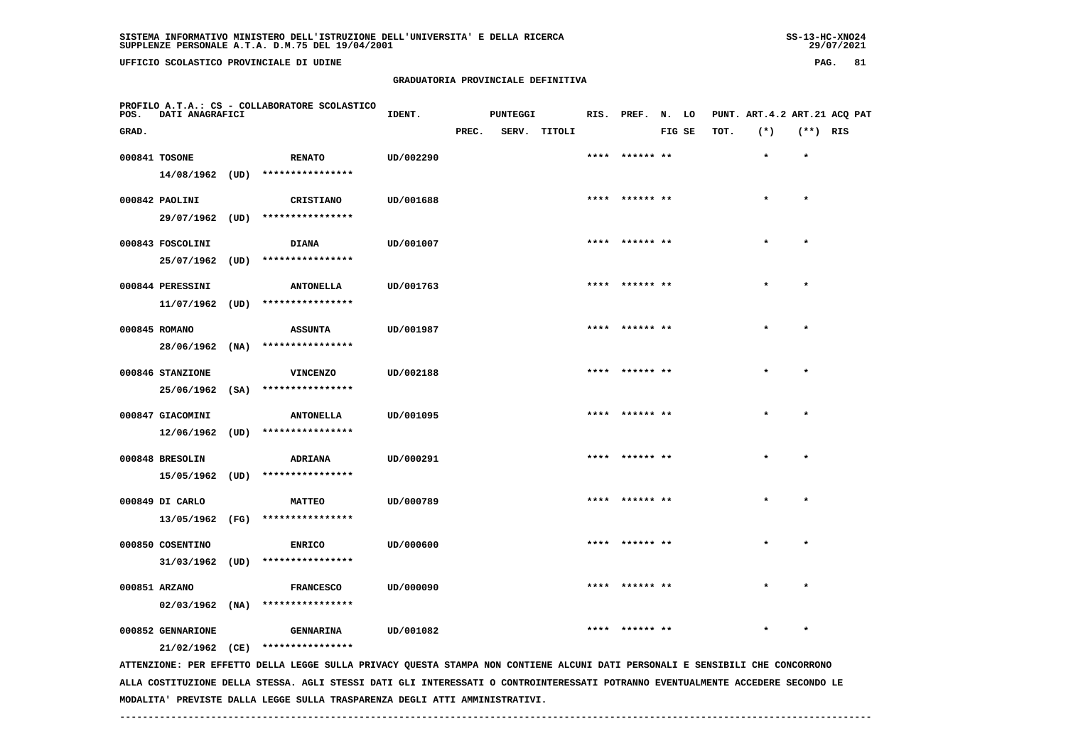UFFICIO SCOLASTICO PROVINCIALE DI UDINE

## GRADUATORIA PROVINCIALE DEFINITIVA

PROFILO A.T.A.: CS - COLLABORATORE SCOLASTICO

| POS. GRAD. | DATI ANAGRAFICI | | IDENT. | PUNTEGGI PREC. | SERV. | TITOLI | RIS. | PREF. | N. FIG | LO SE | PUNT. TOT. | ART.4.2 (*) | ART.21 (**) | ACQ PAT RIS |
|---|---|---|---|---|---|---|---|---|---|---|---|---|---|---|
| 000841 | TOSONE | RENATO | UD/002290 | | | | **** | ****** | ** | | | * | * | |
| | 14/08/1962 (UD) | **************** | | | | | | | | | | | | |
| 000842 | PAOLINI | CRISTIANO | UD/001688 | | | | **** | ****** | ** | | | * | * | |
| | 29/07/1962 (UD) | **************** | | | | | | | | | | | | |
| 000843 | FOSCOLINI | DIANA | UD/001007 | | | | **** | ****** | ** | | | * | * | |
| | 25/07/1962 (UD) | **************** | | | | | | | | | | | | |
| 000844 | PERESSINI | ANTONELLA | UD/001763 | | | | **** | ****** | ** | | | * | * | |
| | 11/07/1962 (UD) | **************** | | | | | | | | | | | | |
| 000845 | ROMANO | ASSUNTA | UD/001987 | | | | **** | ****** | ** | | | * | * | |
| | 28/06/1962 (NA) | **************** | | | | | | | | | | | | |
| 000846 | STANZIONE | VINCENZO | UD/002188 | | | | **** | ****** | ** | | | * | * | |
| | 25/06/1962 (SA) | **************** | | | | | | | | | | | | |
| 000847 | GIACOMINI | ANTONELLA | UD/001095 | | | | **** | ****** | ** | | | * | * | |
| | 12/06/1962 (UD) | **************** | | | | | | | | | | | | |
| 000848 | BRESOLIN | ADRIANA | UD/000291 | | | | **** | ****** | ** | | | * | * | |
| | 15/05/1962 (UD) | **************** | | | | | | | | | | | | |
| 000849 | DI CARLO | MATTEO | UD/000789 | | | | **** | ****** | ** | | | * | * | |
| | 13/05/1962 (FG) | **************** | | | | | | | | | | | | |
| 000850 | COSENTINO | ENRICO | UD/000600 | | | | **** | ****** | ** | | | * | * | |
| | 31/03/1962 (UD) | **************** | | | | | | | | | | | | |
| 000851 | ARZANO | FRANCESCO | UD/000090 | | | | **** | ****** | ** | | | * | * | |
| | 02/03/1962 (NA) | **************** | | | | | | | | | | | | |
| 000852 | GENNARIONE | GENNARINA | UD/001082 | | | | **** | ****** | ** | | | * | * | |
| | 21/02/1962 (CE) | **************** | | | | | | | | | | | | |

ATTENZIONE: PER EFFETTO DELLA LEGGE SULLA PRIVACY QUESTA STAMPA NON CONTIENE ALCUNI DATI PERSONALI E SENSIBILI CHE CONCORRONO ALLA COSTITUZIONE DELLA STESSA. AGLI STESSI DATI GLI INTERESSATI O CONTROINTERESSATI POTRANNO EVENTUALMENTE ACCEDERE SECONDO LE MODALITA' PREVISTE DALLA LEGGE SULLA TRASPARENZA DEGLI ATTI AMMINISTRATIVI.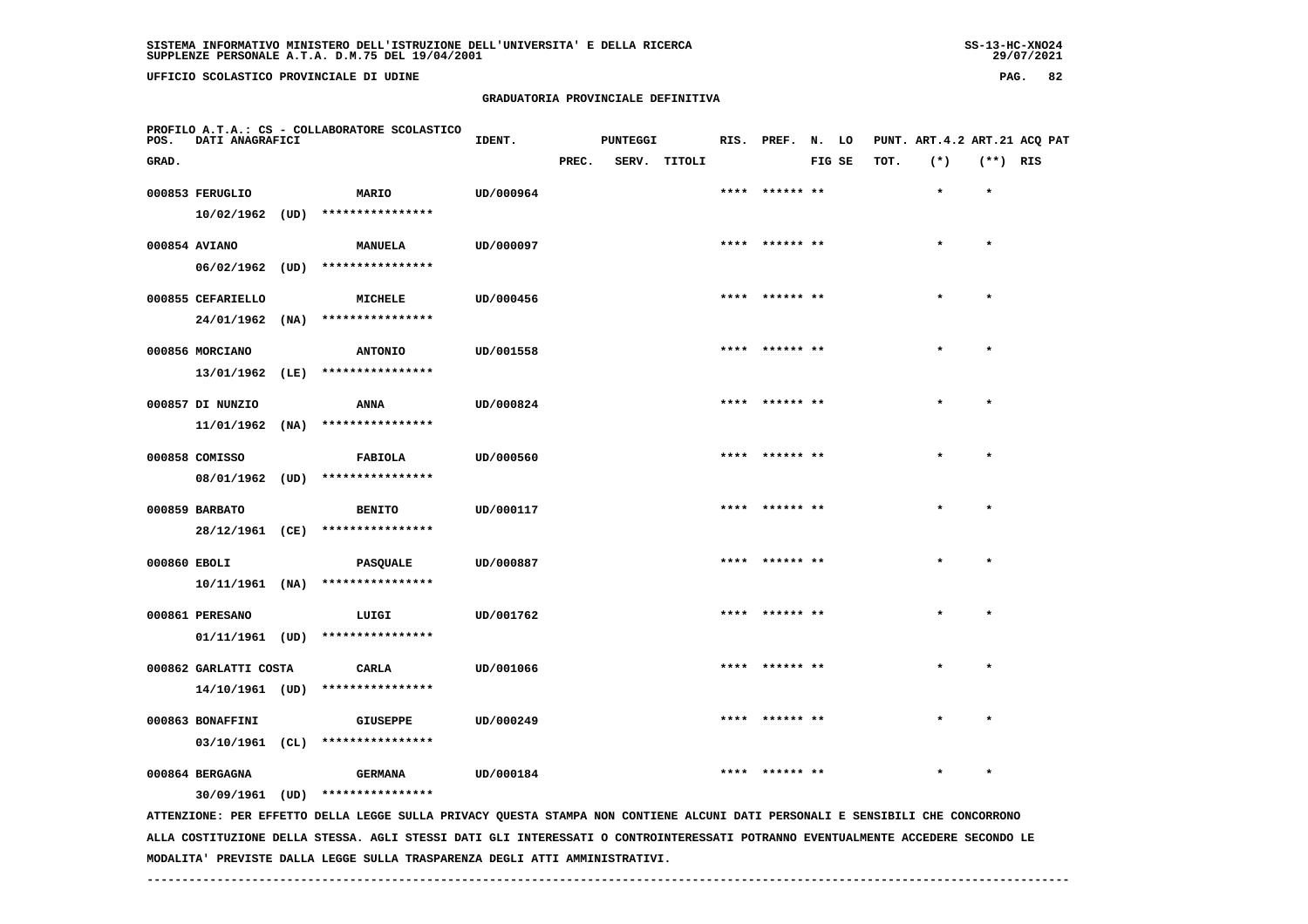SISTEMA INFORMATIVO MINISTERO DELL'ISTRUZIONE DELL'UNIVERSITA' E DELLA RICERCA
SUPPLENZE PERSONALE A.T.A. D.M.75 DEL 19/04/2001

UFFICIO SCOLASTICO PROVINCIALE DI UDINE

## GRADUATORIA PROVINCIALE DEFINITIVA

PROFILO A.T.A.: CS - COLLABORATORE SCOLASTICO

| POS. GRAD. | DATI ANAGRAFICI | | IDENT. | PUNTEGGI PREC. | SERV. | TITOLI | RIS. | PREF. | N. LO FIG SE | PUNT. ART.4.2 TOT. | ART.21 (*) | ACQ PAT (**) RIS |
|---|---|---|---|---|---|---|---|---|---|---|---|---|
| 000853 | FERUGLIO | MARIO | UD/000964 | | | | **** | ****** ** | | | * | * |
| | 10/02/1962 (UD) | **************** | | | | | | | | | | |
| 000854 | AVIANO | MANUELA | UD/000097 | | | | **** | ****** ** | | | * | * |
| | 06/02/1962 (UD) | **************** | | | | | | | | | | |
| 000855 | CEFARIELLO | MICHELE | UD/000456 | | | | **** | ****** ** | | | * | * |
| | 24/01/1962 (NA) | **************** | | | | | | | | | | |
| 000856 | MORCIANO | ANTONIO | UD/001558 | | | | **** | ****** ** | | | * | * |
| | 13/01/1962 (LE) | **************** | | | | | | | | | | |
| 000857 | DI NUNZIO | ANNA | UD/000824 | | | | **** | ****** ** | | | * | * |
| | 11/01/1962 (NA) | **************** | | | | | | | | | | |
| 000858 | COMISSO | FABIOLA | UD/000560 | | | | **** | ****** ** | | | * | * |
| | 08/01/1962 (UD) | **************** | | | | | | | | | | |
| 000859 | BARBATO | BENITO | UD/000117 | | | | **** | ****** ** | | | * | * |
| | 28/12/1961 (CE) | **************** | | | | | | | | | | |
| 000860 | EBOLI | PASQUALE | UD/000887 | | | | **** | ****** ** | | | * | * |
| | 10/11/1961 (NA) | **************** | | | | | | | | | | |
| 000861 | PERESANO | LUIGI | UD/001762 | | | | **** | ****** ** | | | * | * |
| | 01/11/1961 (UD) | **************** | | | | | | | | | | |
| 000862 | GARLATTI COSTA | CARLA | UD/001066 | | | | **** | ****** ** | | | * | * |
| | 14/10/1961 (UD) | **************** | | | | | | | | | | |
| 000863 | BONAFFINI | GIUSEPPE | UD/000249 | | | | **** | ****** ** | | | * | * |
| | 03/10/1961 (CL) | **************** | | | | | | | | | | |
| 000864 | BERGAGNA | GERMANA | UD/000184 | | | | **** | ****** ** | | | * | * |
| | 30/09/1961 (UD) | **************** | | | | | | | | | | |

ATTENZIONE: PER EFFETTO DELLA LEGGE SULLA PRIVACY QUESTA STAMPA NON CONTIENE ALCUNI DATI PERSONALI E SENSIBILI CHE CONCORRONO ALLA COSTITUZIONE DELLA STESSA. AGLI STESSI DATI GLI INTERESSATI O CONTROINTERESSATI POTRANNO EVENTUALMENTE ACCEDERE SECONDO LE MODALITA' PREVISTE DALLA LEGGE SULLA TRASPARENZA DEGLI ATTI AMMINISTRATIVI.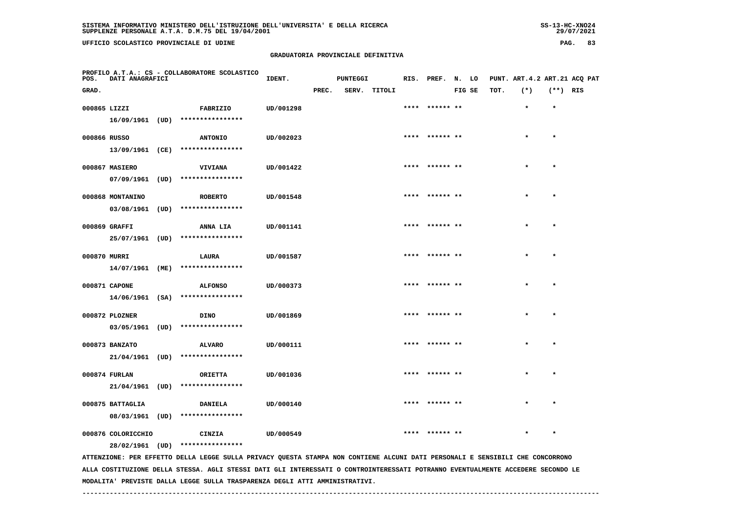SISTEMA INFORMATIVO MINISTERO DELL'ISTRUZIONE DELL'UNIVERSITA' E DELLA RICERCA
SUPPLENZE PERSONALE A.T.A. D.M.75 DEL 19/04/2001

UFFICIO SCOLASTICO PROVINCIALE DI UDINE

GRADUATORIA PROVINCIALE DEFINITIVA

PROFILO A.T.A.: CS - COLLABORATORE SCOLASTICO

| POS. GRAD. | DATI ANAGRAFICI | | IDENT. | PUNTEGGI PREC. | SERV. | TITOLI | RIS. | PREF. | N. FIG | LO SE | PUNT. TOT. | ART.4.2 (*) | ART.21 (**) | ACQ RIS | PAT |
|---|---|---|---|---|---|---|---|---|---|---|---|---|---|---|---|
| 000865 | LIZZI 16/09/1961 (UD) | FABRIZIO **************** | UD/001298 | | | | **** | ****** | ** | | | * | * | | |
| 000866 | RUSSO 13/09/1961 (CE) | ANTONIO **************** | UD/002023 | | | | **** | ****** | ** | | | * | * | | |
| 000867 | MASIERO 07/09/1961 (UD) | VIVIANA **************** | UD/001422 | | | | **** | ****** | ** | | | * | * | | |
| 000868 | MONTANINO 03/08/1961 (UD) | ROBERTO **************** | UD/001548 | | | | **** | ****** | ** | | | * | * | | |
| 000869 | GRAFFI 25/07/1961 (UD) | ANNA LIA **************** | UD/001141 | | | | **** | ****** | ** | | | * | * | | |
| 000870 | MURRI 14/07/1961 (ME) | LAURA **************** | UD/001587 | | | | **** | ****** | ** | | | * | * | | |
| 000871 | CAPONE 14/06/1961 (SA) | ALFONSO **************** | UD/000373 | | | | **** | ****** | ** | | | * | * | | |
| 000872 | PLOZNER 03/05/1961 (UD) | DINO **************** | UD/001869 | | | | **** | ****** | ** | | | * | * | | |
| 000873 | BANZATO 21/04/1961 (UD) | ALVARO **************** | UD/000111 | | | | **** | ****** | ** | | | * | * | | |
| 000874 | FURLAN 21/04/1961 (UD) | ORIETTA **************** | UD/001036 | | | | **** | ****** | ** | | | * | * | | |
| 000875 | BATTAGLIA 08/03/1961 (UD) | DANIELA **************** | UD/000140 | | | | **** | ****** | ** | | | * | * | | |
| 000876 | COLORICCHIO 28/02/1961 (UD) | CINZIA **************** | UD/000549 | | | | **** | ****** | ** | | | * | * | | |

ATTENZIONE: PER EFFETTO DELLA LEGGE SULLA PRIVACY QUESTA STAMPA NON CONTIENE ALCUNI DATI PERSONALI E SENSIBILI CHE CONCORRONO ALLA COSTITUZIONE DELLA STESSA. AGLI STESSI DATI GLI INTERESSATI O CONTROINTERESSATI POTRANNO EVENTUALMENTE ACCEDERE SECONDO LE MODALITA' PREVISTE DALLA LEGGE SULLA TRASPARENZA DEGLI ATTI AMMINISTRATIVI.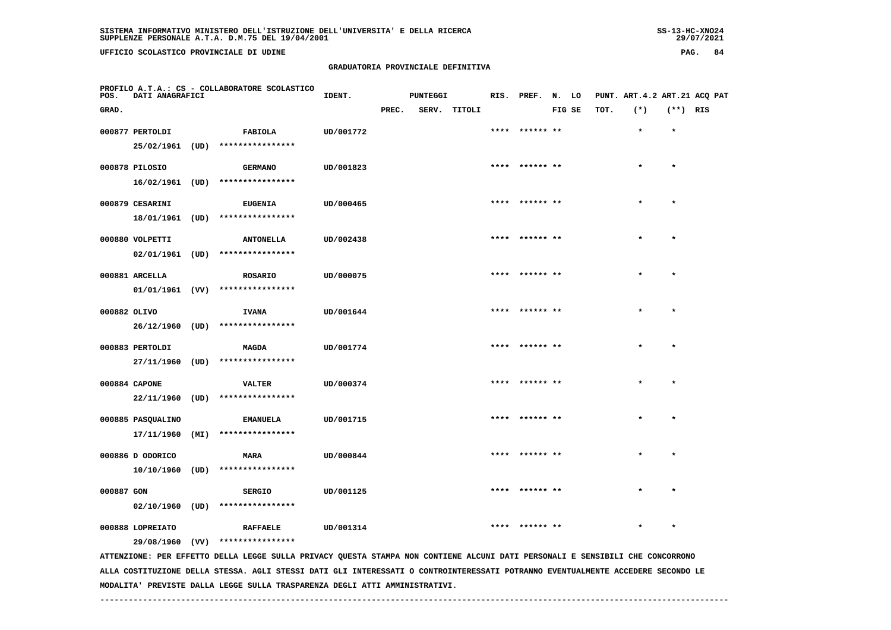SISTEMA INFORMATIVO MINISTERO DELL'ISTRUZIONE DELL'UNIVERSITA' E DELLA RICERCA
SUPPLENZE PERSONALE A.T.A. D.M.75 DEL 19/04/2001

UFFICIO SCOLASTICO PROVINCIALE DI UDINE

GRADUATORIA PROVINCIALE DEFINITIVA

PROFILO A.T.A.: CS - COLLABORATORE SCOLASTICO

| POS. GRAD. | DATI ANAGRAFICI | | IDENT. | PUNTEGGI PREC. | SERV. | TITOLI | RIS. | PREF. | N. FIG | LO SE | PUNT. ART.4.2 TOT. | (*) | ART.21 ACQ PAT (**) | RIS |
|---|---|---|---|---|---|---|---|---|---|---|---|---|---|---|
| 000877 | PERTOLDI 25/02/1961 (UD) | FABIOLA **************** | UD/001772 | | | | **** | ****** | ** | | | * | * | |
| 000878 | PILOSIO 16/02/1961 (UD) | GERMANO **************** | UD/001823 | | | | **** | ****** | ** | | | * | * | |
| 000879 | CESARINI 18/01/1961 (UD) | EUGENIA **************** | UD/000465 | | | | **** | ****** | ** | | | * | * | |
| 000880 | VOLPETTI 02/01/1961 (UD) | ANTONELLA **************** | UD/002438 | | | | **** | ****** | ** | | | * | * | |
| 000881 | ARCELLA 01/01/1961 (VV) | ROSARIO **************** | UD/000075 | | | | **** | ****** | ** | | | * | * | |
| 000882 | OLIVO 26/12/1960 (UD) | IVANA **************** | UD/001644 | | | | **** | ****** | ** | | | * | * | |
| 000883 | PERTOLDI 27/11/1960 (UD) | MAGDA **************** | UD/001774 | | | | **** | ****** | ** | | | * | * | |
| 000884 | CAPONE 22/11/1960 (UD) | VALTER **************** | UD/000374 | | | | **** | ****** | ** | | | * | * | |
| 000885 | PASQUALINO 17/11/1960 (MI) | EMANUELA **************** | UD/001715 | | | | **** | ****** | ** | | | * | * | |
| 000886 | D ODORICO 10/10/1960 (UD) | MARA **************** | UD/000844 | | | | **** | ****** | ** | | | * | * | |
| 000887 | GON 02/10/1960 (UD) | SERGIO **************** | UD/001125 | | | | **** | ****** | ** | | | * | * | |
| 000888 | LOPREIATO 29/08/1960 (VV) | RAFFAELE **************** | UD/001314 | | | | **** | ****** | ** | | | * | * | |

ATTENZIONE: PER EFFETTO DELLA LEGGE SULLA PRIVACY QUESTA STAMPA NON CONTIENE ALCUNI DATI PERSONALI E SENSIBILI CHE CONCORRONO ALLA COSTITUZIONE DELLA STESSA. AGLI STESSI DATI GLI INTERESSATI O CONTROINTERESSATI POTRANNO EVENTUALMENTE ACCEDERE SECONDO LE MODALITA' PREVISTE DALLA LEGGE SULLA TRASPARENZA DEGLI ATTI AMMINISTRATIVI.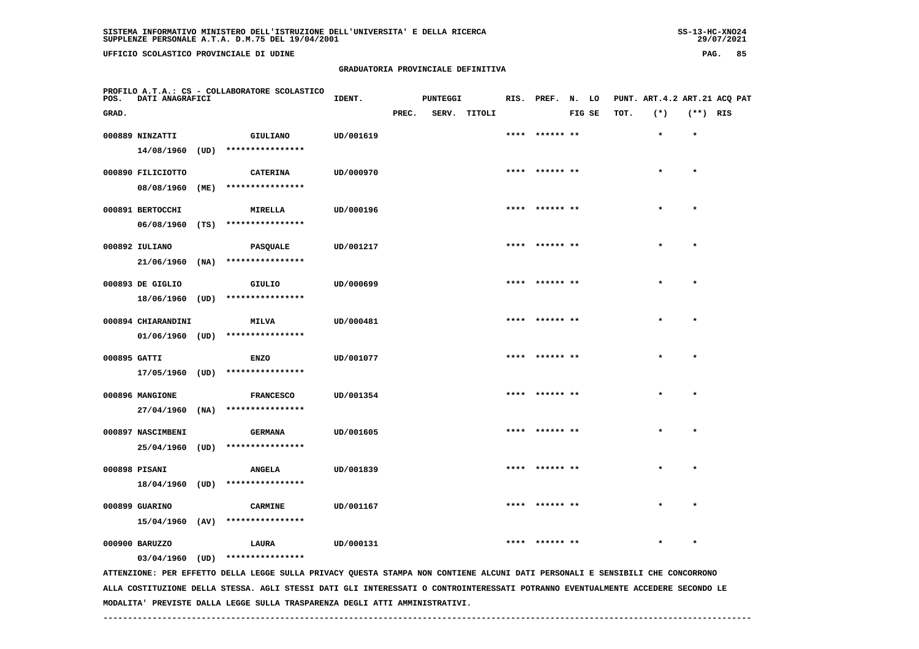SISTEMA INFORMATIVO MINISTERO DELL'ISTRUZIONE DELL'UNIVERSITA' E DELLA RICERCA
SUPPLENZE PERSONALE A.T.A. D.M.75 DEL 19/04/2001

UFFICIO SCOLASTICO PROVINCIALE DI UDINE

## GRADUATORIA PROVINCIALE DEFINITIVA

PROFILO A.T.A.: CS - COLLABORATORE SCOLASTICO

| POS. GRAD. | DATI ANAGRAFICI | | IDENT. | PUNTEGGI PREC. | SERV. | TITOLI | RIS. | PREF. | N. FIG | LO SE | PUNT. TOT. | ART.4.2 (*) | ART.21 (**) | ACQ RIS | PAT |
|---|---|---|---|---|---|---|---|---|---|---|---|---|---|---|---|
| 000889 | NINZATTI 14/08/1960 (UD) | GIULIANO **************** | UD/001619 | | | | **** | ****** | ** | | | * | * | | |
| 000890 | FILICIOTTO 08/08/1960 (ME) | CATERINA **************** | UD/000970 | | | | **** | ****** | ** | | | * | * | | |
| 000891 | BERTOCCHI 06/08/1960 (TS) | MIRELLA **************** | UD/000196 | | | | **** | ****** | ** | | | * | * | | |
| 000892 | IULIANO 21/06/1960 (NA) | PASQUALE **************** | UD/001217 | | | | **** | ****** | ** | | | * | * | | |
| 000893 | DE GIGLIO 18/06/1960 (UD) | GIULIO **************** | UD/000699 | | | | **** | ****** | ** | | | * | * | | |
| 000894 | CHIARANDINI 01/06/1960 (UD) | MILVA **************** | UD/000481 | | | | **** | ****** | ** | | | * | * | | |
| 000895 | GATTI 17/05/1960 (UD) | ENZO **************** | UD/001077 | | | | **** | ****** | ** | | | * | * | | |
| 000896 | MANGIONE 27/04/1960 (NA) | FRANCESCO **************** | UD/001354 | | | | **** | ****** | ** | | | * | * | | |
| 000897 | NASCIMBENI 25/04/1960 (UD) | GERMANA **************** | UD/001605 | | | | **** | ****** | ** | | | * | * | | |
| 000898 | PISANI 18/04/1960 (UD) | ANGELA **************** | UD/001839 | | | | **** | ****** | ** | | | * | * | | |
| 000899 | GUARINO 15/04/1960 (AV) | CARMINE **************** | UD/001167 | | | | **** | ****** | ** | | | * | * | | |
| 000900 | BARUZZO 03/04/1960 (UD) | LAURA **************** | UD/000131 | | | | **** | ****** | ** | | | * | * | | |

ATTENZIONE: PER EFFETTO DELLA LEGGE SULLA PRIVACY QUESTA STAMPA NON CONTIENE ALCUNI DATI PERSONALI E SENSIBILI CHE CONCORRONO ALLA COSTITUZIONE DELLA STESSA. AGLI STESSI DATI GLI INTERESSATI O CONTROINTERESSATI POTRANNO EVENTUALMENTE ACCEDERE SECONDO LE MODALITA' PREVISTE DALLA LEGGE SULLA TRASPARENZA DEGLI ATTI AMMINISTRATIVI.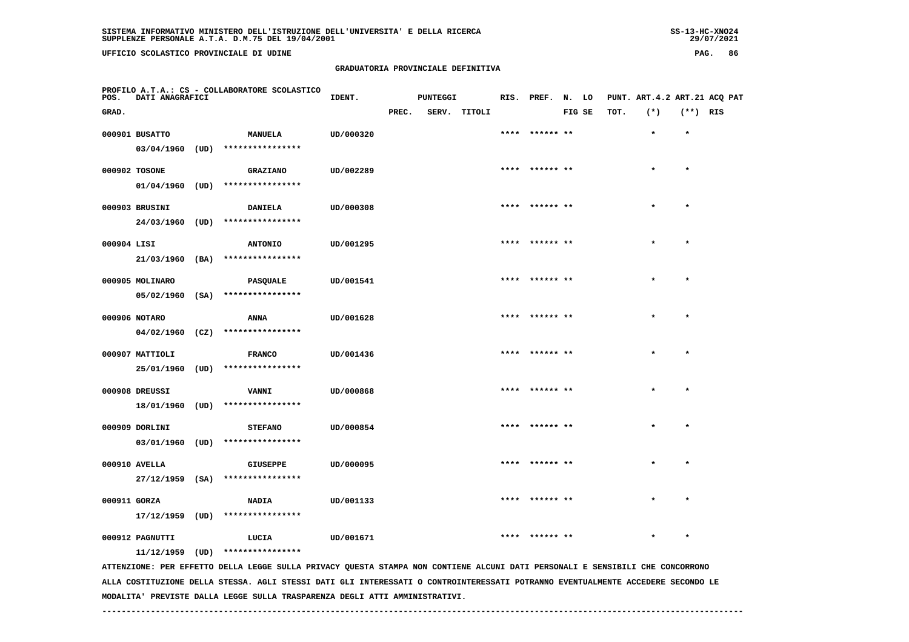GRADUATORIA PROVINCIALE DEFINITIVA

PROFILO A.T.A.: CS - COLLABORATORE SCOLASTICO

| POS. GRAD. | DATI ANAGRAFICI | | IDENT. | PUNTEGGI PREC. | SERV. | TITOLI | RIS. | PREF. | N. FIG | LO SE | PUNT. TOT. | ART.4.2 (*) | ART.21 (**) | ACQ RIS | PAT |
|---|---|---|---|---|---|---|---|---|---|---|---|---|---|---|---|
| 000901 | BUSATTO 03/04/1960 (UD) | MANUELA **************** | UD/000320 | | | | **** | ****** | ** | | | * | * | | |
| 000902 | TOSONE 01/04/1960 (UD) | GRAZIANO **************** | UD/002289 | | | | **** | ****** | ** | | | * | * | | |
| 000903 | BRUSINI 24/03/1960 (UD) | DANIELA **************** | UD/000308 | | | | **** | ****** | ** | | | * | * | | |
| 000904 | LISI 21/03/1960 (BA) | ANTONIO **************** | UD/001295 | | | | **** | ****** | ** | | | * | * | | |
| 000905 | MOLINARO 05/02/1960 (SA) | PASQUALE **************** | UD/001541 | | | | **** | ****** | ** | | | * | * | | |
| 000906 | NOTARO 04/02/1960 (CZ) | ANNA **************** | UD/001628 | | | | **** | ****** | ** | | | * | * | | |
| 000907 | MATTIOLI 25/01/1960 (UD) | FRANCO **************** | UD/001436 | | | | **** | ****** | ** | | | * | * | | |
| 000908 | DREUSSI 18/01/1960 (UD) | VANNI **************** | UD/000868 | | | | **** | ****** | ** | | | * | * | | |
| 000909 | DORLINI 03/01/1960 (UD) | STEFANO **************** | UD/000854 | | | | **** | ****** | ** | | | * | * | | |
| 000910 | AVELLA 27/12/1959 (SA) | GIUSEPPE **************** | UD/000095 | | | | **** | ****** | ** | | | * | * | | |
| 000911 | GORZA 17/12/1959 (UD) | NADIA **************** | UD/001133 | | | | **** | ****** | ** | | | * | * | | |
| 000912 | PAGNUTTI 11/12/1959 (UD) | LUCIA **************** | UD/001671 | | | | **** | ****** | ** | | | * | * | | |

ATTENZIONE: PER EFFETTO DELLA LEGGE SULLA PRIVACY QUESTA STAMPA NON CONTIENE ALCUNI DATI PERSONALI E SENSIBILI CHE CONCORRONO ALLA COSTITUZIONE DELLA STESSA. AGLI STESSI DATI GLI INTERESSATI O CONTROINTERESSATI POTRANNO EVENTUALMENTE ACCEDERE SECONDO LE MODALITA' PREVISTE DALLA LEGGE SULLA TRASPARENZA DEGLI ATTI AMMINISTRATIVI.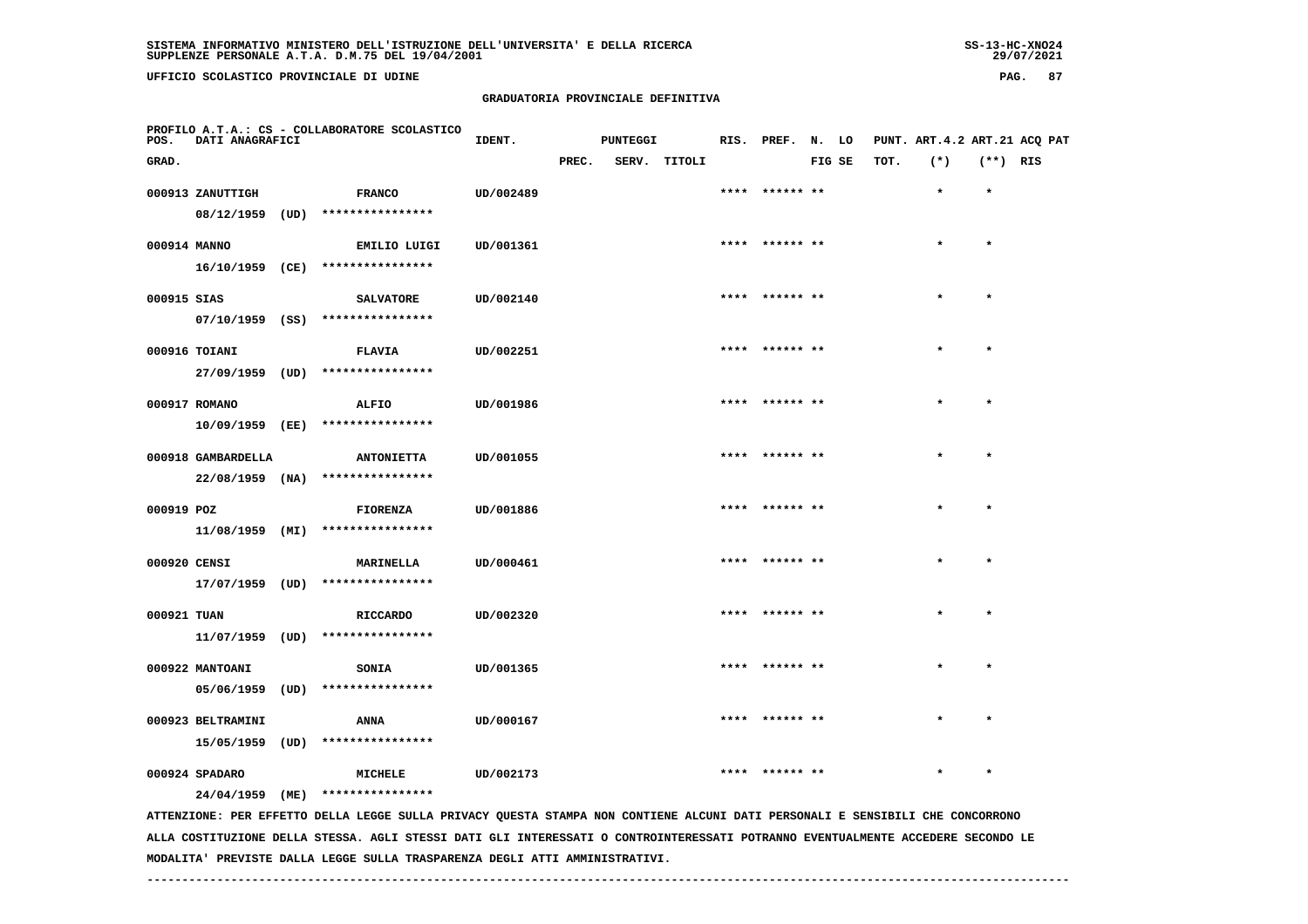UFFICIO SCOLASTICO PROVINCIALE DI UDINE

GRADUATORIA PROVINCIALE DEFINITIVA

PROFILO A.T.A.: CS - COLLABORATORE SCOLASTICO

| POS. GRAD. | DATI ANAGRAFICI | | IDENT. | PUNTEGGI PREC. | SERV. | TITOLI | RIS. | PREF. | N. FIG | LO SE | PUNT. TOT. | ART.4.2 (*) | ART.21 (**) | ACQ PAT RIS |
|---|---|---|---|---|---|---|---|---|---|---|---|---|---|---|
| 000913 | ZANUTTIGH 08/12/1959 (UD) | FRANCO **************** | UD/002489 | | | | **** | ****** | ** | | | * | * | |
| 000914 | MANNO 16/10/1959 (CE) | EMILIO LUIGI **************** | UD/001361 | | | | **** | ****** | ** | | | * | * | |
| 000915 | SIAS 07/10/1959 (SS) | SALVATORE **************** | UD/002140 | | | | **** | ****** | ** | | | * | * | |
| 000916 | TOIANI 27/09/1959 (UD) | FLAVIA **************** | UD/002251 | | | | **** | ****** | ** | | | * | * | |
| 000917 | ROMANO 10/09/1959 (EE) | ALFIO **************** | UD/001986 | | | | **** | ****** | ** | | | * | * | |
| 000918 | GAMBARDELLA 22/08/1959 (NA) | ANTONIETTA **************** | UD/001055 | | | | **** | ****** | ** | | | * | * | |
| 000919 | POZ 11/08/1959 (MI) | FIORENZA **************** | UD/001886 | | | | **** | ****** | ** | | | * | * | |
| 000920 | CENSI 17/07/1959 (UD) | MARINELLA **************** | UD/000461 | | | | **** | ****** | ** | | | * | * | |
| 000921 | TUAN 11/07/1959 (UD) | RICCARDO **************** | UD/002320 | | | | **** | ****** | ** | | | * | * | |
| 000922 | MANTOANI 05/06/1959 (UD) | SONIA **************** | UD/001365 | | | | **** | ****** | ** | | | * | * | |
| 000923 | BELTRAMINI 15/05/1959 (UD) | ANNA **************** | UD/000167 | | | | **** | ****** | ** | | | * | * | |
| 000924 | SPADARO 24/04/1959 (ME) | MICHELE **************** | UD/002173 | | | | **** | ****** | ** | | | * | * | |

ATTENZIONE: PER EFFETTO DELLA LEGGE SULLA PRIVACY QUESTA STAMPA NON CONTIENE ALCUNI DATI PERSONALI E SENSIBILI CHE CONCORRONO ALLA COSTITUZIONE DELLA STESSA. AGLI STESSI DATI GLI INTERESSATI O CONTROINTERESSATI POTRANNO EVENTUALMENTE ACCEDERE SECONDO LE MODALITA' PREVISTE DALLA LEGGE SULLA TRASPARENZA DEGLI ATTI AMMINISTRATIVI.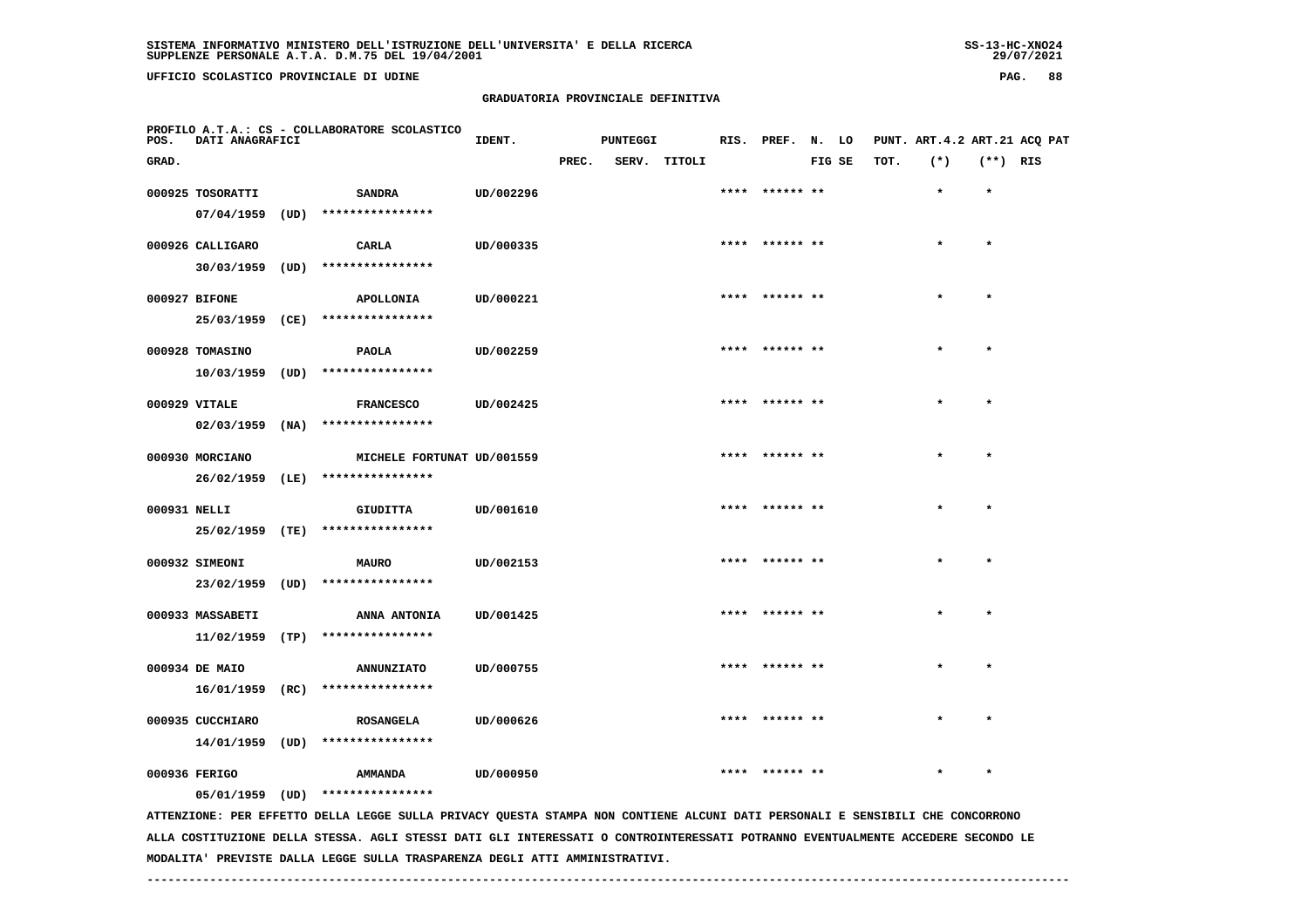**GRADUATORIA PROVINCIALE DEFINITIVA**

PROFILO A.T.A.: CS - COLLABORATORE SCOLASTICO

| POS. GRAD. | DATI ANAGRAFICI | | IDENT. | PUNTEGGI PREC. | SERV. | TITOLI | RIS. | PREF. | N. FIG | LO SE | PUNT. TOT. | ART.4.2 (*) | ART.21 (**) | ACQ RIS | PAT |
|---|---|---|---|---|---|---|---|---|---|---|---|---|---|---|---|
| 000925 | TOSORATTI 07/04/1959 (UD) | SANDRA **************** | UD/002296 | | | | **** | ****** | ** | | | * | * | | |
| 000926 | CALLIGARO 30/03/1959 (UD) | CARLA **************** | UD/000335 | | | | **** | ****** | ** | | | * | * | | |
| 000927 | BIFONE 25/03/1959 (CE) | APOLLONIA **************** | UD/000221 | | | | **** | ****** | ** | | | * | * | | |
| 000928 | TOMASINO 10/03/1959 (UD) | PAOLA **************** | UD/002259 | | | | **** | ****** | ** | | | * | * | | |
| 000929 | VITALE 02/03/1959 (NA) | FRANCESCO **************** | UD/002425 | | | | **** | ****** | ** | | | * | * | | |
| 000930 | MORCIANO 26/02/1959 (LE) | MICHELE FORTUNAT **************** | UD/001559 | | | | **** | ****** | ** | | | * | * | | |
| 000931 | NELLI 25/02/1959 (TE) | GIUDITTA **************** | UD/001610 | | | | **** | ****** | ** | | | * | * | | |
| 000932 | SIMEONI 23/02/1959 (UD) | MAURO **************** | UD/002153 | | | | **** | ****** | ** | | | * | * | | |
| 000933 | MASSABETI 11/02/1959 (TP) | ANNA ANTONIA **************** | UD/001425 | | | | **** | ****** | ** | | | * | * | | |
| 000934 | DE MAIO 16/01/1959 (RC) | ANNUNZIATO **************** | UD/000755 | | | | **** | ****** | ** | | | * | * | | |
| 000935 | CUCCHIARO 14/01/1959 (UD) | ROSANGELA **************** | UD/000626 | | | | **** | ****** | ** | | | * | * | | |
| 000936 | FERIGO 05/01/1959 (UD) | AMMANDA **************** | UD/000950 | | | | **** | ****** | ** | | | * | * | | |

ATTENZIONE: PER EFFETTO DELLA LEGGE SULLA PRIVACY QUESTA STAMPA NON CONTIENE ALCUNI DATI PERSONALI E SENSIBILI CHE CONCORRONO ALLA COSTITUZIONE DELLA STESSA. AGLI STESSI DATI GLI INTERESSATI O CONTROINTERESSATI POTRANNO EVENTUALMENTE ACCEDERE SECONDO LE MODALITA' PREVISTE DALLA LEGGE SULLA TRASPARENZA DEGLI ATTI AMMINISTRATIVI.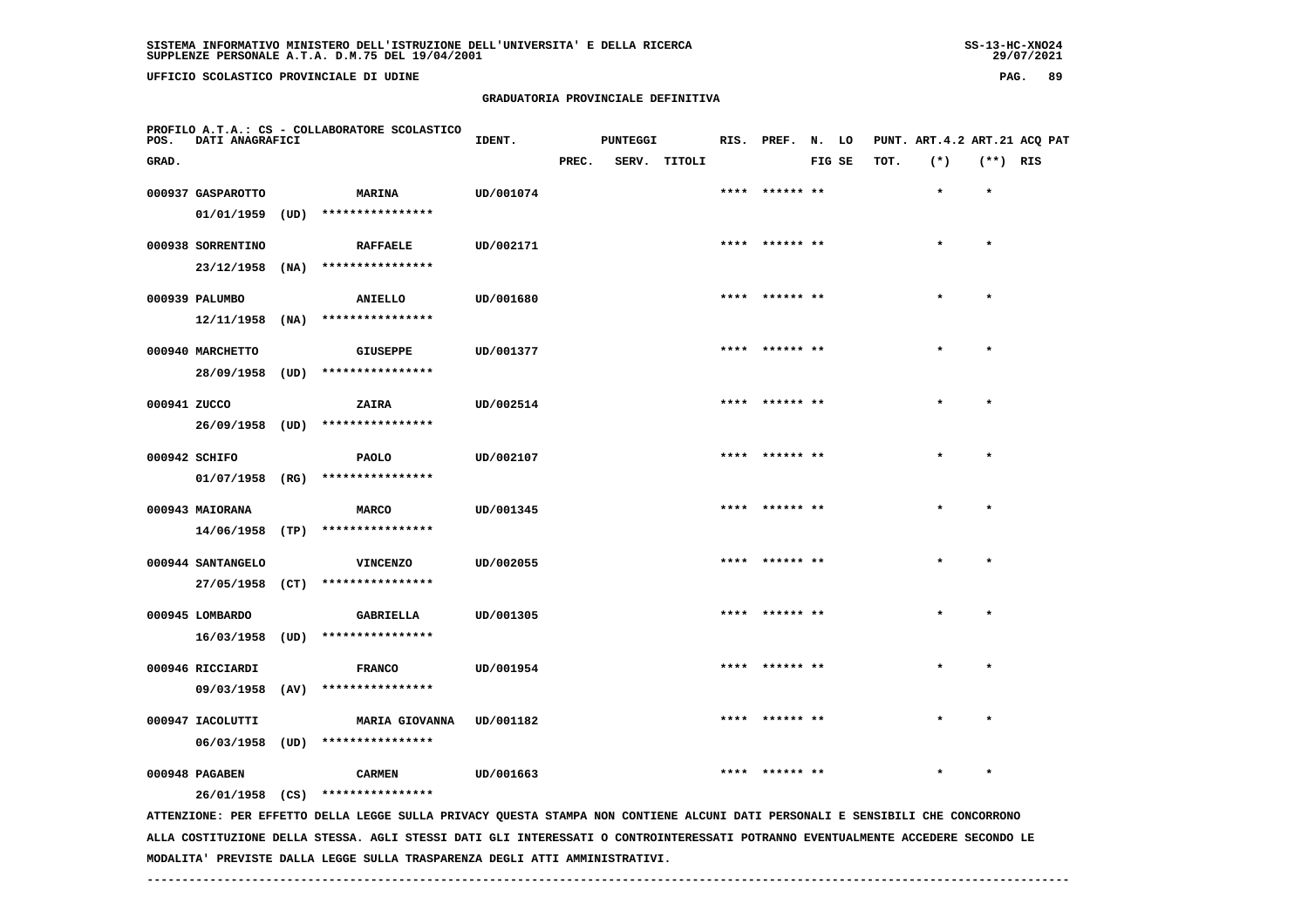SISTEMA INFORMATIVO MINISTERO DELL'ISTRUZIONE DELL'UNIVERSITA' E DELLA RICERCA
SUPPLENZE PERSONALE A.T.A. D.M.75 DEL 19/04/2001

UFFICIO SCOLASTICO PROVINCIALE DI UDINE

## GRADUATORIA PROVINCIALE DEFINITIVA

PROFILO A.T.A.: CS - COLLABORATORE SCOLASTICO

| POS. GRAD. | DATI ANAGRAFICI | | IDENT. | PUNTEGGI PREC. | SERV. | TITOLI | RIS. | PREF. | N. LO FIG SE | PUNT. ART.4.2 TOT. | ART.21 (*) | ACQ PAT (**) RIS |
|---|---|---|---|---|---|---|---|---|---|---|---|---|
| 000937 | GASPAROTTO 01/01/1959 (UD) | MARINA **************** | UD/001074 | | | | **** | ****** ** | | | * | * |
| 000938 | SORRENTINO 23/12/1958 (NA) | RAFFAELE **************** | UD/002171 | | | | **** | ****** ** | | | * | * |
| 000939 | PALUMBO 12/11/1958 (NA) | ANIELLO **************** | UD/001680 | | | | **** | ****** ** | | | * | * |
| 000940 | MARCHETTO 28/09/1958 (UD) | GIUSEPPE **************** | UD/001377 | | | | **** | ****** ** | | | * | * |
| 000941 | ZUCCO 26/09/1958 (UD) | ZAIRA **************** | UD/002514 | | | | **** | ****** ** | | | * | * |
| 000942 | SCHIFO 01/07/1958 (RG) | PAOLO **************** | UD/002107 | | | | **** | ****** ** | | | * | * |
| 000943 | MAIORANA 14/06/1958 (TP) | MARCO **************** | UD/001345 | | | | **** | ****** ** | | | * | * |
| 000944 | SANTANGELO 27/05/1958 (CT) | VINCENZO **************** | UD/002055 | | | | **** | ****** ** | | | * | * |
| 000945 | LOMBARDO 16/03/1958 (UD) | GABRIELLA **************** | UD/001305 | | | | **** | ****** ** | | | * | * |
| 000946 | RICCIARDI 09/03/1958 (AV) | FRANCO **************** | UD/001954 | | | | **** | ****** ** | | | * | * |
| 000947 | IACOLUTTI 06/03/1958 (UD) | MARIA GIOVANNA **************** | UD/001182 | | | | **** | ****** ** | | | * | * |
| 000948 | PAGABEN 26/01/1958 (CS) | CARMEN **************** | UD/001663 | | | | **** | ****** ** | | | * | * |

ATTENZIONE: PER EFFETTO DELLA LEGGE SULLA PRIVACY QUESTA STAMPA NON CONTIENE ALCUNI DATI PERSONALI E SENSIBILI CHE CONCORRONO ALLA COSTITUZIONE DELLA STESSA. AGLI STESSI DATI GLI INTERESSATI O CONTROINTERESSATI POTRANNO EVENTUALMENTE ACCEDERE SECONDO LE MODALITA' PREVISTE DALLA LEGGE SULLA TRASPARENZA DEGLI ATTI AMMINISTRATIVI.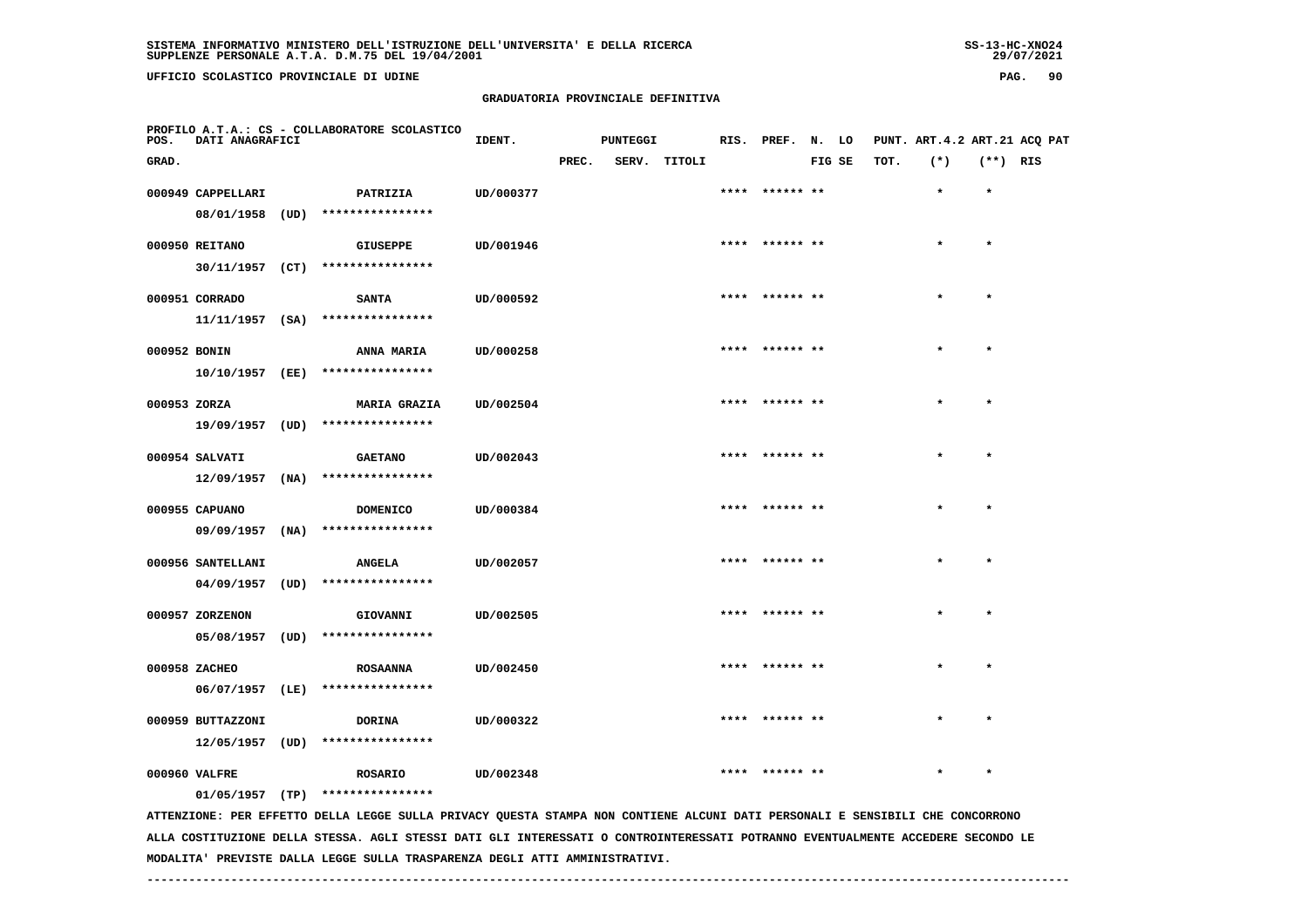SISTEMA INFORMATIVO MINISTERO DELL'ISTRUZIONE DELL'UNIVERSITA' E DELLA RICERCA
SUPPLENZE PERSONALE A.T.A. D.M.75 DEL 19/04/2001

UFFICIO SCOLASTICO PROVINCIALE DI UDINE

## GRADUATORIA PROVINCIALE DEFINITIVA

PROFILO A.T.A.: CS - COLLABORATORE SCOLASTICO

| POS. GRAD. | DATI ANAGRAFICI | | IDENT. | PUNTEGGI PREC. | SERV. | TITOLI | RIS. | PREF. | N. FIG | LO SE | PUNT. ART.4.2 TOT. | (*) | ART.21 (**) | ACQ PAT RIS |
|---|---|---|---|---|---|---|---|---|---|---|---|---|---|---|
| 000949 | CAPPELLARI 08/01/1958 (UD) | PATRIZIA **************** | UD/000377 | | | | **** | ****** | ** | | | * | * | |
| 000950 | REITANO 30/11/1957 (CT) | GIUSEPPE **************** | UD/001946 | | | | **** | ****** | ** | | | * | * | |
| 000951 | CORRADO 11/11/1957 (SA) | SANTA **************** | UD/000592 | | | | **** | ****** | ** | | | * | * | |
| 000952 | BONIN 10/10/1957 (EE) | ANNA MARIA **************** | UD/000258 | | | | **** | ****** | ** | | | * | * | |
| 000953 | ZORZA 19/09/1957 (UD) | MARIA GRAZIA **************** | UD/002504 | | | | **** | ****** | ** | | | * | * | |
| 000954 | SALVATI 12/09/1957 (NA) | GAETANO **************** | UD/002043 | | | | **** | ****** | ** | | | * | * | |
| 000955 | CAPUANO 09/09/1957 (NA) | DOMENICO **************** | UD/000384 | | | | **** | ****** | ** | | | * | * | |
| 000956 | SANTELLANI 04/09/1957 (UD) | ANGELA **************** | UD/002057 | | | | **** | ****** | ** | | | * | * | |
| 000957 | ZORZENON 05/08/1957 (UD) | GIOVANNI **************** | UD/002505 | | | | **** | ****** | ** | | | * | * | |
| 000958 | ZACHEO 06/07/1957 (LE) | ROSAANNA **************** | UD/002450 | | | | **** | ****** | ** | | | * | * | |
| 000959 | BUTTAZZONI 12/05/1957 (UD) | DORINA **************** | UD/000322 | | | | **** | ****** | ** | | | * | * | |
| 000960 | VALFRE 01/05/1957 (TP) | ROSARIO **************** | UD/002348 | | | | **** | ****** | ** | | | * | * | |

ATTENZIONE: PER EFFETTO DELLA LEGGE SULLA PRIVACY QUESTA STAMPA NON CONTIENE ALCUNI DATI PERSONALI E SENSIBILI CHE CONCORRONO ALLA COSTITUZIONE DELLA STESSA. AGLI STESSI DATI GLI INTERESSATI O CONTROINTERESSATI POTRANNO EVENTUALMENTE ACCEDERE SECONDO LE MODALITA' PREVISTE DALLA LEGGE SULLA TRASPARENZA DEGLI ATTI AMMINISTRATIVI.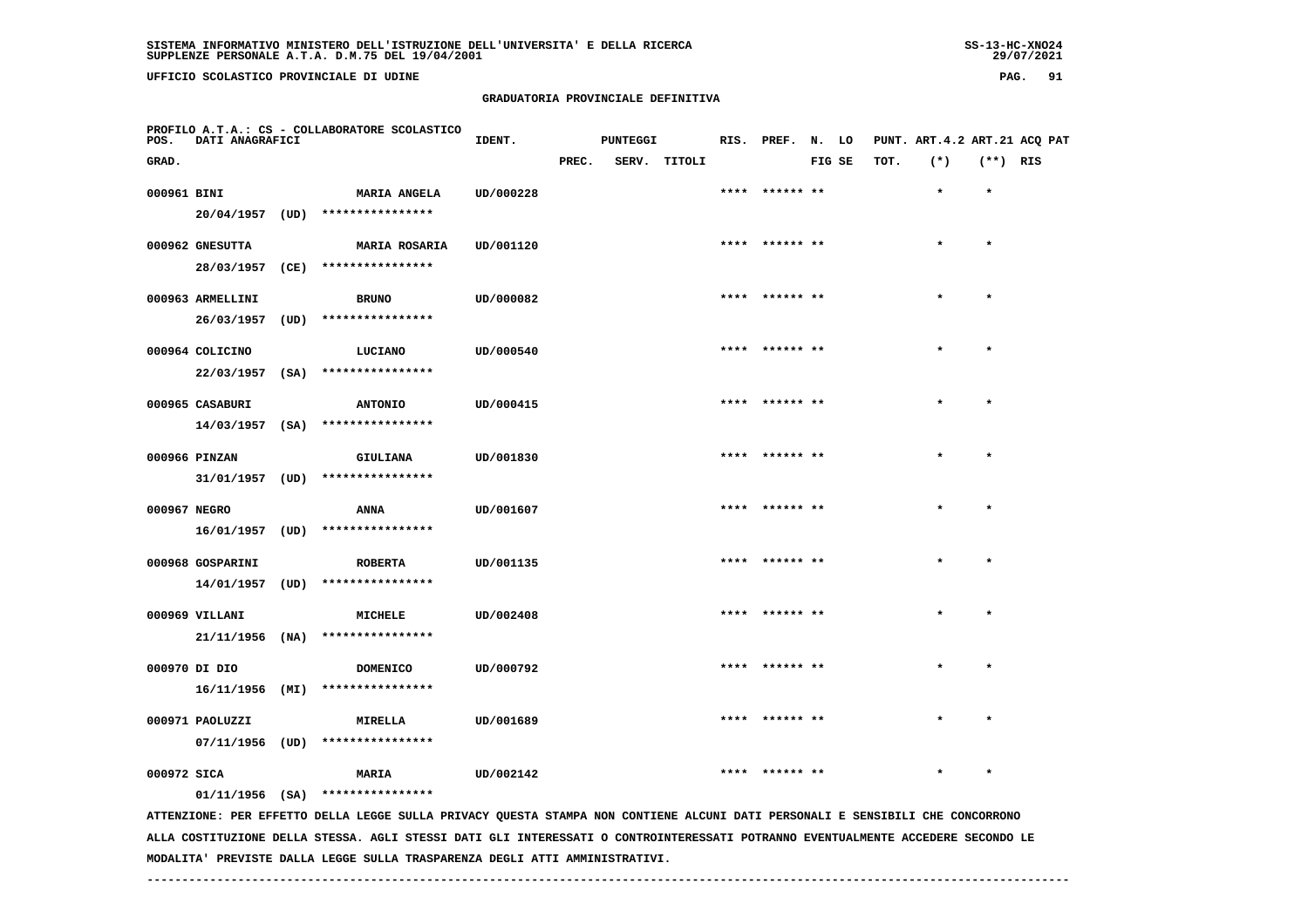SISTEMA INFORMATIVO MINISTERO DELL'ISTRUZIONE DELL'UNIVERSITA' E DELLA RICERCA
SUPPLENZE PERSONALE A.T.A. D.M.75 DEL 19/04/2001

UFFICIO SCOLASTICO PROVINCIALE DI UDINE

## GRADUATORIA PROVINCIALE DEFINITIVA

PROFILO A.T.A.: CS - COLLABORATORE SCOLASTICO

| POS. GRAD. | DATI ANAGRAFICI | | IDENT. | PUNTEGGI PREC. | SERV. | TITOLI | RIS. | PREF. | N. FIG | LO SE | PUNT. TOT. | ART.4.2 (*) | ART.21 (**) | ACQ PAT RIS |
|---|---|---|---|---|---|---|---|---|---|---|---|---|---|---|
| 000961 | BINI 20/04/1957 (UD) | MARIA ANGELA **************** | UD/000228 | | | | **** | ****** | ** | | | * | * | |
| 000962 | GNESUTTA 28/03/1957 (CE) | MARIA ROSARIA **************** | UD/001120 | | | | **** | ****** | ** | | | * | * | |
| 000963 | ARMELLINI 26/03/1957 (UD) | BRUNO **************** | UD/000082 | | | | **** | ****** | ** | | | * | * | |
| 000964 | COLICINO 22/03/1957 (SA) | LUCIANO **************** | UD/000540 | | | | **** | ****** | ** | | | * | * | |
| 000965 | CASABURI 14/03/1957 (SA) | ANTONIO **************** | UD/000415 | | | | **** | ****** | ** | | | * | * | |
| 000966 | PINZAN 31/01/1957 (UD) | GIULIANA **************** | UD/001830 | | | | **** | ****** | ** | | | * | * | |
| 000967 | NEGRO 16/01/1957 (UD) | ANNA **************** | UD/001607 | | | | **** | ****** | ** | | | * | * | |
| 000968 | GOSPARINI 14/01/1957 (UD) | ROBERTA **************** | UD/001135 | | | | **** | ****** | ** | | | * | * | |
| 000969 | VILLANI 21/11/1956 (NA) | MICHELE **************** | UD/002408 | | | | **** | ****** | ** | | | * | * | |
| 000970 | DI DIO 16/11/1956 (MI) | DOMENICO **************** | UD/000792 | | | | **** | ****** | ** | | | * | * | |
| 000971 | PAOLUZZI 07/11/1956 (UD) | MIRELLA **************** | UD/001689 | | | | **** | ****** | ** | | | * | * | |
| 000972 | SICA 01/11/1956 (SA) | MARIA **************** | UD/002142 | | | | **** | ****** | ** | | | * | * | |

ATTENZIONE: PER EFFETTO DELLA LEGGE SULLA PRIVACY QUESTA STAMPA NON CONTIENE ALCUNI DATI PERSONALI E SENSIBILI CHE CONCORRONO ALLA COSTITUZIONE DELLA STESSA. AGLI STESSI DATI GLI INTERESSATI O CONTROINTERESSATI POTRANNO EVENTUALMENTE ACCEDERE SECONDO LE MODALITA' PREVISTE DALLA LEGGE SULLA TRASPARENZA DEGLI ATTI AMMINISTRATIVI.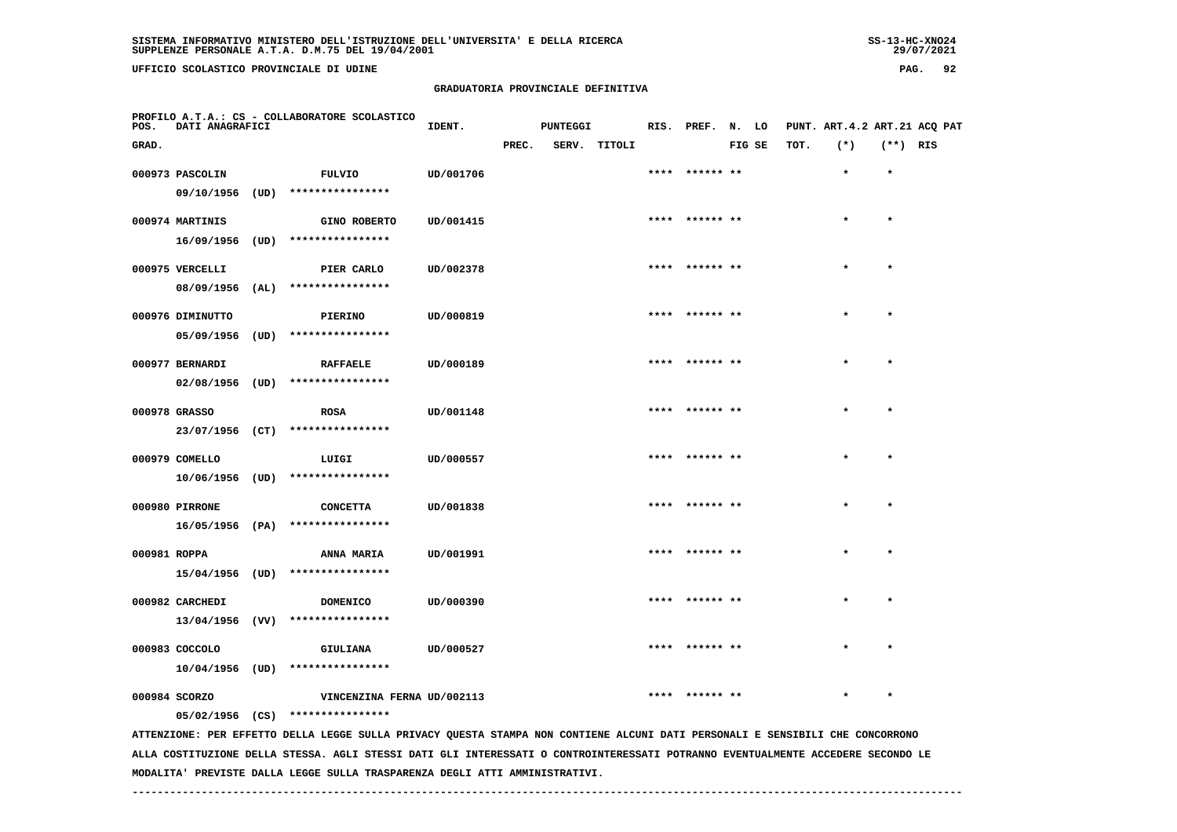SISTEMA INFORMATIVO MINISTERO DELL'ISTRUZIONE DELL'UNIVERSITA' E DELLA RICERCA
SUPPLENZE PERSONALE A.T.A. D.M.75 DEL 19/04/2001

UFFICIO SCOLASTICO PROVINCIALE DI UDINE

GRADUATORIA PROVINCIALE DEFINITIVA

PROFILO A.T.A.: CS - COLLABORATORE SCOLASTICO

| POS. GRAD. | DATI ANAGRAFICI | | IDENT. | PUNTEGGI PREC. | SERV. | TITOLI | RIS. | PREF. | N. LO FIG SE | PUNT. TOT. | ART.4.2 (*) | ART.21 (**) | ACQ PAT RIS |
|---|---|---|---|---|---|---|---|---|---|---|---|---|---|
| 000973 | PASCOLIN 09/10/1956 (UD) | FULVIO **************** | UD/001706 | | | | **** | ****** ** | | | * | * | |
| 000974 | MARTINIS 16/09/1956 (UD) | GINO ROBERTO **************** | UD/001415 | | | | **** | ****** ** | | | * | * | |
| 000975 | VERCELLI 08/09/1956 (AL) | PIER CARLO **************** | UD/002378 | | | | **** | ****** ** | | | * | * | |
| 000976 | DIMINUTTO 05/09/1956 (UD) | PIERINO **************** | UD/000819 | | | | **** | ****** ** | | | * | * | |
| 000977 | BERNARDI 02/08/1956 (UD) | RAFFAELE **************** | UD/000189 | | | | **** | ****** ** | | | * | * | |
| 000978 | GRASSO 23/07/1956 (CT) | ROSA **************** | UD/001148 | | | | **** | ****** ** | | | * | * | |
| 000979 | COMELLO 10/06/1956 (UD) | LUIGI **************** | UD/000557 | | | | **** | ****** ** | | | * | * | |
| 000980 | PIRRONE 16/05/1956 (PA) | CONCETTA **************** | UD/001838 | | | | **** | ****** ** | | | * | * | |
| 000981 | ROPPA 15/04/1956 (UD) | ANNA MARIA **************** | UD/001991 | | | | **** | ****** ** | | | * | * | |
| 000982 | CARCHEDI 13/04/1956 (VV) | DOMENICO **************** | UD/000390 | | | | **** | ****** ** | | | * | * | |
| 000983 | COCCOLO 10/04/1956 (UD) | GIULIANA **************** | UD/000527 | | | | **** | ****** ** | | | * | * | |
| 000984 | SCORZO 05/02/1956 (CS) | VINCENZINA FERNA **************** | UD/002113 | | | | **** | ****** ** | | | * | * | |

ATTENZIONE: PER EFFETTO DELLA LEGGE SULLA PRIVACY QUESTA STAMPA NON CONTIENE ALCUNI DATI PERSONALI E SENSIBILI CHE CONCORRONO ALLA COSTITUZIONE DELLA STESSA. AGLI STESSI DATI GLI INTERESSATI O CONTROINTERESSATI POTRANNO EVENTUALMENTE ACCEDERE SECONDO LE MODALITA' PREVISTE DALLA LEGGE SULLA TRASPARENZA DEGLI ATTI AMMINISTRATIVI.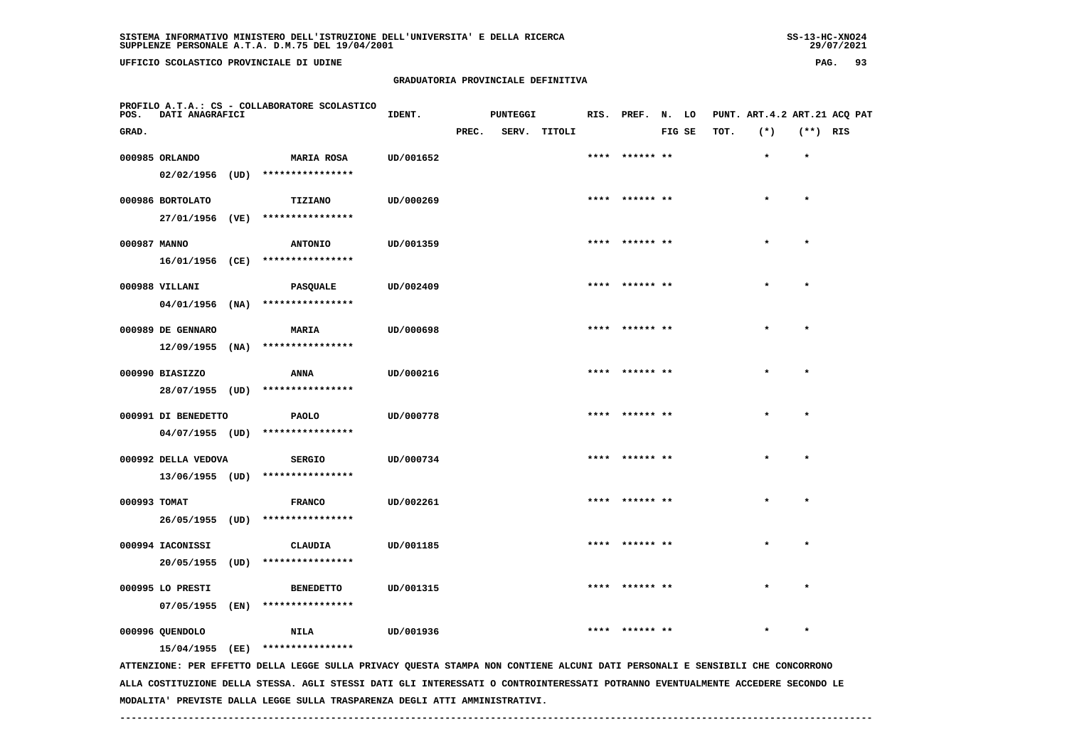SISTEMA INFORMATIVO MINISTERO DELL'ISTRUZIONE DELL'UNIVERSITA' E DELLA RICERCA
SUPPLENZE PERSONALE A.T.A. D.M.75 DEL 19/04/2001

UFFICIO SCOLASTICO PROVINCIALE DI UDINE

## GRADUATORIA PROVINCIALE DEFINITIVA

PROFILO A.T.A.: CS - COLLABORATORE SCOLASTICO

| POS. GRAD. | DATI ANAGRAFICI | | IDENT. | PUNTEGGI PREC. | SERV. | TITOLI | RIS. | PREF. | N. FIG | LO SE | PUNT. TOT. | ART.4.2 (*) | ART.21 (**) | ACQ PAT RIS |
|---|---|---|---|---|---|---|---|---|---|---|---|---|---|---|
| 000985 | ORLANDO 02/02/1956 (UD) | MARIA ROSA **************** | UD/001652 | | | | **** | ****** | ** | | | * | * | |
| 000986 | BORTOLATO 27/01/1956 (VE) | TIZIANO **************** | UD/000269 | | | | **** | ****** | ** | | | * | * | |
| 000987 | MANNO 16/01/1956 (CE) | ANTONIO **************** | UD/001359 | | | | **** | ****** | ** | | | * | * | |
| 000988 | VILLANI 04/01/1956 (NA) | PASQUALE **************** | UD/002409 | | | | **** | ****** | ** | | | * | * | |
| 000989 | DE GENNARO 12/09/1955 (NA) | MARIA **************** | UD/000698 | | | | **** | ****** | ** | | | * | * | |
| 000990 | BIASIZZO 28/07/1955 (UD) | ANNA **************** | UD/000216 | | | | **** | ****** | ** | | | * | * | |
| 000991 | DI BENEDETTO 04/07/1955 (UD) | PAOLO **************** | UD/000778 | | | | **** | ****** | ** | | | * | * | |
| 000992 | DELLA VEDOVA 13/06/1955 (UD) | SERGIO **************** | UD/000734 | | | | **** | ****** | ** | | | * | * | |
| 000993 | TOMAT 26/05/1955 (UD) | FRANCO **************** | UD/002261 | | | | **** | ****** | ** | | | * | * | |
| 000994 | IACONISSI 20/05/1955 (UD) | CLAUDIA **************** | UD/001185 | | | | **** | ****** | ** | | | * | * | |
| 000995 | LO PRESTI 07/05/1955 (EN) | BENEDETTO **************** | UD/001315 | | | | **** | ****** | ** | | | * | * | |
| 000996 | QUENDOLO 15/04/1955 (EE) | NILA **************** | UD/001936 | | | | **** | ****** | ** | | | * | * | |

ATTENZIONE: PER EFFETTO DELLA LEGGE SULLA PRIVACY QUESTA STAMPA NON CONTIENE ALCUNI DATI PERSONALI E SENSIBILI CHE CONCORRONO ALLA COSTITUZIONE DELLA STESSA. AGLI STESSI DATI GLI INTERESSATI O CONTROINTERESSATI POTRANNO EVENTUALMENTE ACCEDERE SECONDO LE MODALITA' PREVISTE DALLA LEGGE SULLA TRASPARENZA DEGLI ATTI AMMINISTRATIVI.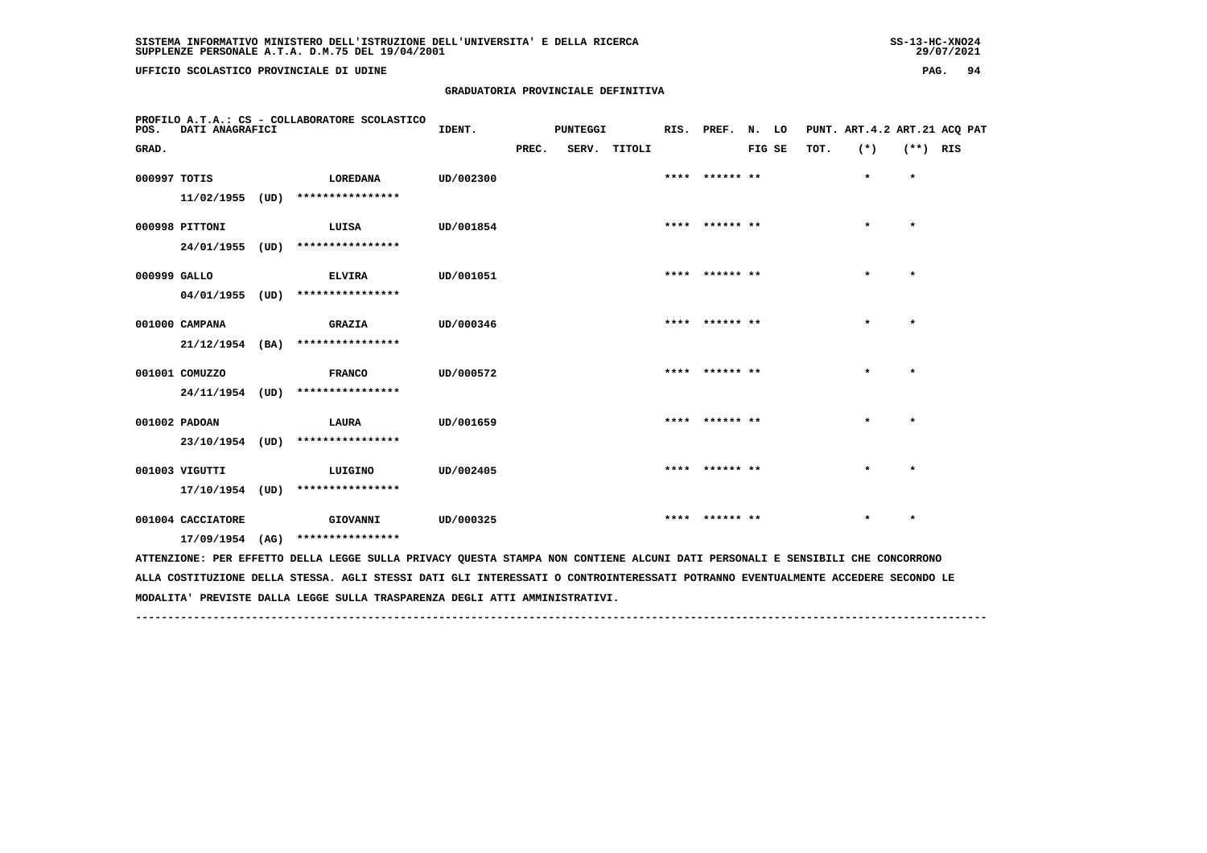**SISTEMA INFORMATIVO MINISTERO DELL'ISTRUZIONE DELL'UNIVERSITA' E DELLA RICERCA**
**SUPPLENZE PERSONALE A.T.A. D.M.75 DEL 19/04/2001**

SS-13-HC-XNO24
29/07/2021

**UFFICIO SCOLASTICO PROVINCIALE DI UDINE**

**GRADUATORIA PROVINCIALE DEFINITIVA**

PROFILO A.T.A.: CS - COLLABORATORE SCOLASTICO

| POS. GRAD. | DATI ANAGRAFICI | | IDENT. | PUNTEGGI PREC. | SERV. | TITOLI | RIS. | PREF. | N. FIG | LO SE | PUNT. TOT. | ART.4.2 (*) | ART.21 (**) | ACQ RIS | PAT |
|---|---|---|---|---|---|---|---|---|---|---|---|---|---|---|---|
| 000997 | TOTIS | LOREDANA | UD/002300 | | | | **** | ****** | ** | | | * | * | | |
| | 11/02/1955 (UD) | **************** | | | | | | | | | | | | | |
| 000998 | PITTONI | LUISA | UD/001854 | | | | **** | ****** | ** | | | * | * | | |
| | 24/01/1955 (UD) | **************** | | | | | | | | | | | | | |
| 000999 | GALLO | ELVIRA | UD/001051 | | | | **** | ****** | ** | | | * | * | | |
| | 04/01/1955 (UD) | **************** | | | | | | | | | | | | | |
| 001000 | CAMPANA | GRAZIA | UD/000346 | | | | **** | ****** | ** | | | * | * | | |
| | 21/12/1954 (BA) | **************** | | | | | | | | | | | | | |
| 001001 | COMUZZO | FRANCO | UD/000572 | | | | **** | ****** | ** | | | * | * | | |
| | 24/11/1954 (UD) | **************** | | | | | | | | | | | | | |
| 001002 | PADOAN | LAURA | UD/001659 | | | | **** | ****** | ** | | | * | * | | |
| | 23/10/1954 (UD) | **************** | | | | | | | | | | | | | |
| 001003 | VIGUTTI | LUIGINO | UD/002405 | | | | **** | ****** | ** | | | * | * | | |
| | 17/10/1954 (UD) | **************** | | | | | | | | | | | | | |
| 001004 | CACCIATORE | GIOVANNI | UD/000325 | | | | **** | ****** | ** | | | * | * | | |
| | 17/09/1954 (AG) | **************** | | | | | | | | | | | | | |

ATTENZIONE: PER EFFETTO DELLA LEGGE SULLA PRIVACY QUESTA STAMPA NON CONTIENE ALCUNI DATI PERSONALI E SENSIBILI CHE CONCORRONO ALLA COSTITUZIONE DELLA STESSA. AGLI STESSI DATI GLI INTERESSATI O CONTROINTERESSATI POTRANNO EVENTUALMENTE ACCEDERE SECONDO LE MODALITA' PREVISTE DALLA LEGGE SULLA TRASPARENZA DEGLI ATTI AMMINISTRATIVI.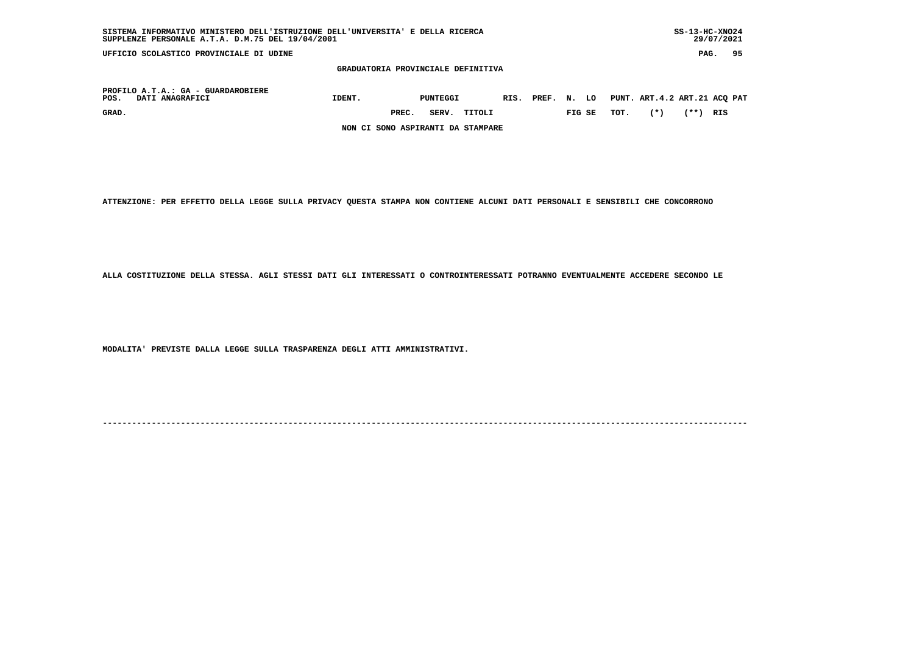SISTEMA INFORMATIVO MINISTERO DELL'ISTRUZIONE DELL'UNIVERSITA' E DELLA RICERCA SS-13-HC-XNO24
SUPPLENZE PERSONALE A.T.A. D.M.75 DEL 19/04/2001 29/07/2021

UFFICIO SCOLASTICO PROVINCIALE DI UDINE

GRADUATORIA PROVINCIALE DEFINITIVA

PROFILO A.T.A.: GA - GUARDAROBIERE

| POS. DATI ANAGRAFICI | IDENT. | PUNTEGGI | | | RIS. | PREF. | N. | LO | PUNT. | ART.4.2 | ART.21 | ACQ PAT |
|---|---|---|---|---|---|---|---|---|---|---|---|---|
| GRAD. | | PREC. | SERV. | TITOLI | | | FIG | SE | TOT. | (*) | (**) | RIS |

NON CI SONO ASPIRANTI DA STAMPARE

ATTENZIONE: PER EFFETTO DELLA LEGGE SULLA PRIVACY QUESTA STAMPA NON CONTIENE ALCUNI DATI PERSONALI E SENSIBILI CHE CONCORRONO

ALLA COSTITUZIONE DELLA STESSA. AGLI STESSI DATI GLI INTERESSATI O CONTROINTERESSATI POTRANNO EVENTUALMENTE ACCEDERE SECONDO LE

MODALITA' PREVISTE DALLA LEGGE SULLA TRASPARENZA DEGLI ATTI AMMINISTRATIVI.

---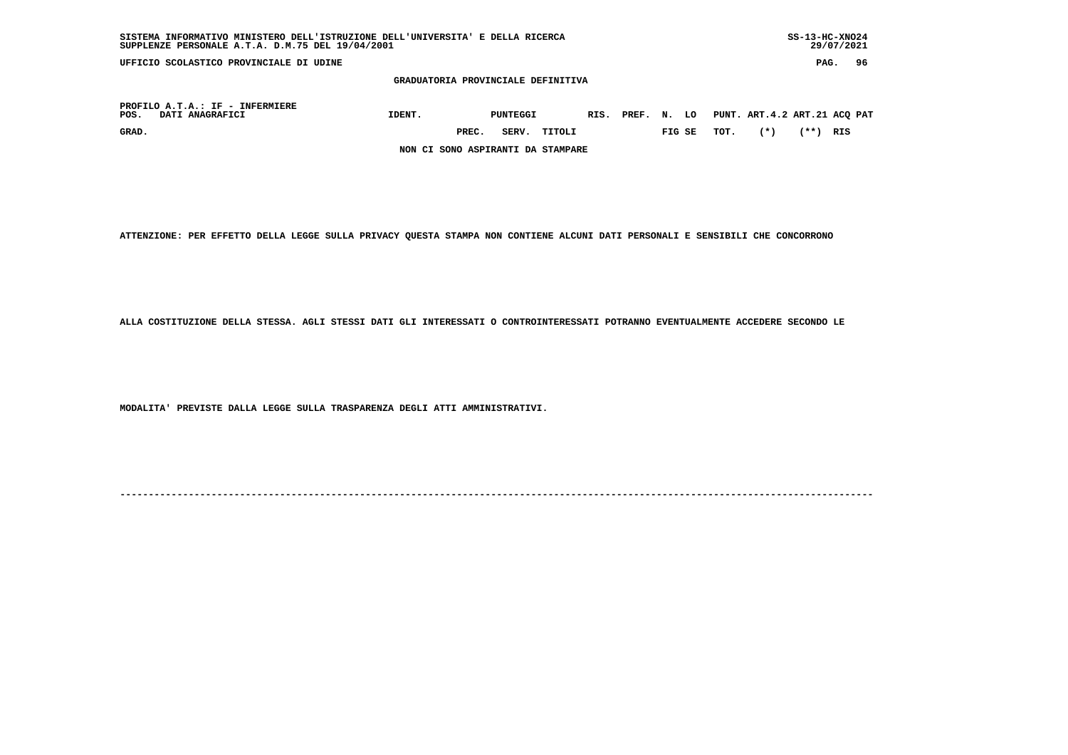GRADUATORIA PROVINCIALE DEFINITIVA

PROFILO A.T.A.: IF - INFERMIERE

| POS. | DATI ANAGRAFICI | IDENT. | PUNTEGGI | | | RIS. | PREF. | N. | LO | PUNT. | ART.4.2 | ART.21 | ACQ PAT |
|---|---|---|---|---|---|---|---|---|---|---|---|---|---|
| GRAD. | | | PREC. | SERV. | TITOLI | | | FIG | SE | TOT. | (*) | (**) | RIS |

NON CI SONO ASPIRANTI DA STAMPARE

ATTENZIONE: PER EFFETTO DELLA LEGGE SULLA PRIVACY QUESTA STAMPA NON CONTIENE ALCUNI DATI PERSONALI E SENSIBILI CHE CONCORRONO

ALLA COSTITUZIONE DELLA STESSA. AGLI STESSI DATI GLI INTERESSATI O CONTROINTERESSATI POTRANNO EVENTUALMENTE ACCEDERE SECONDO LE

MODALITA' PREVISTE DALLA LEGGE SULLA TRASPARENZA DEGLI ATTI AMMINISTRATIVI.

---